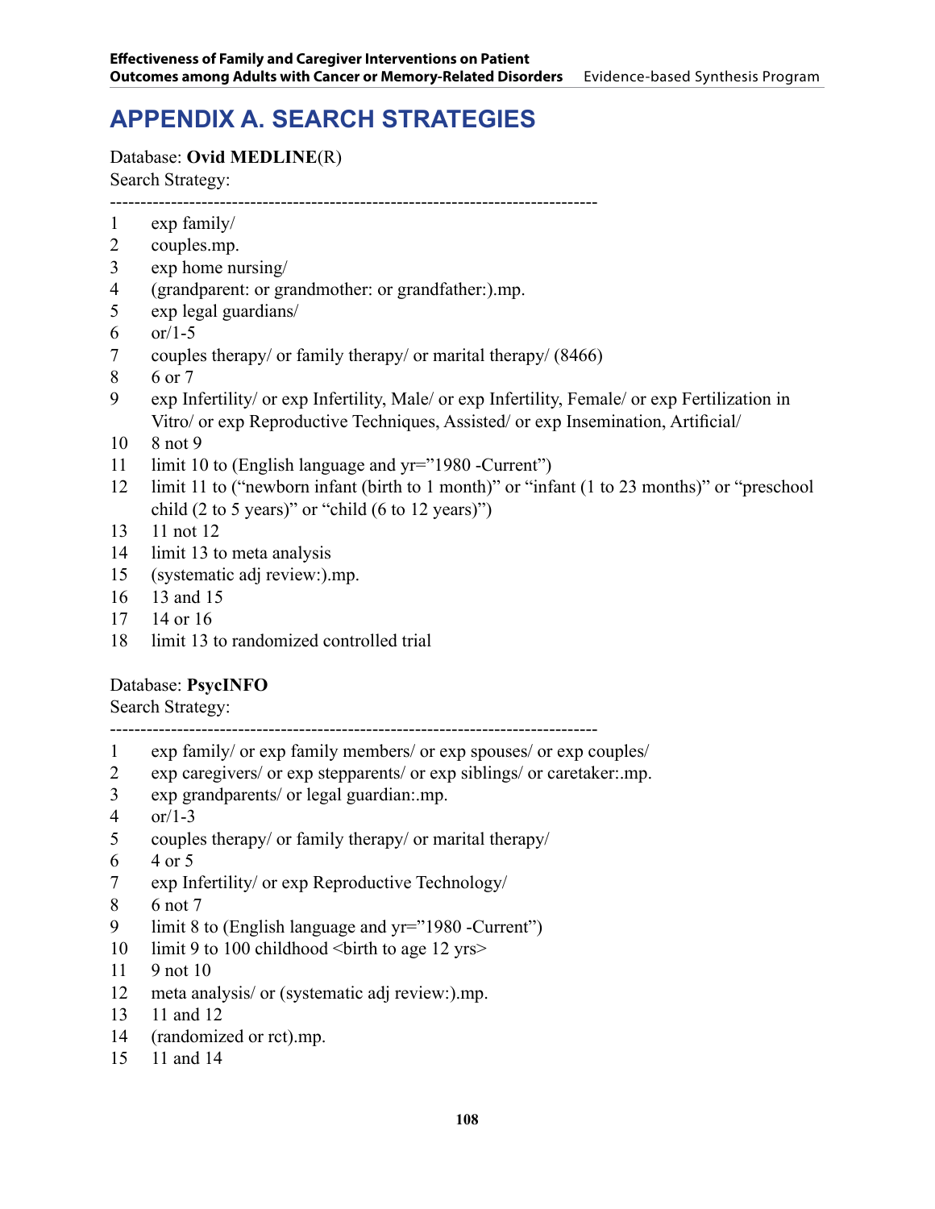# APPENDIX A. SEARCH STRATEGIES

Database: **Ovid MEDLINE**(R)
Search Strategy:

--------------------------------------------------------------------------------

1 exp family/
2 couples.mp.
3 exp home nursing/
4 (grandparent: or grandmother: or grandfather:).mp.
5 exp legal guardians/
6 or/1-5
7 couples therapy/ or family therapy/ or marital therapy/ (8466)
8 6 or 7
9 exp Infertility/ or exp Infertility, Male/ or exp Infertility, Female/ or exp Fertilization in Vitro/ or exp Reproductive Techniques, Assisted/ or exp Insemination, Artificial/
10 8 not 9
11 limit 10 to (English language and yr="1980 -Current")
12 limit 11 to ("newborn infant (birth to 1 month)" or "infant (1 to 23 months)" or "preschool child (2 to 5 years)" or "child (6 to 12 years)")
13 11 not 12
14 limit 13 to meta analysis
15 (systematic adj review:).mp.
16 13 and 15
17 14 or 16
18 limit 13 to randomized controlled trial

Database: **PsycINFO**
Search Strategy:

--------------------------------------------------------------------------------

1 exp family/ or exp family members/ or exp spouses/ or exp couples/
2 exp caregivers/ or exp stepparents/ or exp siblings/ or caretaker:.mp.
3 exp grandparents/ or legal guardian:.mp.
4 or/1-3
5 couples therapy/ or family therapy/ or marital therapy/
6 4 or 5
7 exp Infertility/ or exp Reproductive Technology/
8 6 not 7
9 limit 8 to (English language and yr="1980 -Current")
10 limit 9 to 100 childhood <birth to age 12 yrs>
11 9 not 10
12 meta analysis/ or (systematic adj review:).mp.
13 11 and 12
14 (randomized or rct).mp.
15 11 and 14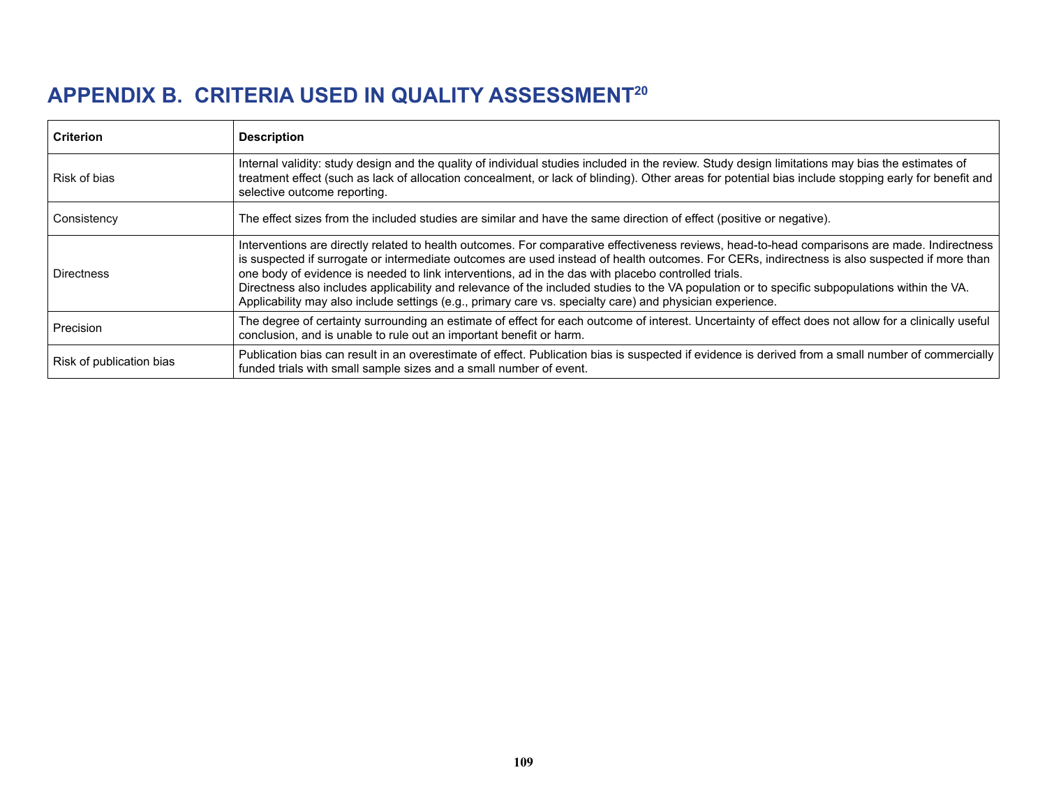# APPENDIX B. CRITERIA USED IN QUALITY ASSESSMENT[20]

| Criterion | Description |
|---|---|
| Risk of bias | Internal validity: study design and the quality of individual studies included in the review. Study design limitations may bias the estimates of treatment effect (such as lack of allocation concealment, or lack of blinding). Other areas for potential bias include stopping early for benefit and selective outcome reporting. |
| Consistency | The effect sizes from the included studies are similar and have the same direction of effect (positive or negative). |
| Directness | Interventions are directly related to health outcomes. For comparative effectiveness reviews, head-to-head comparisons are made. Indirectness is suspected if surrogate or intermediate outcomes are used instead of health outcomes. For CERs, indirectness is also suspected if more than one body of evidence is needed to link interventions, ad in the das with placebo controlled trials.<br>Directness also includes applicability and relevance of the included studies to the VA population or to specific subpopulations within the VA. Applicability may also include settings (e.g., primary care vs. specialty care) and physician experience. |
| Precision | The degree of certainty surrounding an estimate of effect for each outcome of interest. Uncertainty of effect does not allow for a clinically useful conclusion, and is unable to rule out an important benefit or harm. |
| Risk of publication bias | Publication bias can result in an overestimate of effect. Publication bias is suspected if evidence is derived from a small number of commercially funded trials with small sample sizes and a small number of event. |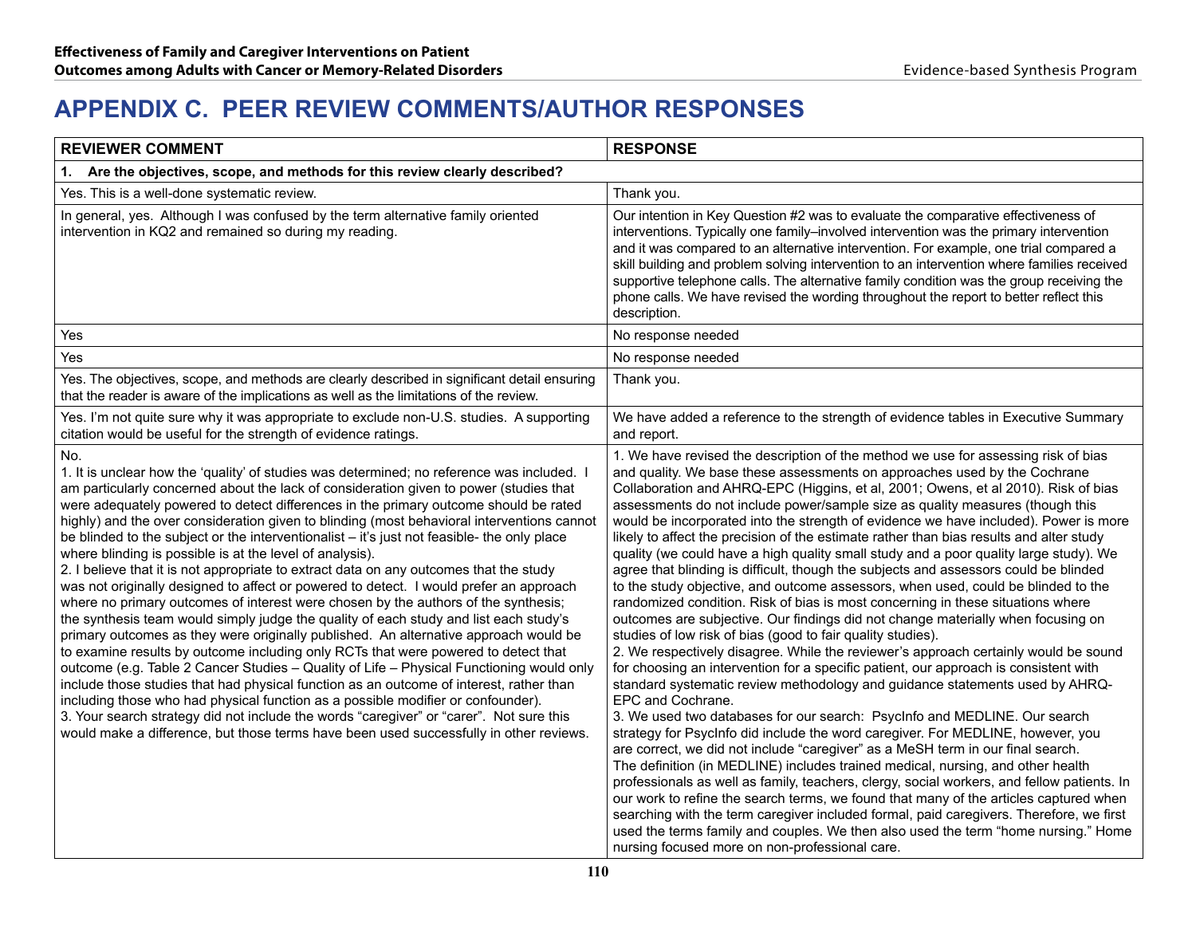# APPENDIX C. PEER REVIEW COMMENTS/AUTHOR RESPONSES

| REVIEWER COMMENT | RESPONSE |
|---|---|
| **1. Are the objectives, scope, and methods for this review clearly described?** | |
| Yes. This is a well-done systematic review. | Thank you. |
| In general, yes. Although I was confused by the term alternative family oriented intervention in KQ2 and remained so during my reading. | Our intention in Key Question #2 was to evaluate the comparative effectiveness of interventions. Typically one family–involved intervention was the primary intervention and it was compared to an alternative intervention. For example, one trial compared a skill building and problem solving intervention to an intervention where families received supportive telephone calls. The alternative family condition was the group receiving the phone calls. We have revised the wording throughout the report to better reflect this description. |
| Yes | No response needed |
| Yes | No response needed |
| Yes. The objectives, scope, and methods are clearly described in significant detail ensuring that the reader is aware of the implications as well as the limitations of the review. | Thank you. |
| Yes. I'm not quite sure why it was appropriate to exclude non-U.S. studies. A supporting citation would be useful for the strength of evidence ratings. | We have added a reference to the strength of evidence tables in Executive Summary and report. |
| No.<br>1. It is unclear how the 'quality' of studies was determined; no reference was included. I am particularly concerned about the lack of consideration given to power (studies that were adequately powered to detect differences in the primary outcome should be rated highly) and the over consideration given to blinding (most behavioral interventions cannot be blinded to the subject or the interventionalist – it's just not feasible- the only place where blinding is possible is at the level of analysis).<br>2. I believe that it is not appropriate to extract data on any outcomes that the study was not originally designed to affect or powered to detect. I would prefer an approach where no primary outcomes of interest were chosen by the authors of the synthesis; the synthesis team would simply judge the quality of each study and list each study's primary outcomes as they were originally published. An alternative approach would be to examine results by outcome including only RCTs that were powered to detect that outcome (e.g. Table 2 Cancer Studies – Quality of Life – Physical Functioning would only include those studies that had physical function as an outcome of interest, rather than including those who had physical function as a possible modifier or confounder).<br>3. Your search strategy did not include the words "caregiver" or "carer". Not sure this would make a difference, but those terms have been used successfully in other reviews. | 1. We have revised the description of the method we use for assessing risk of bias and quality. We base these assessments on approaches used by the Cochrane Collaboration and AHRQ-EPC (Higgins, et al, 2001; Owens, et al 2010). Risk of bias assessments do not include power/sample size as quality measures (though this would be incorporated into the strength of evidence we have included). Power is more likely to affect the precision of the estimate rather than bias results and alter study quality (we could have a high quality small study and a poor quality large study). We agree that blinding is difficult, though the subjects and assessors could be blinded to the study objective, and outcome assessors, when used, could be blinded to the randomized condition. Risk of bias is most concerning in these situations where outcomes are subjective. Our findings did not change materially when focusing on studies of low risk of bias (good to fair quality studies).<br>2. We respectively disagree. While the reviewer's approach certainly would be sound for choosing an intervention for a specific patient, our approach is consistent with standard systematic review methodology and guidance statements used by AHRQ-EPC and Cochrane.<br>3. We used two databases for our search: PsycInfo and MEDLINE. Our search strategy for PsycInfo did include the word caregiver. For MEDLINE, however, you are correct, we did not include "caregiver" as a MeSH term in our final search. The definition (in MEDLINE) includes trained medical, nursing, and other health professionals as well as family, teachers, clergy, social workers, and fellow patients. In our work to refine the search terms, we found that many of the articles captured when searching with the term caregiver included formal, paid caregivers. Therefore, we first used the terms family and couples. We then also used the term "home nursing." Home nursing focused more on non-professional care. |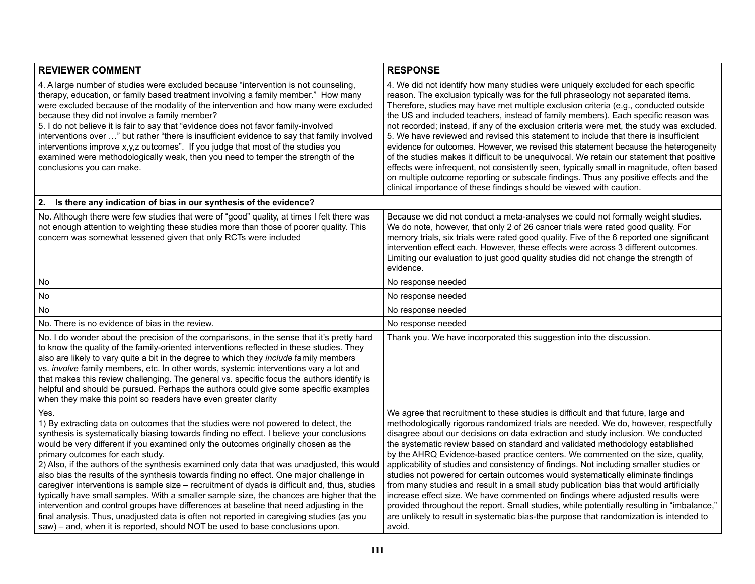| REVIEWER COMMENT | RESPONSE |
|---|---|
| 4. A large number of studies were excluded because "intervention is not counseling, therapy, education, or family based treatment involving a family member." How many were excluded because of the modality of the intervention and how many were excluded because they did not involve a family member?<br>5. I do not believe it is fair to say that "evidence does not favor family-involved interventions over …" but rather "there is insufficient evidence to say that family involved interventions improve x,y,z outcomes". If you judge that most of the studies you examined were methodologically weak, then you need to temper the strength of the conclusions you can make. | 4. We did not identify how many studies were uniquely excluded for each specific reason. The exclusion typically was for the full phraseology not separated items. Therefore, studies may have met multiple exclusion criteria (e.g., conducted outside the US and included teachers, instead of family members). Each specific reason was not recorded; instead, if any of the exclusion criteria were met, the study was excluded.<br>5. We have reviewed and revised this statement to include that there is insufficient evidence for outcomes. However, we revised this statement because the heterogeneity of the studies makes it difficult to be unequivocal. We retain our statement that positive effects were infrequent, not consistently seen, typically small in magnitude, often based on multiple outcome reporting or subscale findings. Thus any positive effects and the clinical importance of these findings should be viewed with caution. |
| **2. Is there any indication of bias in our synthesis of the evidence?** | |
| No. Although there were few studies that were of "good" quality, at times I felt there was not enough attention to weighting these studies more than those of poorer quality. This concern was somewhat lessened given that only RCTs were included | Because we did not conduct a meta-analyses we could not formally weight studies. We do note, however, that only 2 of 26 cancer trials were rated good quality. For memory trials, six trials were rated good quality. Five of the 6 reported one significant intervention effect each. However, these effects were across 3 different outcomes. Limiting our evaluation to just good quality studies did not change the strength of evidence. |
| No | No response needed |
| No | No response needed |
| No | No response needed |
| No. There is no evidence of bias in the review. | No response needed |
| No. I do wonder about the precision of the comparisons, in the sense that it's pretty hard to know the quality of the family-oriented interventions reflected in these studies. They also are likely to vary quite a bit in the degree to which they *include* family members vs. *involve* family members, etc. In other words, systemic interventions vary a lot and that makes this review challenging. The general vs. specific focus the authors identify is helpful and should be pursued. Perhaps the authors could give some specific examples when they make this point so readers have even greater clarity | Thank you. We have incorporated this suggestion into the discussion. |
| Yes.<br>1) By extracting data on outcomes that the studies were not powered to detect, the synthesis is systematically biasing towards finding no effect. I believe your conclusions would be very different if you examined only the outcomes originally chosen as the primary outcomes for each study.<br>2) Also, if the authors of the synthesis examined only data that was unadjusted, this would also bias the results of the synthesis towards finding no effect. One major challenge in caregiver interventions is sample size – recruitment of dyads is difficult and, thus, studies typically have small samples. With a smaller sample size, the chances are higher that the intervention and control groups have differences at baseline that need adjusting in the final analysis. Thus, unadjusted data is often not reported in caregiving studies (as you saw) – and, when it is reported, should NOT be used to base conclusions upon. | We agree that recruitment to these studies is difficult and that future, large and methodologically rigorous randomized trials are needed. We do, however, respectfully disagree about our decisions on data extraction and study inclusion. We conducted the systematic review based on standard and validated methodology established by the AHRQ Evidence-based practice centers. We commented on the size, quality, applicability of studies and consistency of findings. Not including smaller studies or studies not powered for certain outcomes would systematically eliminate findings from many studies and result in a small study publication bias that would artificially increase effect size. We have commented on findings where adjusted results were provided throughout the report. Small studies, while potentially resulting in "imbalance," are unlikely to result in systematic bias-the purpose that randomization is intended to avoid. |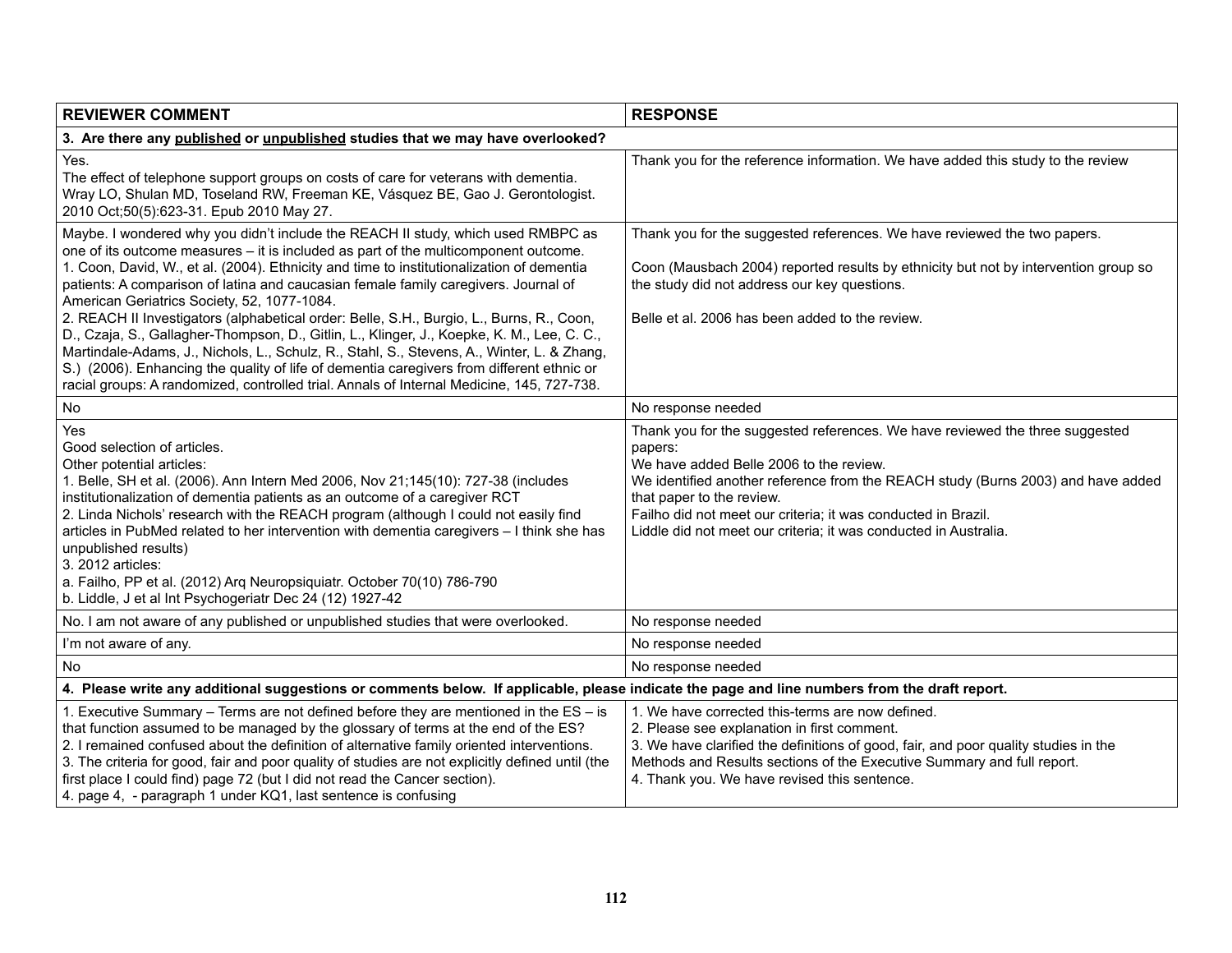| REVIEWER COMMENT | RESPONSE |
|---|---|
| **3. Are there any published or unpublished studies that we may have overlooked?** | |
| Yes.<br>The effect of telephone support groups on costs of care for veterans with dementia. Wray LO, Shulan MD, Toseland RW, Freeman KE, Vásquez BE, Gao J. Gerontologist. 2010 Oct;50(5):623-31. Epub 2010 May 27. | Thank you for the reference information. We have added this study to the review |
| Maybe. I wondered why you didn't include the REACH II study, which used RMBPC as one of its outcome measures – it is included as part of the multicomponent outcome.<br>1. Coon, David, W., et al. (2004). Ethnicity and time to institutionalization of dementia patients: A comparison of latina and caucasian female family caregivers. Journal of American Geriatrics Society, 52, 1077-1084.<br>2. REACH II Investigators (alphabetical order: Belle, S.H., Burgio, L., Burns, R., Coon, D., Czaja, S., Gallagher-Thompson, D., Gitlin, L., Klinger, J., Koepke, K. M., Lee, C. C., Martindale-Adams, J., Nichols, L., Schulz, R., Stahl, S., Stevens, A., Winter, L. & Zhang, S.) (2006). Enhancing the quality of life of dementia caregivers from different ethnic or racial groups: A randomized, controlled trial. Annals of Internal Medicine, 145, 727-738. | Thank you for the suggested references. We have reviewed the two papers.<br><br>Coon (Mausbach 2004) reported results by ethnicity but not by intervention group so the study did not address our key questions.<br><br>Belle et al. 2006 has been added to the review. |
| No | No response needed |
| Yes<br>Good selection of articles.<br>Other potential articles:<br>1. Belle, SH et al. (2006). Ann Intern Med 2006, Nov 21;145(10): 727-38 (includes institutionalization of dementia patients as an outcome of a caregiver RCT<br>2. Linda Nichols' research with the REACH program (although I could not easily find articles in PubMed related to her intervention with dementia caregivers – I think she has unpublished results)<br>3. 2012 articles:<br>a. Failho, PP et al. (2012) Arq Neuropsiquiatr. October 70(10) 786-790<br>b. Liddle, J et al Int Psychogeriatr Dec 24 (12) 1927-42 | Thank you for the suggested references. We have reviewed the three suggested papers:<br>We have added Belle 2006 to the review.<br>We identified another reference from the REACH study (Burns 2003) and have added that paper to the review.<br>Failho did not meet our criteria; it was conducted in Brazil.<br>Liddle did not meet our criteria; it was conducted in Australia. |
| No. I am not aware of any published or unpublished studies that were overlooked. | No response needed |
| I'm not aware of any. | No response needed |
| No | No response needed |
| **4. Please write any additional suggestions or comments below. If applicable, please indicate the page and line numbers from the draft report.** | |
| 1. Executive Summary – Terms are not defined before they are mentioned in the ES – is that function assumed to be managed by the glossary of terms at the end of the ES?<br>2. I remained confused about the definition of alternative family oriented interventions.<br>3. The criteria for good, fair and poor quality of studies are not explicitly defined until (the first place I could find) page 72 (but I did not read the Cancer section).<br>4. page 4, - paragraph 1 under KQ1, last sentence is confusing | 1. We have corrected this-terms are now defined.<br>2. Please see explanation in first comment.<br>3. We have clarified the definitions of good, fair, and poor quality studies in the Methods and Results sections of the Executive Summary and full report.<br>4. Thank you. We have revised this sentence. |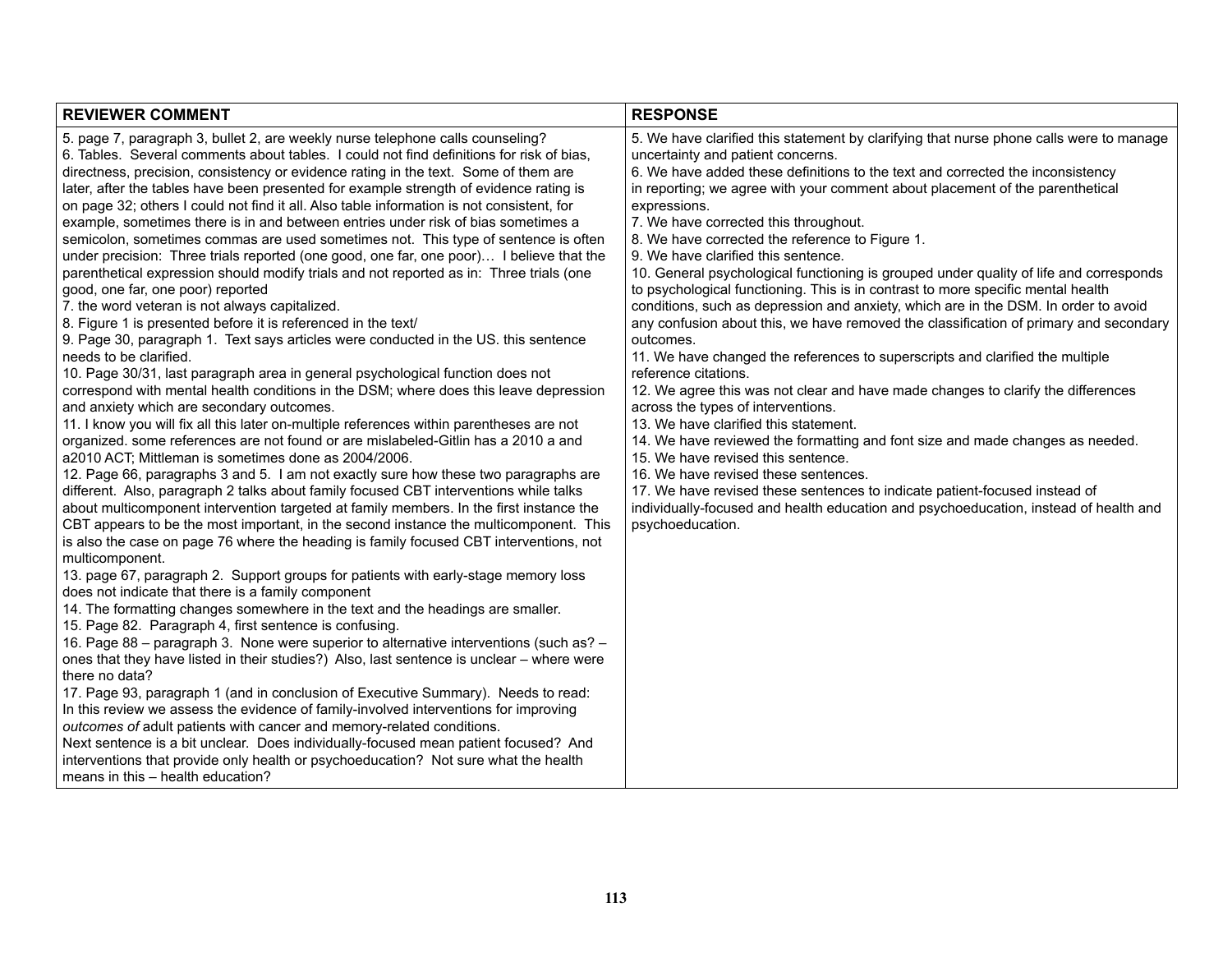| REVIEWER COMMENT | RESPONSE |
|---|---|
| 5. page 7, paragraph 3, bullet 2, are weekly nurse telephone calls counseling?<br>6. Tables. Several comments about tables. I could not find definitions for risk of bias, directness, precision, consistency or evidence rating in the text. Some of them are later, after the tables have been presented for example strength of evidence rating is on page 32; others I could not find it all. Also table information is not consistent, for example, sometimes there is in and between entries under risk of bias sometimes a semicolon, sometimes commas are used sometimes not. This type of sentence is often under precision: Three trials reported (one good, one far, one poor)… I believe that the parenthetical expression should modify trials and not reported as in: Three trials (one good, one far, one poor) reported<br>7. the word veteran is not always capitalized.<br>8. Figure 1 is presented before it is referenced in the text/<br>9. Page 30, paragraph 1. Text says articles were conducted in the US. this sentence needs to be clarified.<br>10. Page 30/31, last paragraph area in general psychological function does not correspond with mental health conditions in the DSM; where does this leave depression and anxiety which are secondary outcomes.<br>11. I know you will fix all this later on-multiple references within parentheses are not organized. some references are not found or are mislabeled-Gitlin has a 2010 a and a2010 ACT; Mittleman is sometimes done as 2004/2006.<br>12. Page 66, paragraphs 3 and 5. I am not exactly sure how these two paragraphs are different. Also, paragraph 2 talks about family focused CBT interventions while talks about multicomponent intervention targeted at family members. In the first instance the CBT appears to be the most important, in the second instance the multicomponent. This is also the case on page 76 where the heading is family focused CBT interventions, not multicomponent.<br>13. page 67, paragraph 2. Support groups for patients with early-stage memory loss does not indicate that there is a family component<br>14. The formatting changes somewhere in the text and the headings are smaller.<br>15. Page 82. Paragraph 4, first sentence is confusing.<br>16. Page 88 – paragraph 3. None were superior to alternative interventions (such as? – ones that they have listed in their studies?) Also, last sentence is unclear – where were there no data?<br>17. Page 93, paragraph 1 (and in conclusion of Executive Summary). Needs to read: In this review we assess the evidence of family-involved interventions for improving *outcomes of* adult patients with cancer and memory-related conditions.<br>Next sentence is a bit unclear. Does individually-focused mean patient focused? And interventions that provide only health or psychoeducation? Not sure what the health means in this – health education? | 5. We have clarified this statement by clarifying that nurse phone calls were to manage uncertainty and patient concerns.<br>6. We have added these definitions to the text and corrected the inconsistency in reporting; we agree with your comment about placement of the parenthetical expressions.<br>7. We have corrected this throughout.<br>8. We have corrected the reference to Figure 1.<br>9. We have clarified this sentence.<br>10. General psychological functioning is grouped under quality of life and corresponds to psychological functioning. This is in contrast to more specific mental health conditions, such as depression and anxiety, which are in the DSM. In order to avoid any confusion about this, we have removed the classification of primary and secondary outcomes.<br>11. We have changed the references to superscripts and clarified the multiple reference citations.<br>12. We agree this was not clear and have made changes to clarify the differences across the types of interventions.<br>13. We have clarified this statement.<br>14. We have reviewed the formatting and font size and made changes as needed.<br>15. We have revised this sentence.<br>16. We have revised these sentences.<br>17. We have revised these sentences to indicate patient-focused instead of individually-focused and health education and psychoeducation, instead of health and psychoeducation. |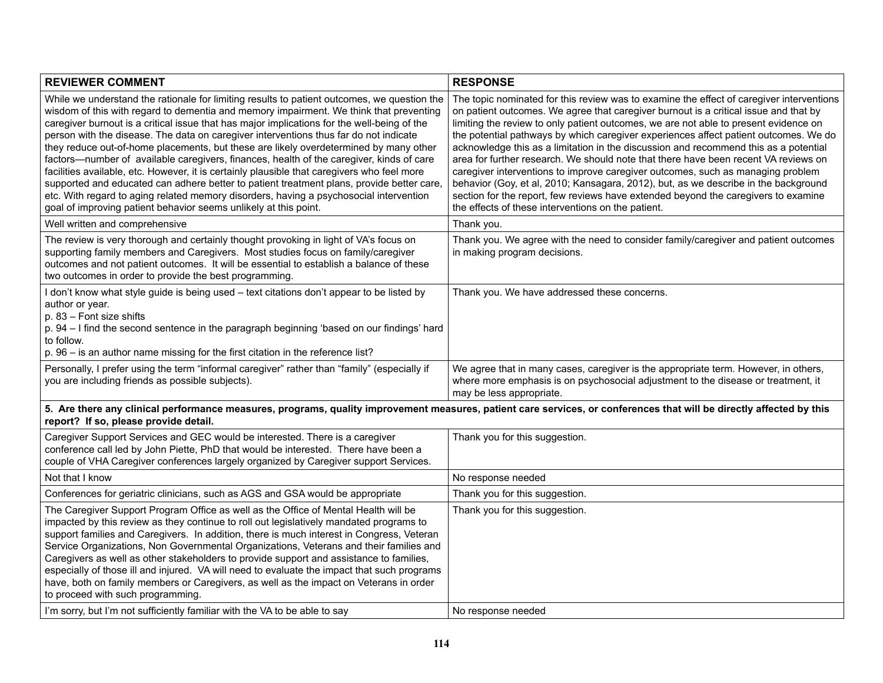| REVIEWER COMMENT | RESPONSE |
|---|---|
| While we understand the rationale for limiting results to patient outcomes, we question the wisdom of this with regard to dementia and memory impairment. We think that preventing caregiver burnout is a critical issue that has major implications for the well-being of the person with the disease. The data on caregiver interventions thus far do not indicate they reduce out-of-home placements, but these are likely overdetermined by many other factors—number of available caregivers, finances, health of the caregiver, kinds of care facilities available, etc. However, it is certainly plausible that caregivers who feel more supported and educated can adhere better to patient treatment plans, provide better care, etc. With regard to aging related memory disorders, having a psychosocial intervention goal of improving patient behavior seems unlikely at this point. | The topic nominated for this review was to examine the effect of caregiver interventions on patient outcomes. We agree that caregiver burnout is a critical issue and that by limiting the review to only patient outcomes, we are not able to present evidence on the potential pathways by which caregiver experiences affect patient outcomes. We do acknowledge this as a limitation in the discussion and recommend this as a potential area for further research. We should note that there have been recent VA reviews on caregiver interventions to improve caregiver outcomes, such as managing problem behavior (Goy, et al, 2010; Kansagara, 2012), but, as we describe in the background section for the report, few reviews have extended beyond the caregivers to examine the effects of these interventions on the patient. |
| Well written and comprehensive | Thank you. |
| The review is very thorough and certainly thought provoking in light of VA's focus on supporting family members and Caregivers. Most studies focus on family/caregiver outcomes and not patient outcomes. It will be essential to establish a balance of these two outcomes in order to provide the best programming. | Thank you. We agree with the need to consider family/caregiver and patient outcomes in making program decisions. |
| I don't know what style guide is being used – text citations don't appear to be listed by author or year.<br>p. 83 – Font size shifts<br>p. 94 – I find the second sentence in the paragraph beginning 'based on our findings' hard to follow.<br>p. 96 – is an author name missing for the first citation in the reference list? | Thank you. We have addressed these concerns. |
| Personally, I prefer using the term "informal caregiver" rather than "family" (especially if you are including friends as possible subjects). | We agree that in many cases, caregiver is the appropriate term. However, in others, where more emphasis is on psychosocial adjustment to the disease or treatment, it may be less appropriate. |
| **5. Are there any clinical performance measures, programs, quality improvement measures, patient care services, or conferences that will be directly affected by this report? If so, please provide detail.** | |
| Caregiver Support Services and GEC would be interested. There is a caregiver conference call led by John Piette, PhD that would be interested. There have been a couple of VHA Caregiver conferences largely organized by Caregiver support Services. | Thank you for this suggestion. |
| Not that I know | No response needed |
| Conferences for geriatric clinicians, such as AGS and GSA would be appropriate | Thank you for this suggestion. |
| The Caregiver Support Program Office as well as the Office of Mental Health will be impacted by this review as they continue to roll out legislatively mandated programs to support families and Caregivers. In addition, there is much interest in Congress, Veteran Service Organizations, Non Governmental Organizations, Veterans and their families and Caregivers as well as other stakeholders to provide support and assistance to families, especially of those ill and injured. VA will need to evaluate the impact that such programs have, both on family members or Caregivers, as well as the impact on Veterans in order to proceed with such programming. | Thank you for this suggestion. |
| I'm sorry, but I'm not sufficiently familiar with the VA to be able to say | No response needed |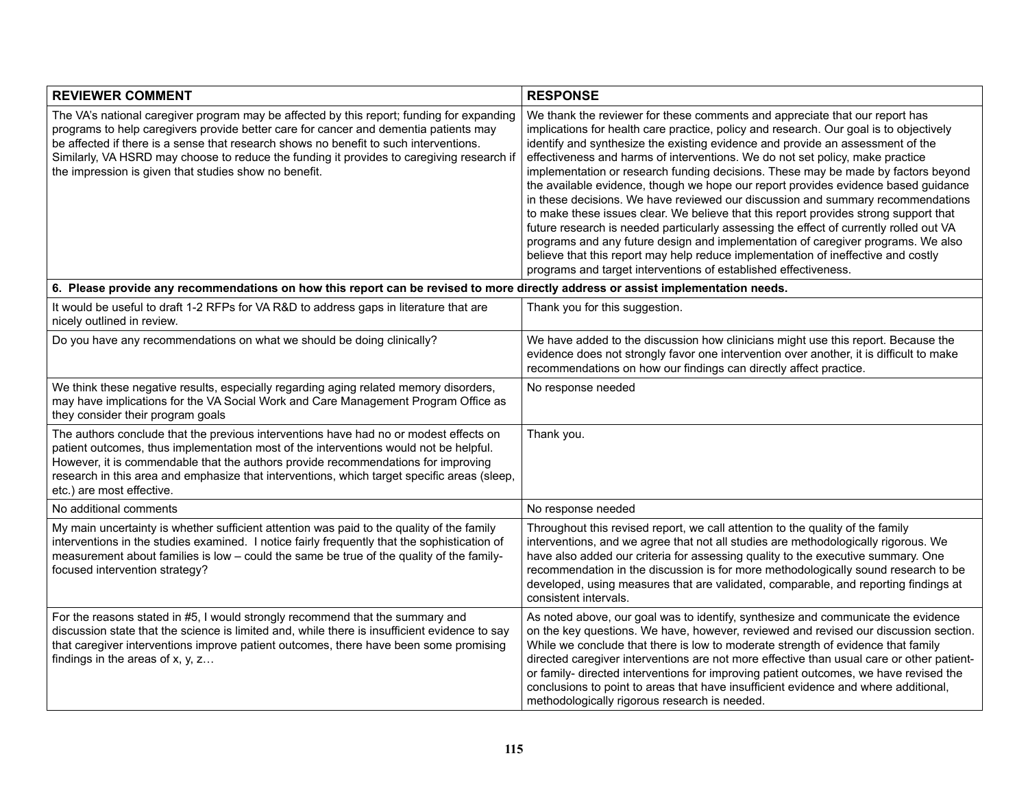| REVIEWER COMMENT | RESPONSE |
|---|---|
| The VA's national caregiver program may be affected by this report; funding for expanding programs to help caregivers provide better care for cancer and dementia patients may be affected if there is a sense that research shows no benefit to such interventions. Similarly, VA HSRD may choose to reduce the funding it provides to caregiving research if the impression is given that studies show no benefit. | We thank the reviewer for these comments and appreciate that our report has implications for health care practice, policy and research. Our goal is to objectively identify and synthesize the existing evidence and provide an assessment of the effectiveness and harms of interventions. We do not set policy, make practice implementation or research funding decisions. These may be made by factors beyond the available evidence, though we hope our report provides evidence based guidance in these decisions. We have reviewed our discussion and summary recommendations to make these issues clear. We believe that this report provides strong support that future research is needed particularly assessing the effect of currently rolled out VA programs and any future design and implementation of caregiver programs. We also believe that this report may help reduce implementation of ineffective and costly programs and target interventions of established effectiveness. |
| **6. Please provide any recommendations on how this report can be revised to more directly address or assist implementation needs.** | |
| It would be useful to draft 1-2 RFPs for VA R&D to address gaps in literature that are nicely outlined in review. | Thank you for this suggestion. |
| Do you have any recommendations on what we should be doing clinically? | We have added to the discussion how clinicians might use this report. Because the evidence does not strongly favor one intervention over another, it is difficult to make recommendations on how our findings can directly affect practice. |
| We think these negative results, especially regarding aging related memory disorders, may have implications for the VA Social Work and Care Management Program Office as they consider their program goals | No response needed |
| The authors conclude that the previous interventions have had no or modest effects on patient outcomes, thus implementation most of the interventions would not be helpful. However, it is commendable that the authors provide recommendations for improving research in this area and emphasize that interventions, which target specific areas (sleep, etc.) are most effective. | Thank you. |
| No additional comments | No response needed |
| My main uncertainty is whether sufficient attention was paid to the quality of the family interventions in the studies examined. I notice fairly frequently that the sophistication of measurement about families is low – could the same be true of the quality of the family-focused intervention strategy? | Throughout this revised report, we call attention to the quality of the family interventions, and we agree that not all studies are methodologically rigorous. We have also added our criteria for assessing quality to the executive summary. One recommendation in the discussion is for more methodologically sound research to be developed, using measures that are validated, comparable, and reporting findings at consistent intervals. |
| For the reasons stated in #5, I would strongly recommend that the summary and discussion state that the science is limited and, while there is insufficient evidence to say that caregiver interventions improve patient outcomes, there have been some promising findings in the areas of x, y, z… | As noted above, our goal was to identify, synthesize and communicate the evidence on the key questions. We have, however, reviewed and revised our discussion section. While we conclude that there is low to moderate strength of evidence that family directed caregiver interventions are not more effective than usual care or other patient- or family- directed interventions for improving patient outcomes, we have revised the conclusions to point to areas that have insufficient evidence and where additional, methodologically rigorous research is needed. |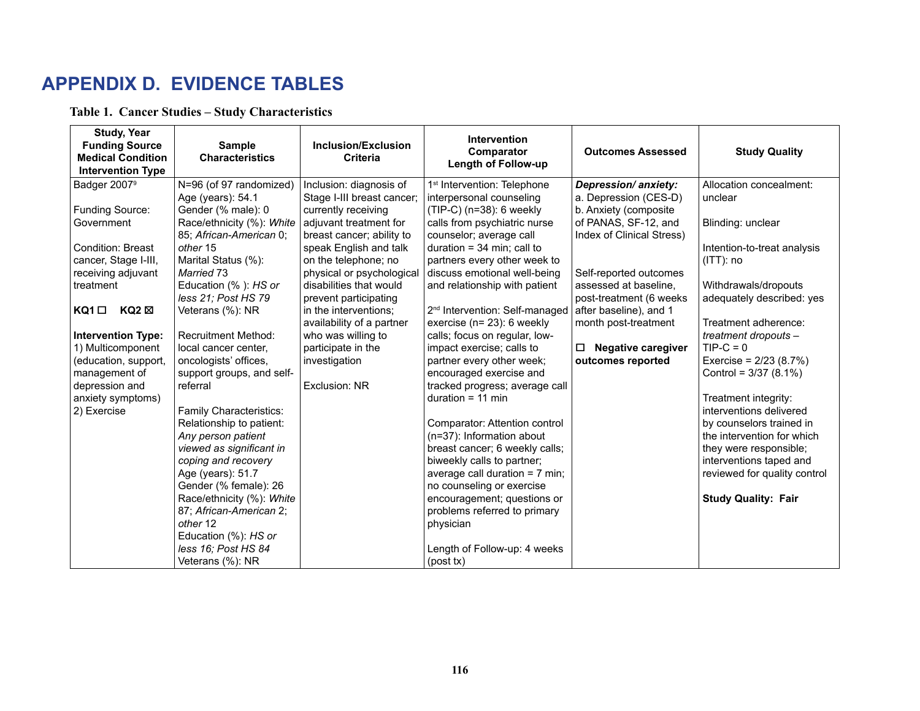# APPENDIX D. EVIDENCE TABLES

**Table 1. Cancer Studies – Study Characteristics**

| Study, Year<br>Funding Source<br>Medical Condition<br>Intervention Type | Sample Characteristics | Inclusion/Exclusion Criteria | Intervention<br>Comparator<br>Length of Follow-up | Outcomes Assessed | Study Quality |
|---|---|---|---|---|---|
| Badger 2007[9]<br><br>Funding Source: Government<br><br>Condition: Breast cancer, Stage I-III, receiving adjuvant treatment<br><br>**KQ1** ☐ **KQ2** ☒<br><br>**Intervention Type:** 1) Multicomponent (education, support, management of depression and anxiety symptoms) 2) Exercise | N=96 (of 97 randomized)<br>Age (years): 54.1<br>Gender (% male): 0<br>Race/ethnicity (%): *White* 85; *African-American* 0; *other* 15<br>Marital Status (%): *Married* 73<br>Education (% ): *HS or less 21; Post HS 79*<br>Veterans (%): NR<br><br>Recruitment Method: local cancer center, oncologists' offices, support groups, and self-referral<br><br>Family Characteristics:<br>Relationship to patient: *Any person patient viewed as significant in coping and recovery*<br>Age (years): 51.7<br>Gender (% female): 26<br>Race/ethnicity (%): *White* 87; *African-American* 2; *other* 12<br>Education (%): *HS or less 16; Post HS 84*<br>Veterans (%): NR | Inclusion: diagnosis of Stage I-III breast cancer; currently receiving adjuvant treatment for breast cancer; ability to speak English and talk on the telephone; no physical or psychological disabilities that would prevent participating in the interventions; availability of a partner who was willing to participate in the investigation<br><br>Exclusion: NR | 1[st] Intervention: Telephone interpersonal counseling (TIP-C) (n=38): 6 weekly calls from psychiatric nurse counselor; average call duration = 34 min; call to partners every other week to discuss emotional well-being and relationship with patient<br><br>2[nd] Intervention: Self-managed exercise (n= 23): 6 weekly calls; focus on regular, low-impact exercise; calls to partner every other week; encouraged exercise and tracked progress; average call duration = 11 min<br><br>Comparator: Attention control (n=37): Information about breast cancer; 6 weekly calls; biweekly calls to partner; average call duration = 7 min; no counseling or exercise encouragement; questions or problems referred to primary physician<br><br>Length of Follow-up: 4 weeks (post tx) | ***Depression/ anxiety:***<br>a. Depression (CES-D)<br>b. Anxiety (composite of PANAS, SF-12, and Index of Clinical Stress)<br><br>Self-reported outcomes assessed at baseline, post-treatment (6 weeks after baseline), and 1 month post-treatment<br><br>☐ **Negative caregiver outcomes reported** | Allocation concealment: unclear<br><br>Blinding: unclear<br><br>Intention-to-treat analysis (ITT): no<br><br>Withdrawals/dropouts adequately described: yes<br><br>Treatment adherence: *treatment dropouts* – TIP-C = 0<br>Exercise = 2/23 (8.7%)<br>Control = 3/37 (8.1%)<br><br>Treatment integrity: interventions delivered by counselors trained in the intervention for which they were responsible; interventions taped and reviewed for quality control<br><br>**Study Quality: Fair** |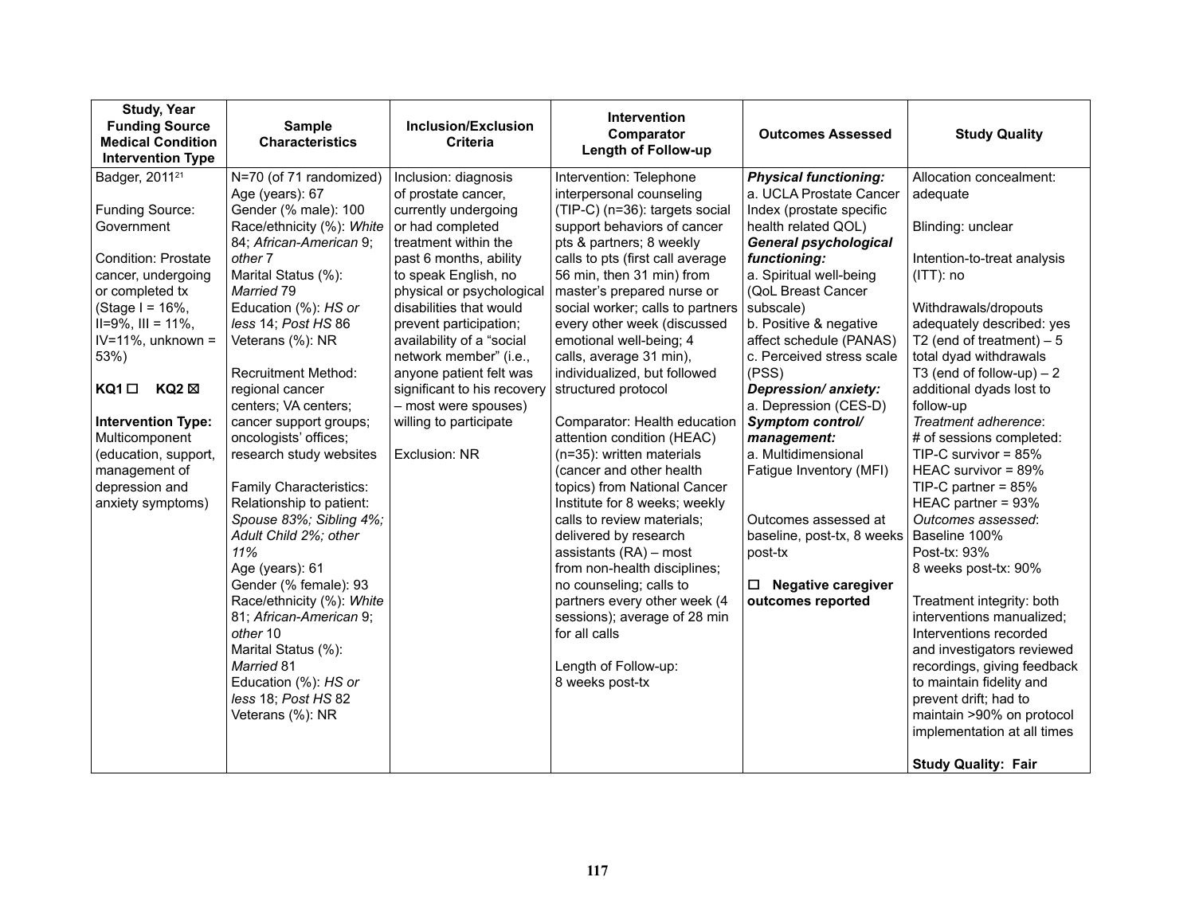| Study, Year<br>Funding Source<br>Medical Condition<br>Intervention Type | Sample Characteristics | Inclusion/Exclusion Criteria | Intervention<br>Comparator<br>Length of Follow-up | Outcomes Assessed | Study Quality |
|---|---|---|---|---|---|
| Badger, 2011[21]<br><br>Funding Source: Government<br><br>Condition: Prostate cancer, undergoing or completed tx (Stage I = 16%, II=9%, III = 11%, IV=11%, unknown = 53%)<br><br>**KQ1 ☐ KQ2 ☒**<br><br>**Intervention Type:** Multicomponent (education, support, management of depression and anxiety symptoms) | N=70 (of 71 randomized)<br>Age (years): 67<br>Gender (% male): 100<br>Race/ethnicity (%): *White* 84; *African-American* 9; *other* 7<br>Marital Status (%): *Married* 79<br>Education (%): *HS or less* 14; *Post HS* 86<br>Veterans (%): NR<br><br>Recruitment Method: regional cancer centers; VA centers; cancer support groups; oncologists' offices; research study websites<br><br>Family Characteristics:<br>Relationship to patient: *Spouse 83%; Sibling 4%; Adult Child 2%; other 11%*<br>Age (years): 61<br>Gender (% female): 93<br>Race/ethnicity (%): *White* 81; *African-American* 9; *other* 10<br>Marital Status (%): *Married* 81<br>Education (%): *HS or less* 18; *Post HS* 82<br>Veterans (%): NR | Inclusion: diagnosis of prostate cancer, currently undergoing or had completed treatment within the past 6 months, ability to speak English, no physical or psychological disabilities that would prevent participation; availability of a "social network member" (i.e., anyone patient felt was significant to his recovery – most were spouses) willing to participate<br><br>Exclusion: NR | Intervention: Telephone interpersonal counseling (TIP-C) (n=36): targets social support behaviors of cancer pts & partners; 8 weekly calls to pts (first call average 56 min, then 31 min) from master's prepared nurse or social worker; calls to partners every other week (discussed emotional well-being; 4 calls, average 31 min), individualized, but followed structured protocol<br><br>Comparator: Health education attention condition (HEAC) (n=35): written materials (cancer and other health topics) from National Cancer Institute for 8 weeks; weekly calls to review materials; delivered by research assistants (RA) – most from non-health disciplines; no counseling; calls to partners every other week (4 sessions); average of 28 min for all calls<br><br>Length of Follow-up: 8 weeks post-tx | ***Physical functioning:***<br>a. UCLA Prostate Cancer Index (prostate specific health related QOL)<br>***General psychological functioning:***<br>a. Spiritual well-being (QoL Breast Cancer subscale)<br>b. Positive & negative affect schedule (PANAS)<br>c. Perceived stress scale (PSS)<br>***Depression/ anxiety:***<br>a. Depression (CES-D)<br>***Symptom control/ management:***<br>a. Multidimensional Fatigue Inventory (MFI)<br><br>Outcomes assessed at baseline, post-tx, 8 weeks post-tx<br><br>**☐ Negative caregiver outcomes reported** | Allocation concealment: adequate<br><br>Blinding: unclear<br><br>Intention-to-treat analysis (ITT): no<br><br>Withdrawals/dropouts adequately described: yes<br>T2 (end of treatment) – 5 total dyad withdrawals<br>T3 (end of follow-up) – 2 additional dyads lost to follow-up<br>*Treatment adherence*:<br># of sessions completed:<br>TIP-C survivor = 85%<br>HEAC survivor = 89%<br>TIP-C partner = 85%<br>HEAC partner = 93%<br>*Outcomes assessed*:<br>Baseline 100%<br>Post-tx: 93%<br>8 weeks post-tx: 90%<br><br>Treatment integrity: both interventions manualized; Interventions recorded and investigators reviewed recordings, giving feedback to maintain fidelity and prevent drift; had to maintain >90% on protocol implementation at all times<br><br>**Study Quality: Fair** |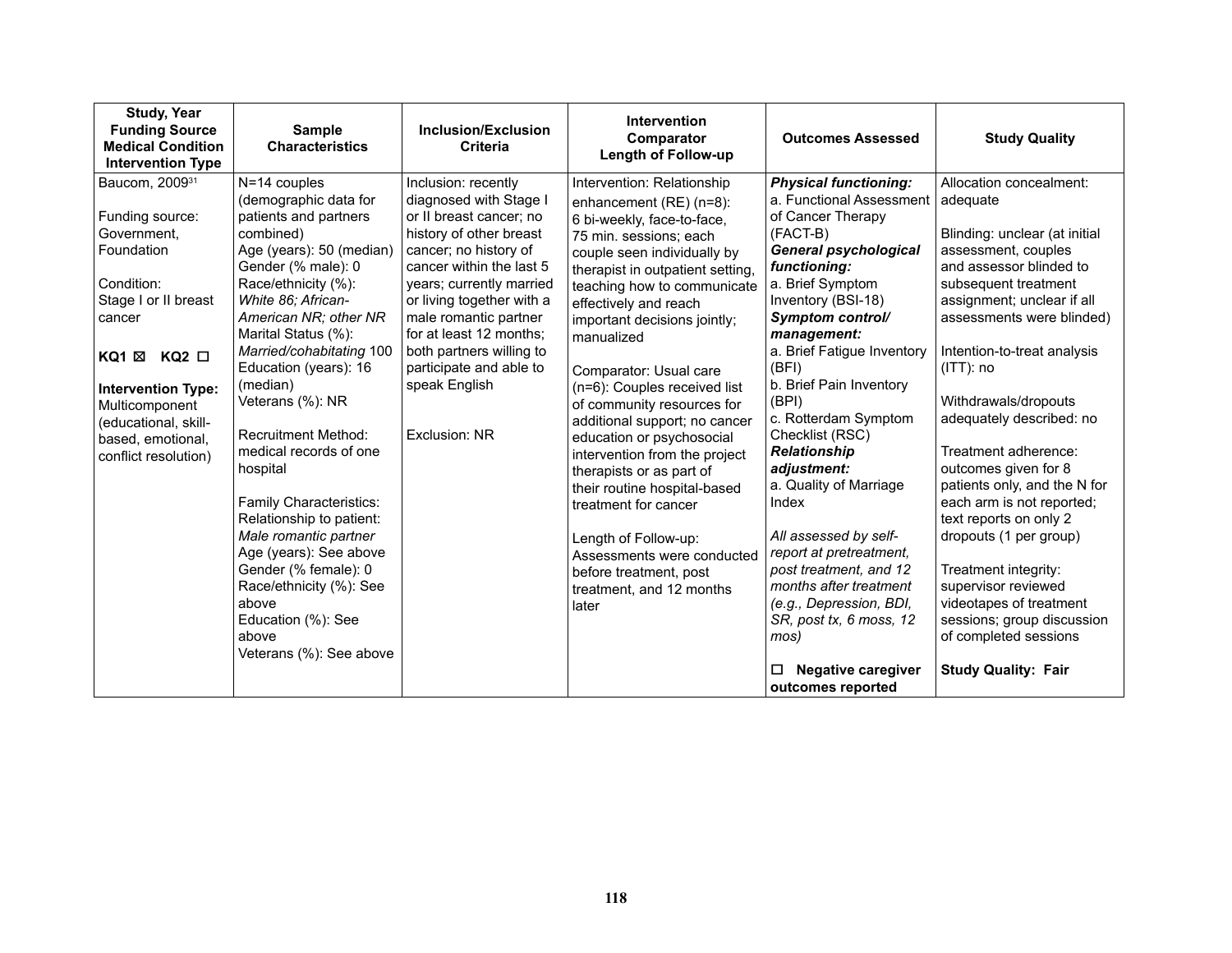| Study, Year<br>Funding Source<br>Medical Condition<br>Intervention Type | Sample Characteristics | Inclusion/Exclusion Criteria | Intervention<br>Comparator<br>Length of Follow-up | Outcomes Assessed | Study Quality |
|---|---|---|---|---|---|
| Baucom, 2009[31]<br><br>Funding source: Government, Foundation<br><br>Condition: Stage I or II breast cancer<br><br>**KQ1** ☒ **KQ2** ☐<br><br>**Intervention Type:** Multicomponent (educational, skill-based, emotional, conflict resolution) | N=14 couples (demographic data for patients and partners combined)<br>Age (years): 50 (median)<br>Gender (% male): 0<br>Race/ethnicity (%): *White 86; African-American NR; other NR*<br>Marital Status (%): *Married/cohabitating* 100<br>Education (years): 16 (median)<br>Veterans (%): NR<br><br>Recruitment Method: medical records of one hospital<br><br>Family Characteristics:<br>Relationship to patient: *Male romantic partner*<br>Age (years): See above<br>Gender (% female): 0<br>Race/ethnicity (%): See above<br>Education (%): See above<br>Veterans (%): See above | Inclusion: recently diagnosed with Stage I or II breast cancer; no history of other breast cancer; no history of cancer within the last 5 years; currently married or living together with a male romantic partner for at least 12 months; both partners willing to participate and able to speak English<br><br>Exclusion: NR | Intervention: Relationship enhancement (RE) (n=8): 6 bi-weekly, face-to-face, 75 min. sessions; each couple seen individually by therapist in outpatient setting, teaching how to communicate effectively and reach important decisions jointly; manualized<br><br>Comparator: Usual care (n=6): Couples received list of community resources for additional support; no cancer education or psychosocial intervention from the project therapists or as part of their routine hospital-based treatment for cancer<br><br>Length of Follow-up: Assessments were conducted before treatment, post treatment, and 12 months later | ***Physical functioning:***<br>a. Functional Assessment of Cancer Therapy (FACT-B)<br>***General psychological functioning:***<br>a. Brief Symptom Inventory (BSI-18)<br>***Symptom control/ management:***<br>a. Brief Fatigue Inventory (BFI)<br>b. Brief Pain Inventory (BPI)<br>c. Rotterdam Symptom Checklist (RSC)<br>***Relationship adjustment:***<br>a. Quality of Marriage Index<br><br>*All assessed by self-report at pretreatment, post treatment, and 12 months after treatment (e.g., Depression, BDI, SR, post tx, 6 moss, 12 mos)*<br><br>☐ **Negative caregiver outcomes reported** | Allocation concealment: adequate<br><br>Blinding: unclear (at initial assessment, couples and assessor blinded to subsequent treatment assignment; unclear if all assessments were blinded)<br><br>Intention-to-treat analysis (ITT): no<br><br>Withdrawals/dropouts adequately described: no<br><br>Treatment adherence: outcomes given for 8 patients only, and the N for each arm is not reported; text reports on only 2 dropouts (1 per group)<br><br>Treatment integrity: supervisor reviewed videotapes of treatment sessions; group discussion of completed sessions<br><br>**Study Quality: Fair** |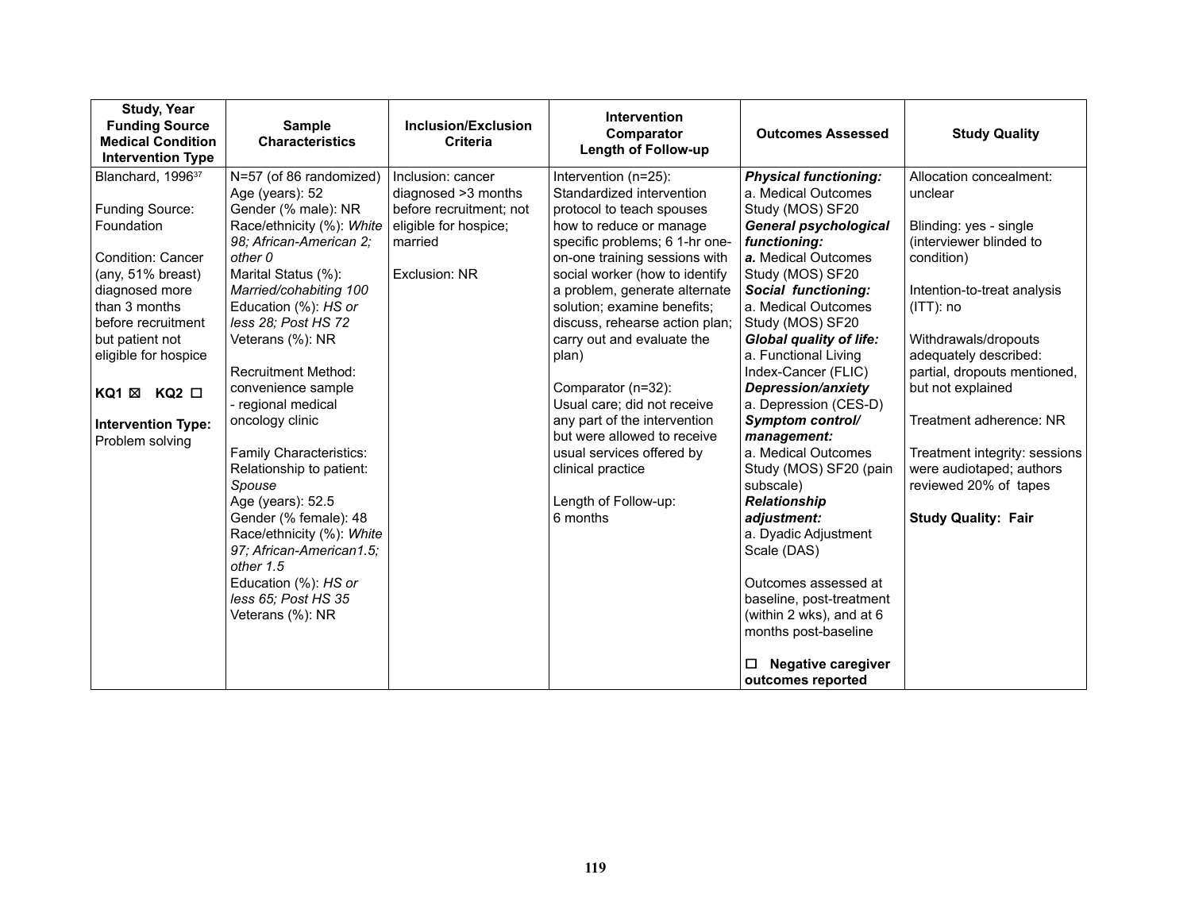| Study, Year<br>Funding Source<br>Medical Condition<br>Intervention Type | Sample Characteristics | Inclusion/Exclusion Criteria | Intervention<br>Comparator<br>Length of Follow-up | Outcomes Assessed | Study Quality |
|---|---|---|---|---|---|
| Blanchard, 1996[37]<br><br>Funding Source: Foundation<br><br>Condition: Cancer (any, 51% breast) diagnosed more than 3 months before recruitment but patient not eligible for hospice<br><br>**KQ1** ☒ **KQ2** ☐<br><br>**Intervention Type:** Problem solving | N=57 (of 86 randomized)<br>Age (years): 52<br>Gender (% male): NR<br>Race/ethnicity (%): *White 98; African-American 2; other 0*<br>Marital Status (%): *Married/cohabiting 100*<br>Education (%): *HS or less 28; Post HS 72*<br>Veterans (%): NR<br><br>Recruitment Method: convenience sample - regional medical oncology clinic<br><br>Family Characteristics:<br>Relationship to patient: *Spouse*<br>Age (years): 52.5<br>Gender (% female): 48<br>Race/ethnicity (%): *White 97; African-American1.5; other 1.5*<br>Education (%): *HS or less 65; Post HS 35*<br>Veterans (%): NR | Inclusion: cancer diagnosed >3 months before recruitment; not eligible for hospice; married<br><br>Exclusion: NR | Intervention (n=25): Standardized intervention protocol to teach spouses how to reduce or manage specific problems; 6 1-hr one-on-one training sessions with social worker (how to identify a problem, generate alternate solution; examine benefits; discuss, rehearse action plan; carry out and evaluate the plan)<br><br>Comparator (n=32): Usual care; did not receive any part of the intervention but were allowed to receive usual services offered by clinical practice<br><br>Length of Follow-up: 6 months | ***Physical functioning:***<br>a. Medical Outcomes Study (MOS) SF20<br>***General psychological functioning:***<br>***a.*** Medical Outcomes Study (MOS) SF20<br>***Social functioning:***<br>a. Medical Outcomes Study (MOS) SF20<br>***Global quality of life:***<br>a. Functional Living Index-Cancer (FLIC)<br>***Depression/anxiety***<br>a. Depression (CES-D)<br>***Symptom control/ management:***<br>a. Medical Outcomes Study (MOS) SF20 (pain subscale)<br>***Relationship adjustment:***<br>a. Dyadic Adjustment Scale (DAS)<br><br>Outcomes assessed at baseline, post-treatment (within 2 wks), and at 6 months post-baseline<br><br>☐ **Negative caregiver outcomes reported** | Allocation concealment: unclear<br><br>Blinding: yes - single (interviewer blinded to condition)<br><br>Intention-to-treat analysis (ITT): no<br><br>Withdrawals/dropouts adequately described: partial, dropouts mentioned, but not explained<br><br>Treatment adherence: NR<br><br>Treatment integrity: sessions were audiotaped; authors reviewed 20% of tapes<br><br>**Study Quality: Fair** |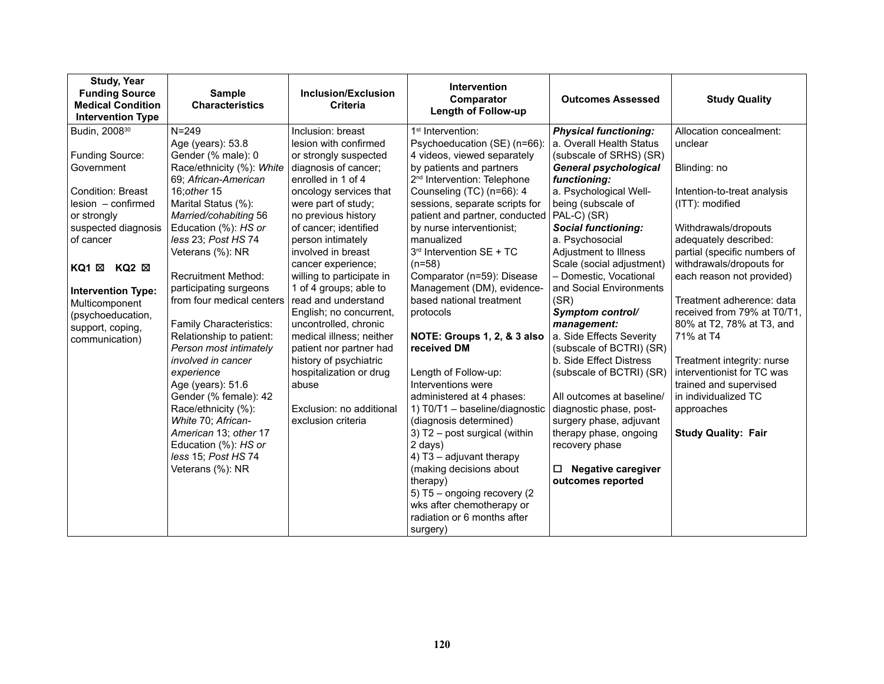| Study, Year<br>Funding Source<br>Medical Condition<br>Intervention Type | Sample Characteristics | Inclusion/Exclusion Criteria | Intervention<br>Comparator<br>Length of Follow-up | Outcomes Assessed | Study Quality |
|---|---|---|---|---|---|
| Budin, 2008[30]<br><br>Funding Source: Government<br><br>Condition: Breast lesion – confirmed or strongly suspected diagnosis of cancer<br><br>**KQ1** ☒ **KQ2** ☒<br><br>**Intervention Type:** Multicomponent (psychoeducation, support, coping, communication) | N=249<br>Age (years): 53.8<br>Gender (% male): 0<br>Race/ethnicity (%): *White* 69; *African-American* 16;*other* 15<br>Marital Status (%): *Married/cohabiting* 56<br>Education (%): *HS or less* 23; *Post HS* 74<br>Veterans (%): NR<br><br>Recruitment Method: participating surgeons from four medical centers<br><br>Family Characteristics:<br>Relationship to patient: *Person most intimately involved in cancer experience*<br>Age (years): 51.6<br>Gender (% female): 42<br>Race/ethnicity (%): *White* 70; *African-American* 13; *other* 17<br>Education (%): *HS or less* 15; *Post HS* 74<br>Veterans (%): NR | Inclusion: breast lesion with confirmed or strongly suspected diagnosis of cancer; enrolled in 1 of 4 oncology services that were part of study; no previous history of cancer; identified person intimately involved in breast cancer experience; willing to participate in 1 of 4 groups; able to read and understand English; no concurrent, uncontrolled, chronic medical illness; neither patient nor partner had history of psychiatric hospitalization or drug abuse<br><br>Exclusion: no additional exclusion criteria | 1st Intervention: Psychoeducation (SE) (n=66): 4 videos, viewed separately by patients and partners<br>2nd Intervention: Telephone Counseling (TC) (n=66): 4 sessions, separate scripts for patient and partner, conducted by nurse interventionist; manualized<br>3rd Intervention SE + TC (n=58)<br>Comparator (n=59): Disease Management (DM), evidence-based national treatment protocols<br><br>**NOTE: Groups 1, 2, & 3 also received DM**<br><br>Length of Follow-up: Interventions were administered at 4 phases:<br>1) T0/T1 – baseline/diagnostic (diagnosis determined)<br>3) T2 – post surgical (within 2 days)<br>4) T3 – adjuvant therapy (making decisions about therapy)<br>5) T5 – ongoing recovery (2 wks after chemotherapy or radiation or 6 months after surgery) | ***Physical functioning:***<br>a. Overall Health Status (subscale of SRHS) (SR)<br>***General psychological functioning:***<br>a. Psychological Well-being (subscale of PAL-C) (SR)<br>***Social functioning:***<br>a. Psychosocial Adjustment to Illness Scale (social adjustment) – Domestic, Vocational and Social Environments (SR)<br>***Symptom control/ management:***<br>a. Side Effects Severity (subscale of BCTRI) (SR)<br>b. Side Effect Distress (subscale of BCTRI) (SR)<br><br>All outcomes at baseline/ diagnostic phase, post-surgery phase, adjuvant therapy phase, ongoing recovery phase<br><br>☐ **Negative caregiver outcomes reported** | Allocation concealment: unclear<br><br>Blinding: no<br><br>Intention-to-treat analysis (ITT): modified<br><br>Withdrawals/dropouts adequately described: partial (specific numbers of withdrawals/dropouts for each reason not provided)<br><br>Treatment adherence: data received from 79% at T0/T1, 80% at T2, 78% at T3, and 71% at T4<br><br>Treatment integrity: nurse interventionist for TC was trained and supervised in individualized TC approaches<br><br>**Study Quality: Fair** |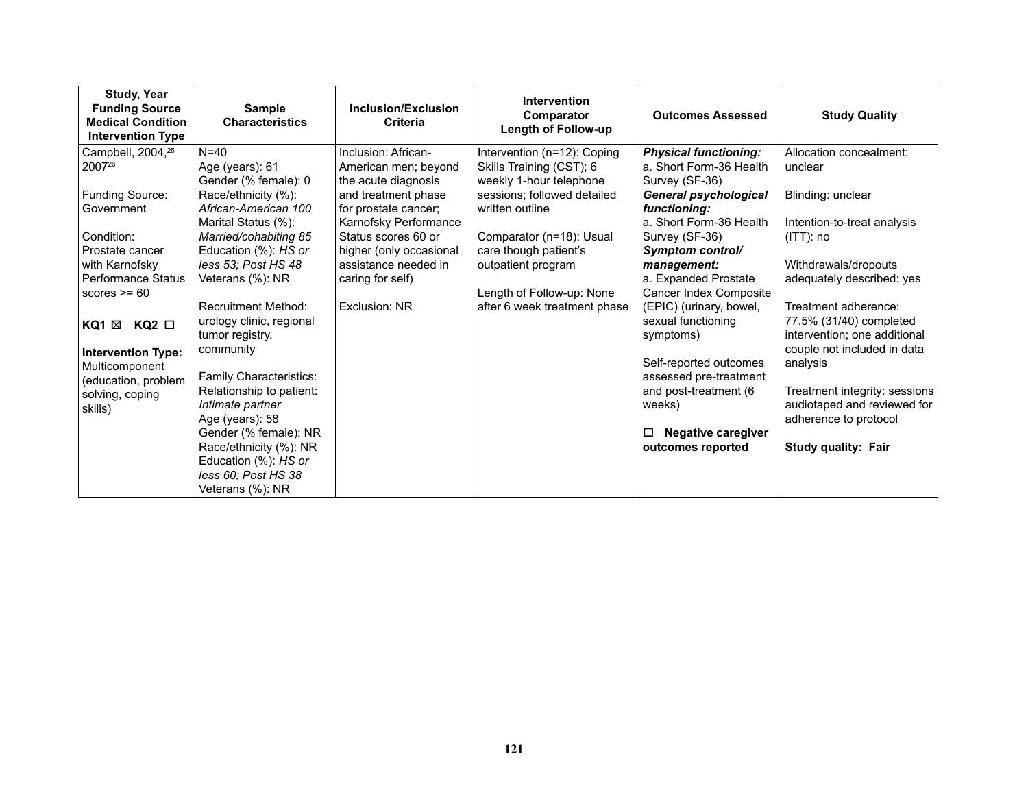| Study, Year<br>Funding Source<br>Medical Condition<br>Intervention Type | Sample Characteristics | Inclusion/Exclusion Criteria | Intervention<br>Comparator<br>Length of Follow-up | Outcomes Assessed | Study Quality |
|---|---|---|---|---|---|
| Campbell, 2004,[25] 2007[26]<br><br>Funding Source: Government<br><br>Condition: Prostate cancer with Karnofsky Performance Status scores >= 60<br><br>**KQ1** ☒ **KQ2** ☐<br><br>**Intervention Type:** Multicomponent (education, problem solving, coping skills) | N=40<br>Age (years): 61<br>Gender (% female): 0<br>Race/ethnicity (%): *African-American 100*<br>Marital Status (%): *Married/cohabiting 85*<br>Education (%): *HS or less 53; Post HS 48*<br>Veterans (%): NR<br><br>Recruitment Method: urology clinic, regional tumor registry, community<br><br>Family Characteristics:<br>Relationship to patient: *Intimate partner*<br>Age (years): 58<br>Gender (% female): NR<br>Race/ethnicity (%): NR<br>Education (%): *HS or less 60; Post HS 38*<br>Veterans (%): NR | Inclusion: African-American men; beyond the acute diagnosis and treatment phase for prostate cancer; Karnofsky Performance Status scores 60 or higher (only occasional assistance needed in caring for self)<br><br>Exclusion: NR | Intervention (n=12): Coping Skills Training (CST); 6 weekly 1-hour telephone sessions; followed detailed written outline<br><br>Comparator (n=18): Usual care though patient's outpatient program<br><br>Length of Follow-up: None after 6 week treatment phase | ***Physical functioning:***<br>a. Short Form-36 Health Survey (SF-36)<br>***General psychological functioning:***<br>a. Short Form-36 Health Survey (SF-36)<br>***Symptom control/ management:***<br>a. Expanded Prostate Cancer Index Composite (EPIC) (urinary, bowel, sexual functioning symptoms)<br><br>Self-reported outcomes assessed pre-treatment and post-treatment (6 weeks)<br><br>☐ **Negative caregiver outcomes reported** | Allocation concealment: unclear<br><br>Blinding: unclear<br><br>Intention-to-treat analysis (ITT): no<br><br>Withdrawals/dropouts adequately described: yes<br><br>Treatment adherence: 77.5% (31/40) completed intervention; one additional couple not included in data analysis<br><br>Treatment integrity: sessions audiotaped and reviewed for adherence to protocol<br><br>**Study quality: Fair** |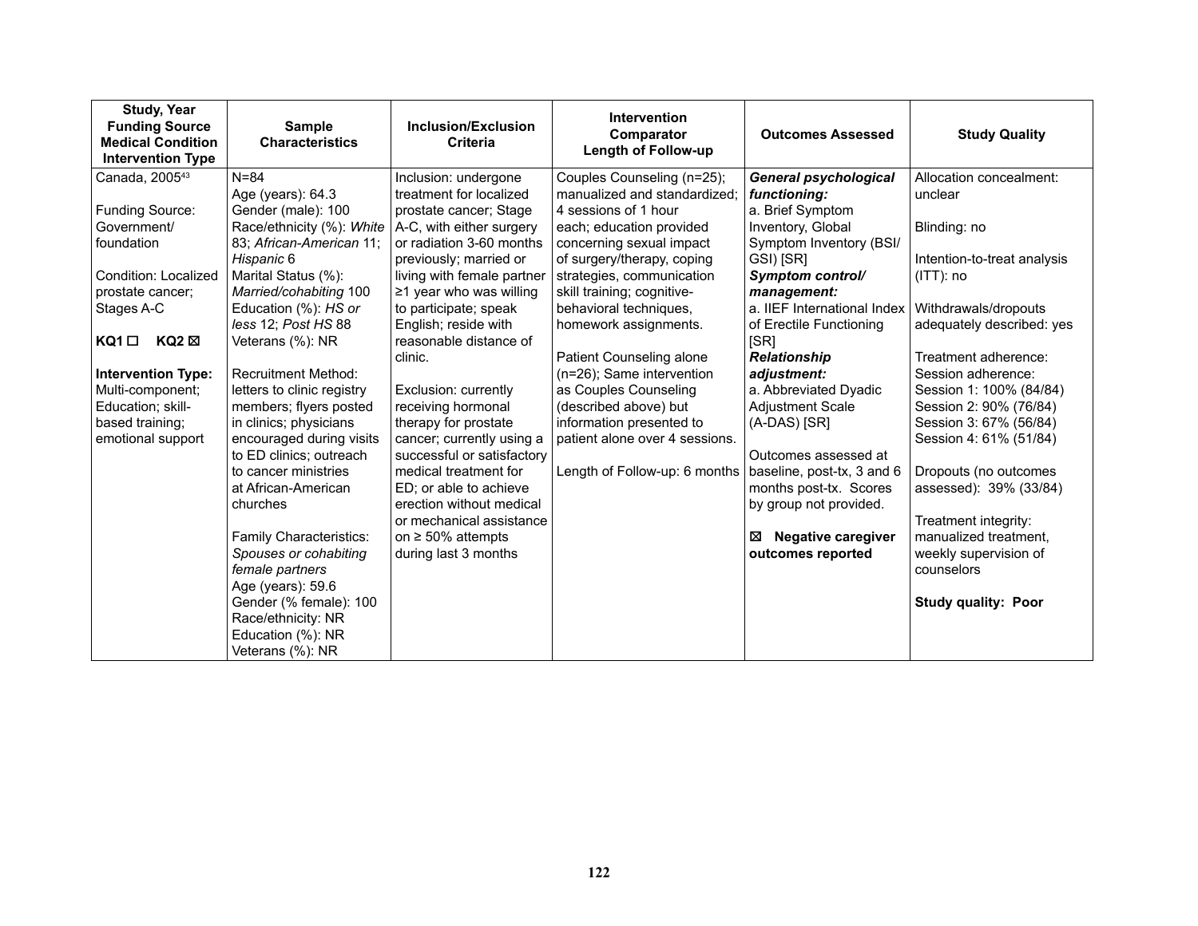| Study, Year<br>Funding Source<br>Medical Condition<br>Intervention Type | Sample Characteristics | Inclusion/Exclusion Criteria | Intervention<br>Comparator<br>Length of Follow-up | Outcomes Assessed | Study Quality |
|---|---|---|---|---|---|
| Canada, 2005[43]<br><br>Funding Source: Government/ foundation<br><br>Condition: Localized prostate cancer; Stages A-C<br><br>**KQ1** ☐ **KQ2** ☒<br><br>**Intervention Type:** Multi-component; Education; skill-based training; emotional support | N=84<br>Age (years): 64.3<br>Gender (male): 100<br>Race/ethnicity (%): *White* 83; *African-American* 11; *Hispanic* 6<br>Marital Status (%): *Married/cohabiting* 100<br>Education (%): *HS or less* 12; *Post HS* 88<br>Veterans (%): NR<br><br>Recruitment Method: letters to clinic registry members; flyers posted in clinics; physicians encouraged during visits to ED clinics; outreach to cancer ministries at African-American churches<br><br>Family Characteristics: *Spouses or cohabiting female partners*<br>Age (years): 59.6<br>Gender (% female): 100<br>Race/ethnicity: NR<br>Education (%): NR<br>Veterans (%): NR | Inclusion: undergone treatment for localized prostate cancer; Stage A-C, with either surgery or radiation 3-60 months previously; married or living with female partner ≥1 year who was willing to participate; speak English; reside with reasonable distance of clinic.<br><br>Exclusion: currently receiving hormonal therapy for prostate cancer; currently using a successful or satisfactory medical treatment for ED; or able to achieve erection without medical or mechanical assistance on ≥ 50% attempts during last 3 months | Couples Counseling (n=25); manualized and standardized; 4 sessions of 1 hour each; education provided concerning sexual impact of surgery/therapy, coping strategies, communication skill training; cognitive-behavioral techniques, homework assignments.<br><br>Patient Counseling alone (n=26); Same intervention as Couples Counseling (described above) but information presented to patient alone over 4 sessions.<br><br>Length of Follow-up: 6 months | ***General psychological functioning:***<br>a. Brief Symptom Inventory, Global Symptom Inventory (BSI/ GSI) [SR]<br>***Symptom control/ management:***<br>a. IIEF International Index of Erectile Functioning [SR]<br>***Relationship adjustment:***<br>a. Abbreviated Dyadic Adjustment Scale (A-DAS) [SR]<br><br>Outcomes assessed at baseline, post-tx, 3 and 6 months post-tx. Scores by group not provided.<br><br>☒ **Negative caregiver outcomes reported** | Allocation concealment: unclear<br><br>Blinding: no<br><br>Intention-to-treat analysis (ITT): no<br><br>Withdrawals/dropouts adequately described: yes<br><br>Treatment adherence: Session adherence:<br>Session 1: 100% (84/84)<br>Session 2: 90% (76/84)<br>Session 3: 67% (56/84)<br>Session 4: 61% (51/84)<br><br>Dropouts (no outcomes assessed): 39% (33/84)<br><br>Treatment integrity: manualized treatment, weekly supervision of counselors<br><br>**Study quality: Poor** |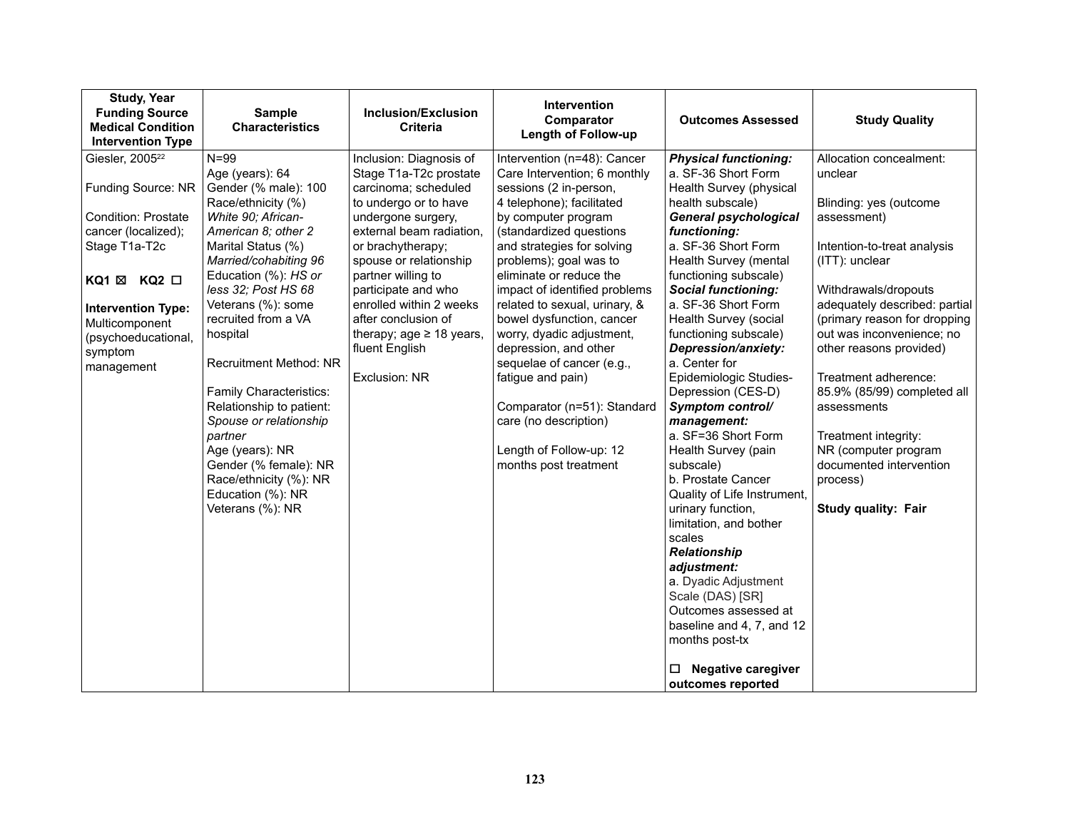| Study, Year<br>Funding Source<br>Medical Condition<br>Intervention Type | Sample Characteristics | Inclusion/Exclusion Criteria | Intervention<br>Comparator<br>Length of Follow-up | Outcomes Assessed | Study Quality |
|---|---|---|---|---|---|
| Giesler, 2005[22]<br><br>Funding Source: NR<br><br>Condition: Prostate cancer (localized); Stage T1a-T2c<br><br>**KQ1 ☒ KQ2 ☐**<br><br>**Intervention Type:** Multicomponent (psychoeducational, symptom management | N=99<br>Age (years): 64<br>Gender (% male): 100<br>Race/ethnicity (%)<br>*White 90; African-American 8; other 2*<br>Marital Status (%)<br>*Married/cohabiting 96*<br>Education (%): *HS or less 32; Post HS 68*<br>Veterans (%): some recruited from a VA hospital<br><br>Recruitment Method: NR<br><br>Family Characteristics:<br>Relationship to patient: *Spouse or relationship partner*<br>Age (years): NR<br>Gender (% female): NR<br>Race/ethnicity (%): NR<br>Education (%): NR<br>Veterans (%): NR | Inclusion: Diagnosis of Stage T1a-T2c prostate carcinoma; scheduled to undergo or to have undergone surgery, external beam radiation, or brachytherapy; spouse or relationship partner willing to participate and who enrolled within 2 weeks after conclusion of therapy; age ≥ 18 years, fluent English<br><br>Exclusion: NR | Intervention (n=48): Cancer Care Intervention; 6 monthly sessions (2 in-person, 4 telephone); facilitated by computer program (standardized questions and strategies for solving problems); goal was to eliminate or reduce the impact of identified problems related to sexual, urinary, & bowel dysfunction, cancer worry, dyadic adjustment, depression, and other sequelae of cancer (e.g., fatigue and pain)<br><br>Comparator (n=51): Standard care (no description)<br><br>Length of Follow-up: 12 months post treatment | ***Physical functioning:***<br>a. SF-36 Short Form Health Survey (physical health subscale)<br>***General psychological functioning:***<br>a. SF-36 Short Form Health Survey (mental functioning subscale)<br>***Social functioning:***<br>a. SF-36 Short Form Health Survey (social functioning subscale)<br>***Depression/anxiety:***<br>a. Center for Epidemiologic Studies-Depression (CES-D)<br>***Symptom control/ management:***<br>a. SF=36 Short Form Health Survey (pain subscale)<br>b. Prostate Cancer Quality of Life Instrument, urinary function, limitation, and bother scales<br>***Relationship adjustment:***<br>a. Dyadic Adjustment Scale (DAS) [SR]<br>Outcomes assessed at baseline and 4, 7, and 12 months post-tx<br><br>**☐ Negative caregiver outcomes reported** | Allocation concealment: unclear<br><br>Blinding: yes (outcome assessment)<br><br>Intention-to-treat analysis (ITT): unclear<br><br>Withdrawals/dropouts adequately described: partial (primary reason for dropping out was inconvenience; no other reasons provided)<br><br>Treatment adherence: 85.9% (85/99) completed all assessments<br><br>Treatment integrity: NR (computer program documented intervention process)<br><br>**Study quality: Fair** |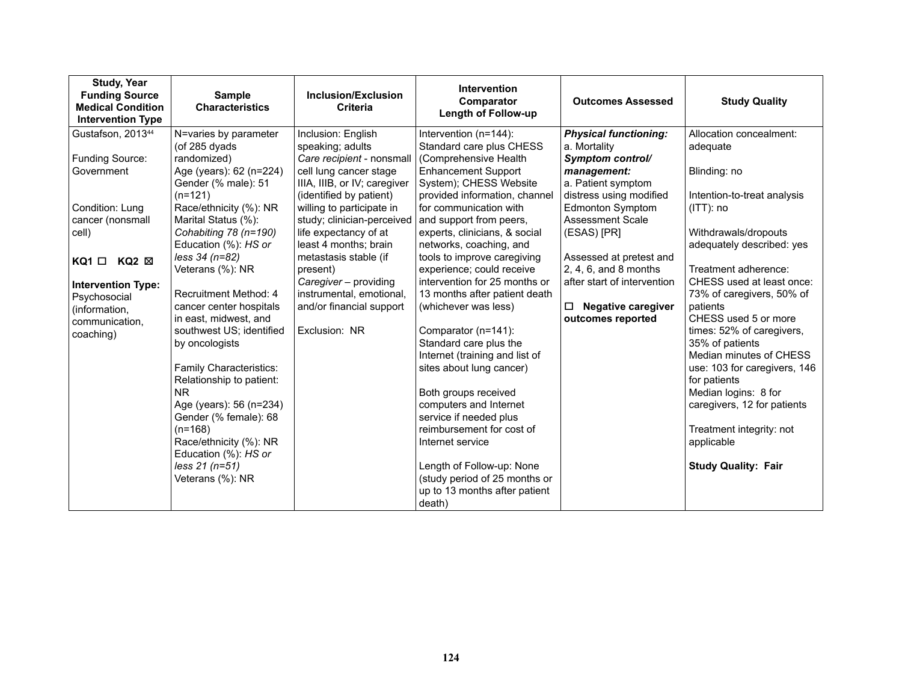| Study, Year<br>Funding Source<br>Medical Condition<br>Intervention Type | Sample Characteristics | Inclusion/Exclusion Criteria | Intervention<br>Comparator<br>Length of Follow-up | Outcomes Assessed | Study Quality |
|---|---|---|---|---|---|
| Gustafson, 2013[44]<br><br>Funding Source: Government<br><br>Condition: Lung cancer (nonsmall cell)<br><br>**KQ1** ☐ **KQ2** ☒<br><br>**Intervention Type:** Psychosocial (information, communication, coaching) | N=varies by parameter (of 285 dyads randomized)<br>Age (years): 62 (n=224)<br>Gender (% male): 51 (n=121)<br>Race/ethnicity (%): NR<br>Marital Status (%): *Cohabiting 78 (n=190)*<br>Education (%): *HS or less 34 (n=82)*<br>Veterans (%): NR<br><br>Recruitment Method: 4 cancer center hospitals in east, midwest, and southwest US; identified by oncologists<br><br>Family Characteristics:<br>Relationship to patient: NR<br>Age (years): 56 (n=234)<br>Gender (% female): 68 (n=168)<br>Race/ethnicity (%): NR<br>Education (%): *HS or less 21 (n=51)*<br>Veterans (%): NR | Inclusion: English speaking; adults<br>*Care recipient* - nonsmall cell lung cancer stage IIIA, IIIB, or IV; caregiver (identified by patient) willing to participate in study; clinician-perceived life expectancy of at least 4 months; brain metastasis stable (if present)<br>*Caregiver* – providing instrumental, emotional, and/or financial support<br><br>Exclusion: NR | Intervention (n=144): Standard care plus CHESS (Comprehensive Health Enhancement Support System); CHESS Website provided information, channel for communication with and support from peers, experts, clinicians, & social networks, coaching, and tools to improve caregiving experience; could receive intervention for 25 months or 13 months after patient death (whichever was less)<br><br>Comparator (n=141): Standard care plus the Internet (training and list of sites about lung cancer)<br><br>Both groups received computers and Internet service if needed plus reimbursement for cost of Internet service<br><br>Length of Follow-up: None (study period of 25 months or up to 13 months after patient death) | ***Physical functioning:***<br>a. Mortality<br>***Symptom control/ management:***<br>a. Patient symptom distress using modified Edmonton Symptom Assessment Scale (ESAS) [PR]<br><br>Assessed at pretest and 2, 4, 6, and 8 months after start of intervention<br><br>☐ **Negative caregiver outcomes reported** | Allocation concealment: adequate<br><br>Blinding: no<br><br>Intention-to-treat analysis (ITT): no<br><br>Withdrawals/dropouts adequately described: yes<br><br>Treatment adherence:<br>CHESS used at least once: 73% of caregivers, 50% of patients<br>CHESS used 5 or more times: 52% of caregivers, 35% of patients<br>Median minutes of CHESS use: 103 for caregivers, 146 for patients<br>Median logins: 8 for caregivers, 12 for patients<br><br>Treatment integrity: not applicable<br><br>**Study Quality: Fair** |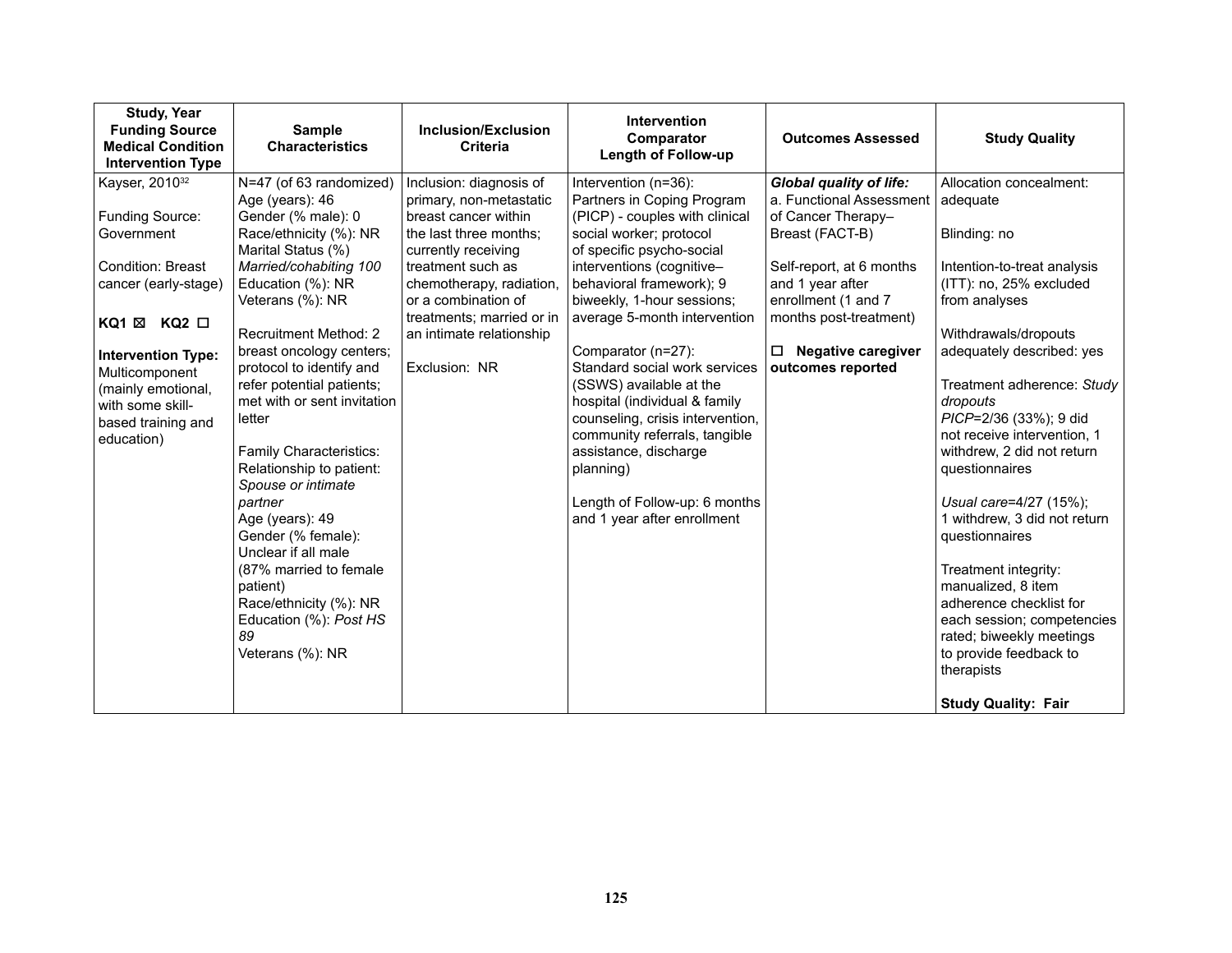| Study, Year<br>Funding Source<br>Medical Condition<br>Intervention Type | Sample Characteristics | Inclusion/Exclusion Criteria | Intervention<br>Comparator<br>Length of Follow-up | Outcomes Assessed | Study Quality |
|---|---|---|---|---|---|
| Kayser, 2010[32]<br><br>Funding Source: Government<br><br>Condition: Breast cancer (early-stage)<br><br>**KQ1 ☒ KQ2 ☐**<br><br>**Intervention Type:** Multicomponent (mainly emotional, with some skill-based training and education) | N=47 (of 63 randomized)<br>Age (years): 46<br>Gender (% male): 0<br>Race/ethnicity (%): NR<br>Marital Status (%)<br>*Married/cohabiting 100*<br>Education (%): NR<br>Veterans (%): NR<br><br>Recruitment Method: 2 breast oncology centers; protocol to identify and refer potential patients; met with or sent invitation letter<br><br>Family Characteristics:<br>Relationship to patient: *Spouse or intimate partner*<br>Age (years): 49<br>Gender (% female): Unclear if all male (87% married to female patient)<br>Race/ethnicity (%): NR<br>Education (%): *Post HS 89*<br>Veterans (%): NR | Inclusion: diagnosis of primary, non-metastatic breast cancer within the last three months; currently receiving treatment such as chemotherapy, radiation, or a combination of treatments; married or in an intimate relationship<br><br>Exclusion: NR | Intervention (n=36): Partners in Coping Program (PICP) - couples with clinical social worker; protocol of specific psycho-social interventions (cognitive–behavioral framework); 9 biweekly, 1-hour sessions; average 5-month intervention<br><br>Comparator (n=27): Standard social work services (SSWS) available at the hospital (individual & family counseling, crisis intervention, community referrals, tangible assistance, discharge planning)<br><br>Length of Follow-up: 6 months and 1 year after enrollment | ***Global quality of life:***<br>a. Functional Assessment of Cancer Therapy–Breast (FACT-B)<br><br>Self-report, at 6 months and 1 year after enrollment (1 and 7 months post-treatment)<br><br>**☐ Negative caregiver outcomes reported** | Allocation concealment: adequate<br><br>Blinding: no<br><br>Intention-to-treat analysis (ITT): no, 25% excluded from analyses<br><br>Withdrawals/dropouts adequately described: yes<br><br>Treatment adherence: *Study dropouts*<br>*PICP*=2/36 (33%); 9 did not receive intervention, 1 withdrew, 2 did not return questionnaires<br><br>*Usual care*=4/27 (15%); 1 withdrew, 3 did not return questionnaires<br><br>Treatment integrity: manualized, 8 item adherence checklist for each session; competencies rated; biweekly meetings to provide feedback to therapists<br><br>**Study Quality: Fair** |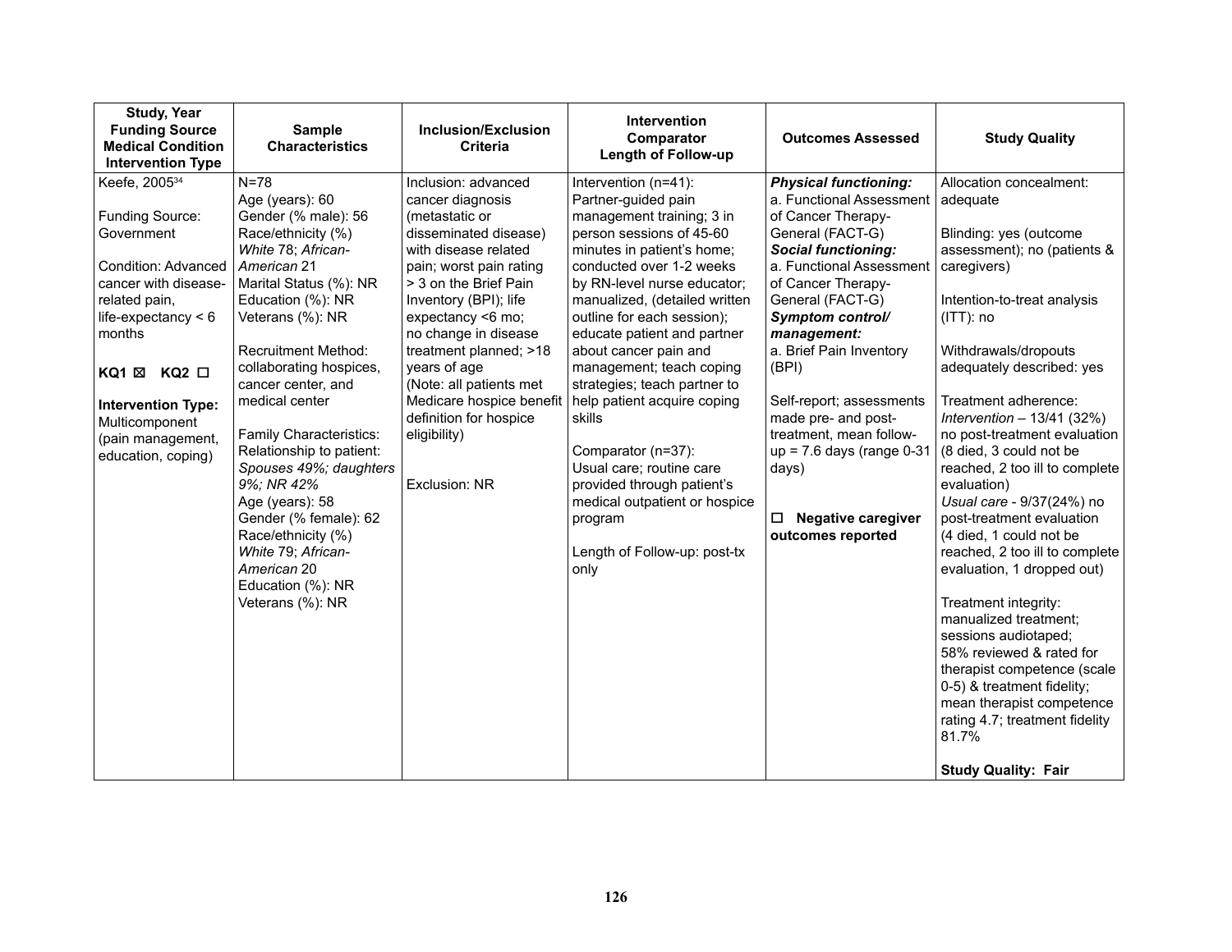| Study, Year<br>Funding Source<br>Medical Condition<br>Intervention Type | Sample Characteristics | Inclusion/Exclusion Criteria | Intervention<br>Comparator<br>Length of Follow-up | Outcomes Assessed | Study Quality |
|---|---|---|---|---|---|
| Keefe, 2005[34]<br><br>Funding Source: Government<br><br>Condition: Advanced cancer with disease-related pain, life-expectancy < 6 months<br><br>**KQ1 ☒ KQ2 ☐**<br><br>**Intervention Type:** Multicomponent (pain management, education, coping) | N=78<br>Age (years): 60<br>Gender (% male): 56<br>Race/ethnicity (%)<br>*White* 78; *African-American* 21<br>Marital Status (%): NR<br>Education (%): NR<br>Veterans (%): NR<br><br>Recruitment Method: collaborating hospices, cancer center, and medical center<br><br>Family Characteristics:<br>Relationship to patient: *Spouses 49%; daughters 9%; NR 42%*<br>Age (years): 58<br>Gender (% female): 62<br>Race/ethnicity (%)<br>*White* 79; *African-American* 20<br>Education (%): NR<br>Veterans (%): NR | Inclusion: advanced cancer diagnosis (metastatic or disseminated disease) with disease related pain; worst pain rating > 3 on the Brief Pain Inventory (BPI); life expectancy <6 mo; no change in disease treatment planned; >18 years of age<br>(Note: all patients met Medicare hospice benefit definition for hospice eligibility)<br><br>Exclusion: NR | Intervention (n=41): Partner-guided pain management training; 3 in person sessions of 45-60 minutes in patient's home; conducted over 1-2 weeks by RN-level nurse educator; manualized, (detailed written outline for each session); educate patient and partner about cancer pain and management; teach coping strategies; teach partner to help patient acquire coping skills<br><br>Comparator (n=37): Usual care; routine care provided through patient's medical outpatient or hospice program<br><br>Length of Follow-up: post-tx only | ***Physical functioning:***<br>a. Functional Assessment of Cancer Therapy-General (FACT-G)<br>***Social functioning:***<br>a. Functional Assessment of Cancer Therapy-General (FACT-G)<br>***Symptom control/ management:***<br>a. Brief Pain Inventory (BPI)<br><br>Self-report; assessments made pre- and post-treatment, mean follow-up = 7.6 days (range 0-31 days)<br><br>☐ **Negative caregiver outcomes reported** | Allocation concealment: adequate<br><br>Blinding: yes (outcome assessment); no (patients & caregivers)<br><br>Intention-to-treat analysis (ITT): no<br><br>Withdrawals/dropouts adequately described: yes<br><br>Treatment adherence:<br>*Intervention* – 13/41 (32%) no post-treatment evaluation (8 died, 3 could not be reached, 2 too ill to complete evaluation)<br>*Usual care* - 9/37(24%) no post-treatment evaluation (4 died, 1 could not be reached, 2 too ill to complete evaluation, 1 dropped out)<br><br>Treatment integrity: manualized treatment; sessions audiotaped; 58% reviewed & rated for therapist competence (scale 0-5) & treatment fidelity; mean therapist competence rating 4.7; treatment fidelity 81.7%<br><br>**Study Quality: Fair** |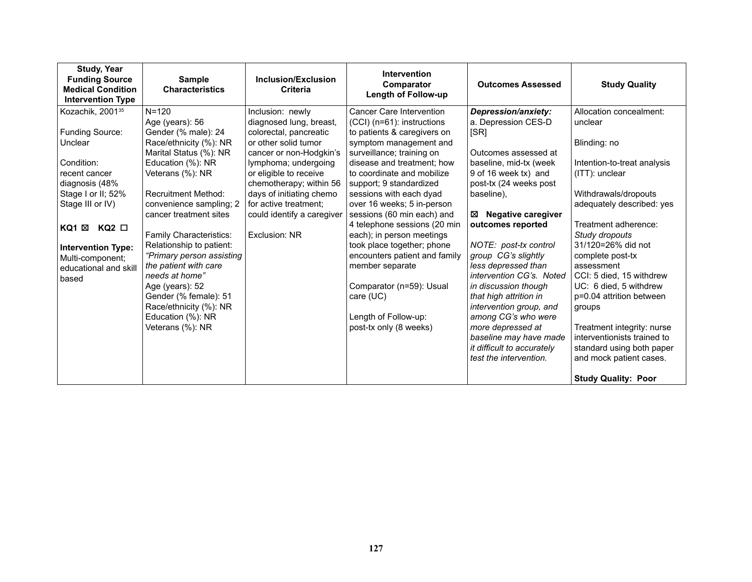| Study, Year<br>Funding Source<br>Medical Condition<br>Intervention Type | Sample Characteristics | Inclusion/Exclusion Criteria | Intervention<br>Comparator<br>Length of Follow-up | Outcomes Assessed | Study Quality |
|---|---|---|---|---|---|
| Kozachik, 2001[35]<br><br>Funding Source: Unclear<br><br>Condition: recent cancer diagnosis (48% Stage I or II; 52% Stage III or IV)<br><br>**KQ1** ☒ **KQ2** ☐<br><br>**Intervention Type:** Multi-component; educational and skill based | N=120<br>Age (years): 56<br>Gender (% male): 24<br>Race/ethnicity (%): NR<br>Marital Status (%): NR<br>Education (%): NR<br>Veterans (%): NR<br><br>Recruitment Method: convenience sampling; 2 cancer treatment sites<br><br>Family Characteristics:<br>Relationship to patient: *"Primary person assisting the patient with care needs at home"*<br>Age (years): 52<br>Gender (% female): 51<br>Race/ethnicity (%): NR<br>Education (%): NR<br>Veterans (%): NR | Inclusion: newly diagnosed lung, breast, colorectal, pancreatic or other solid tumor cancer or non-Hodgkin's lymphoma; undergoing or eligible to receive chemotherapy; within 56 days of initiating chemo for active treatment; could identify a caregiver<br><br>Exclusion: NR | Cancer Care Intervention (CCI) (n=61): instructions to patients & caregivers on symptom management and surveillance; training on disease and treatment; how to coordinate and mobilize support; 9 standardized sessions with each dyad over 16 weeks; 5 in-person sessions (60 min each) and 4 telephone sessions (20 min each); in person meetings took place together; phone encounters patient and family member separate<br><br>Comparator (n=59): Usual care (UC)<br><br>Length of Follow-up: post-tx only (8 weeks) | ***Depression/anxiety:***<br>a. Depression CES-D [SR]<br><br>Outcomes assessed at baseline, mid-tx (week 9 of 16 week tx) and post-tx (24 weeks post baseline),<br><br>☒ **Negative caregiver outcomes reported**<br><br>*NOTE: post-tx control group CG's slightly less depressed than intervention CG's. Noted in discussion though that high attrition in intervention group, and among CG's who were more depressed at baseline may have made it difficult to accurately test the intervention.* | Allocation concealment: unclear<br><br>Blinding: no<br><br>Intention-to-treat analysis (ITT): unclear<br><br>Withdrawals/dropouts adequately described: yes<br><br>Treatment adherence:<br>*Study dropouts*<br>31/120=26% did not complete post-tx assessment<br>CCI: 5 died, 15 withdrew<br>UC: 6 died, 5 withdrew<br>p=0.04 attrition between groups<br><br>Treatment integrity: nurse interventionists trained to standard using both paper and mock patient cases.<br><br>**Study Quality: Poor** |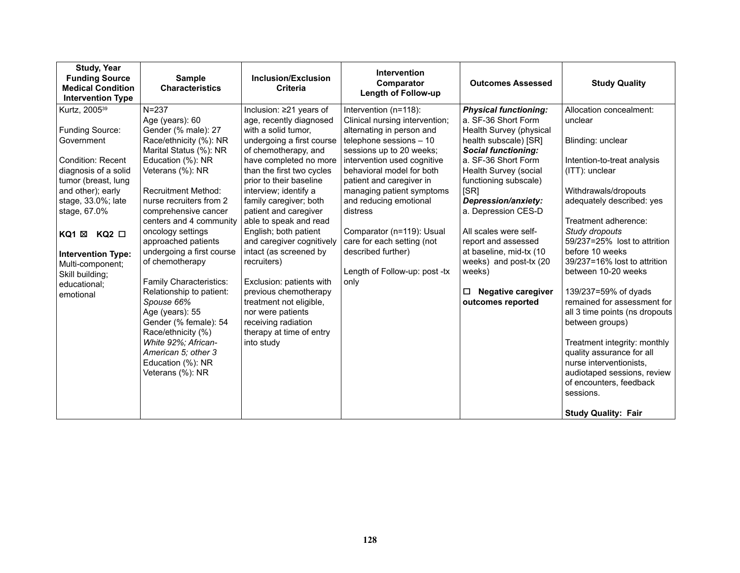| Study, Year<br>Funding Source<br>Medical Condition<br>Intervention Type | Sample Characteristics | Inclusion/Exclusion Criteria | Intervention<br>Comparator<br>Length of Follow-up | Outcomes Assessed | Study Quality |
|---|---|---|---|---|---|
| Kurtz, 2005[39]<br><br>Funding Source: Government<br><br>Condition: Recent diagnosis of a solid tumor (breast, lung and other); early stage, 33.0%; late stage, 67.0%<br><br>**KQ1** ☒ **KQ2** ☐<br><br>**Intervention Type:** Multi-component; Skill building; educational; emotional | N=237<br>Age (years): 60<br>Gender (% male): 27<br>Race/ethnicity (%): NR<br>Marital Status (%): NR<br>Education (%): NR<br>Veterans (%): NR<br><br>Recruitment Method: nurse recruiters from 2 comprehensive cancer centers and 4 community oncology settings approached patients undergoing a first course of chemotherapy<br><br>Family Characteristics:<br>Relationship to patient: *Spouse 66%*<br>Age (years): 55<br>Gender (% female): 54<br>Race/ethnicity (%)<br>*White 92%; African-American 5; other 3*<br>Education (%): NR<br>Veterans (%): NR | Inclusion: ≥21 years of age, recently diagnosed with a solid tumor, undergoing a first course of chemotherapy, and have completed no more than the first two cycles prior to their baseline interview; identify a family caregiver; both patient and caregiver able to speak and read English; both patient and caregiver cognitively intact (as screened by recruiters)<br><br>Exclusion: patients with previous chemotherapy treatment not eligible, nor were patients receiving radiation therapy at time of entry into study | Intervention (n=118): Clinical nursing intervention; alternating in person and telephone sessions – 10 sessions up to 20 weeks; intervention used cognitive behavioral model for both patient and caregiver in managing patient symptoms and reducing emotional distress<br><br>Comparator (n=119): Usual care for each setting (not described further)<br><br>Length of Follow-up: post -tx only | ***Physical functioning:***<br>a. SF-36 Short Form Health Survey (physical health subscale) [SR]<br>***Social functioning:***<br>a. SF-36 Short Form Health Survey (social functioning subscale) [SR]<br>***Depression/anxiety:***<br>a. Depression CES-D<br><br>All scales were self-report and assessed at baseline, mid-tx (10 weeks) and post-tx (20 weeks)<br><br>☐ **Negative caregiver outcomes reported** | Allocation concealment: unclear<br><br>Blinding: unclear<br><br>Intention-to-treat analysis (ITT): unclear<br><br>Withdrawals/dropouts adequately described: yes<br><br>Treatment adherence:<br>*Study dropouts*<br>59/237=25% lost to attrition before 10 weeks<br>39/237=16% lost to attrition between 10-20 weeks<br><br>139/237=59% of dyads remained for assessment for all 3 time points (ns dropouts between groups)<br><br>Treatment integrity: monthly quality assurance for all nurse interventionists, audiotaped sessions, review of encounters, feedback sessions.<br><br>**Study Quality: Fair** |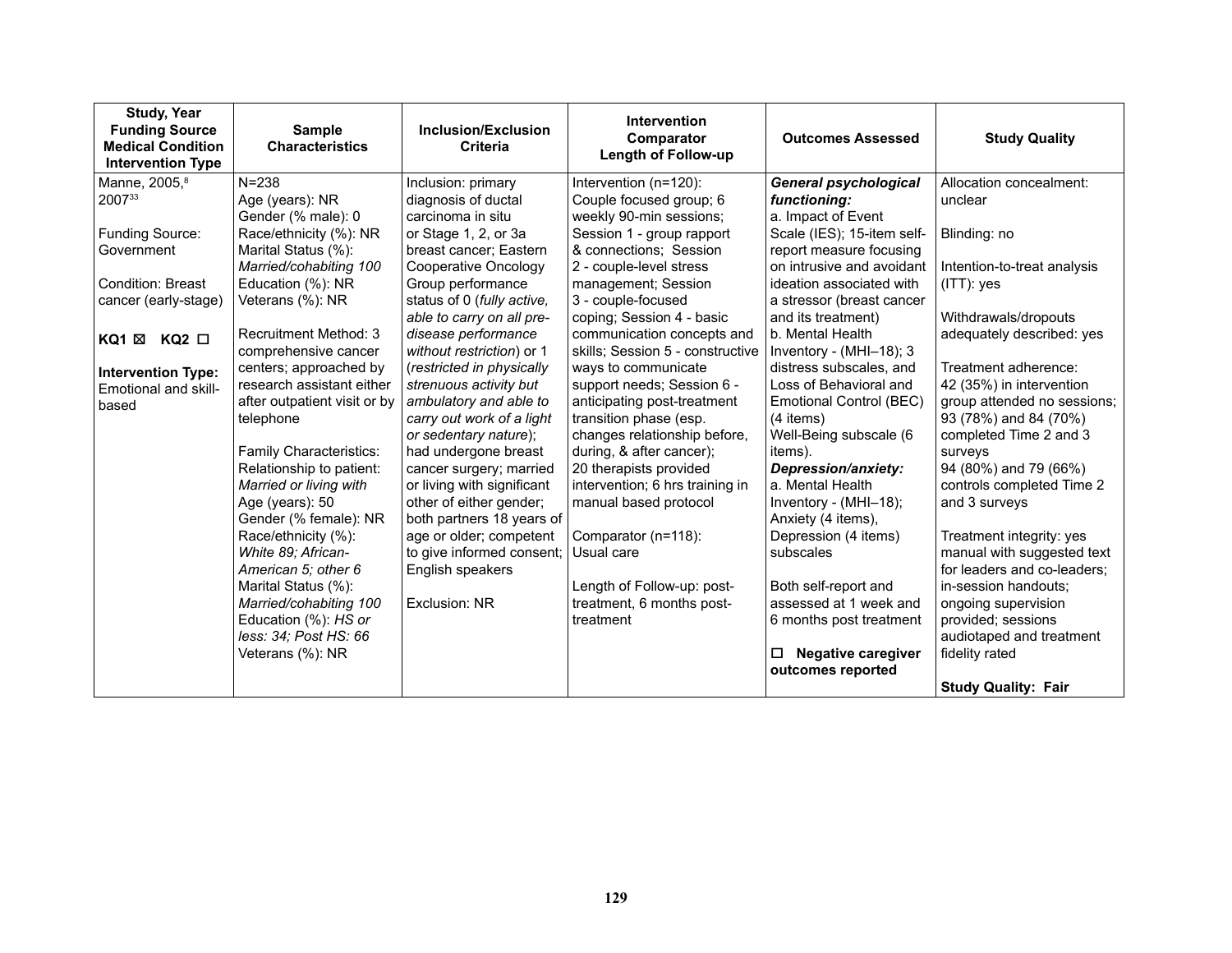| Study, Year<br>Funding Source<br>Medical Condition<br>Intervention Type | Sample Characteristics | Inclusion/Exclusion Criteria | Intervention<br>Comparator<br>Length of Follow-up | Outcomes Assessed | Study Quality |
|---|---|---|---|---|---|
| Manne, 2005,[8] 2007[33]<br><br>Funding Source: Government<br><br>Condition: Breast cancer (early-stage)<br><br>**KQ1** ☒ **KQ2** ☐<br><br>**Intervention Type:** Emotional and skill-based | N=238<br>Age (years): NR<br>Gender (% male): 0<br>Race/ethnicity (%): NR<br>Marital Status (%): *Married/cohabiting 100*<br>Education (%): NR<br>Veterans (%): NR<br><br>Recruitment Method: 3 comprehensive cancer centers; approached by research assistant either after outpatient visit or by telephone<br><br>Family Characteristics:<br>Relationship to patient: *Married or living with*<br>Age (years): 50<br>Gender (% female): NR<br>Race/ethnicity (%): *White 89; African-American 5; other 6*<br>Marital Status (%): *Married/cohabiting 100*<br>Education (%): *HS or less: 34; Post HS: 66*<br>Veterans (%): NR | Inclusion: primary diagnosis of ductal carcinoma in situ or Stage 1, 2, or 3a breast cancer; Eastern Cooperative Oncology Group performance status of 0 (*fully active, able to carry on all pre-disease performance without restriction*) or 1 (*restricted in physically strenuous activity but ambulatory and able to carry out work of a light or sedentary nature*); had undergone breast cancer surgery; married or living with significant other of either gender; both partners 18 years of age or older; competent to give informed consent; English speakers<br><br>Exclusion: NR | Intervention (n=120): Couple focused group; 6 weekly 90-min sessions; Session 1 - group rapport & connections; Session 2 - couple-level stress management; Session 3 - couple-focused coping; Session 4 - basic communication concepts and skills; Session 5 - constructive ways to communicate support needs; Session 6 - anticipating post-treatment transition phase (esp. changes relationship before, during, & after cancer); 20 therapists provided intervention; 6 hrs training in manual based protocol<br><br>Comparator (n=118): Usual care<br><br>Length of Follow-up: post-treatment, 6 months post-treatment | ***General psychological functioning:***<br>a. Impact of Event Scale (IES); 15-item self-report measure focusing on intrusive and avoidant ideation associated with a stressor (breast cancer and its treatment)<br>b. Mental Health Inventory - (MHI–18); 3 distress subscales, and Loss of Behavioral and Emotional Control (BEC) (4 items)<br>Well-Being subscale (6 items).<br>***Depression/anxiety:***<br>a. Mental Health Inventory - (MHI–18); Anxiety (4 items), Depression (4 items) subscales<br><br>Both self-report and assessed at 1 week and 6 months post treatment<br><br>☐ **Negative caregiver outcomes reported** | Allocation concealment: unclear<br><br>Blinding: no<br><br>Intention-to-treat analysis (ITT): yes<br><br>Withdrawals/dropouts adequately described: yes<br><br>Treatment adherence: 42 (35%) in intervention group attended no sessions; 93 (78%) and 84 (70%) completed Time 2 and 3 surveys<br>94 (80%) and 79 (66%) controls completed Time 2 and 3 surveys<br><br>Treatment integrity: yes manual with suggested text for leaders and co-leaders; in-session handouts; ongoing supervision provided; sessions audiotaped and treatment fidelity rated<br><br>**Study Quality: Fair** |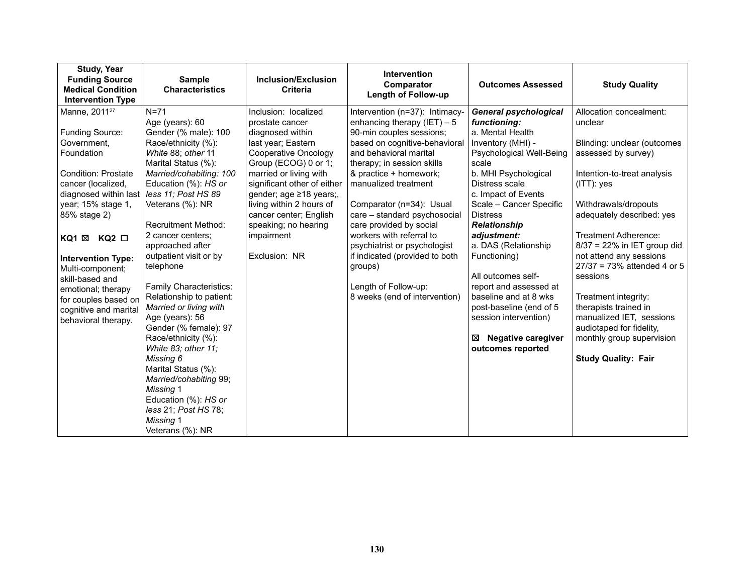| Study, Year<br>Funding Source<br>Medical Condition<br>Intervention Type | Sample Characteristics | Inclusion/Exclusion Criteria | Intervention<br>Comparator<br>Length of Follow-up | Outcomes Assessed | Study Quality |
|---|---|---|---|---|---|
| Manne, 2011[27]<br><br>Funding Source: Government, Foundation<br><br>Condition: Prostate cancer (localized, diagnosed within last year; 15% stage 1, 85% stage 2)<br><br>**KQ1** ☒ **KQ2** ☐<br><br>**Intervention Type:** Multi-component; skill-based and emotional; therapy for couples based on cognitive and marital behavioral therapy. | N=71<br>Age (years): 60<br>Gender (% male): 100<br>Race/ethnicity (%): *White* 88; *other* 11<br>Marital Status (%): *Married/cohabiting: 100*<br>Education (%): *HS or less 11; Post HS 89*<br>Veterans (%): NR<br><br>Recruitment Method: 2 cancer centers; approached after outpatient visit or by telephone<br><br>Family Characteristics: Relationship to patient: *Married or living with*<br>Age (years): 56<br>Gender (% female): 97<br>Race/ethnicity (%): *White 83; other 11; Missing 6*<br>Marital Status (%): *Married/cohabiting* 99; *Missing* 1<br>Education (%): *HS or less* 21; *Post HS* 78; *Missing* 1<br>Veterans (%): NR | Inclusion: localized prostate cancer diagnosed within last year; Eastern Cooperative Oncology Group (ECOG) 0 or 1; married or living with significant other of either gender; age ≥18 years;, living within 2 hours of cancer center; English speaking; no hearing impairment<br><br>Exclusion: NR | Intervention (n=37): Intimacy-enhancing therapy (IET) – 5 90-min couples sessions; based on cognitive-behavioral and behavioral marital therapy; in session skills & practice + homework; manualized treatment<br><br>Comparator (n=34): Usual care – standard psychosocial care provided by social workers with referral to psychiatrist or psychologist if indicated (provided to both groups)<br><br>Length of Follow-up: 8 weeks (end of intervention) | ***General psychological functioning:***<br>a. Mental Health Inventory (MHI) - Psychological Well-Being scale<br>b. MHI Psychological Distress scale<br>c. Impact of Events Scale – Cancer Specific Distress<br>***Relationship adjustment:***<br>a. DAS (Relationship Functioning)<br><br>All outcomes self-report and assessed at baseline and at 8 wks post-baseline (end of 5 session intervention)<br><br>☒ **Negative caregiver outcomes reported** | Allocation concealment: unclear<br><br>Blinding: unclear (outcomes assessed by survey)<br><br>Intention-to-treat analysis (ITT): yes<br><br>Withdrawals/dropouts adequately described: yes<br><br>Treatment Adherence: 8/37 = 22% in IET group did not attend any sessions 27/37 = 73% attended 4 or 5 sessions<br><br>Treatment integrity: therapists trained in manualized IET, sessions audiotaped for fidelity, monthly group supervision<br><br>**Study Quality: Fair** |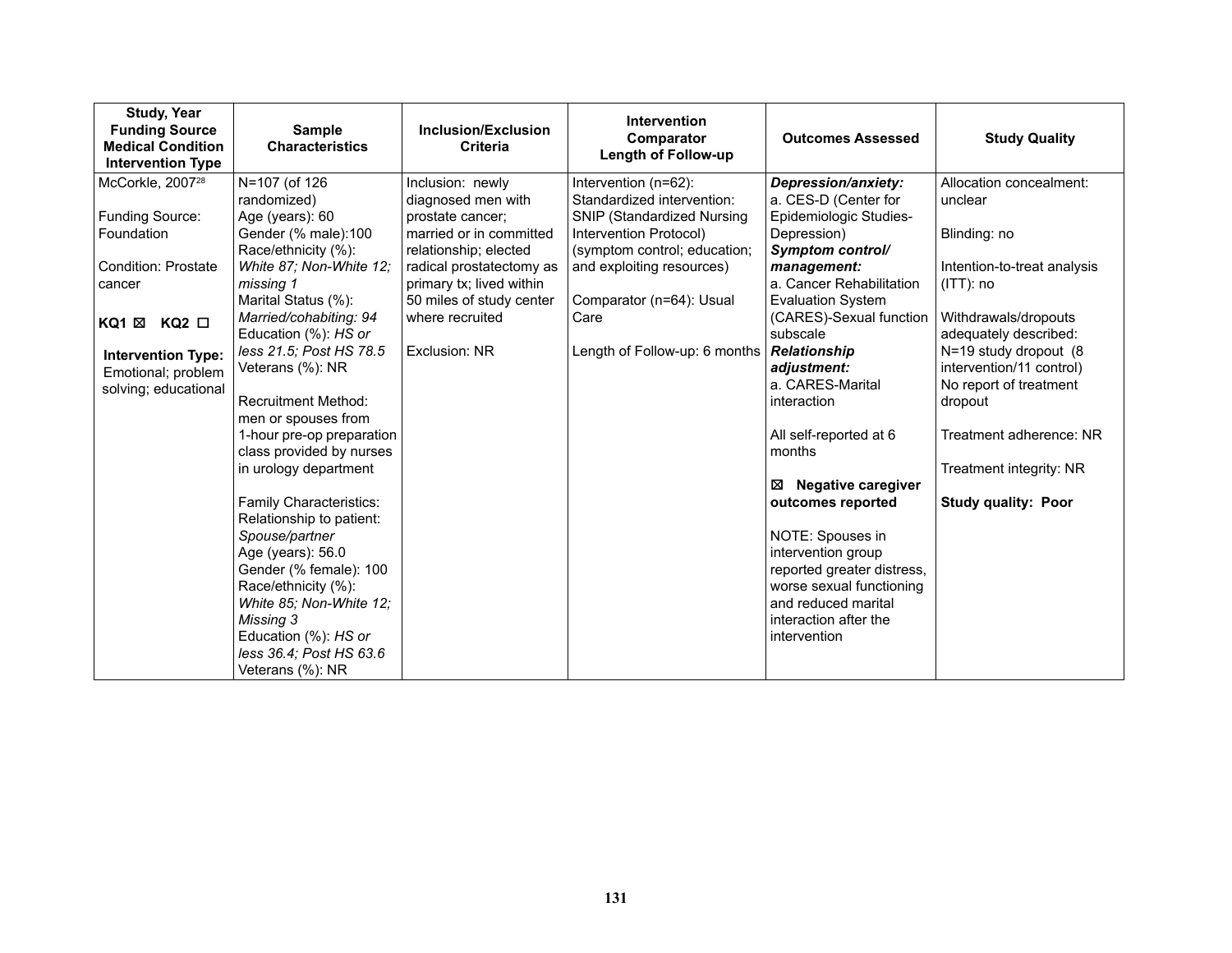| Study, Year<br>Funding Source<br>Medical Condition<br>Intervention Type | Sample Characteristics | Inclusion/Exclusion Criteria | Intervention<br>Comparator<br>Length of Follow-up | Outcomes Assessed | Study Quality |
|---|---|---|---|---|---|
| McCorkle, 2007[28]<br><br>Funding Source: Foundation<br><br>Condition: Prostate cancer<br><br>**KQ1 ☒ KQ2 ☐**<br><br>**Intervention Type:** Emotional; problem solving; educational | N=107 (of 126 randomized)<br>Age (years): 60<br>Gender (% male):100<br>Race/ethnicity (%): *White 87; Non-White 12; missing 1*<br>Marital Status (%): *Married/cohabiting: 94*<br>Education (%): *HS or less 21.5; Post HS 78.5*<br>Veterans (%): NR<br><br>Recruitment Method: men or spouses from 1-hour pre-op preparation class provided by nurses in urology department<br><br>Family Characteristics:<br>Relationship to patient: *Spouse/partner*<br>Age (years): 56.0<br>Gender (% female): 100<br>Race/ethnicity (%): *White 85; Non-White 12; Missing 3*<br>Education (%): *HS or less 36.4; Post HS 63.6*<br>Veterans (%): NR | Inclusion: newly diagnosed men with prostate cancer; married or in committed relationship; elected radical prostatectomy as primary tx; lived within 50 miles of study center where recruited<br><br>Exclusion: NR | Intervention (n=62): Standardized intervention: SNIP (Standardized Nursing Intervention Protocol) (symptom control; education; and exploiting resources)<br><br>Comparator (n=64): Usual Care<br><br>Length of Follow-up: 6 months | ***Depression/anxiety:***<br>a. CES-D (Center for Epidemiologic Studies-Depression)<br>***Symptom control/ management:***<br>a. Cancer Rehabilitation Evaluation System (CARES)-Sexual function subscale<br>***Relationship adjustment:***<br>a. CARES-Marital interaction<br><br>All self-reported at 6 months<br><br>☒ **Negative caregiver outcomes reported**<br><br>NOTE: Spouses in intervention group reported greater distress, worse sexual functioning and reduced marital interaction after the intervention | Allocation concealment: unclear<br><br>Blinding: no<br><br>Intention-to-treat analysis (ITT): no<br><br>Withdrawals/dropouts adequately described: N=19 study dropout (8 intervention/11 control) No report of treatment dropout<br><br>Treatment adherence: NR<br><br>Treatment integrity: NR<br><br>**Study quality: Poor** |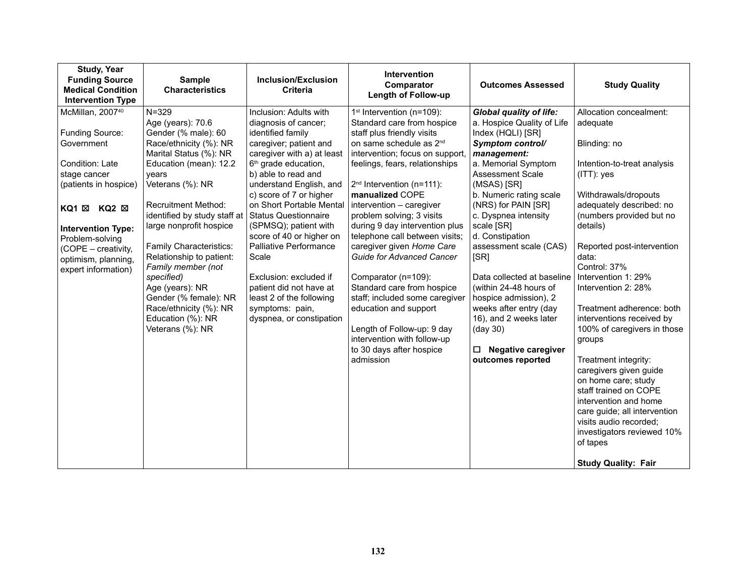| Study, Year<br>Funding Source<br>Medical Condition<br>Intervention Type | Sample Characteristics | Inclusion/Exclusion Criteria | Intervention<br>Comparator<br>Length of Follow-up | Outcomes Assessed | Study Quality |
|---|---|---|---|---|---|
| McMillan, 2007[40]<br><br>Funding Source: Government<br><br>Condition: Late stage cancer (patients in hospice)<br><br>**KQ1** ☒ **KQ2** ☒<br><br>**Intervention Type:** Problem-solving (COPE – creativity, optimism, planning, expert information) | N=329<br>Age (years): 70.6<br>Gender (% male): 60<br>Race/ethnicity (%): NR<br>Marital Status (%): NR<br>Education (mean): 12.2 years<br>Veterans (%): NR<br><br>Recruitment Method: identified by study staff at large nonprofit hospice<br><br>Family Characteristics:<br>Relationship to patient: *Family member (not specified)*<br>Age (years): NR<br>Gender (% female): NR<br>Race/ethnicity (%): NR<br>Education (%): NR<br>Veterans (%): NR | Inclusion: Adults with diagnosis of cancer; identified family caregiver; patient and caregiver with a) at least 6[th] grade education, b) able to read and understand English, and c) score of 7 or higher on Short Portable Mental Status Questionnaire (SPMSQ); patient with score of 40 or higher on Palliative Performance Scale<br><br>Exclusion: excluded if patient did not have at least 2 of the following symptoms: pain, dyspnea, or constipation | 1[st] Intervention (n=109): Standard care from hospice staff plus friendly visits on same schedule as 2[nd] intervention; focus on support, feelings, fears, relationships<br><br>2[nd] Intervention (n=111): **manualized** COPE intervention – caregiver problem solving; 3 visits during 9 day intervention plus telephone call between visits; caregiver given *Home Care Guide for Advanced Cancer*<br><br>Comparator (n=109): Standard care from hospice staff; included some caregiver education and support<br><br>Length of Follow-up: 9 day intervention with follow-up to 30 days after hospice admission | ***Global quality of life:***<br>a. Hospice Quality of Life Index (HQLI) [SR]<br>***Symptom control/ management:***<br>a. Memorial Symptom Assessment Scale (MSAS) [SR]<br>b. Numeric rating scale (NRS) for PAIN [SR]<br>c. Dyspnea intensity scale [SR]<br>d. Constipation assessment scale (CAS) [SR]<br><br>Data collected at baseline (within 24-48 hours of hospice admission), 2 weeks after entry (day 16), and 2 weeks later (day 30)<br><br>☐ **Negative caregiver outcomes reported** | Allocation concealment: adequate<br><br>Blinding: no<br><br>Intention-to-treat analysis (ITT): yes<br><br>Withdrawals/dropouts adequately described: no (numbers provided but no details)<br><br>Reported post-intervention data:<br>Control: 37%<br>Intervention 1: 29%<br>Intervention 2: 28%<br><br>Treatment adherence: both interventions received by 100% of caregivers in those groups<br><br>Treatment integrity: caregivers given guide on home care; study staff trained on COPE intervention and home care guide; all intervention visits audio recorded; investigators reviewed 10% of tapes<br><br>**Study Quality: Fair** |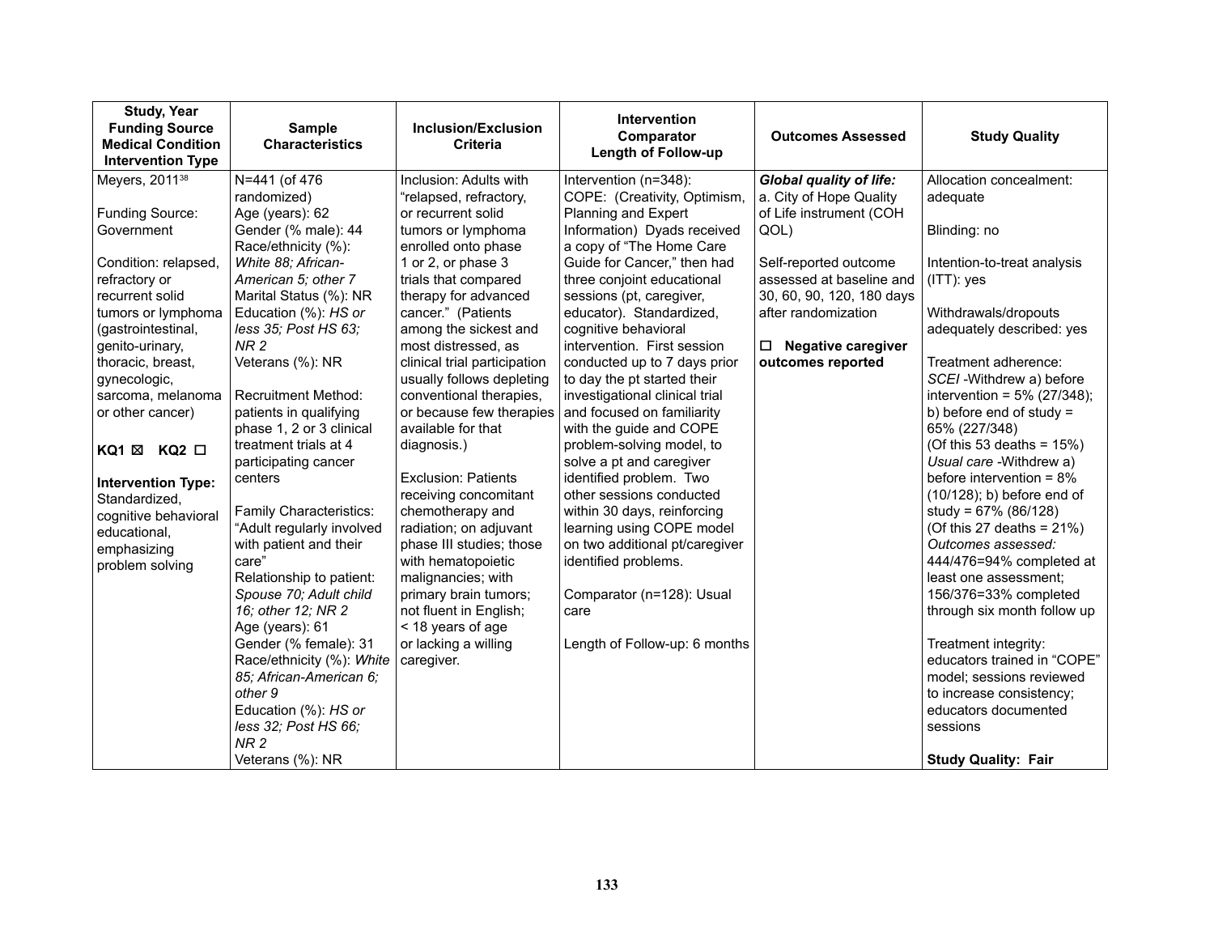| Study, Year<br>Funding Source<br>Medical Condition<br>Intervention Type | Sample Characteristics | Inclusion/Exclusion Criteria | Intervention<br>Comparator<br>Length of Follow-up | Outcomes Assessed | Study Quality |
|---|---|---|---|---|---|
| Meyers, 2011[38]<br><br>Funding Source: Government<br><br>Condition: relapsed, refractory or recurrent solid tumors or lymphoma (gastrointestinal, genito-urinary, thoracic, breast, gynecologic, sarcoma, melanoma or other cancer)<br><br>**KQ1 ☒ KQ2 ☐**<br><br>**Intervention Type:** Standardized, cognitive behavioral educational, emphasizing problem solving | N=441 (of 476 randomized)<br>Age (years): 62<br>Gender (% male): 44<br>Race/ethnicity (%): *White 88; African-American 5; other 7*<br>Marital Status (%): NR<br>Education (%): *HS or less 35; Post HS 63; NR 2*<br>Veterans (%): NR<br><br>Recruitment Method: patients in qualifying phase 1, 2 or 3 clinical treatment trials at 4 participating cancer centers<br><br>Family Characteristics: "Adult regularly involved with patient and their care"<br>Relationship to patient: *Spouse 70; Adult child 16; other 12; NR 2*<br>Age (years): 61<br>Gender (% female): 31<br>Race/ethnicity (%): *White 85; African-American 6; other 9*<br>Education (%): *HS or less 32; Post HS 66; NR 2*<br>Veterans (%): NR | Inclusion: Adults with "relapsed, refractory, or recurrent solid tumors or lymphoma enrolled onto phase 1 or 2, or phase 3 trials that compared therapy for advanced cancer." (Patients among the sickest and most distressed, as clinical trial participation usually follows depleting conventional therapies, or because few therapies available for that diagnosis.)<br><br>Exclusion: Patients receiving concomitant chemotherapy and radiation; on adjuvant phase III studies; those with hematopoietic malignancies; with primary brain tumors; not fluent in English; < 18 years of age or lacking a willing caregiver. | Intervention (n=348): COPE: (Creativity, Optimism, Planning and Expert Information) Dyads received a copy of "The Home Care Guide for Cancer," then had three conjoint educational sessions (pt, caregiver, educator). Standardized, cognitive behavioral intervention. First session conducted up to 7 days prior to day the pt started their investigational clinical trial and focused on familiarity with the guide and COPE problem-solving model, to solve a pt and caregiver identified problem. Two other sessions conducted within 30 days, reinforcing learning using COPE model on two additional pt/caregiver identified problems.<br><br>Comparator (n=128): Usual care<br><br>Length of Follow-up: 6 months | ***Global quality of life:***<br>a. City of Hope Quality of Life instrument (COH QOL)<br><br>Self-reported outcome assessed at baseline and 30, 60, 90, 120, 180 days after randomization<br><br>**☐ Negative caregiver outcomes reported** | Allocation concealment: adequate<br><br>Blinding: no<br><br>Intention-to-treat analysis (ITT): yes<br><br>Withdrawals/dropouts adequately described: yes<br><br>Treatment adherence:<br>*SCEI* -Withdrew a) before intervention = 5% (27/348); b) before end of study = 65% (227/348)<br>(Of this 53 deaths = 15%)<br>*Usual care* -Withdrew a) before intervention = 8% (10/128); b) before end of study = 67% (86/128)<br>(Of this 27 deaths = 21%)<br>*Outcomes assessed:* 444/476=94% completed at least one assessment; 156/376=33% completed through six month follow up<br><br>Treatment integrity: educators trained in "COPE" model; sessions reviewed to increase consistency; educators documented sessions<br><br>**Study Quality: Fair** |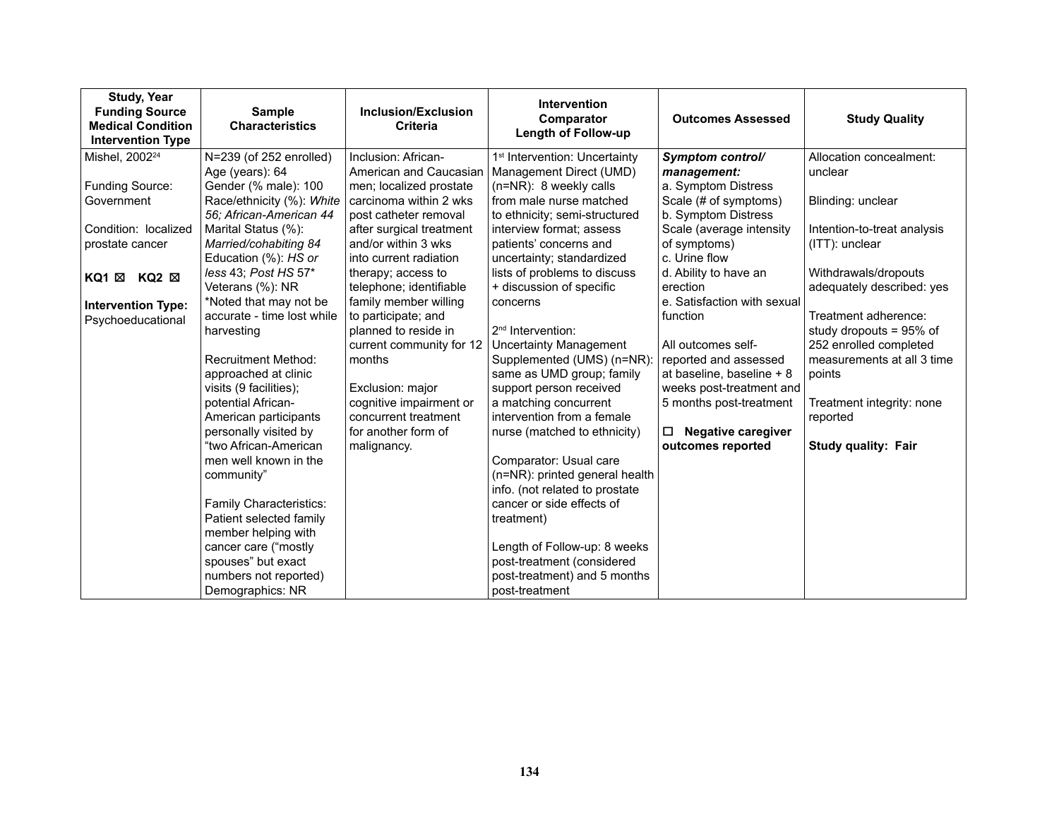| Study, Year<br>Funding Source<br>Medical Condition<br>Intervention Type | Sample Characteristics | Inclusion/Exclusion Criteria | Intervention<br>Comparator<br>Length of Follow-up | Outcomes Assessed | Study Quality |
|---|---|---|---|---|---|
| Mishel, 2002[24]<br><br>Funding Source: Government<br><br>Condition: localized prostate cancer<br><br>**KQ1 ☒ KQ2 ☒**<br><br>**Intervention Type:** Psychoeducational | N=239 (of 252 enrolled)<br>Age (years): 64<br>Gender (% male): 100<br>Race/ethnicity (%): *White 56; African-American 44*<br>Marital Status (%): *Married/cohabiting 84*<br>Education (%): *HS or less* 43; *Post HS* 57*<br>Veterans (%): NR<br>*Noted that may not be accurate - time lost while harvesting<br><br>Recruitment Method: approached at clinic visits (9 facilities); potential African-American participants personally visited by "two African-American men well known in the community"<br><br>Family Characteristics: Patient selected family member helping with cancer care ("mostly spouses" but exact numbers not reported)<br>Demographics: NR | Inclusion: African-American and Caucasian men; localized prostate carcinoma within 2 wks post catheter removal after surgical treatment and/or within 3 wks into current radiation therapy; access to telephone; identifiable family member willing to participate; and planned to reside in current community for 12 months<br><br>Exclusion: major cognitive impairment or concurrent treatment for another form of malignancy. | 1[st] Intervention: Uncertainty Management Direct (UMD) (n=NR): 8 weekly calls from male nurse matched to ethnicity; semi-structured interview format; assess patients' concerns and uncertainty; standardized lists of problems to discuss + discussion of specific concerns<br><br>2[nd] Intervention: Uncertainty Management Supplemented (UMS) (n=NR): same as UMD group; family support person received a matching concurrent intervention from a female nurse (matched to ethnicity)<br><br>Comparator: Usual care (n=NR): printed general health info. (not related to prostate cancer or side effects of treatment)<br><br>Length of Follow-up: 8 weeks post-treatment (considered post-treatment) and 5 months post-treatment | ***Symptom control/ management:***<br>a. Symptom Distress Scale (# of symptoms)<br>b. Symptom Distress Scale (average intensity of symptoms)<br>c. Urine flow<br>d. Ability to have an erection<br>e. Satisfaction with sexual function<br><br>All outcomes self-reported and assessed at baseline, baseline + 8 weeks post-treatment and 5 months post-treatment<br><br>☐ **Negative caregiver outcomes reported** | Allocation concealment: unclear<br><br>Blinding: unclear<br><br>Intention-to-treat analysis (ITT): unclear<br><br>Withdrawals/dropouts adequately described: yes<br><br>Treatment adherence: study dropouts = 95% of 252 enrolled completed measurements at all 3 time points<br><br>Treatment integrity: none reported<br><br>**Study quality: Fair** |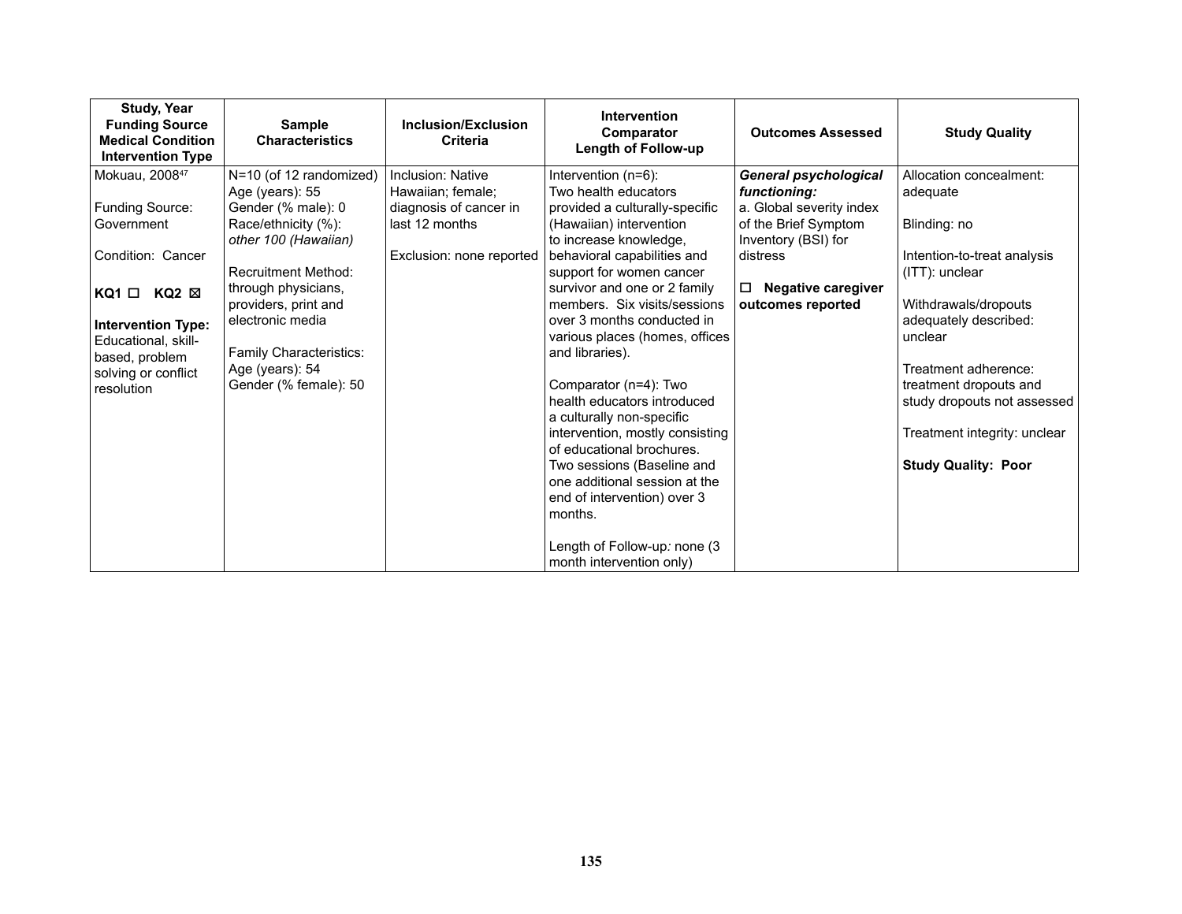| Study, Year<br>Funding Source<br>Medical Condition<br>Intervention Type | Sample Characteristics | Inclusion/Exclusion Criteria | Intervention<br>Comparator<br>Length of Follow-up | Outcomes Assessed | Study Quality |
|---|---|---|---|---|---|
| Mokuau, 2008[47]<br><br>Funding Source: Government<br><br>Condition: Cancer<br><br>**KQ1** ☐ **KQ2** ☒<br><br>**Intervention Type:** Educational, skill-based, problem solving or conflict resolution | N=10 (of 12 randomized)<br>Age (years): 55<br>Gender (% male): 0<br>Race/ethnicity (%): *other 100 (Hawaiian)*<br><br>Recruitment Method: through physicians, providers, print and electronic media<br><br>Family Characteristics:<br>Age (years): 54<br>Gender (% female): 50 | Inclusion: Native Hawaiian; female; diagnosis of cancer in last 12 months<br><br>Exclusion: none reported | Intervention (n=6): Two health educators provided a culturally-specific (Hawaiian) intervention to increase knowledge, behavioral capabilities and support for women cancer survivor and one or 2 family members. Six visits/sessions over 3 months conducted in various places (homes, offices and libraries).<br><br>Comparator (n=4): Two health educators introduced a culturally non-specific intervention, mostly consisting of educational brochures. Two sessions (Baseline and one additional session at the end of intervention) over 3 months.<br><br>Length of Follow-up: none (3 month intervention only) | ***General psychological functioning:***<br>a. Global severity index of the Brief Symptom Inventory (BSI) for distress<br><br>☐ **Negative caregiver outcomes reported** | Allocation concealment: adequate<br><br>Blinding: no<br><br>Intention-to-treat analysis (ITT): unclear<br><br>Withdrawals/dropouts adequately described: unclear<br><br>Treatment adherence: treatment dropouts and study dropouts not assessed<br><br>Treatment integrity: unclear<br><br>**Study Quality: Poor** |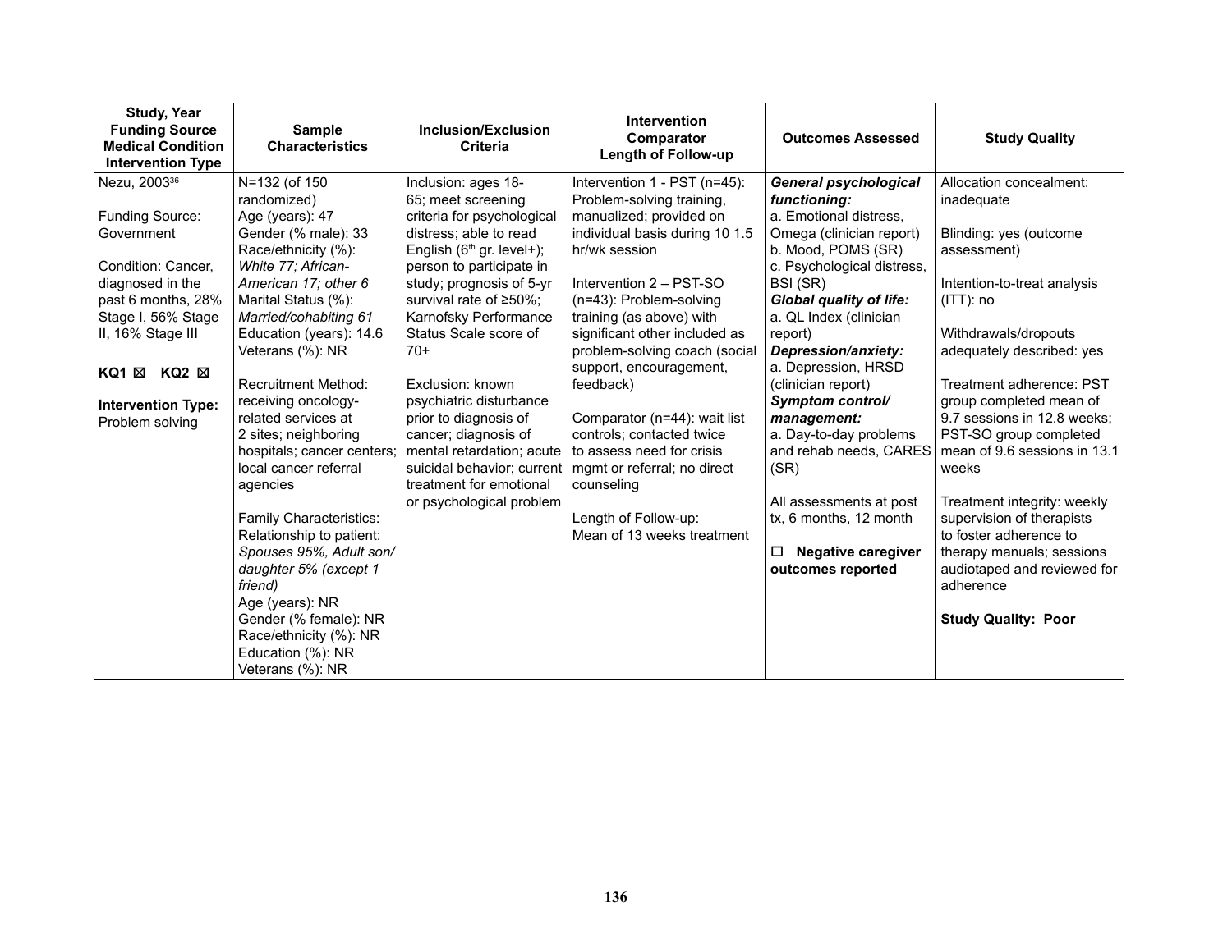| Study, Year<br>Funding Source<br>Medical Condition<br>Intervention Type | Sample Characteristics | Inclusion/Exclusion Criteria | Intervention<br>Comparator<br>Length of Follow-up | Outcomes Assessed | Study Quality |
|---|---|---|---|---|---|
| Nezu, 2003[36]<br><br>Funding Source: Government<br><br>Condition: Cancer, diagnosed in the past 6 months, 28% Stage I, 56% Stage II, 16% Stage III<br><br>**KQ1** ☒ **KQ2** ☒<br><br>**Intervention Type:** Problem solving | N=132 (of 150 randomized)<br>Age (years): 47<br>Gender (% male): 33<br>Race/ethnicity (%): *White 77; African-American 17; other 6*<br>Marital Status (%): *Married/cohabiting 61*<br>Education (years): 14.6<br>Veterans (%): NR<br><br>Recruitment Method: receiving oncology-related services at 2 sites; neighboring hospitals; cancer centers; local cancer referral agencies<br><br>Family Characteristics:<br>Relationship to patient: *Spouses 95%, Adult son/daughter 5% (except 1 friend)*<br>Age (years): NR<br>Gender (% female): NR<br>Race/ethnicity (%): NR<br>Education (%): NR<br>Veterans (%): NR | Inclusion: ages 18-65; meet screening criteria for psychological distress; able to read English (6th gr. level+); person to participate in study; prognosis of 5-yr survival rate of ≥50%; Karnofsky Performance Status Scale score of 70+<br><br>Exclusion: known psychiatric disturbance prior to diagnosis of cancer; diagnosis of mental retardation; acute suicidal behavior; current treatment for emotional or psychological problem | Intervention 1 - PST (n=45): Problem-solving training, manualized; provided on individual basis during 10 1.5 hr/wk session<br><br>Intervention 2 – PST-SO (n=43): Problem-solving training (as above) with significant other included as problem-solving coach (social support, encouragement, feedback)<br><br>Comparator (n=44): wait list controls; contacted twice to assess need for crisis mgmt or referral; no direct counseling<br><br>Length of Follow-up:<br>Mean of 13 weeks treatment | ***General psychological functioning:***<br>a. Emotional distress, Omega (clinician report)<br>b. Mood, POMS (SR)<br>c. Psychological distress, BSI (SR)<br>***Global quality of life:***<br>a. QL Index (clinician report)<br>***Depression/anxiety:***<br>a. Depression, HRSD (clinician report)<br>***Symptom control/ management:***<br>a. Day-to-day problems and rehab needs, CARES (SR)<br><br>All assessments at post tx, 6 months, 12 month<br><br>☐ **Negative caregiver outcomes reported** | Allocation concealment: inadequate<br><br>Blinding: yes (outcome assessment)<br><br>Intention-to-treat analysis (ITT): no<br><br>Withdrawals/dropouts adequately described: yes<br><br>Treatment adherence: PST group completed mean of 9.7 sessions in 12.8 weeks; PST-SO group completed mean of 9.6 sessions in 13.1 weeks<br><br>Treatment integrity: weekly supervision of therapists to foster adherence to therapy manuals; sessions audiotaped and reviewed for adherence<br><br>**Study Quality: Poor** |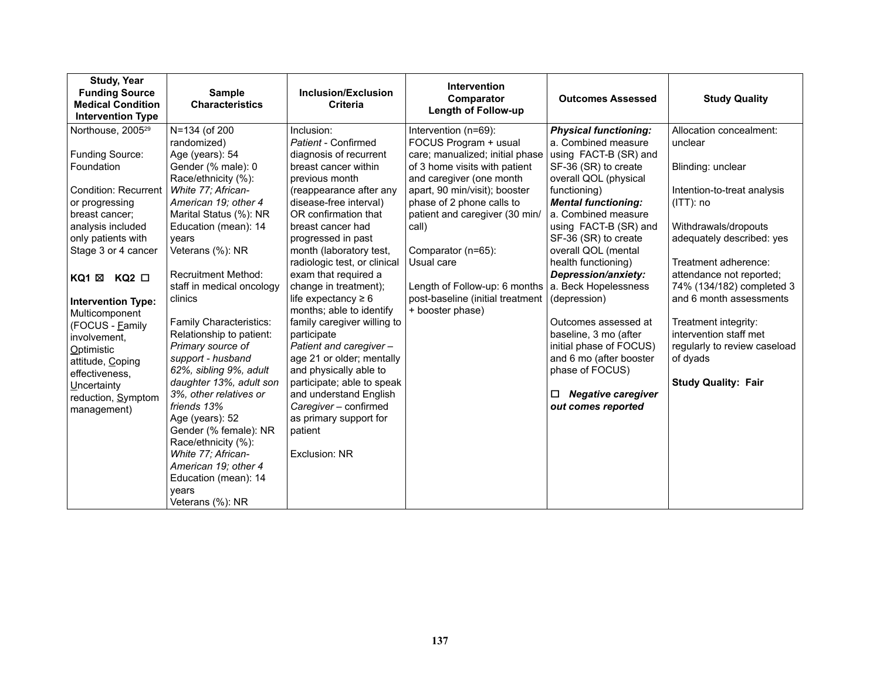| Study, Year<br>Funding Source<br>Medical Condition<br>Intervention Type | Sample Characteristics | Inclusion/Exclusion Criteria | Intervention<br>Comparator<br>Length of Follow-up | Outcomes Assessed | Study Quality |
|---|---|---|---|---|---|
| Northouse, 2005[29]<br><br>Funding Source: Foundation<br><br>Condition: Recurrent or progressing breast cancer; analysis included only patients with Stage 3 or 4 cancer<br><br>**KQ1 ☒ KQ2 ☐**<br><br>**Intervention Type:** Multicomponent (FOCUS - Family involvement, Optimistic attitude, Coping effectiveness, Uncertainty reduction, Symptom management) | N=134 (of 200 randomized)<br>Age (years): 54<br>Gender (% male): 0<br>Race/ethnicity (%): *White 77; African-American 19; other 4*<br>Marital Status (%): NR<br>Education (mean): 14 years<br>Veterans (%): NR<br><br>Recruitment Method: staff in medical oncology clinics<br><br>Family Characteristics:<br>Relationship to patient: *Primary source of support - husband 62%, sibling 9%, adult daughter 13%, adult son 3%, other relatives or friends 13%*<br>Age (years): 52<br>Gender (% female): NR<br>Race/ethnicity (%): *White 77; African-American 19; other 4*<br>Education (mean): 14 years<br>Veterans (%): NR | Inclusion:<br>*Patient* - Confirmed diagnosis of recurrent breast cancer within previous month (reappearance after any disease-free interval) OR confirmation that breast cancer had progressed in past month (laboratory test, radiologic test, or clinical exam that required a change in treatment); life expectancy ≥ 6 months; able to identify family caregiver willing to participate<br>*Patient and caregiver* – age 21 or older; mentally and physically able to participate; able to speak and understand English<br>*Caregiver* – confirmed as primary support for patient<br><br>Exclusion: NR | Intervention (n=69): FOCUS Program + usual care; manualized; initial phase of 3 home visits with patient and caregiver (one month apart, 90 min/visit); booster phase of 2 phone calls to patient and caregiver (30 min/call)<br><br>Comparator (n=65): Usual care<br><br>Length of Follow-up: 6 months post-baseline (initial treatment + booster phase) | ***Physical functioning:***<br>a. Combined measure using FACT-B (SR) and SF-36 (SR) to create overall QOL (physical functioning)<br>***Mental functioning:***<br>a. Combined measure using FACT-B (SR) and SF-36 (SR) to create overall QOL (mental health functioning)<br>***Depression/anxiety:***<br>a. Beck Hopelessness (depression)<br><br>Outcomes assessed at baseline, 3 mo (after initial phase of FOCUS) and 6 mo (after booster phase of FOCUS)<br><br>☐ ***Negative caregiver out comes reported*** | Allocation concealment: unclear<br><br>Blinding: unclear<br><br>Intention-to-treat analysis (ITT): no<br><br>Withdrawals/dropouts adequately described: yes<br><br>Treatment adherence: attendance not reported; 74% (134/182) completed 3 and 6 month assessments<br><br>Treatment integrity: intervention staff met regularly to review caseload of dyads<br><br>**Study Quality: Fair** |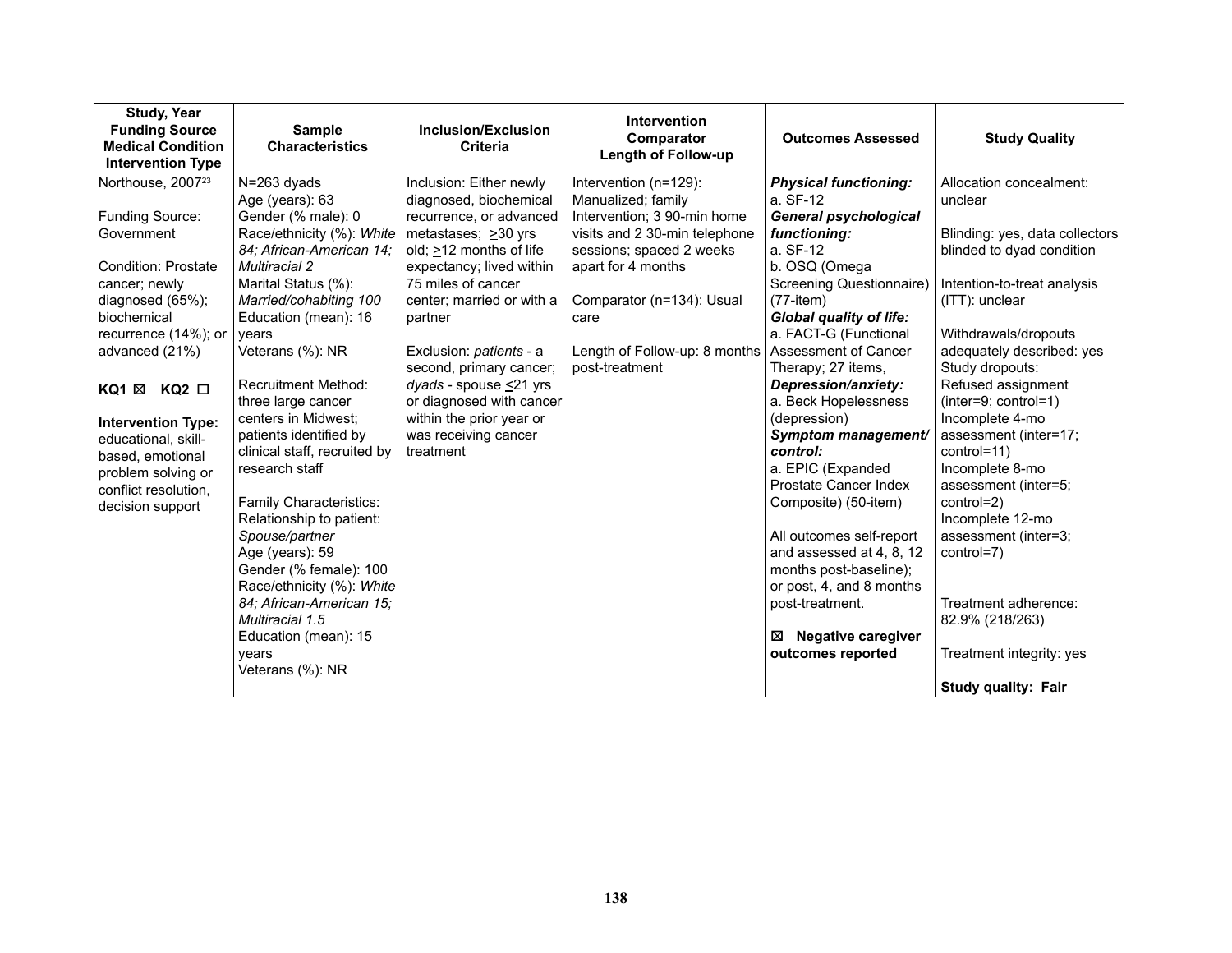| Study, Year<br>Funding Source<br>Medical Condition<br>Intervention Type | Sample Characteristics | Inclusion/Exclusion Criteria | Intervention<br>Comparator<br>Length of Follow-up | Outcomes Assessed | Study Quality |
|---|---|---|---|---|---|
| Northouse, 2007[23]<br><br>Funding Source: Government<br><br>Condition: Prostate cancer; newly diagnosed (65%); biochemical recurrence (14%); or advanced (21%)<br><br>**KQ1** ☒ **KQ2** ☐<br><br>**Intervention Type:** educational, skill-based, emotional problem solving or conflict resolution, decision support | N=263 dyads<br>Age (years): 63<br>Gender (% male): 0<br>Race/ethnicity (%): *White 84; African-American 14; Multiracial 2*<br>Marital Status (%): *Married/cohabiting 100*<br>Education (mean): 16 years<br>Veterans (%): NR<br><br>Recruitment Method: three large cancer centers in Midwest; patients identified by clinical staff, recruited by research staff<br><br>Family Characteristics:<br>Relationship to patient: *Spouse/partner*<br>Age (years): 59<br>Gender (% female): 100<br>Race/ethnicity (%): *White 84; African-American 15; Multiracial 1.5*<br>Education (mean): 15 years<br>Veterans (%): NR | Inclusion: Either newly diagnosed, biochemical recurrence, or advanced metastases; ≥30 yrs old; ≥12 months of life expectancy; lived within 75 miles of cancer center; married or with a partner<br><br>Exclusion: *patients* - a second, primary cancer; *dyads* - spouse ≤21 yrs or diagnosed with cancer within the prior year or was receiving cancer treatment | Intervention (n=129): Manualized; family Intervention; 3 90-min home visits and 2 30-min telephone sessions; spaced 2 weeks apart for 4 months<br><br>Comparator (n=134): Usual care<br><br>Length of Follow-up: 8 months post-treatment | ***Physical functioning:***<br>a. SF-12<br>***General psychological functioning:***<br>a. SF-12<br>b. OSQ (Omega Screening Questionnaire) (77-item)<br>***Global quality of life:***<br>a. FACT-G (Functional Assessment of Cancer Therapy; 27 items,<br>***Depression/anxiety:***<br>a. Beck Hopelessness (depression)<br>***Symptom management/ control:***<br>a. EPIC (Expanded Prostate Cancer Index Composite) (50-item)<br><br>All outcomes self-report and assessed at 4, 8, 12 months post-baseline); or post, 4, and 8 months post-treatment.<br><br>☒ **Negative caregiver outcomes reported** | Allocation concealment: unclear<br><br>Blinding: yes, data collectors blinded to dyad condition<br><br>Intention-to-treat analysis (ITT): unclear<br><br>Withdrawals/dropouts adequately described: yes<br>Study dropouts:<br>Refused assignment (inter=9; control=1)<br>Incomplete 4-mo assessment (inter=17; control=11)<br>Incomplete 8-mo assessment (inter=5; control=2)<br>Incomplete 12-mo assessment (inter=3; control=7)<br><br>Treatment adherence: 82.9% (218/263)<br><br>Treatment integrity: yes<br><br>**Study quality: Fair** |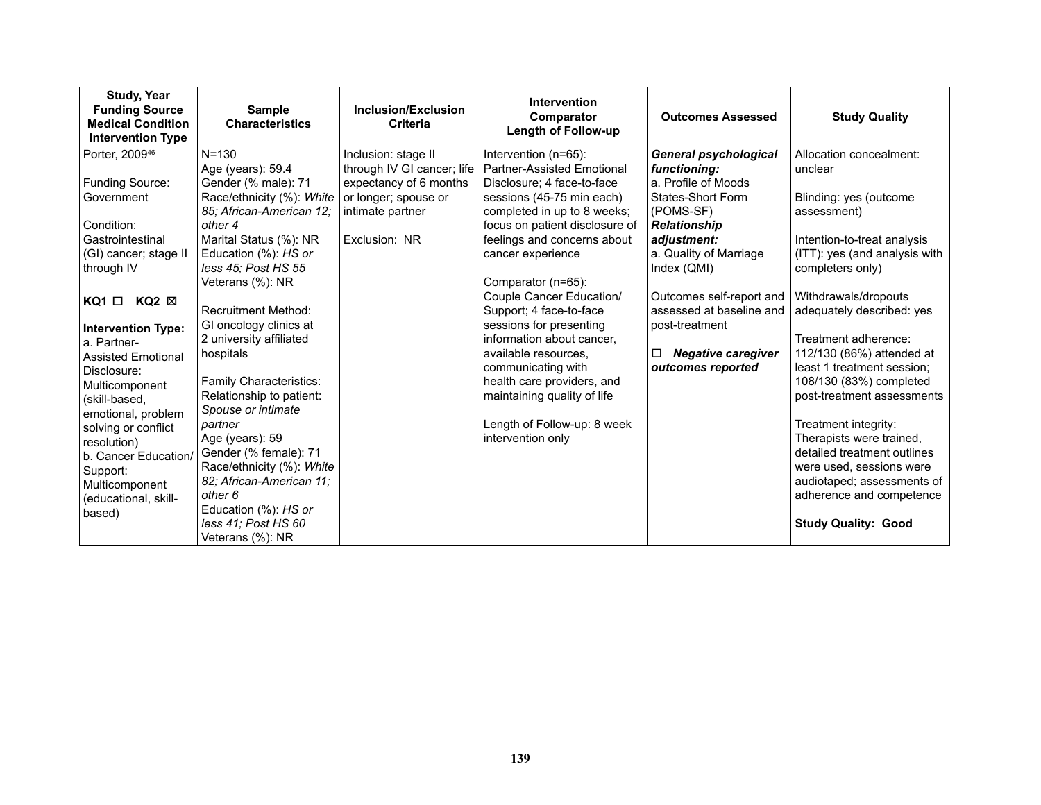| Study, Year<br>Funding Source<br>Medical Condition<br>Intervention Type | Sample<br>Characteristics | Inclusion/Exclusion<br>Criteria | Intervention<br>Comparator<br>Length of Follow-up | Outcomes Assessed | Study Quality |
|---|---|---|---|---|---|
| Porter, 2009[46]<br><br>Funding Source: Government<br><br>Condition: Gastrointestinal (GI) cancer; stage II through IV<br><br>**KQ1** ☐ **KQ2** ☒<br><br>**Intervention Type:**<br>a. Partner-Assisted Emotional Disclosure: Multicomponent (skill-based, emotional, problem solving or conflict resolution)<br>b. Cancer Education/ Support: Multicomponent (educational, skill-based) | N=130<br>Age (years): 59.4<br>Gender (% male): 71<br>Race/ethnicity (%): *White 85; African-American 12; other 4*<br>Marital Status (%): NR<br>Education (%): *HS or less 45; Post HS 55*<br>Veterans (%): NR<br><br>Recruitment Method: GI oncology clinics at 2 university affiliated hospitals<br><br>Family Characteristics:<br>Relationship to patient: *Spouse or intimate partner*<br>Age (years): 59<br>Gender (% female): 71<br>Race/ethnicity (%): *White 82; African-American 11; other 6*<br>Education (%): *HS or less 41; Post HS 60*<br>Veterans (%): NR | Inclusion: stage II through IV GI cancer; life expectancy of 6 months or longer; spouse or intimate partner<br><br>Exclusion: NR | Intervention (n=65): Partner-Assisted Emotional Disclosure; 4 face-to-face sessions (45-75 min each) completed in up to 8 weeks; focus on patient disclosure of feelings and concerns about cancer experience<br><br>Comparator (n=65): Couple Cancer Education/ Support; 4 face-to-face sessions for presenting information about cancer, available resources, communicating with health care providers, and maintaining quality of life<br><br>Length of Follow-up: 8 week intervention only | ***General psychological functioning:***<br>a. Profile of Moods States-Short Form (POMS-SF)<br>***Relationship adjustment:***<br>a. Quality of Marriage Index (QMI)<br><br>Outcomes self-report and assessed at baseline and post-treatment<br><br>☐ ***Negative caregiver outcomes reported*** | Allocation concealment: unclear<br><br>Blinding: yes (outcome assessment)<br><br>Intention-to-treat analysis (ITT): yes (and analysis with completers only)<br><br>Withdrawals/dropouts adequately described: yes<br><br>Treatment adherence: 112/130 (86%) attended at least 1 treatment session; 108/130 (83%) completed post-treatment assessments<br><br>Treatment integrity: Therapists were trained, detailed treatment outlines were used, sessions were audiotaped; assessments of adherence and competence<br><br>**Study Quality: Good** |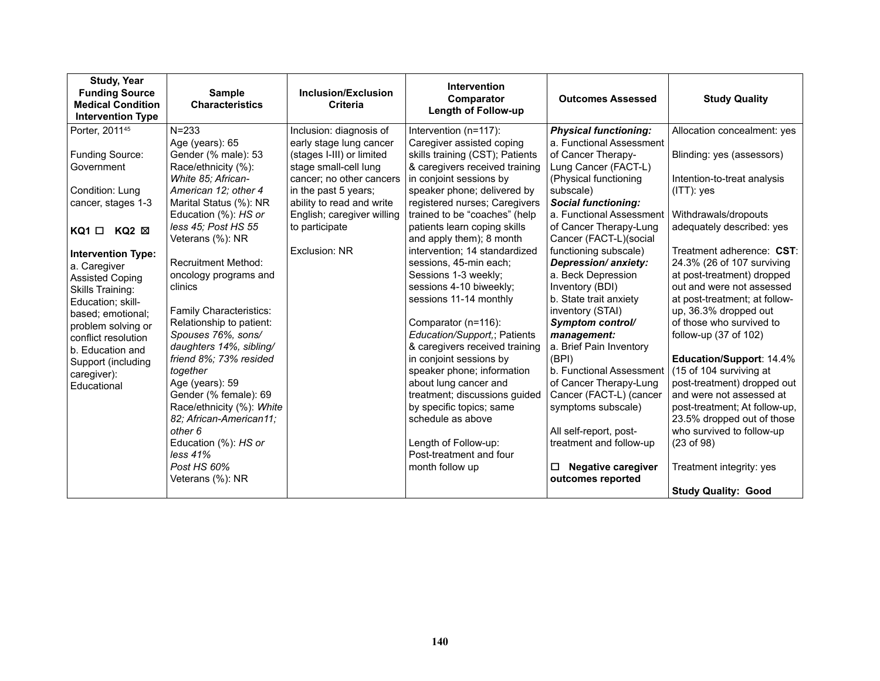| Study, Year<br>Funding Source<br>Medical Condition<br>Intervention Type | Sample Characteristics | Inclusion/Exclusion Criteria | Intervention<br>Comparator<br>Length of Follow-up | Outcomes Assessed | Study Quality |
|---|---|---|---|---|---|
| Porter, 2011[45]<br><br>Funding Source: Government<br><br>Condition: Lung cancer, stages 1-3<br><br>**KQ1 ☐ KQ2 ☒**<br><br>**Intervention Type:**<br>a. Caregiver Assisted Coping Skills Training: Education; skill-based; emotional; problem solving or conflict resolution<br>b. Education and Support (including caregiver): Educational | N=233<br>Age (years): 65<br>Gender (% male): 53<br>Race/ethnicity (%): *White 85; African-American 12; other 4*<br>Marital Status (%): NR<br>Education (%): *HS or less 45; Post HS 55*<br>Veterans (%): NR<br><br>Recruitment Method: oncology programs and clinics<br><br>Family Characteristics:<br>Relationship to patient: *Spouses 76%, sons/ daughters 14%, sibling/ friend 8%; 73% resided together*<br>Age (years): 59<br>Gender (% female): 69<br>Race/ethnicity (%): *White 82; African-American11; other 6*<br>Education (%): *HS or less 41%*<br>*Post HS 60%*<br>Veterans (%): NR | Inclusion: diagnosis of early stage lung cancer (stages I-III) or limited stage small-cell lung cancer; no other cancers in the past 5 years; ability to read and write English; caregiver willing to participate<br><br>Exclusion: NR | Intervention (n=117): Caregiver assisted coping skills training (CST); Patients & caregivers received training in conjoint sessions by speaker phone; delivered by registered nurses; Caregivers trained to be "coaches" (help patients learn coping skills and apply them); 8 month intervention; 14 standardized sessions, 45-min each; Sessions 1-3 weekly; sessions 4-10 biweekly; sessions 11-14 monthly<br><br>Comparator (n=116): *Education/Support,*; Patients & caregivers received training in conjoint sessions by speaker phone; information about lung cancer and treatment; discussions guided by specific topics; same schedule as above<br><br>Length of Follow-up: Post-treatment and four month follow up | ***Physical functioning:***<br>a. Functional Assessment of Cancer Therapy-Lung Cancer (FACT-L) (Physical functioning subscale)<br>***Social functioning:***<br>a. Functional Assessment of Cancer Therapy-Lung Cancer (FACT-L)(social functioning subscale)<br>***Depression/ anxiety:***<br>a. Beck Depression Inventory (BDI)<br>b. State trait anxiety inventory (STAI)<br>***Symptom control/ management:***<br>a. Brief Pain Inventory (BPI)<br>b. Functional Assessment of Cancer Therapy-Lung Cancer (FACT-L) (cancer symptoms subscale)<br><br>All self-report, post-treatment and follow-up<br><br>☐ **Negative caregiver outcomes reported** | Allocation concealment: yes<br><br>Blinding: yes (assessors)<br><br>Intention-to-treat analysis (ITT): yes<br><br>Withdrawals/dropouts adequately described: yes<br><br>Treatment adherence: **CST**: 24.3% (26 of 107 surviving at post-treatment) dropped out and were not assessed at post-treatment; at follow-up, 36.3% dropped out of those who survived to follow-up (37 of 102)<br><br>**Education/Support**: 14.4% (15 of 104 surviving at post-treatment) dropped out and were not assessed at post-treatment; At follow-up, 23.5% dropped out of those who survived to follow-up (23 of 98)<br><br>Treatment integrity: yes<br><br>**Study Quality: Good** |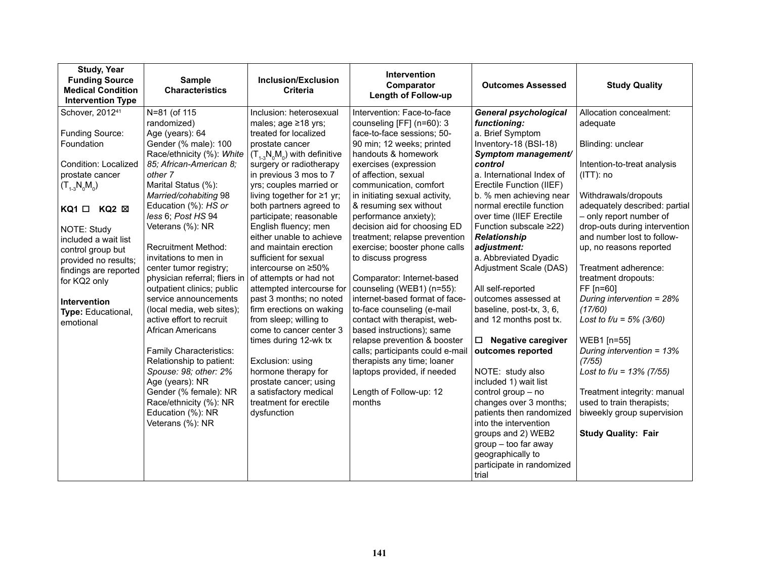| Study, Year<br>Funding Source<br>Medical Condition<br>Intervention Type | Sample Characteristics | Inclusion/Exclusion Criteria | Intervention<br>Comparator<br>Length of Follow-up | Outcomes Assessed | Study Quality |
|---|---|---|---|---|---|
| Schover, 2012[41]<br><br>Funding Source: Foundation<br><br>Condition: Localized prostate cancer ($T_{1-3}N_0M_0$)<br><br>**KQ1** ☐ **KQ2** ☒<br><br>NOTE: Study included a wait list control group but provided no results; findings are reported for KQ2 only<br><br>**Intervention Type:** Educational, emotional | N=81 (of 115 randomized)<br>Age (years): 64<br>Gender (% male): 100<br>Race/ethnicity (%): *White* 85; *African-American* 8; *other* 7<br>Marital Status (%): *Married/cohabiting* 98<br>Education (%): *HS or less* 6; *Post HS* 94<br>Veterans (%): NR<br><br>Recruitment Method: invitations to men in center tumor registry; physician referral; fliers in outpatient clinics; public service announcements (local media, web sites); active effort to recruit African Americans<br><br>Family Characteristics:<br>Relationship to patient: *Spouse: 98; other: 2%*<br>Age (years): NR<br>Gender (% female): NR<br>Race/ethnicity (%): NR<br>Education (%): NR<br>Veterans (%): NR | Inclusion: heterosexual males; age ≥18 yrs; treated for localized prostate cancer ($T_{1-3}N_0M_0$) with definitive surgery or radiotherapy in previous 3 mos to 7 yrs; couples married or living together for ≥1 yr; both partners agreed to participate; reasonable English fluency; men either unable to achieve and maintain erection sufficient for sexual intercourse on ≥50% of attempts or had not attempted intercourse for past 3 months; no noted firm erections on waking from sleep; willing to come to cancer center 3 times during 12-wk tx<br><br>Exclusion: using hormone therapy for prostate cancer; using a satisfactory medical treatment for erectile dysfunction | Intervention: Face-to-face counseling [FF] (n=60): 3 face-to-face sessions; 50-90 min; 12 weeks; printed handouts & homework exercises (expression of affection, sexual communication, comfort in initiating sexual activity, & resuming sex without performance anxiety); decision aid for choosing ED treatment; relapse prevention exercise; booster phone calls to discuss progress<br><br>Comparator: Internet-based counseling (WEB1) (n=55): internet-based format of face-to-face counseling (e-mail contact with therapist, web-based instructions); same relapse prevention & booster calls; participants could e-mail therapists any time; loaner laptops provided, if needed<br><br>Length of Follow-up: 12 months | ***General psychological functioning:***<br>a. Brief Symptom Inventory-18 (BSI-18)<br>***Symptom management/ control***<br>a. International Index of Erectile Function (IIEF)<br>b. % men achieving near normal erectile function over time (IIEF Erectile Function subscale ≥22)<br>***Relationship adjustment:***<br>a. Abbreviated Dyadic Adjustment Scale (DAS)<br><br>All self-reported outcomes assessed at baseline, post-tx, 3, 6, and 12 months post tx.<br><br>☐ **Negative caregiver outcomes reported**<br><br>NOTE: study also included 1) wait list control group – no changes over 3 months; patients then randomized into the intervention groups and 2) WEB2 group – too far away geographically to participate in randomized trial | Allocation concealment: adequate<br><br>Blinding: unclear<br><br>Intention-to-treat analysis (ITT): no<br><br>Withdrawals/dropouts adequately described: partial – only report number of drop-outs during intervention and number lost to follow-up, no reasons reported<br><br>Treatment adherence: treatment dropouts:<br>FF [n=60]<br>*During intervention = 28% (17/60)*<br>*Lost to f/u = 5% (3/60)*<br><br>WEB1 [n=55]<br>*During intervention = 13% (7/55)*<br>*Lost to f/u = 13% (7/55)*<br><br>Treatment integrity: manual used to train therapists; biweekly group supervision<br><br>**Study Quality: Fair** |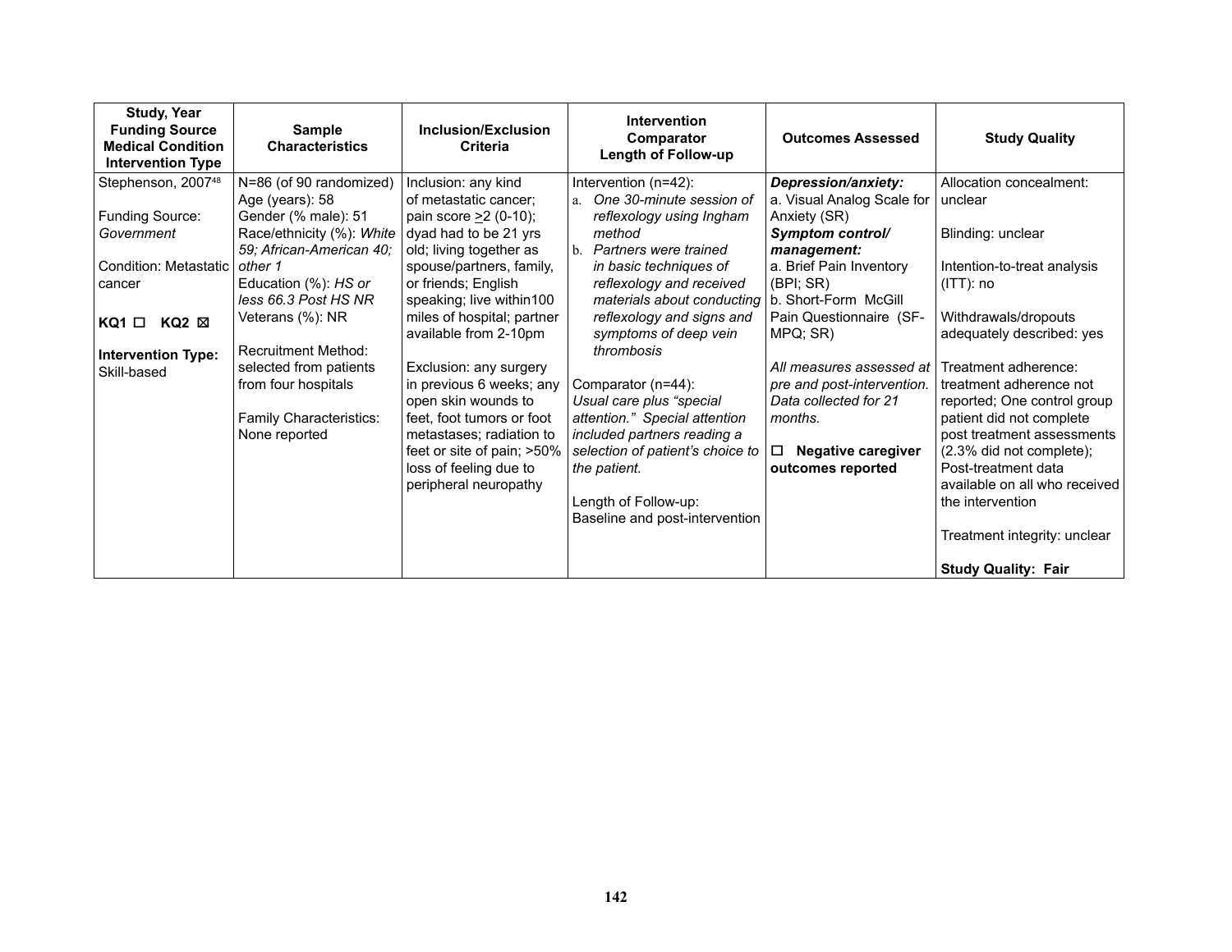| Study, Year<br>Funding Source<br>Medical Condition<br>Intervention Type | Sample Characteristics | Inclusion/Exclusion Criteria | Intervention<br>Comparator<br>Length of Follow-up | Outcomes Assessed | Study Quality |
|---|---|---|---|---|---|
| Stephenson, 2007[48]<br><br>Funding Source: *Government*<br><br>Condition: Metastatic cancer<br><br>**KQ1 ☐ KQ2 ☒**<br><br>**Intervention Type:** Skill-based | N=86 (of 90 randomized)<br>Age (years): 58<br>Gender (% male): 51<br>Race/ethnicity (%): *White 59; African-American 40; other 1*<br>Education (%): *HS or less 66.3 Post HS NR*<br>Veterans (%): NR<br><br>Recruitment Method: selected from patients from four hospitals<br><br>Family Characteristics: None reported | Inclusion: any kind of metastatic cancer; pain score ≥2 (0-10); dyad had to be 21 yrs old; living together as spouse/partners, family, or friends; English speaking; live within100 miles of hospital; partner available from 2-10pm<br><br>Exclusion: any surgery in previous 6 weeks; any open skin wounds to feet, foot tumors or foot metastases; radiation to feet or site of pain; >50% loss of feeling due to peripheral neuropathy | Intervention (n=42):<br>a. *One 30-minute session of reflexology using Ingham method*<br>b. *Partners were trained in basic techniques of reflexology and received materials about conducting reflexology and signs and symptoms of deep vein thrombosis*<br><br>Comparator (n=44):<br>*Usual care plus "special attention." Special attention included partners reading a selection of patient's choice to the patient.*<br><br>Length of Follow-up:<br>Baseline and post-intervention | ***Depression/anxiety:***<br>a. Visual Analog Scale for Anxiety (SR)<br>***Symptom control/ management:***<br>a. Brief Pain Inventory (BPI; SR)<br>b. Short-Form McGill Pain Questionnaire (SF-MPQ; SR)<br><br>*All measures assessed at pre and post-intervention. Data collected for 21 months.*<br><br>☐ **Negative caregiver outcomes reported** | Allocation concealment: unclear<br><br>Blinding: unclear<br><br>Intention-to-treat analysis (ITT): no<br><br>Withdrawals/dropouts adequately described: yes<br><br>Treatment adherence: treatment adherence not reported; One control group patient did not complete post treatment assessments (2.3% did not complete); Post-treatment data available on all who received the intervention<br><br>Treatment integrity: unclear<br><br>**Study Quality: Fair** |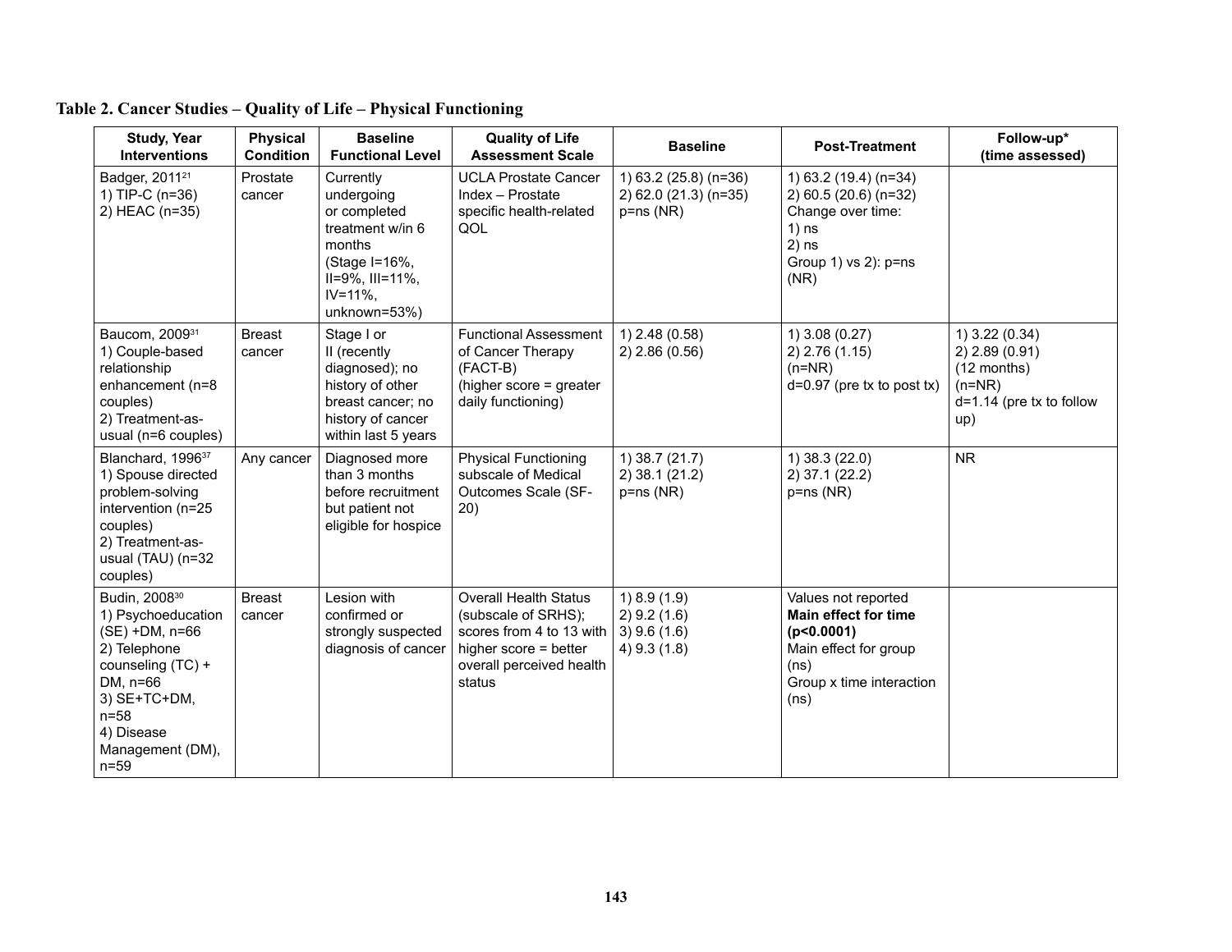**Table 2. Cancer Studies – Quality of Life – Physical Functioning**

| Study, Year Interventions | Physical Condition | Baseline Functional Level | Quality of Life Assessment Scale | Baseline | Post-Treatment | Follow-up* (time assessed) |
|---|---|---|---|---|---|---|
| Badger, 2011[21]<br>1) TIP-C (n=36)<br>2) HEAC (n=35) | Prostate cancer | Currently undergoing or completed treatment w/in 6 months (Stage I=16%, II=9%, III=11%, IV=11%, unknown=53%) | UCLA Prostate Cancer Index – Prostate specific health-related QOL | 1) 63.2 (25.8) (n=36)<br>2) 62.0 (21.3) (n=35)<br>p=ns (NR) | 1) 63.2 (19.4) (n=34)<br>2) 60.5 (20.6) (n=32)<br>Change over time:<br>1) ns<br>2) ns<br>Group 1) vs 2): p=ns (NR) | |
| Baucom, 2009[31]<br>1) Couple-based relationship enhancement (n=8 couples)<br>2) Treatment-as-usual (n=6 couples) | Breast cancer | Stage I or II (recently diagnosed); no history of other breast cancer; no history of cancer within last 5 years | Functional Assessment of Cancer Therapy (FACT-B)<br>(higher score = greater daily functioning) | 1) 2.48 (0.58)<br>2) 2.86 (0.56) | 1) 3.08 (0.27)<br>2) 2.76 (1.15)<br>(n=NR)<br>d=0.97 (pre tx to post tx) | 1) 3.22 (0.34)<br>2) 2.89 (0.91)<br>(12 months)<br>(n=NR)<br>d=1.14 (pre tx to follow up) |
| Blanchard, 1996[37]<br>1) Spouse directed problem-solving intervention (n=25 couples)<br>2) Treatment-as-usual (TAU) (n=32 couples) | Any cancer | Diagnosed more than 3 months before recruitment but patient not eligible for hospice | Physical Functioning subscale of Medical Outcomes Scale (SF-20) | 1) 38.7 (21.7)<br>2) 38.1 (21.2)<br>p=ns (NR) | 1) 38.3 (22.0)<br>2) 37.1 (22.2)<br>p=ns (NR) | NR |
| Budin, 2008[30]<br>1) Psychoeducation (SE) +DM, n=66<br>2) Telephone counseling (TC) + DM, n=66<br>3) SE+TC+DM, n=58<br>4) Disease Management (DM), n=59 | Breast cancer | Lesion with confirmed or strongly suspected diagnosis of cancer | Overall Health Status (subscale of SRHS); scores from 4 to 13 with higher score = better overall perceived health status | 1) 8.9 (1.9)<br>2) 9.2 (1.6)<br>3) 9.6 (1.6)<br>4) 9.3 (1.8) | Values not reported<br>**Main effect for time (p<0.0001)**<br>Main effect for group (ns)<br>Group x time interaction (ns) | |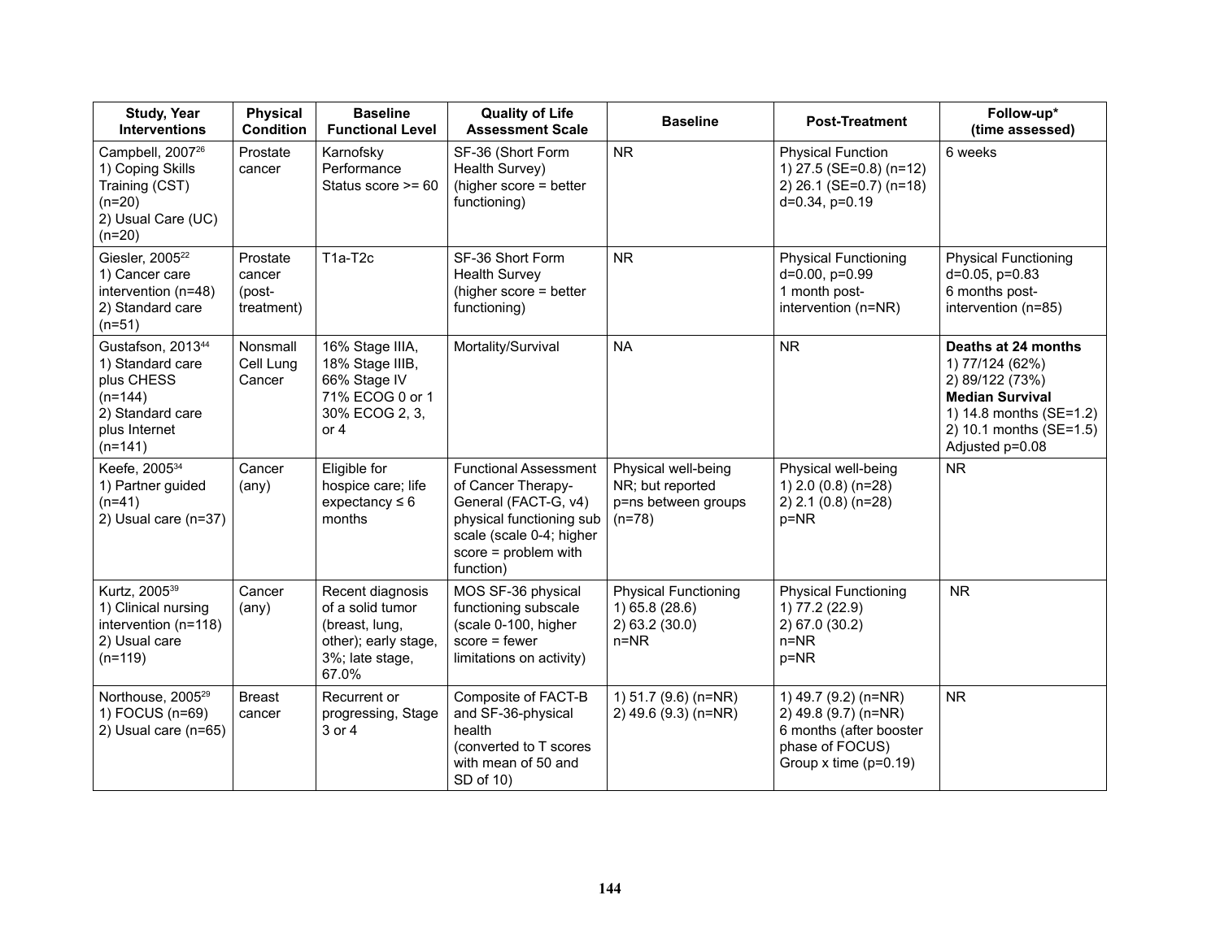| Study, Year Interventions | Physical Condition | Baseline Functional Level | Quality of Life Assessment Scale | Baseline | Post-Treatment | Follow-up* (time assessed) |
|---|---|---|---|---|---|---|
| Campbell, 2007[26]<br>1) Coping Skills Training (CST) (n=20)<br>2) Usual Care (UC) (n=20) | Prostate cancer | Karnofsky Performance Status score >= 60 | SF-36 (Short Form Health Survey) (higher score = better functioning) | NR | Physical Function<br>1) 27.5 (SE=0.8) (n=12)<br>2) 26.1 (SE=0.7) (n=18)<br>d=0.34, p=0.19 | 6 weeks |
| Giesler, 2005[22]<br>1) Cancer care intervention (n=48)<br>2) Standard care (n=51) | Prostate cancer (post-treatment) | T1a-T2c | SF-36 Short Form Health Survey (higher score = better functioning) | NR | Physical Functioning<br>d=0.00, p=0.99<br>1 month post-intervention (n=NR) | Physical Functioning<br>d=0.05, p=0.83<br>6 months post-intervention (n=85) |
| Gustafson, 2013[44]<br>1) Standard care plus CHESS (n=144)<br>2) Standard care plus Internet (n=141) | Nonsmall Cell Lung Cancer | 16% Stage IIIA,<br>18% Stage IIIB,<br>66% Stage IV<br>71% ECOG 0 or 1<br>30% ECOG 2, 3, or 4 | Mortality/Survival | NA | NR | **Deaths at 24 months**<br>1) 77/124 (62%)<br>2) 89/122 (73%)<br>**Median Survival**<br>1) 14.8 months (SE=1.2)<br>2) 10.1 months (SE=1.5)<br>Adjusted p=0.08 |
| Keefe, 2005[34]<br>1) Partner guided (n=41)<br>2) Usual care (n=37) | Cancer (any) | Eligible for hospice care; life expectancy ≤ 6 months | Functional Assessment of Cancer Therapy-General (FACT-G, v4) physical functioning sub scale (scale 0-4; higher score = problem with function) | Physical well-being NR; but reported p=ns between groups (n=78) | Physical well-being<br>1) 2.0 (0.8) (n=28)<br>2) 2.1 (0.8) (n=28)<br>p=NR | NR |
| Kurtz, 2005[39]<br>1) Clinical nursing intervention (n=118)<br>2) Usual care (n=119) | Cancer (any) | Recent diagnosis of a solid tumor (breast, lung, other); early stage, 3%; late stage, 67.0% | MOS SF-36 physical functioning subscale (scale 0-100, higher score = fewer limitations on activity) | Physical Functioning<br>1) 65.8 (28.6)<br>2) 63.2 (30.0)<br>n=NR | Physical Functioning<br>1) 77.2 (22.9)<br>2) 67.0 (30.2)<br>n=NR<br>p=NR | NR |
| Northouse, 2005[29]<br>1) FOCUS (n=69)<br>2) Usual care (n=65) | Breast cancer | Recurrent or progressing, Stage 3 or 4 | Composite of FACT-B and SF-36-physical health (converted to T scores with mean of 50 and SD of 10) | 1) 51.7 (9.6) (n=NR)<br>2) 49.6 (9.3) (n=NR) | 1) 49.7 (9.2) (n=NR)<br>2) 49.8 (9.7) (n=NR)<br>6 months (after booster phase of FOCUS)<br>Group x time (p=0.19) | NR |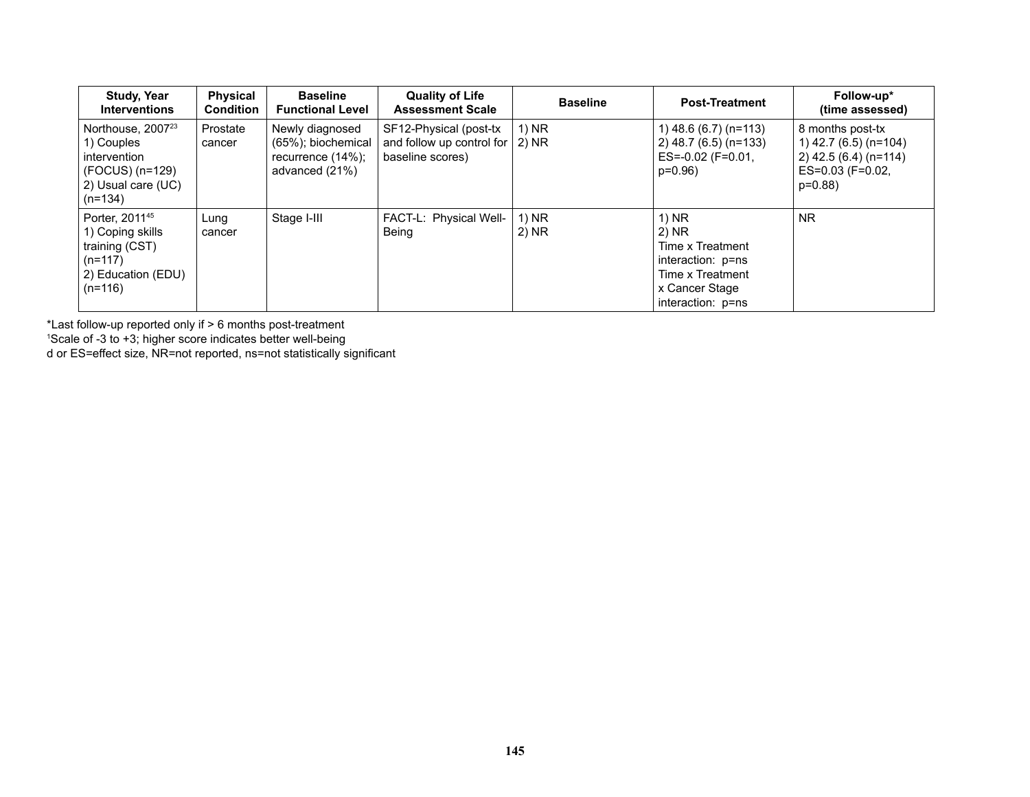| Study, Year Interventions | Physical Condition | Baseline Functional Level | Quality of Life Assessment Scale | Baseline | Post-Treatment | Follow-up* (time assessed) |
|---|---|---|---|---|---|---|
| Northouse, 2007[23] 1) Couples intervention (FOCUS) (n=129) 2) Usual care (UC) (n=134) | Prostate cancer | Newly diagnosed (65%); biochemical recurrence (14%); advanced (21%) | SF12-Physical (post-tx and follow up control for baseline scores) | 1) NR 2) NR | 1) 48.6 (6.7) (n=113) 2) 48.7 (6.5) (n=133) ES=-0.02 (F=0.01, p=0.96) | 8 months post-tx 1) 42.7 (6.5) (n=104) 2) 42.5 (6.4) (n=114) ES=0.03 (F=0.02, p=0.88) |
| Porter, 2011[45] 1) Coping skills training (CST) (n=117) 2) Education (EDU) (n=116) | Lung cancer | Stage I-III | FACT-L: Physical Well-Being | 1) NR 2) NR | 1) NR 2) NR Time x Treatment interaction: p=ns Time x Treatment x Cancer Stage interaction: p=ns | NR |

*Last follow-up reported only if > 6 months post-treatment
[1]Scale of -3 to +3; higher score indicates better well-being
d or ES=effect size, NR=not reported, ns=not statistically significant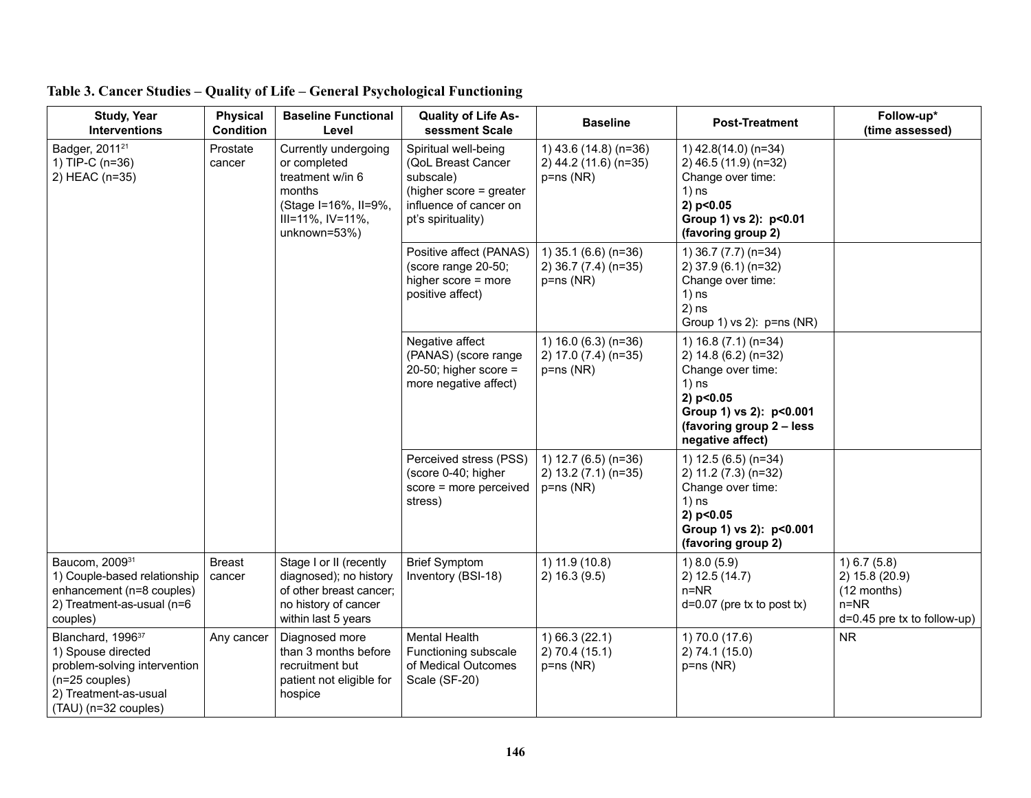**Table 3. Cancer Studies – Quality of Life – General Psychological Functioning**

| Study, Year<br>Interventions | Physical Condition | Baseline Functional Level | Quality of Life Assessment Scale | Baseline | Post-Treatment | Follow-up*<br>(time assessed) |
|---|---|---|---|---|---|---|
| Badger, 2011[21]<br>1) TIP-C (n=36)<br>2) HEAC (n=35) | Prostate cancer | Currently undergoing or completed treatment w/in 6 months<br>(Stage I=16%, II=9%, III=11%, IV=11%, unknown=53%) | Spiritual well-being (QoL Breast Cancer subscale)<br>(higher score = greater influence of cancer on pt's spirituality) | 1) 43.6 (14.8) (n=36)<br>2) 44.2 (11.6) (n=35)<br>p=ns (NR) | 1) 42.8(14.0) (n=34)<br>2) 46.5 (11.9) (n=32)<br>Change over time:<br>1) ns<br>**2) p<0.05**<br>**Group 1) vs 2): p<0.01 (favoring group 2)** | |
| | | | Positive affect (PANAS) (score range 20-50; higher score = more positive affect) | 1) 35.1 (6.6) (n=36)<br>2) 36.7 (7.4) (n=35)<br>p=ns (NR) | 1) 36.7 (7.7) (n=34)<br>2) 37.9 (6.1) (n=32)<br>Change over time:<br>1) ns<br>2) ns<br>Group 1) vs 2): p=ns (NR) | |
| | | | Negative affect (PANAS) (score range 20-50; higher score = more negative affect) | 1) 16.0 (6.3) (n=36)<br>2) 17.0 (7.4) (n=35)<br>p=ns (NR) | 1) 16.8 (7.1) (n=34)<br>2) 14.8 (6.2) (n=32)<br>Change over time:<br>1) ns<br>**2) p<0.05**<br>**Group 1) vs 2): p<0.001 (favoring group 2 – less negative affect)** | |
| | | | Perceived stress (PSS) (score 0-40; higher score = more perceived stress) | 1) 12.7 (6.5) (n=36)<br>2) 13.2 (7.1) (n=35)<br>p=ns (NR) | 1) 12.5 (6.5) (n=34)<br>2) 11.2 (7.3) (n=32)<br>Change over time:<br>1) ns<br>**2) p<0.05**<br>**Group 1) vs 2): p<0.001 (favoring group 2)** | |
| Baucom, 2009[31]<br>1) Couple-based relationship enhancement (n=8 couples)<br>2) Treatment-as-usual (n=6 couples) | Breast cancer | Stage I or II (recently diagnosed); no history of other breast cancer; no history of cancer within last 5 years | Brief Symptom Inventory (BSI-18) | 1) 11.9 (10.8)<br>2) 16.3 (9.5) | 1) 8.0 (5.9)<br>2) 12.5 (14.7)<br>n=NR<br>d=0.07 (pre tx to post tx) | 1) 6.7 (5.8)<br>2) 15.8 (20.9)<br>(12 months)<br>n=NR<br>d=0.45 pre tx to follow-up) |
| Blanchard, 1996[37]<br>1) Spouse directed problem-solving intervention (n=25 couples)<br>2) Treatment-as-usual (TAU) (n=32 couples) | Any cancer | Diagnosed more than 3 months before recruitment but patient not eligible for hospice | Mental Health Functioning subscale of Medical Outcomes Scale (SF-20) | 1) 66.3 (22.1)<br>2) 70.4 (15.1)<br>p=ns (NR) | 1) 70.0 (17.6)<br>2) 74.1 (15.0)<br>p=ns (NR) | NR |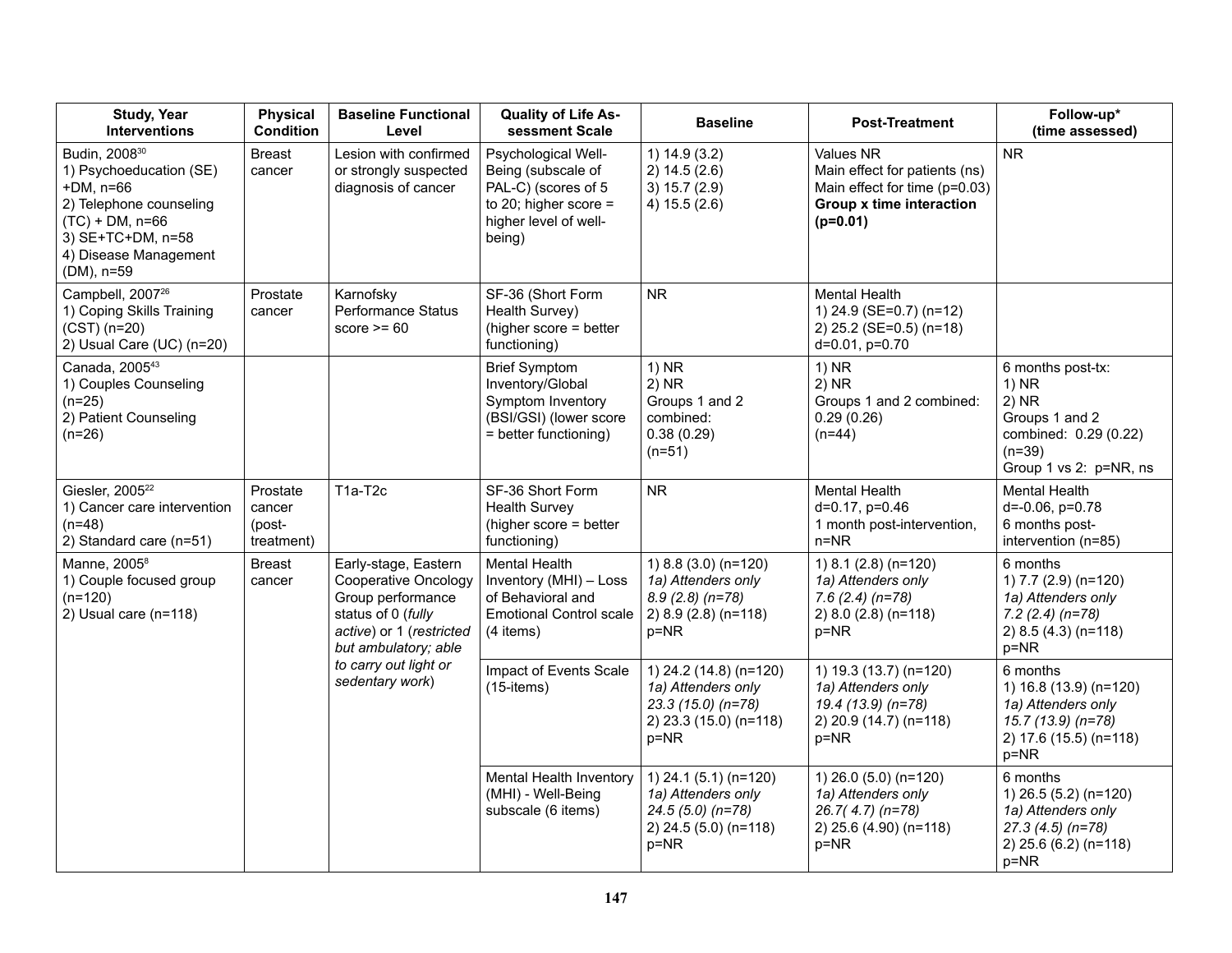| Study, Year Interventions | Physical Condition | Baseline Functional Level | Quality of Life Assessment Scale | Baseline | Post-Treatment | Follow-up* (time assessed) |
|---|---|---|---|---|---|---|
| Budin, 2008[30]<br>1) Psychoeducation (SE) +DM, n=66<br>2) Telephone counseling (TC) + DM, n=66<br>3) SE+TC+DM, n=58<br>4) Disease Management (DM), n=59 | Breast cancer | Lesion with confirmed or strongly suspected diagnosis of cancer | Psychological Well-Being (subscale of PAL-C) (scores of 5 to 20; higher score = higher level of well-being) | 1) 14.9 (3.2)<br>2) 14.5 (2.6)<br>3) 15.7 (2.9)<br>4) 15.5 (2.6) | Values NR<br>Main effect for patients (ns)<br>Main effect for time (p=0.03)<br>**Group x time interaction (p=0.01)** | NR |
| Campbell, 2007[26]<br>1) Coping Skills Training (CST) (n=20)<br>2) Usual Care (UC) (n=20) | Prostate cancer | Karnofsky Performance Status score >= 60 | SF-36 (Short Form Health Survey) (higher score = better functioning) | NR | Mental Health<br>1) 24.9 (SE=0.7) (n=12)<br>2) 25.2 (SE=0.5) (n=18)<br>d=0.01, p=0.70 | |
| Canada, 2005[43]<br>1) Couples Counseling (n=25)<br>2) Patient Counseling (n=26) | | | Brief Symptom Inventory/Global Symptom Inventory (BSI/GSI) (lower score = better functioning) | 1) NR<br>2) NR<br>Groups 1 and 2 combined:<br>0.38 (0.29)<br>(n=51) | 1) NR<br>2) NR<br>Groups 1 and 2 combined:<br>0.29 (0.26)<br>(n=44) | 6 months post-tx:<br>1) NR<br>2) NR<br>Groups 1 and 2 combined: 0.29 (0.22)<br>(n=39)<br>Group 1 vs 2: p=NR, ns |
| Giesler, 2005[22]<br>1) Cancer care intervention (n=48)<br>2) Standard care (n=51) | Prostate cancer (post-treatment) | T1a-T2c | SF-36 Short Form Health Survey (higher score = better functioning) | NR | Mental Health<br>d=0.17, p=0.46<br>1 month post-intervention, n=NR | Mental Health<br>d=-0.06, p=0.78<br>6 months post-intervention (n=85) |
| Manne, 2005[8]<br>1) Couple focused group (n=120)<br>2) Usual care (n=118) | Breast cancer | Early-stage, Eastern Cooperative Oncology Group performance status of 0 (*fully active*) or 1 (*restricted but ambulatory; able to carry out light or sedentary work*) | Mental Health Inventory (MHI) – Loss of Behavioral and Emotional Control scale (4 items) | 1) 8.8 (3.0) (n=120)<br>*1a) Attenders only 8.9 (2.8) (n=78)*<br>2) 8.9 (2.8) (n=118)<br>p=NR | 1) 8.1 (2.8) (n=120)<br>*1a) Attenders only 7.6 (2.4) (n=78)*<br>2) 8.0 (2.8) (n=118)<br>p=NR | 6 months<br>1) 7.7 (2.9) (n=120)<br>*1a) Attenders only 7.2 (2.4) (n=78)*<br>2) 8.5 (4.3) (n=118)<br>p=NR |
| | | | Impact of Events Scale (15-items) | 1) 24.2 (14.8) (n=120)<br>*1a) Attenders only 23.3 (15.0) (n=78)*<br>2) 23.3 (15.0) (n=118)<br>p=NR | 1) 19.3 (13.7) (n=120)<br>*1a) Attenders only 19.4 (13.9) (n=78)*<br>2) 20.9 (14.7) (n=118)<br>p=NR | 6 months<br>1) 16.8 (13.9) (n=120)<br>*1a) Attenders only 15.7 (13.9) (n=78)*<br>2) 17.6 (15.5) (n=118)<br>p=NR |
| | | | Mental Health Inventory (MHI) - Well-Being subscale (6 items) | 1) 24.1 (5.1) (n=120)<br>*1a) Attenders only 24.5 (5.0) (n=78)*<br>2) 24.5 (5.0) (n=118)<br>p=NR | 1) 26.0 (5.0) (n=120)<br>*1a) Attenders only 26.7( 4.7) (n=78)*<br>2) 25.6 (4.90) (n=118)<br>p=NR | 6 months<br>1) 26.5 (5.2) (n=120)<br>*1a) Attenders only 27.3 (4.5) (n=78)*<br>2) 25.6 (6.2) (n=118)<br>p=NR |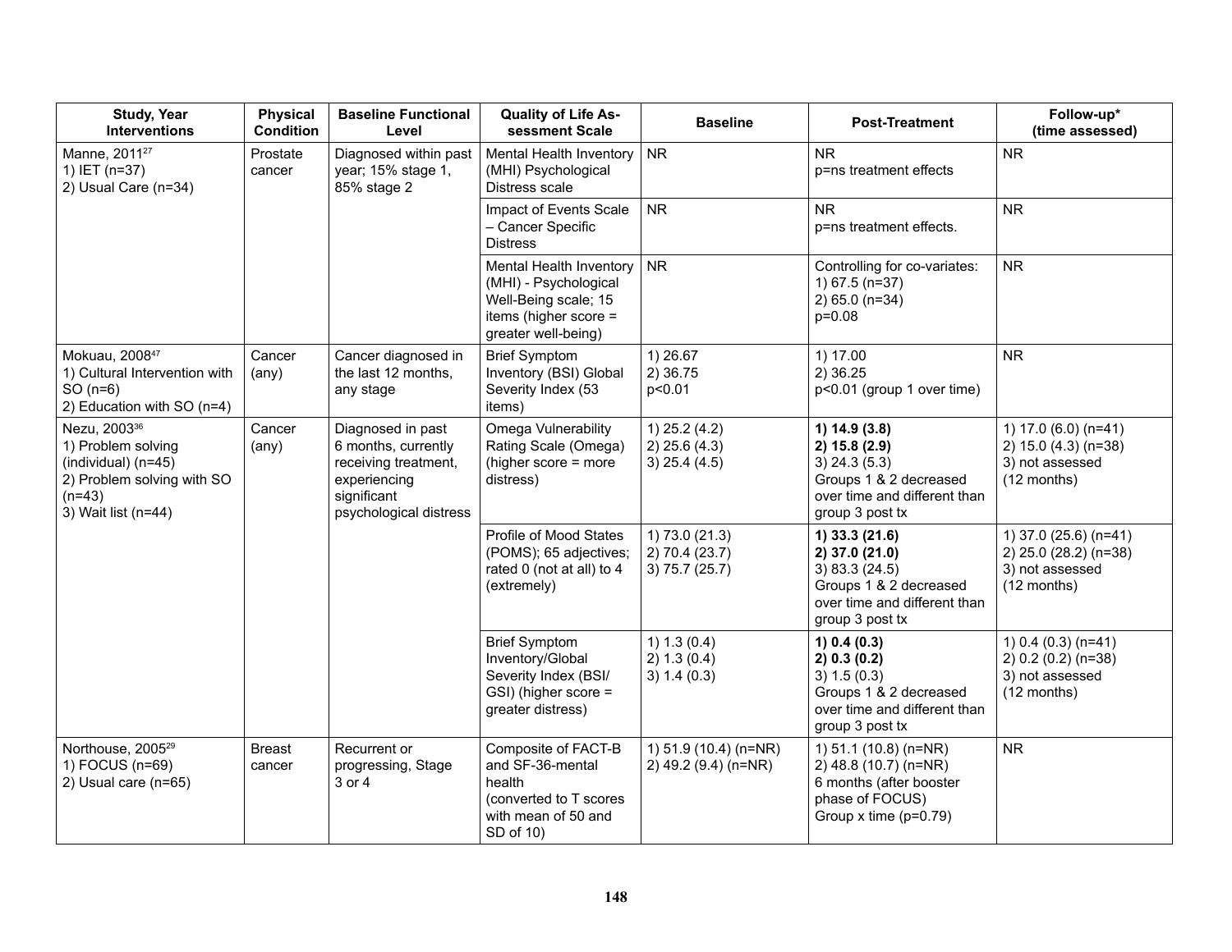| Study, Year Interventions | Physical Condition | Baseline Functional Level | Quality of Life Assessment Scale | Baseline | Post-Treatment | Follow-up* (time assessed) |
|---|---|---|---|---|---|---|
| Manne, 2011[27]<br>1) IET (n=37)<br>2) Usual Care (n=34) | Prostate cancer | Diagnosed within past year; 15% stage 1, 85% stage 2 | Mental Health Inventory (MHI) Psychological Distress scale | NR | NR<br>p=ns treatment effects | NR |
| | | | Impact of Events Scale – Cancer Specific Distress | NR | NR<br>p=ns treatment effects. | NR |
| | | | Mental Health Inventory (MHI) - Psychological Well-Being scale; 15 items (higher score = greater well-being) | NR | Controlling for co-variates:<br>1) 67.5 (n=37)<br>2) 65.0 (n=34)<br>p=0.08 | NR |
| Mokuau, 2008[47]<br>1) Cultural Intervention with SO (n=6)<br>2) Education with SO (n=4) | Cancer (any) | Cancer diagnosed in the last 12 months, any stage | Brief Symptom Inventory (BSI) Global Severity Index (53 items) | 1) 26.67<br>2) 36.75<br>p<0.01 | 1) 17.00<br>2) 36.25<br>p<0.01 (group 1 over time) | NR |
| Nezu, 2003[36]<br>1) Problem solving (individual) (n=45)<br>2) Problem solving with SO (n=43)<br>3) Wait list (n=44) | Cancer (any) | Diagnosed in past 6 months, currently receiving treatment, experiencing significant psychological distress | Omega Vulnerability Rating Scale (Omega) (higher score = more distress) | 1) 25.2 (4.2)<br>2) 25.6 (4.3)<br>3) 25.4 (4.5) | **1) 14.9 (3.8)**<br>**2) 15.8 (2.9)**<br>3) 24.3 (5.3)<br>Groups 1 & 2 decreased over time and different than group 3 post tx | 1) 17.0 (6.0) (n=41)<br>2) 15.0 (4.3) (n=38)<br>3) not assessed<br>(12 months) |
| | | | Profile of Mood States (POMS); 65 adjectives; rated 0 (not at all) to 4 (extremely) | 1) 73.0 (21.3)<br>2) 70.4 (23.7)<br>3) 75.7 (25.7) | **1) 33.3 (21.6)**<br>**2) 37.0 (21.0)**<br>3) 83.3 (24.5)<br>Groups 1 & 2 decreased over time and different than group 3 post tx | 1) 37.0 (25.6) (n=41)<br>2) 25.0 (28.2) (n=38)<br>3) not assessed<br>(12 months) |
| | | | Brief Symptom Inventory/Global Severity Index (BSI/GSI) (higher score = greater distress) | 1) 1.3 (0.4)<br>2) 1.3 (0.4)<br>3) 1.4 (0.3) | **1) 0.4 (0.3)**<br>**2) 0.3 (0.2)**<br>3) 1.5 (0.3)<br>Groups 1 & 2 decreased over time and different than group 3 post tx | 1) 0.4 (0.3) (n=41)<br>2) 0.2 (0.2) (n=38)<br>3) not assessed<br>(12 months) |
| Northouse, 2005[29]<br>1) FOCUS (n=69)<br>2) Usual care (n=65) | Breast cancer | Recurrent or progressing, Stage 3 or 4 | Composite of FACT-B and SF-36-mental health (converted to T scores with mean of 50 and SD of 10) | 1) 51.9 (10.4) (n=NR)<br>2) 49.2 (9.4) (n=NR) | 1) 51.1 (10.8) (n=NR)<br>2) 48.8 (10.7) (n=NR)<br>6 months (after booster phase of FOCUS)<br>Group x time (p=0.79) | NR |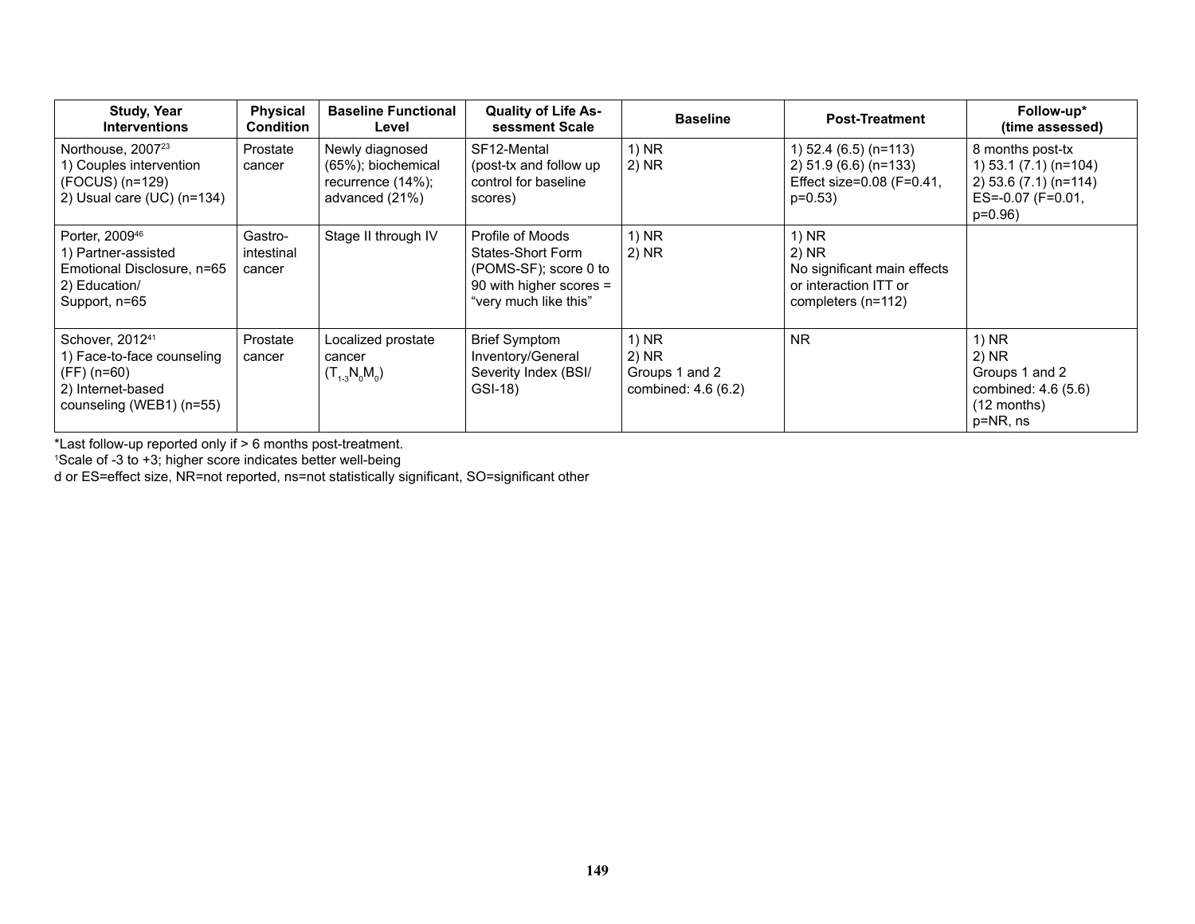| Study, Year Interventions | Physical Condition | Baseline Functional Level | Quality of Life Assessment Scale | Baseline | Post-Treatment | Follow-up* (time assessed) |
| --- | --- | --- | --- | --- | --- | --- |
| Northouse, 2007[23]<br>1) Couples intervention (FOCUS) (n=129)<br>2) Usual care (UC) (n=134) | Prostate cancer | Newly diagnosed (65%); biochemical recurrence (14%); advanced (21%) | SF12-Mental (post-tx and follow up control for baseline scores) | 1) NR<br>2) NR | 1) 52.4 (6.5) (n=113)<br>2) 51.9 (6.6) (n=133)<br>Effect size=0.08 (F=0.41, p=0.53) | 8 months post-tx<br>1) 53.1 (7.1) (n=104)<br>2) 53.6 (7.1) (n=114)<br>ES=-0.07 (F=0.01, p=0.96) |
| Porter, 2009[46]<br>1) Partner-assisted Emotional Disclosure, n=65<br>2) Education/ Support, n=65 | Gastro-intestinal cancer | Stage II through IV | Profile of Moods States-Short Form (POMS-SF); score 0 to 90 with higher scores = "very much like this" | 1) NR<br>2) NR | 1) NR<br>2) NR<br>No significant main effects or interaction ITT or completers (n=112) | |
| Schover, 2012[41]<br>1) Face-to-face counseling (FF) (n=60)<br>2) Internet-based counseling (WEB1) (n=55) | Prostate cancer | Localized prostate cancer ($T_{1-3}N_0M_0$) | Brief Symptom Inventory/General Severity Index (BSI/ GSI-18) | 1) NR<br>2) NR<br>Groups 1 and 2 combined: 4.6 (6.2) | NR | 1) NR<br>2) NR<br>Groups 1 and 2 combined: 4.6 (5.6) (12 months)<br>p=NR, ns |

*Last follow-up reported only if > 6 months post-treatment.
[1]Scale of -3 to +3; higher score indicates better well-being
d or ES=effect size, NR=not reported, ns=not statistically significant, SO=significant other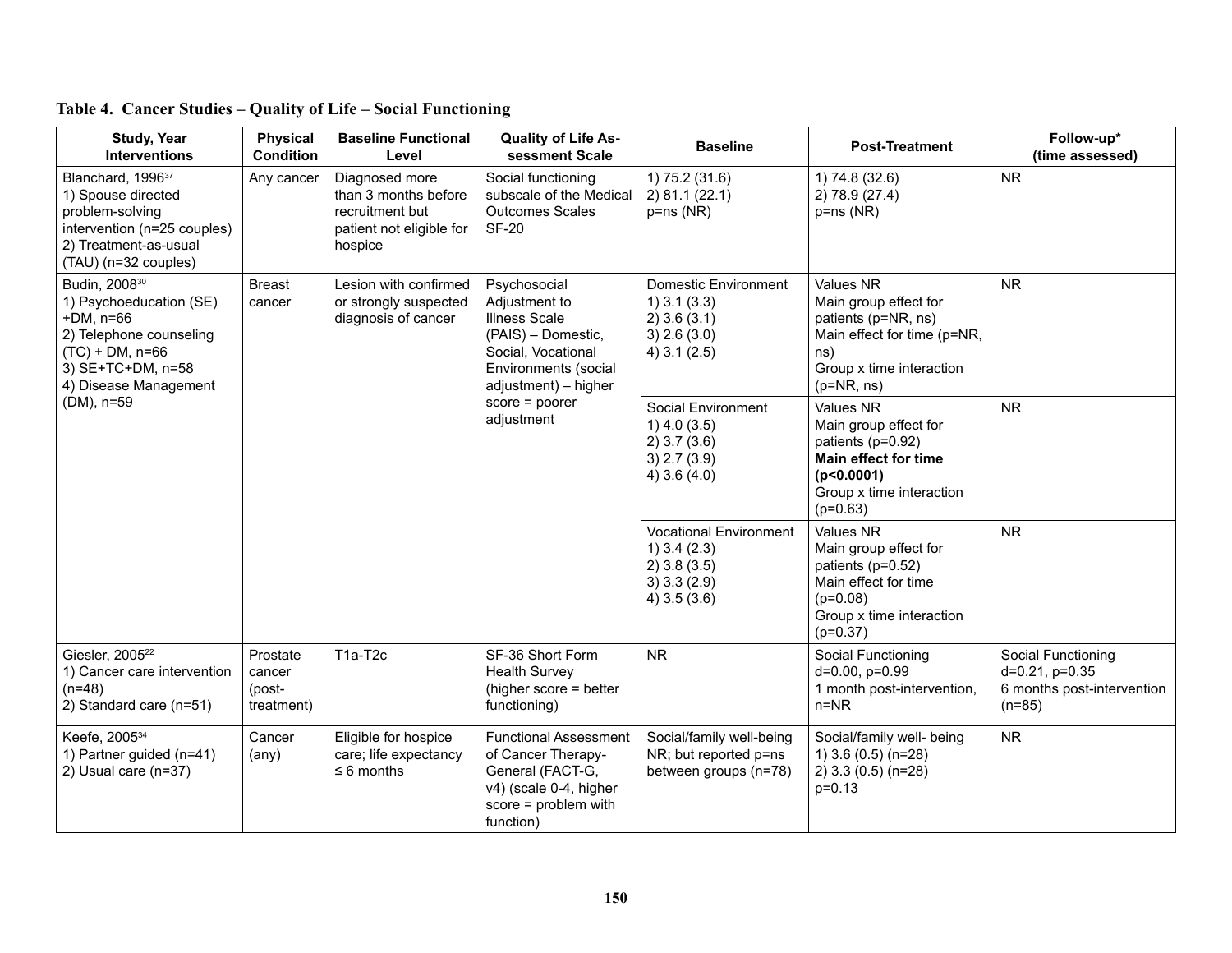**Table 4. Cancer Studies – Quality of Life – Social Functioning**

| Study, Year Interventions | Physical Condition | Baseline Functional Level | Quality of Life Assessment Scale | Baseline | Post-Treatment | Follow-up* (time assessed) |
|---|---|---|---|---|---|---|
| Blanchard, 1996[37]<br>1) Spouse directed problem-solving intervention (n=25 couples)<br>2) Treatment-as-usual (TAU) (n=32 couples) | Any cancer | Diagnosed more than 3 months before recruitment but patient not eligible for hospice | Social functioning subscale of the Medical Outcomes Scales SF-20 | 1) 75.2 (31.6)<br>2) 81.1 (22.1)<br>p=ns (NR) | 1) 74.8 (32.6)<br>2) 78.9 (27.4)<br>p=ns (NR) | NR |
| Budin, 2008[30]<br>1) Psychoeducation (SE) +DM, n=66<br>2) Telephone counseling (TC) + DM, n=66<br>3) SE+TC+DM, n=58<br>4) Disease Management (DM), n=59 | Breast cancer | Lesion with confirmed or strongly suspected diagnosis of cancer | Psychosocial Adjustment to Illness Scale (PAIS) – Domestic, Social, Vocational Environments (social adjustment) – higher score = poorer adjustment | Domestic Environment<br>1) 3.1 (3.3)<br>2) 3.6 (3.1)<br>3) 2.6 (3.0)<br>4) 3.1 (2.5) | Values NR<br>Main group effect for patients (p=NR, ns)<br>Main effect for time (p=NR, ns)<br>Group x time interaction (p=NR, ns) | NR |
| | | | | Social Environment<br>1) 4.0 (3.5)<br>2) 3.7 (3.6)<br>3) 2.7 (3.9)<br>4) 3.6 (4.0) | Values NR<br>Main group effect for patients (p=0.92)<br>**Main effect for time (p<0.0001)**<br>Group x time interaction (p=0.63) | NR |
| | | | | Vocational Environment<br>1) 3.4 (2.3)<br>2) 3.8 (3.5)<br>3) 3.3 (2.9)<br>4) 3.5 (3.6) | Values NR<br>Main group effect for patients (p=0.52)<br>Main effect for time (p=0.08)<br>Group x time interaction (p=0.37) | NR |
| Giesler, 2005[22]<br>1) Cancer care intervention (n=48)<br>2) Standard care (n=51) | Prostate cancer (post-treatment) | T1a-T2c | SF-36 Short Form Health Survey (higher score = better functioning) | NR | Social Functioning<br>d=0.00, p=0.99<br>1 month post-intervention, n=NR | Social Functioning<br>d=0.21, p=0.35<br>6 months post-intervention (n=85) |
| Keefe, 2005[34]<br>1) Partner guided (n=41)<br>2) Usual care (n=37) | Cancer (any) | Eligible for hospice care; life expectancy ≤ 6 months | Functional Assessment of Cancer Therapy-General (FACT-G, v4) (scale 0-4, higher score = problem with function) | Social/family well-being NR; but reported p=ns between groups (n=78) | Social/family well- being<br>1) 3.6 (0.5) (n=28)<br>2) 3.3 (0.5) (n=28)<br>p=0.13 | NR |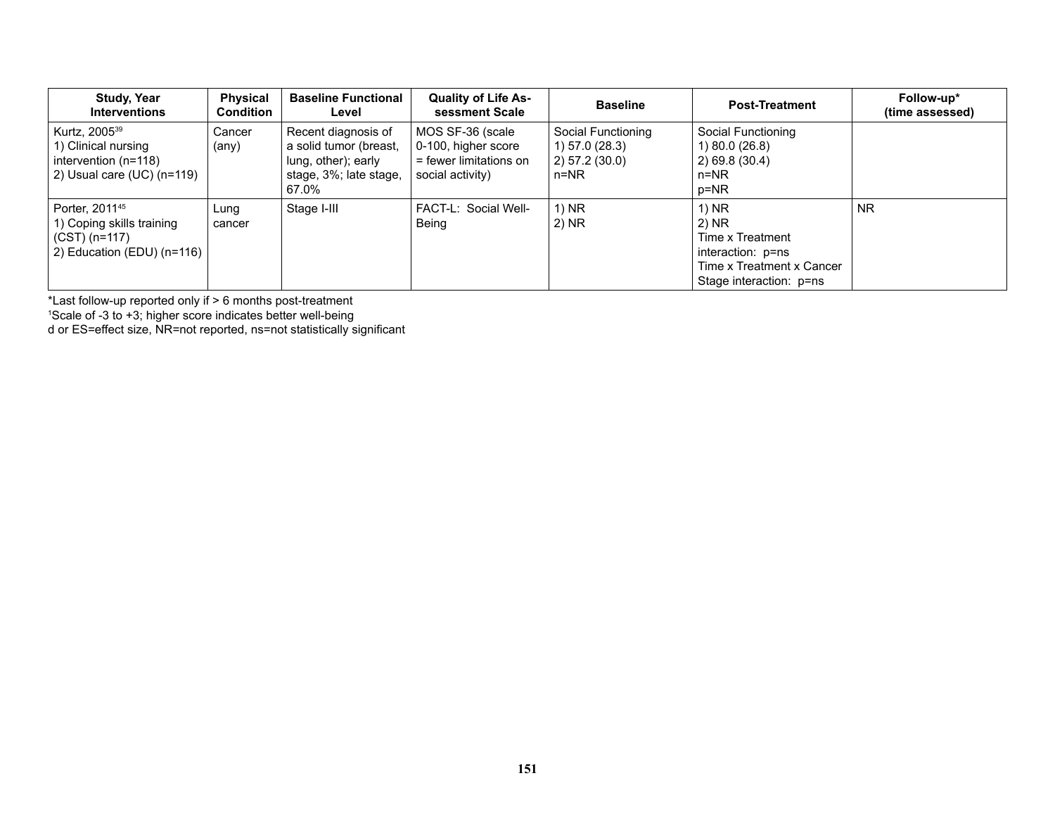| Study, Year Interventions | Physical Condition | Baseline Functional Level | Quality of Life Assessment Scale | Baseline | Post-Treatment | Follow-up* (time assessed) |
|---|---|---|---|---|---|---|
| Kurtz, 2005[39]<br>1) Clinical nursing intervention (n=118)<br>2) Usual care (UC) (n=119) | Cancer (any) | Recent diagnosis of a solid tumor (breast, lung, other); early stage, 3%; late stage, 67.0% | MOS SF-36 (scale 0-100, higher score = fewer limitations on social activity) | Social Functioning<br>1) 57.0 (28.3)<br>2) 57.2 (30.0)<br>n=NR | Social Functioning<br>1) 80.0 (26.8)<br>2) 69.8 (30.4)<br>n=NR<br>p=NR | |
| Porter, 2011[45]<br>1) Coping skills training (CST) (n=117)<br>2) Education (EDU) (n=116) | Lung cancer | Stage I-III | FACT-L: Social Well-Being | 1) NR<br>2) NR | 1) NR<br>2) NR<br>Time x Treatment interaction: p=ns<br>Time x Treatment x Cancer Stage interaction: p=ns | NR |

*Last follow-up reported only if > 6 months post-treatment
[1]Scale of -3 to +3; higher score indicates better well-being
d or ES=effect size, NR=not reported, ns=not statistically significant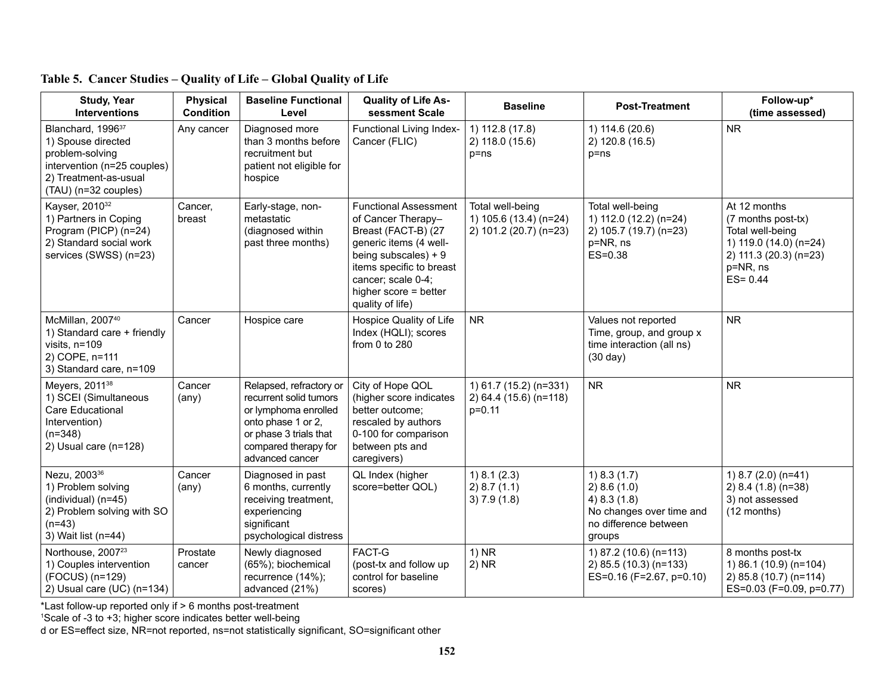**Table 5. Cancer Studies – Quality of Life – Global Quality of Life**

| Study, Year Interventions | Physical Condition | Baseline Functional Level | Quality of Life Assessment Scale | Baseline | Post-Treatment | Follow-up* (time assessed) |
|---|---|---|---|---|---|---|
| Blanchard, 1996[37]<br>1) Spouse directed problem-solving intervention (n=25 couples)<br>2) Treatment-as-usual (TAU) (n=32 couples) | Any cancer | Diagnosed more than 3 months before recruitment but patient not eligible for hospice | Functional Living Index-Cancer (FLIC) | 1) 112.8 (17.8)<br>2) 118.0 (15.6)<br>p=ns | 1) 114.6 (20.6)<br>2) 120.8 (16.5)<br>p=ns | NR |
| Kayser, 2010[32]<br>1) Partners in Coping Program (PICP) (n=24)<br>2) Standard social work services (SWSS) (n=23) | Cancer, breast | Early-stage, non-metastatic (diagnosed within past three months) | Functional Assessment of Cancer Therapy–Breast (FACT-B) (27 generic items (4 well-being subscales) + 9 items specific to breast cancer; scale 0-4; higher score = better quality of life) | Total well-being<br>1) 105.6 (13.4) (n=24)<br>2) 101.2 (20.7) (n=23) | Total well-being<br>1) 112.0 (12.2) (n=24)<br>2) 105.7 (19.7) (n=23)<br>p=NR, ns<br>ES=0.38 | At 12 months (7 months post-tx)<br>Total well-being<br>1) 119.0 (14.0) (n=24)<br>2) 111.3 (20.3) (n=23)<br>p=NR, ns<br>ES= 0.44 |
| McMillan, 2007[40]<br>1) Standard care + friendly visits, n=109<br>2) COPE, n=111<br>3) Standard care, n=109 | Cancer | Hospice care | Hospice Quality of Life Index (HQLI); scores from 0 to 280 | NR | Values not reported<br>Time, group, and group x time interaction (all ns)<br>(30 day) | NR |
| Meyers, 2011[38]<br>1) SCEI (Simultaneous Care Educational Intervention) (n=348)<br>2) Usual care (n=128) | Cancer (any) | Relapsed, refractory or recurrent solid tumors or lymphoma enrolled onto phase 1 or 2, or phase 3 trials that compared therapy for advanced cancer | City of Hope QOL (higher score indicates better outcome; rescaled by authors 0-100 for comparison between pts and caregivers) | 1) 61.7 (15.2) (n=331)<br>2) 64.4 (15.6) (n=118)<br>p=0.11 | NR | NR |
| Nezu, 2003[36]<br>1) Problem solving (individual) (n=45)<br>2) Problem solving with SO (n=43)<br>3) Wait list (n=44) | Cancer (any) | Diagnosed in past 6 months, currently receiving treatment, experiencing significant psychological distress | QL Index (higher score=better QOL) | 1) 8.1 (2.3)<br>2) 8.7 (1.1)<br>3) 7.9 (1.8) | 1) 8.3 (1.7)<br>2) 8.6 (1.0)<br>4) 8.3 (1.8)<br>No changes over time and no difference between groups | 1) 8.7 (2.0) (n=41)<br>2) 8.4 (1.8) (n=38)<br>3) not assessed<br>(12 months) |
| Northouse, 2007[23]<br>1) Couples intervention (FOCUS) (n=129)<br>2) Usual care (UC) (n=134) | Prostate cancer | Newly diagnosed (65%); biochemical recurrence (14%); advanced (21%) | FACT-G<br>(post-tx and follow up control for baseline scores) | 1) NR<br>2) NR | 1) 87.2 (10.6) (n=113)<br>2) 85.5 (10.3) (n=133)<br>ES=0.16 (F=2.67, p=0.10) | 8 months post-tx<br>1) 86.1 (10.9) (n=104)<br>2) 85.8 (10.7) (n=114)<br>ES=0.03 (F=0.09, p=0.77) |

*Last follow-up reported only if > 6 months post-treatment

[1]Scale of -3 to +3; higher score indicates better well-being

d or ES=effect size, NR=not reported, ns=not statistically significant, SO=significant other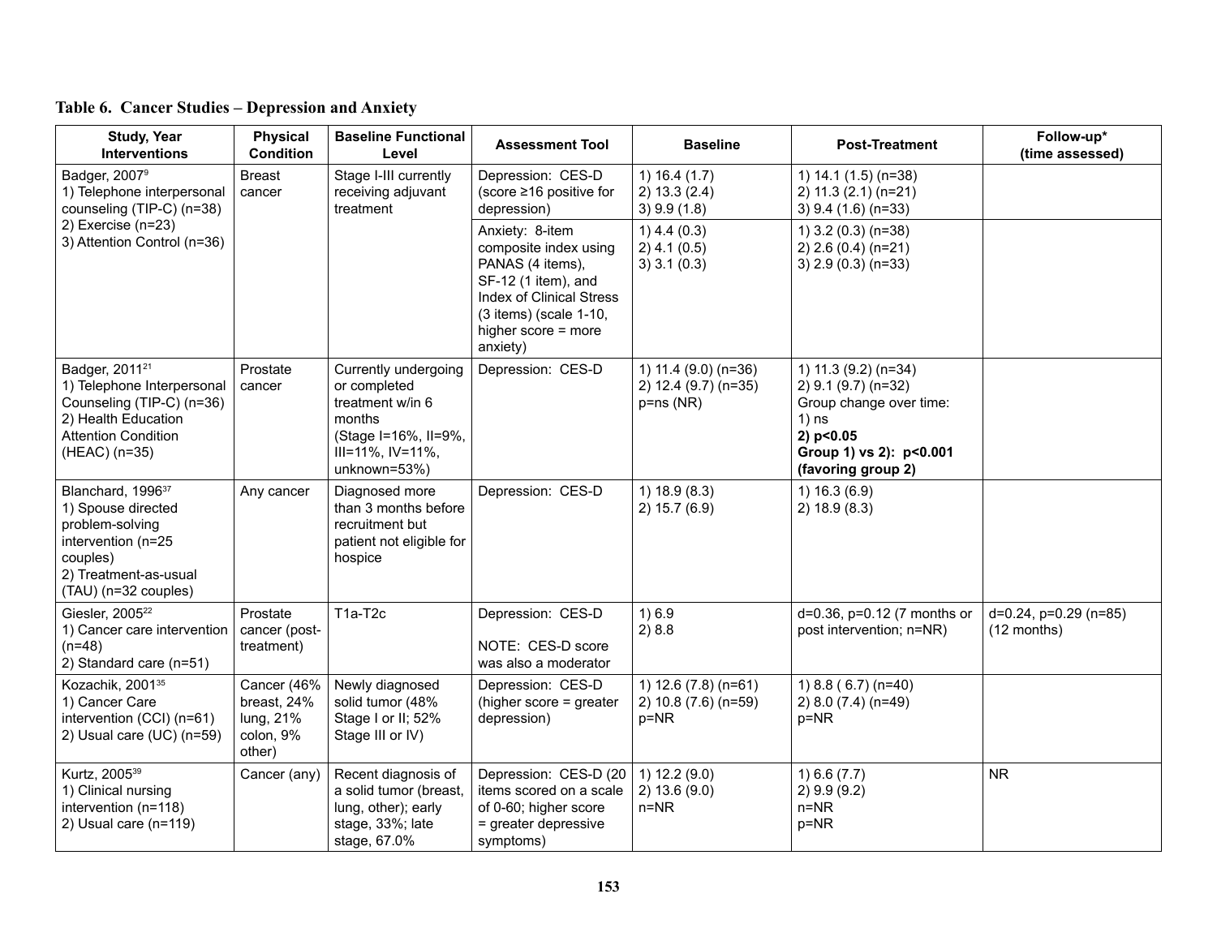**Table 6. Cancer Studies – Depression and Anxiety**

| Study, Year Interventions | Physical Condition | Baseline Functional Level | Assessment Tool | Baseline | Post-Treatment | Follow-up* (time assessed) |
|---|---|---|---|---|---|---|
| Badger, 2007[9]<br>1) Telephone interpersonal counseling (TIP-C) (n=38)<br>2) Exercise (n=23)<br>3) Attention Control (n=36) | Breast cancer | Stage I-III currently receiving adjuvant treatment | Depression: CES-D (score ≥16 positive for depression) | 1) 16.4 (1.7)<br>2) 13.3 (2.4)<br>3) 9.9 (1.8) | 1) 14.1 (1.5) (n=38)<br>2) 11.3 (2.1) (n=21)<br>3) 9.4 (1.6) (n=33) | |
| | | | Anxiety: 8-item composite index using PANAS (4 items), SF-12 (1 item), and Index of Clinical Stress (3 items) (scale 1-10, higher score = more anxiety) | 1) 4.4 (0.3)<br>2) 4.1 (0.5)<br>3) 3.1 (0.3) | 1) 3.2 (0.3) (n=38)<br>2) 2.6 (0.4) (n=21)<br>3) 2.9 (0.3) (n=33) | |
| Badger, 2011[21]<br>1) Telephone Interpersonal Counseling (TIP-C) (n=36)<br>2) Health Education Attention Condition (HEAC) (n=35) | Prostate cancer | Currently undergoing or completed treatment w/in 6 months (Stage I=16%, II=9%, III=11%, IV=11%, unknown=53%) | Depression: CES-D | 1) 11.4 (9.0) (n=36)<br>2) 12.4 (9.7) (n=35)<br>p=ns (NR) | 1) 11.3 (9.2) (n=34)<br>2) 9.1 (9.7) (n=32)<br>Group change over time:<br>1) ns<br>**2) p<0.05**<br>**Group 1) vs 2): p<0.001 (favoring group 2)** | |
| Blanchard, 1996[37]<br>1) Spouse directed problem-solving intervention (n=25 couples)<br>2) Treatment-as-usual (TAU) (n=32 couples) | Any cancer | Diagnosed more than 3 months before recruitment but patient not eligible for hospice | Depression: CES-D | 1) 18.9 (8.3)<br>2) 15.7 (6.9) | 1) 16.3 (6.9)<br>2) 18.9 (8.3) | |
| Giesler, 2005[22]<br>1) Cancer care intervention (n=48)<br>2) Standard care (n=51) | Prostate cancer (post-treatment) | T1a-T2c | Depression: CES-D<br><br>NOTE: CES-D score was also a moderator | 1) 6.9<br>2) 8.8 | d=0.36, p=0.12 (7 months or post intervention; n=NR) | d=0.24, p=0.29 (n=85) (12 months) |
| Kozachik, 2001[35]<br>1) Cancer Care intervention (CCI) (n=61)<br>2) Usual care (UC) (n=59) | Cancer (46% breast, 24% lung, 21% colon, 9% other) | Newly diagnosed solid tumor (48% Stage I or II; 52% Stage III or IV) | Depression: CES-D (higher score = greater depression) | 1) 12.6 (7.8) (n=61)<br>2) 10.8 (7.6) (n=59)<br>p=NR | 1) 8.8 ( 6.7) (n=40)<br>2) 8.0 (7.4) (n=49)<br>p=NR | |
| Kurtz, 2005[39]<br>1) Clinical nursing intervention (n=118)<br>2) Usual care (n=119) | Cancer (any) | Recent diagnosis of a solid tumor (breast, lung, other); early stage, 33%; late stage, 67.0% | Depression: CES-D (20 items scored on a scale of 0-60; higher score = greater depressive symptoms) | 1) 12.2 (9.0)<br>2) 13.6 (9.0)<br>n=NR | 1) 6.6 (7.7)<br>2) 9.9 (9.2)<br>n=NR<br>p=NR | NR |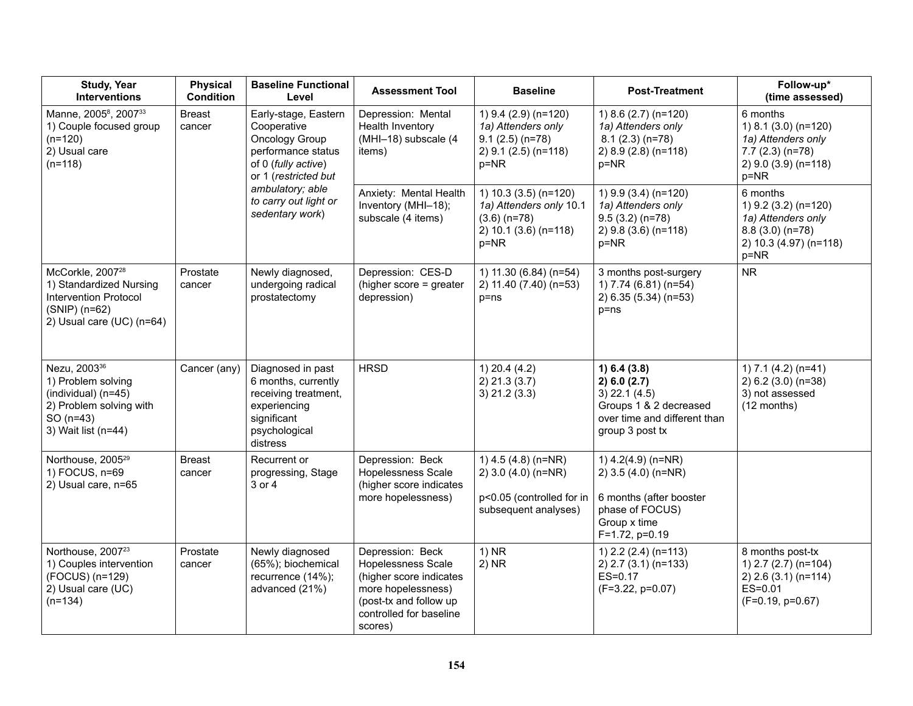| Study, Year Interventions | Physical Condition | Baseline Functional Level | Assessment Tool | Baseline | Post-Treatment | Follow-up* (time assessed) |
|---|---|---|---|---|---|---|
| Manne, 2005[8], 2007[33]<br>1) Couple focused group (n=120)<br>2) Usual care (n=118) | Breast cancer | Early-stage, Eastern Cooperative Oncology Group performance status of 0 (*fully active*) or 1 (*restricted but ambulatory; able to carry out light or sedentary work*) | Depression: Mental Health Inventory (MHI–18) subscale (4 items) | 1) 9.4 (2.9) (n=120)<br>*1a) Attenders only*<br>9.1 (2.5) (n=78)<br>2) 9.1 (2.5) (n=118)<br>p=NR | 1) 8.6 (2.7) (n=120)<br>*1a) Attenders only*<br>8.1 (2.3) (n=78)<br>2) 8.9 (2.8) (n=118)<br>p=NR | 6 months<br>1) 8.1 (3.0) (n=120)<br>*1a) Attenders only*<br>7.7 (2.3) (n=78)<br>2) 9.0 (3.9) (n=118)<br>p=NR |
| | | | Anxiety: Mental Health Inventory (MHI–18); subscale (4 items) | 1) 10.3 (3.5) (n=120)<br>*1a) Attenders only* 10.1 (3.6) (n=78)<br>2) 10.1 (3.6) (n=118)<br>p=NR | 1) 9.9 (3.4) (n=120)<br>*1a) Attenders only*<br>9.5 (3.2) (n=78)<br>2) 9.8 (3.6) (n=118)<br>p=NR | 6 months<br>1) 9.2 (3.2) (n=120)<br>*1a) Attenders only*<br>8.8 (3.0) (n=78)<br>2) 10.3 (4.97) (n=118)<br>p=NR |
| McCorkle, 2007[28]<br>1) Standardized Nursing Intervention Protocol (SNIP) (n=62)<br>2) Usual care (UC) (n=64) | Prostate cancer | Newly diagnosed, undergoing radical prostatectomy | Depression: CES-D (higher score = greater depression) | 1) 11.30 (6.84) (n=54)<br>2) 11.40 (7.40) (n=53)<br>p=ns | 3 months post-surgery<br>1) 7.74 (6.81) (n=54)<br>2) 6.35 (5.34) (n=53)<br>p=ns | NR |
| Nezu, 2003[36]<br>1) Problem solving (individual) (n=45)<br>2) Problem solving with SO (n=43)<br>3) Wait list (n=44) | Cancer (any) | Diagnosed in past 6 months, currently receiving treatment, experiencing significant psychological distress | HRSD | 1) 20.4 (4.2)<br>2) 21.3 (3.7)<br>3) 21.2 (3.3) | **1) 6.4 (3.8)**<br>**2) 6.0 (2.7)**<br>3) 22.1 (4.5)<br>Groups 1 & 2 decreased over time and different than group 3 post tx | 1) 7.1 (4.2) (n=41)<br>2) 6.2 (3.0) (n=38)<br>3) not assessed<br>(12 months) |
| Northouse, 2005[29]<br>1) FOCUS, n=69<br>2) Usual care, n=65 | Breast cancer | Recurrent or progressing, Stage 3 or 4 | Depression: Beck Hopelessness Scale (higher score indicates more hopelessness) | 1) 4.5 (4.8) (n=NR)<br>2) 3.0 (4.0) (n=NR)<br><br>p<0.05 (controlled for in subsequent analyses) | 1) 4.2(4.9) (n=NR)<br>2) 3.5 (4.0) (n=NR)<br><br>6 months (after booster phase of FOCUS)<br>Group x time<br>F=1.72, p=0.19 | |
| Northouse, 2007[23]<br>1) Couples intervention (FOCUS) (n=129)<br>2) Usual care (UC) (n=134) | Prostate cancer | Newly diagnosed (65%); biochemical recurrence (14%); advanced (21%) | Depression: Beck Hopelessness Scale (higher score indicates more hopelessness) (post-tx and follow up controlled for baseline scores) | 1) NR<br>2) NR | 1) 2.2 (2.4) (n=113)<br>2) 2.7 (3.1) (n=133)<br>ES=0.17<br>(F=3.22, p=0.07) | 8 months post-tx<br>1) 2.7 (2.7) (n=104)<br>2) 2.6 (3.1) (n=114)<br>ES=0.01<br>(F=0.19, p=0.67) |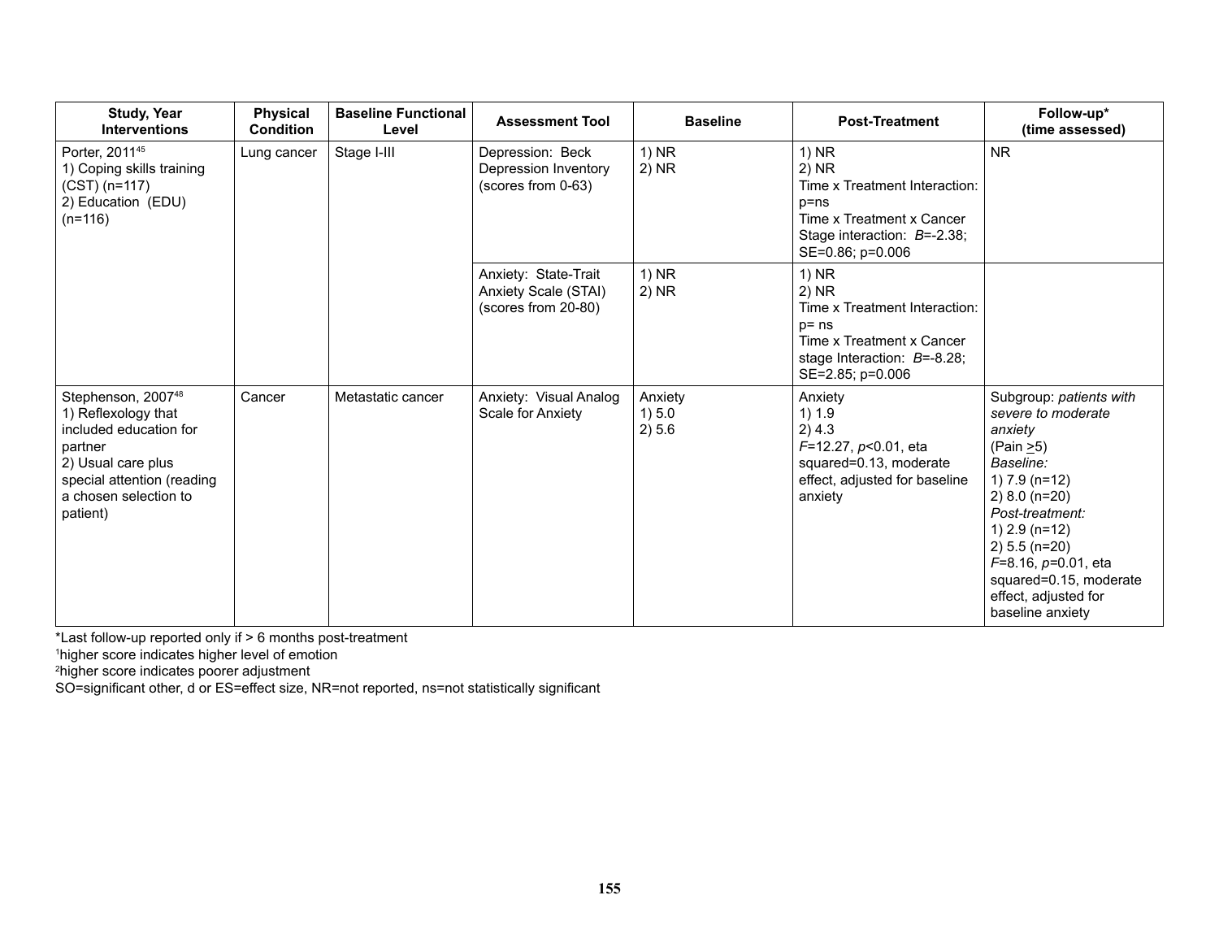| Study, Year Interventions | Physical Condition | Baseline Functional Level | Assessment Tool | Baseline | Post-Treatment | Follow-up* (time assessed) |
|---|---|---|---|---|---|---|
| Porter, 2011[45]<br>1) Coping skills training (CST) (n=117)<br>2) Education (EDU) (n=116) | Lung cancer | Stage I-III | Depression: Beck Depression Inventory (scores from 0-63) | 1) NR<br>2) NR | 1) NR<br>2) NR<br>Time x Treatment Interaction: p=ns<br>Time x Treatment x Cancer Stage interaction: *B*=-2.38; SE=0.86; p=0.006 | NR |
| | | | Anxiety: State-Trait Anxiety Scale (STAI) (scores from 20-80) | 1) NR<br>2) NR | 1) NR<br>2) NR<br>Time x Treatment Interaction: p= ns<br>Time x Treatment x Cancer stage Interaction: *B*=-8.28; SE=2.85; p=0.006 | |
| Stephenson, 2007[48]<br>1) Reflexology that included education for partner<br>2) Usual care plus special attention (reading a chosen selection to patient) | Cancer | Metastatic cancer | Anxiety: Visual Analog Scale for Anxiety | Anxiety<br>1) 5.0<br>2) 5.6 | Anxiety<br>1) 1.9<br>2) 4.3<br>*F*=12.27, *p*<0.01, eta squared=0.13, moderate effect, adjusted for baseline anxiety | Subgroup: *patients with severe to moderate anxiety*<br>(Pain ≥5)<br>*Baseline:*<br>1) 7.9 (n=12)<br>2) 8.0 (n=20)<br>*Post-treatment:*<br>1) 2.9 (n=12)<br>2) 5.5 (n=20)<br>*F*=8.16, *p*=0.01, eta squared=0.15, moderate effect, adjusted for baseline anxiety |

*Last follow-up reported only if > 6 months post-treatment
[1]higher score indicates higher level of emotion
[2]higher score indicates poorer adjustment
SO=significant other, d or ES=effect size, NR=not reported, ns=not statistically significant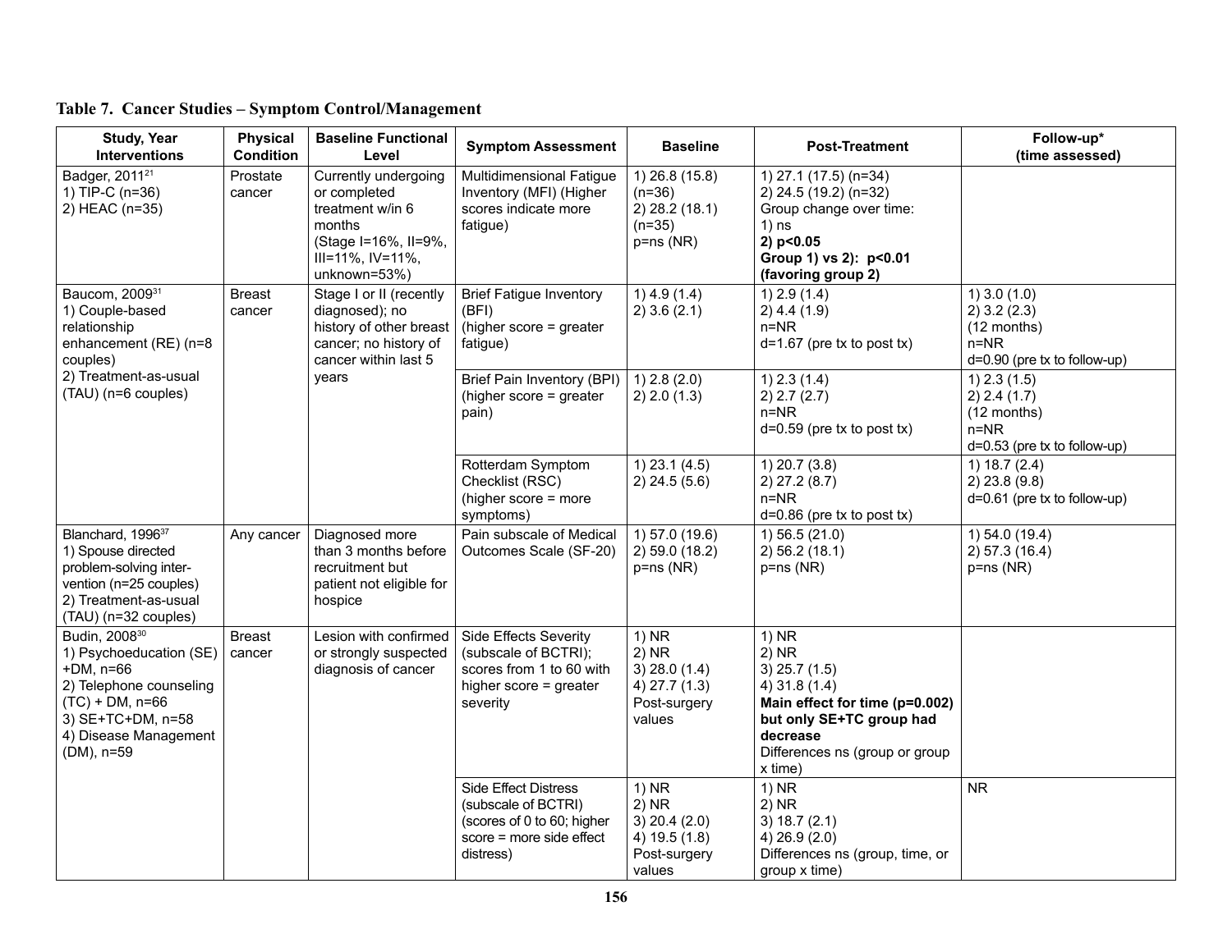## Table 7. Cancer Studies – Symptom Control/Management

| Study, Year Interventions | Physical Condition | Baseline Functional Level | Symptom Assessment | Baseline | Post-Treatment | Follow-up* (time assessed) |
|---|---|---|---|---|---|---|
| Badger, 2011[21]<br>1) TIP-C (n=36)<br>2) HEAC (n=35) | Prostate cancer | Currently undergoing or completed treatment w/in 6 months<br>(Stage I=16%, II=9%, III=11%, IV=11%, unknown=53%) | Multidimensional Fatigue Inventory (MFI) (Higher scores indicate more fatigue) | 1) 26.8 (15.8) (n=36)<br>2) 28.2 (18.1) (n=35)<br>p=ns (NR) | 1) 27.1 (17.5) (n=34)<br>2) 24.5 (19.2) (n=32)<br>Group change over time:<br>1) ns<br>**2) p<0.05**<br>**Group 1) vs 2): p<0.01 (favoring group 2)** | |
| Baucom, 2009[31]<br>1) Couple-based relationship enhancement (RE) (n=8 couples)<br>2) Treatment-as-usual (TAU) (n=6 couples) | Breast cancer | Stage I or II (recently diagnosed); no history of other breast cancer; no history of cancer within last 5 years | Brief Fatigue Inventory (BFI)<br>(higher score = greater fatigue) | 1) 4.9 (1.4)<br>2) 3.6 (2.1) | 1) 2.9 (1.4)<br>2) 4.4 (1.9)<br>n=NR<br>d=1.67 (pre tx to post tx) | 1) 3.0 (1.0)<br>2) 3.2 (2.3)<br>(12 months)<br>n=NR<br>d=0.90 (pre tx to follow-up) |
| | | | Brief Pain Inventory (BPI) (higher score = greater pain) | 1) 2.8 (2.0)<br>2) 2.0 (1.3) | 1) 2.3 (1.4)<br>2) 2.7 (2.7)<br>n=NR<br>d=0.59 (pre tx to post tx) | 1) 2.3 (1.5)<br>2) 2.4 (1.7)<br>(12 months)<br>n=NR<br>d=0.53 (pre tx to follow-up) |
| | | | Rotterdam Symptom Checklist (RSC)<br>(higher score = more symptoms) | 1) 23.1 (4.5)<br>2) 24.5 (5.6) | 1) 20.7 (3.8)<br>2) 27.2 (8.7)<br>n=NR<br>d=0.86 (pre tx to post tx) | 1) 18.7 (2.4)<br>2) 23.8 (9.8)<br>d=0.61 (pre tx to follow-up) |
| Blanchard, 1996[37]<br>1) Spouse directed problem-solving intervention (n=25 couples)<br>2) Treatment-as-usual (TAU) (n=32 couples) | Any cancer | Diagnosed more than 3 months before recruitment but patient not eligible for hospice | Pain subscale of Medical Outcomes Scale (SF-20) | 1) 57.0 (19.6)<br>2) 59.0 (18.2)<br>p=ns (NR) | 1) 56.5 (21.0)<br>2) 56.2 (18.1)<br>p=ns (NR) | 1) 54.0 (19.4)<br>2) 57.3 (16.4)<br>p=ns (NR) |
| Budin, 2008[30]<br>1) Psychoeducation (SE) +DM, n=66<br>2) Telephone counseling (TC) + DM, n=66<br>3) SE+TC+DM, n=58<br>4) Disease Management (DM), n=59 | Breast cancer | Lesion with confirmed or strongly suspected diagnosis of cancer | Side Effects Severity (subscale of BCTRI); scores from 1 to 60 with higher score = greater severity | 1) NR<br>2) NR<br>3) 28.0 (1.4)<br>4) 27.7 (1.3)<br>Post-surgery values | 1) NR<br>2) NR<br>3) 25.7 (1.5)<br>4) 31.8 (1.4)<br>**Main effect for time (p=0.002) but only SE+TC group had decrease**<br>Differences ns (group or group x time) | |
| | | | Side Effect Distress (subscale of BCTRI) (scores of 0 to 60; higher score = more side effect distress) | 1) NR<br>2) NR<br>3) 20.4 (2.0)<br>4) 19.5 (1.8)<br>Post-surgery values | 1) NR<br>2) NR<br>3) 18.7 (2.1)<br>4) 26.9 (2.0)<br>Differences ns (group, time, or group x time) | NR |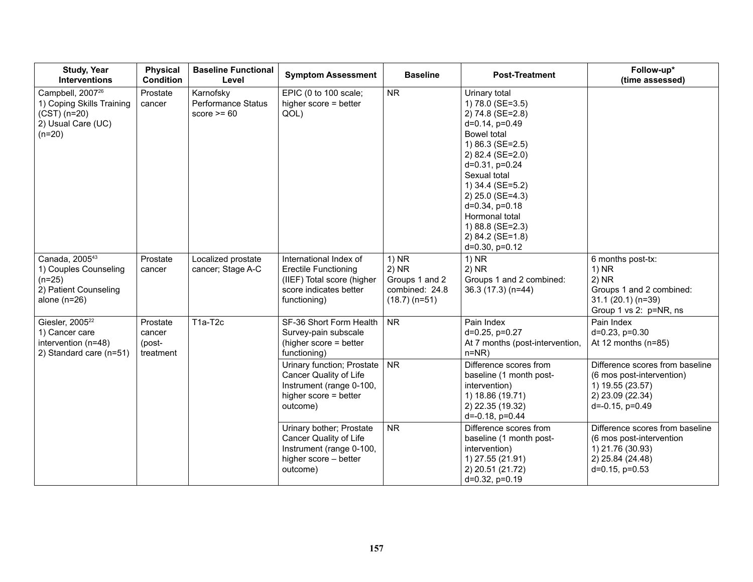| Study, Year Interventions | Physical Condition | Baseline Functional Level | Symptom Assessment | Baseline | Post-Treatment | Follow-up* (time assessed) |
|---|---|---|---|---|---|---|
| Campbell, 2007[26]<br>1) Coping Skills Training (CST) (n=20)<br>2) Usual Care (UC) (n=20) | Prostate cancer | Karnofsky Performance Status score >= 60 | EPIC (0 to 100 scale; higher score = better QOL) | NR | Urinary total<br>1) 78.0 (SE=3.5)<br>2) 74.8 (SE=2.8)<br>d=0.14, p=0.49<br>Bowel total<br>1) 86.3 (SE=2.5)<br>2) 82.4 (SE=2.0)<br>d=0.31, p=0.24<br>Sexual total<br>1) 34.4 (SE=5.2)<br>2) 25.0 (SE=4.3)<br>d=0.34, p=0.18<br>Hormonal total<br>1) 88.8 (SE=2.3)<br>2) 84.2 (SE=1.8)<br>d=0.30, p=0.12 | |
| Canada, 2005[43]<br>1) Couples Counseling (n=25)<br>2) Patient Counseling alone (n=26) | Prostate cancer | Localized prostate cancer; Stage A-C | International Index of Erectile Functioning (IIEF) Total score (higher score indicates better functioning) | 1) NR<br>2) NR<br>Groups 1 and 2 combined: 24.8 (18.7) (n=51) | 1) NR<br>2) NR<br>Groups 1 and 2 combined: 36.3 (17.3) (n=44) | 6 months post-tx:<br>1) NR<br>2) NR<br>Groups 1 and 2 combined: 31.1 (20.1) (n=39)<br>Group 1 vs 2: p=NR, ns |
| Giesler, 2005[22]<br>1) Cancer care intervention (n=48)<br>2) Standard care (n=51) | Prostate cancer (post-treatment | T1a-T2c | SF-36 Short Form Health Survey-pain subscale (higher score = better functioning) | NR | Pain Index<br>d=0.25, p=0.27<br>At 7 months (post-intervention, n=NR) | Pain Index<br>d=0.23, p=0.30<br>At 12 months (n=85) |
| | | | Urinary function; Prostate Cancer Quality of Life Instrument (range 0-100, higher score = better outcome) | NR | Difference scores from baseline (1 month post-intervention)<br>1) 18.86 (19.71)<br>2) 22.35 (19.32)<br>d=-0.18, p=0.44 | Difference scores from baseline (6 mos post-intervention)<br>1) 19.55 (23.57)<br>2) 23.09 (22.34)<br>d=-0.15, p=0.49 |
| | | | Urinary bother; Prostate Cancer Quality of Life Instrument (range 0-100, higher score – better outcome) | NR | Difference scores from baseline (1 month post-intervention)<br>1) 27.55 (21.91)<br>2) 20.51 (21.72)<br>d=0.32, p=0.19 | Difference scores from baseline (6 mos post-intervention<br>1) 21.76 (30.93)<br>2) 25.84 (24.48)<br>d=0.15, p=0.53 |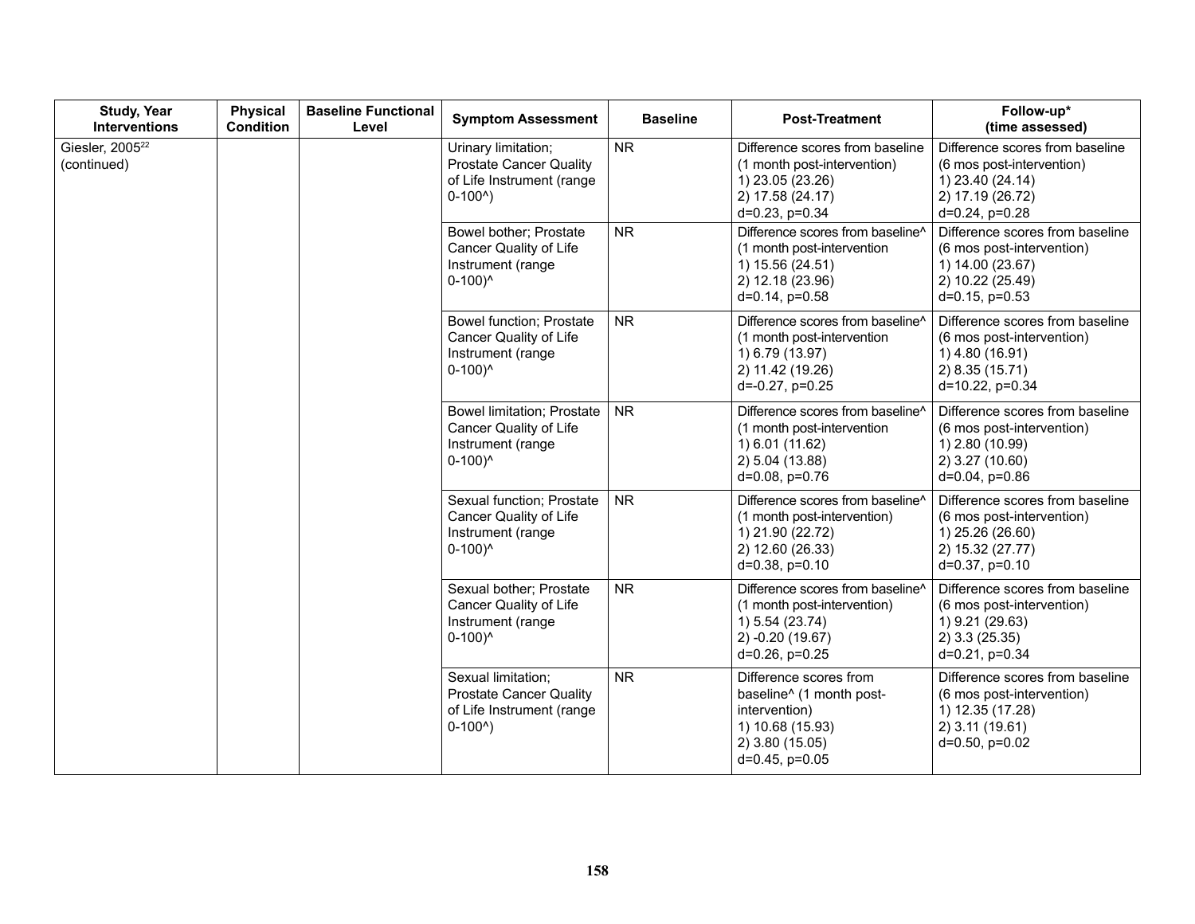| Study, Year Interventions | Physical Condition | Baseline Functional Level | Symptom Assessment | Baseline | Post-Treatment | Follow-up* (time assessed) |
|---|---|---|---|---|---|---|
| Giesler, 2005[22] (continued) | | | Urinary limitation; Prostate Cancer Quality of Life Instrument (range 0-100^) | NR | Difference scores from baseline (1 month post-intervention)<br>1) 23.05 (23.26)<br>2) 17.58 (24.17)<br>d=0.23, p=0.34 | Difference scores from baseline (6 mos post-intervention)<br>1) 23.40 (24.14)<br>2) 17.19 (26.72)<br>d=0.24, p=0.28 |
| | | | Bowel bother; Prostate Cancer Quality of Life Instrument (range 0-100)^ | NR | Difference scores from baseline^ (1 month post-intervention<br>1) 15.56 (24.51)<br>2) 12.18 (23.96)<br>d=0.14, p=0.58 | Difference scores from baseline (6 mos post-intervention)<br>1) 14.00 (23.67)<br>2) 10.22 (25.49)<br>d=0.15, p=0.53 |
| | | | Bowel function; Prostate Cancer Quality of Life Instrument (range 0-100)^ | NR | Difference scores from baseline^ (1 month post-intervention<br>1) 6.79 (13.97)<br>2) 11.42 (19.26)<br>d=-0.27, p=0.25 | Difference scores from baseline (6 mos post-intervention)<br>1) 4.80 (16.91)<br>2) 8.35 (15.71)<br>d=10.22, p=0.34 |
| | | | Bowel limitation; Prostate Cancer Quality of Life Instrument (range 0-100)^ | NR | Difference scores from baseline^ (1 month post-intervention<br>1) 6.01 (11.62)<br>2) 5.04 (13.88)<br>d=0.08, p=0.76 | Difference scores from baseline (6 mos post-intervention)<br>1) 2.80 (10.99)<br>2) 3.27 (10.60)<br>d=0.04, p=0.86 |
| | | | Sexual function; Prostate Cancer Quality of Life Instrument (range 0-100)^ | NR | Difference scores from baseline^ (1 month post-intervention)<br>1) 21.90 (22.72)<br>2) 12.60 (26.33)<br>d=0.38, p=0.10 | Difference scores from baseline (6 mos post-intervention)<br>1) 25.26 (26.60)<br>2) 15.32 (27.77)<br>d=0.37, p=0.10 |
| | | | Sexual bother; Prostate Cancer Quality of Life Instrument (range 0-100)^ | NR | Difference scores from baseline^ (1 month post-intervention)<br>1) 5.54 (23.74)<br>2) -0.20 (19.67)<br>d=0.26, p=0.25 | Difference scores from baseline (6 mos post-intervention)<br>1) 9.21 (29.63)<br>2) 3.3 (25.35)<br>d=0.21, p=0.34 |
| | | | Sexual limitation; Prostate Cancer Quality of Life Instrument (range 0-100^) | NR | Difference scores from baseline^ (1 month post-intervention)<br>1) 10.68 (15.93)<br>2) 3.80 (15.05)<br>d=0.45, p=0.05 | Difference scores from baseline (6 mos post-intervention)<br>1) 12.35 (17.28)<br>2) 3.11 (19.61)<br>d=0.50, p=0.02 |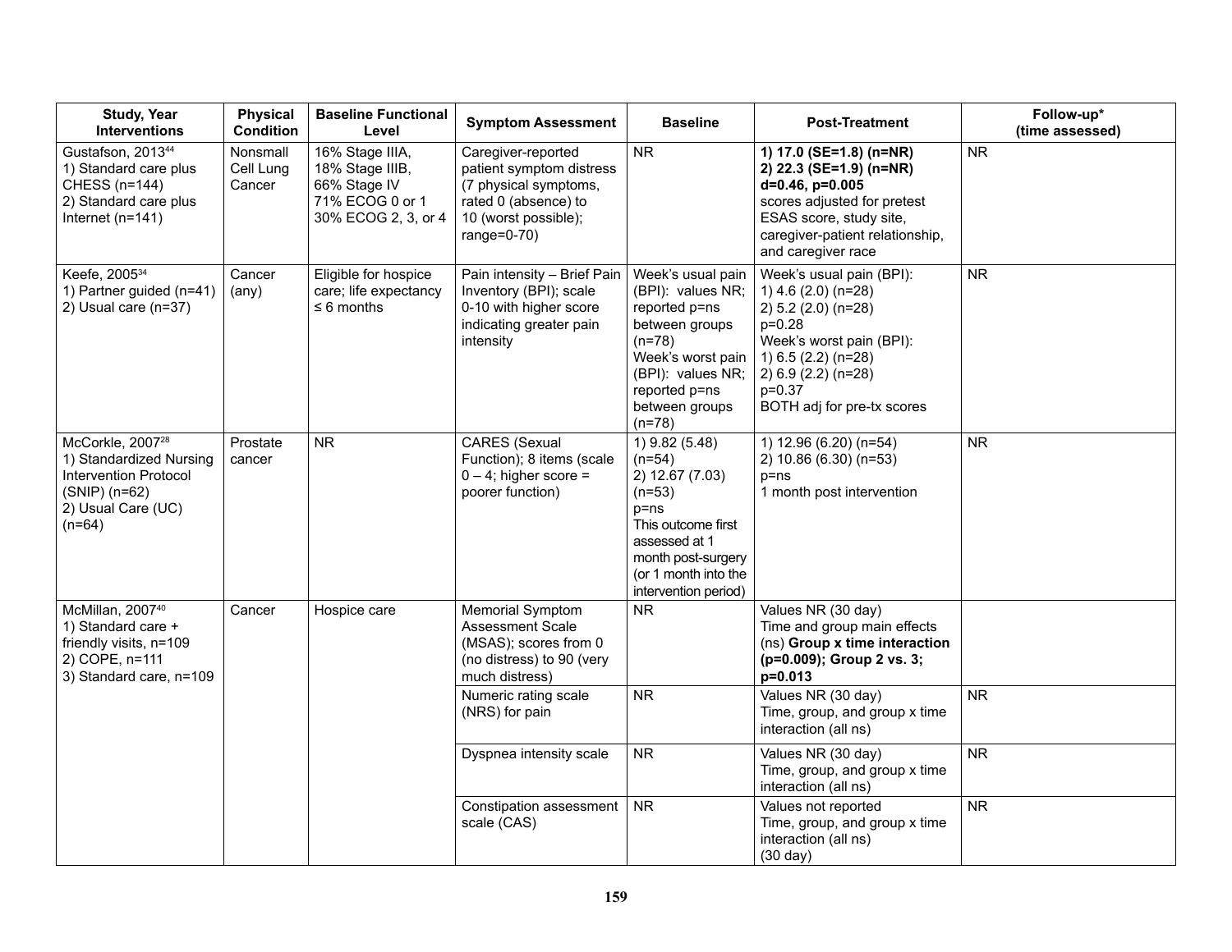| Study, Year Interventions | Physical Condition | Baseline Functional Level | Symptom Assessment | Baseline | Post-Treatment | Follow-up* (time assessed) |
|---|---|---|---|---|---|---|
| Gustafson, 2013[44]<br>1) Standard care plus CHESS (n=144)<br>2) Standard care plus Internet (n=141) | Nonsmall Cell Lung Cancer | 16% Stage IIIA,<br>18% Stage IIIB,<br>66% Stage IV<br>71% ECOG 0 or 1<br>30% ECOG 2, 3, or 4 | Caregiver-reported patient symptom distress (7 physical symptoms, rated 0 (absence) to 10 (worst possible); range=0-70) | NR | **1) 17.0 (SE=1.8) (n=NR)**<br>**2) 22.3 (SE=1.9) (n=NR)**<br>**d=0.46, p=0.005**<br>scores adjusted for pretest ESAS score, study site, caregiver-patient relationship, and caregiver race | NR |
| Keefe, 2005[34]<br>1) Partner guided (n=41)<br>2) Usual care (n=37) | Cancer (any) | Eligible for hospice care; life expectancy ≤ 6 months | Pain intensity – Brief Pain Inventory (BPI); scale 0-10 with higher score indicating greater pain intensity | Week's usual pain (BPI): values NR; reported p=ns between groups (n=78)<br>Week's worst pain (BPI): values NR; reported p=ns between groups (n=78) | Week's usual pain (BPI):<br>1) 4.6 (2.0) (n=28)<br>2) 5.2 (2.0) (n=28)<br>p=0.28<br>Week's worst pain (BPI):<br>1) 6.5 (2.2) (n=28)<br>2) 6.9 (2.2) (n=28)<br>p=0.37<br>BOTH adj for pre-tx scores | NR |
| McCorkle, 2007[28]<br>1) Standardized Nursing Intervention Protocol (SNIP) (n=62)<br>2) Usual Care (UC) (n=64) | Prostate cancer | NR | CARES (Sexual Function); 8 items (scale 0 – 4; higher score = poorer function) | 1) 9.82 (5.48) (n=54)<br>2) 12.67 (7.03) (n=53)<br>p=ns<br>This outcome first assessed at 1 month post-surgery (or 1 month into the intervention period) | 1) 12.96 (6.20) (n=54)<br>2) 10.86 (6.30) (n=53)<br>p=ns<br>1 month post intervention | NR |
| McMillan, 2007[40]<br>1) Standard care + friendly visits, n=109<br>2) COPE, n=111<br>3) Standard care, n=109 | Cancer | Hospice care | Memorial Symptom Assessment Scale (MSAS); scores from 0 (no distress) to 90 (very much distress) | NR | Values NR (30 day)<br>Time and group main effects (ns) **Group x time interaction (p=0.009); Group 2 vs. 3; p=0.013** | |
| | | | Numeric rating scale (NRS) for pain | NR | Values NR (30 day)<br>Time, group, and group x time interaction (all ns) | NR |
| | | | Dyspnea intensity scale | NR | Values NR (30 day)<br>Time, group, and group x time interaction (all ns) | NR |
| | | | Constipation assessment scale (CAS) | NR | Values not reported<br>Time, group, and group x time interaction (all ns)<br>(30 day) | NR |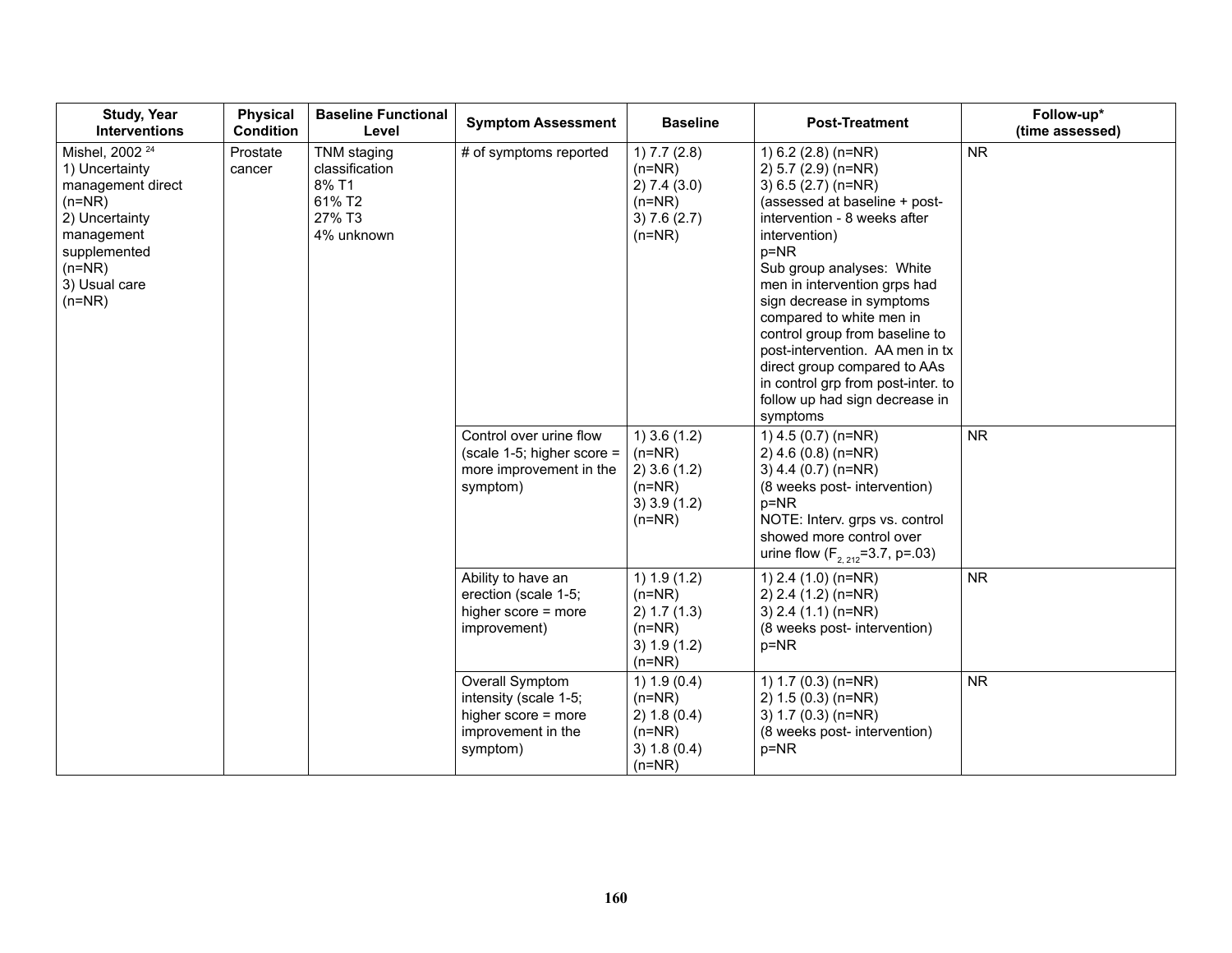| Study, Year Interventions | Physical Condition | Baseline Functional Level | Symptom Assessment | Baseline | Post-Treatment | Follow-up* (time assessed) |
|---|---|---|---|---|---|---|
| Mishel, 2002 [24]<br>1) Uncertainty management direct (n=NR)<br>2) Uncertainty management supplemented (n=NR)<br>3) Usual care (n=NR) | Prostate cancer | TNM staging classification<br>8% T1<br>61% T2<br>27% T3<br>4% unknown | # of symptoms reported | 1) 7.7 (2.8) (n=NR)<br>2) 7.4 (3.0) (n=NR)<br>3) 7.6 (2.7) (n=NR) | 1) 6.2 (2.8) (n=NR)<br>2) 5.7 (2.9) (n=NR)<br>3) 6.5 (2.7) (n=NR)<br>(assessed at baseline + post-intervention - 8 weeks after intervention)<br>p=NR<br>Sub group analyses: White men in intervention grps had sign decrease in symptoms compared to white men in control group from baseline to post-intervention. AA men in tx direct group compared to AAs in control grp from post-inter. to follow up had sign decrease in symptoms | NR |
| | | | Control over urine flow (scale 1-5; higher score = more improvement in the symptom) | 1) 3.6 (1.2) (n=NR)<br>2) 3.6 (1.2) (n=NR)<br>3) 3.9 (1.2) (n=NR) | 1) 4.5 (0.7) (n=NR)<br>2) 4.6 (0.8) (n=NR)<br>3) 4.4 (0.7) (n=NR)<br>(8 weeks post- intervention)<br>p=NR<br>NOTE: Interv. grps vs. control showed more control over urine flow ($F_{2, 212}$=3.7, p=.03) | NR |
| | | | Ability to have an erection (scale 1-5; higher score = more improvement) | 1) 1.9 (1.2) (n=NR)<br>2) 1.7 (1.3) (n=NR)<br>3) 1.9 (1.2) (n=NR) | 1) 2.4 (1.0) (n=NR)<br>2) 2.4 (1.2) (n=NR)<br>3) 2.4 (1.1) (n=NR)<br>(8 weeks post- intervention)<br>p=NR | NR |
| | | | Overall Symptom intensity (scale 1-5; higher score = more improvement in the symptom) | 1) 1.9 (0.4) (n=NR)<br>2) 1.8 (0.4) (n=NR)<br>3) 1.8 (0.4) (n=NR) | 1) 1.7 (0.3) (n=NR)<br>2) 1.5 (0.3) (n=NR)<br>3) 1.7 (0.3) (n=NR)<br>(8 weeks post- intervention)<br>p=NR | NR |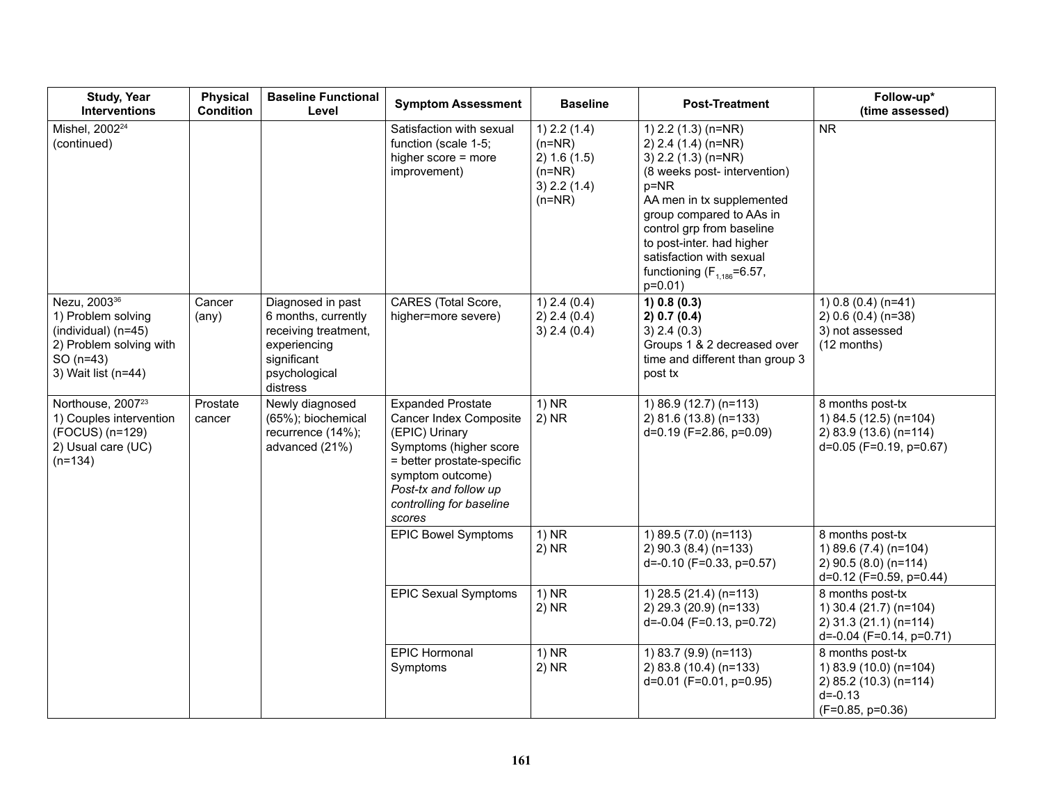| Study, Year Interventions | Physical Condition | Baseline Functional Level | Symptom Assessment | Baseline | Post-Treatment | Follow-up* (time assessed) |
|---|---|---|---|---|---|---|
| Mishel, 2002[24] (continued) | | | Satisfaction with sexual function (scale 1-5; higher score = more improvement) | 1) 2.2 (1.4) (n=NR)<br>2) 1.6 (1.5) (n=NR)<br>3) 2.2 (1.4) (n=NR) | 1) 2.2 (1.3) (n=NR)<br>2) 2.4 (1.4) (n=NR)<br>3) 2.2 (1.3) (n=NR)<br>(8 weeks post- intervention)<br>p=NR<br>AA men in tx supplemented group compared to AAs in control grp from baseline to post-inter. had higher satisfaction with sexual functioning ($F_{1,186}$=6.57, p=0.01) | NR |
| Nezu, 2003[36]<br>1) Problem solving (individual) (n=45)<br>2) Problem solving with SO (n=43)<br>3) Wait list (n=44) | Cancer (any) | Diagnosed in past 6 months, currently receiving treatment, experiencing significant psychological distress | CARES (Total Score, higher=more severe) | 1) 2.4 (0.4)<br>2) 2.4 (0.4)<br>3) 2.4 (0.4) | **1) 0.8 (0.3)**<br>**2) 0.7 (0.4)**<br>3) 2.4 (0.3)<br>Groups 1 & 2 decreased over time and different than group 3 post tx | 1) 0.8 (0.4) (n=41)<br>2) 0.6 (0.4) (n=38)<br>3) not assessed<br>(12 months) |
| Northouse, 2007[23]<br>1) Couples intervention (FOCUS) (n=129)<br>2) Usual care (UC) (n=134) | Prostate cancer | Newly diagnosed (65%); biochemical recurrence (14%); advanced (21%) | Expanded Prostate Cancer Index Composite (EPIC) Urinary Symptoms (higher score = better prostate-specific symptom outcome)<br>*Post-tx and follow up controlling for baseline scores* | 1) NR<br>2) NR | 1) 86.9 (12.7) (n=113)<br>2) 81.6 (13.8) (n=133)<br>d=0.19 (F=2.86, p=0.09) | 8 months post-tx<br>1) 84.5 (12.5) (n=104)<br>2) 83.9 (13.6) (n=114)<br>d=0.05 (F=0.19, p=0.67) |
| | | | EPIC Bowel Symptoms | 1) NR<br>2) NR | 1) 89.5 (7.0) (n=113)<br>2) 90.3 (8.4) (n=133)<br>d=-0.10 (F=0.33, p=0.57) | 8 months post-tx<br>1) 89.6 (7.4) (n=104)<br>2) 90.5 (8.0) (n=114)<br>d=0.12 (F=0.59, p=0.44) |
| | | | EPIC Sexual Symptoms | 1) NR<br>2) NR | 1) 28.5 (21.4) (n=113)<br>2) 29.3 (20.9) (n=133)<br>d=-0.04 (F=0.13, p=0.72) | 8 months post-tx<br>1) 30.4 (21.7) (n=104)<br>2) 31.3 (21.1) (n=114)<br>d=-0.04 (F=0.14, p=0.71) |
| | | | EPIC Hormonal Symptoms | 1) NR<br>2) NR | 1) 83.7 (9.9) (n=113)<br>2) 83.8 (10.4) (n=133)<br>d=0.01 (F=0.01, p=0.95) | 8 months post-tx<br>1) 83.9 (10.0) (n=104)<br>2) 85.2 (10.3) (n=114)<br>d=-0.13<br>(F=0.85, p=0.36) |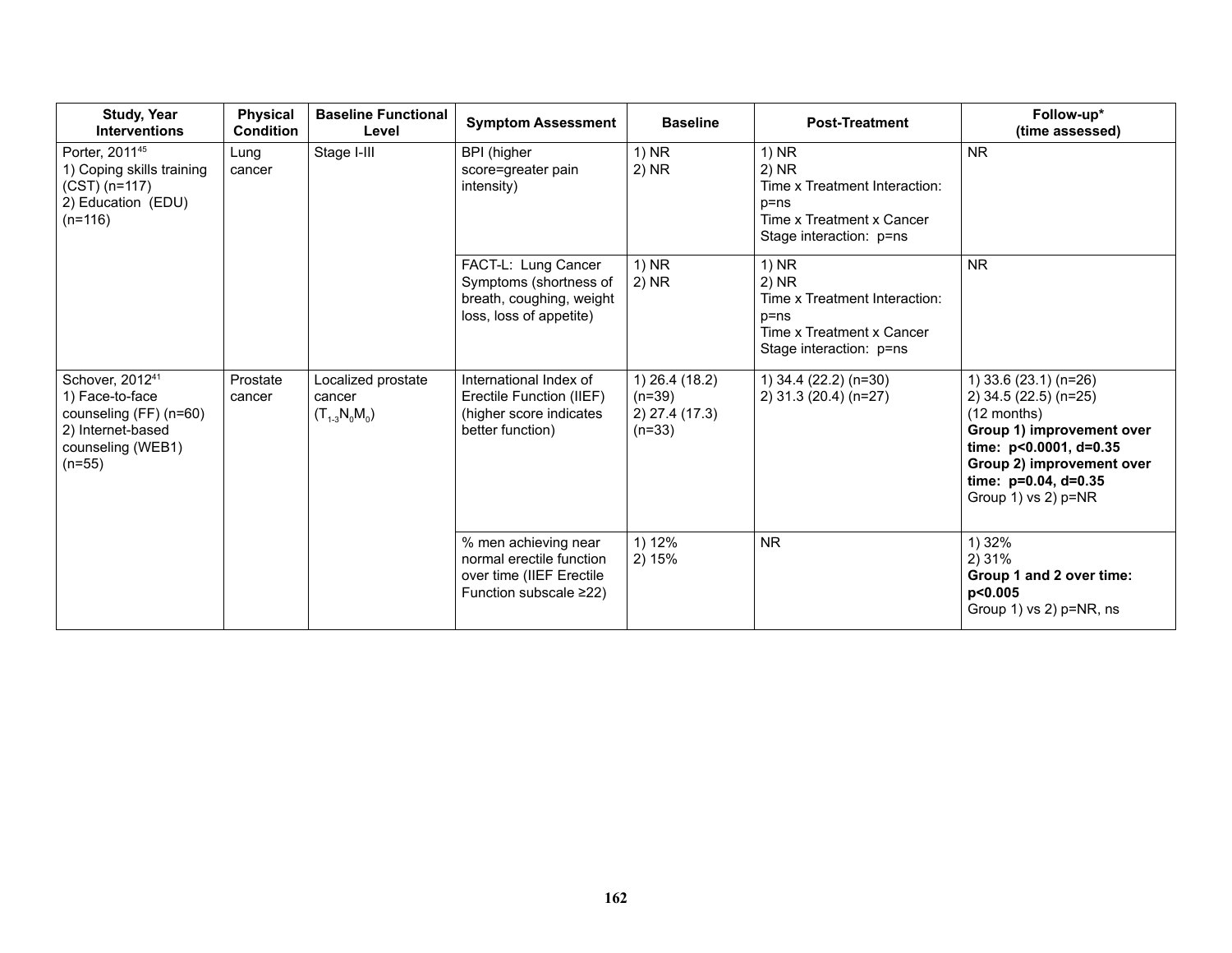| Study, Year Interventions | Physical Condition | Baseline Functional Level | Symptom Assessment | Baseline | Post-Treatment | Follow-up* (time assessed) |
|---|---|---|---|---|---|---|
| Porter, 2011[45]<br>1) Coping skills training (CST) (n=117)<br>2) Education (EDU) (n=116) | Lung cancer | Stage I-III | BPI (higher score=greater pain intensity) | 1) NR<br>2) NR | 1) NR<br>2) NR<br>Time x Treatment Interaction: p=ns<br>Time x Treatment x Cancer Stage interaction: p=ns | NR |
| | | | FACT-L: Lung Cancer Symptoms (shortness of breath, coughing, weight loss, loss of appetite) | 1) NR<br>2) NR | 1) NR<br>2) NR<br>Time x Treatment Interaction: p=ns<br>Time x Treatment x Cancer Stage interaction: p=ns | NR |
| Schover, 2012[41]<br>1) Face-to-face counseling (FF) (n=60)<br>2) Internet-based counseling (WEB1) (n=55) | Prostate cancer | Localized prostate cancer ($T_{1\text{-}3}N_0M_0$) | International Index of Erectile Function (IIEF) (higher score indicates better function) | 1) 26.4 (18.2) (n=39)<br>2) 27.4 (17.3) (n=33) | 1) 34.4 (22.2) (n=30)<br>2) 31.3 (20.4) (n=27) | 1) 33.6 (23.1) (n=26)<br>2) 34.5 (22.5) (n=25)<br>(12 months)<br>**Group 1) improvement over time: p<0.0001, d=0.35**<br>**Group 2) improvement over time: p=0.04, d=0.35**<br>Group 1) vs 2) p=NR |
| | | | % men achieving near normal erectile function over time (IIEF Erectile Function subscale ≥22) | 1) 12%<br>2) 15% | NR | 1) 32%<br>2) 31%<br>**Group 1 and 2 over time: p<0.005**<br>Group 1) vs 2) p=NR, ns |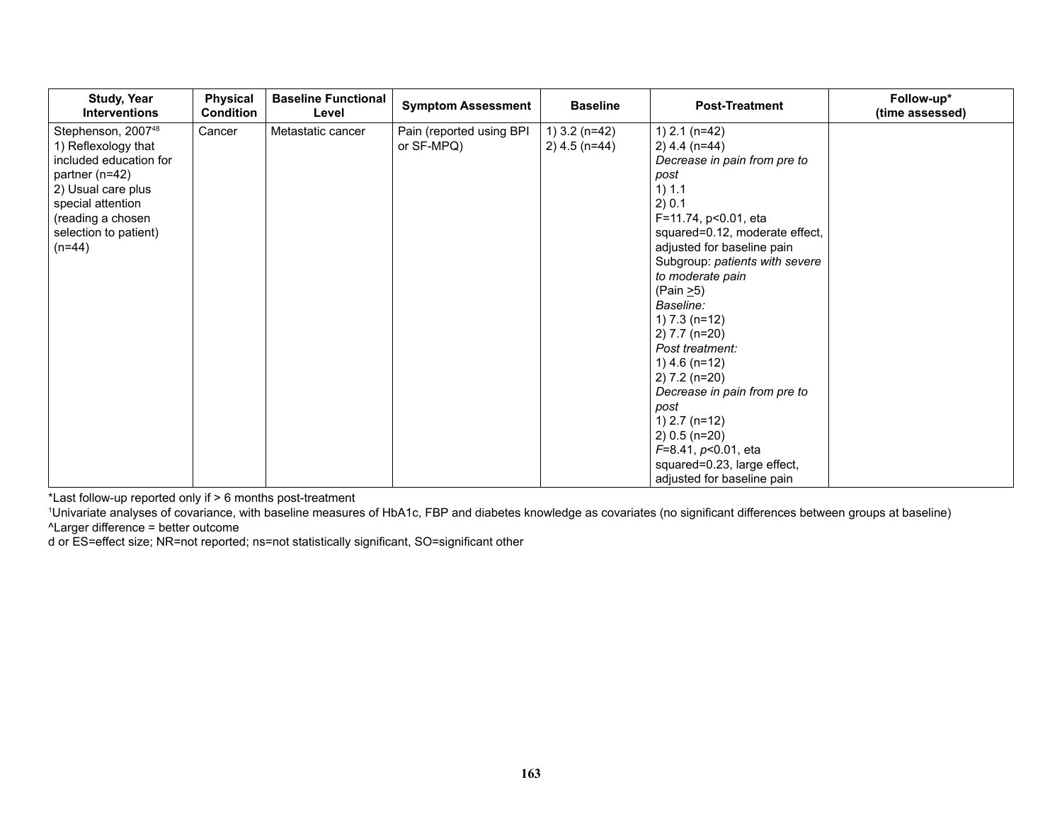| Study, Year Interventions | Physical Condition | Baseline Functional Level | Symptom Assessment | Baseline | Post-Treatment | Follow-up* (time assessed) |
|---|---|---|---|---|---|---|
| Stephenson, 2007[48]<br>1) Reflexology that included education for partner (n=42)<br>2) Usual care plus special attention (reading a chosen selection to patient) (n=44) | Cancer | Metastatic cancer | Pain (reported using BPI or SF-MPQ) | 1) 3.2 (n=42)<br>2) 4.5 (n=44) | 1) 2.1 (n=42)<br>2) 4.4 (n=44)<br>*Decrease in pain from pre to post*<br>1) 1.1<br>2) 0.1<br>F=11.74, p<0.01, eta squared=0.12, moderate effect, adjusted for baseline pain<br>Subgroup: *patients with severe to moderate pain* (Pain ≥5)<br>*Baseline:*<br>1) 7.3 (n=12)<br>2) 7.7 (n=20)<br>*Post treatment:*<br>1) 4.6 (n=12)<br>2) 7.2 (n=20)<br>*Decrease in pain from pre to post*<br>1) 2.7 (n=12)<br>2) 0.5 (n=20)<br>*F*=8.41, *p*<0.01, eta squared=0.23, large effect, adjusted for baseline pain | |

*Last follow-up reported only if > 6 months post-treatment

[1]Univariate analyses of covariance, with baseline measures of HbA1c, FBP and diabetes knowledge as covariates (no significant differences between groups at baseline)

^Larger difference = better outcome

d or ES=effect size; NR=not reported; ns=not statistically significant, SO=significant other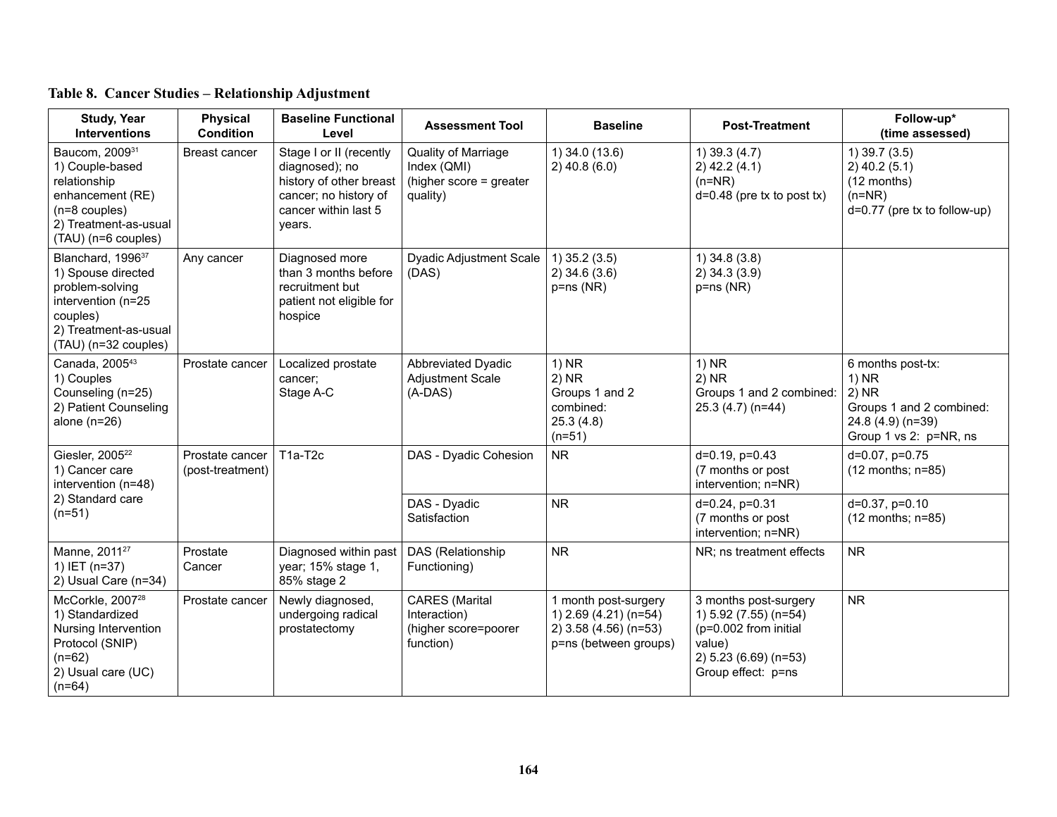**Table 8. Cancer Studies – Relationship Adjustment**

| Study, Year Interventions | Physical Condition | Baseline Functional Level | Assessment Tool | Baseline | Post-Treatment | Follow-up* (time assessed) |
|---|---|---|---|---|---|---|
| Baucom, 2009[31]<br>1) Couple-based relationship enhancement (RE) (n=8 couples)<br>2) Treatment-as-usual (TAU) (n=6 couples) | Breast cancer | Stage I or II (recently diagnosed); no history of other breast cancer; no history of cancer within last 5 years. | Quality of Marriage Index (QMI)<br>(higher score = greater quality) | 1) 34.0 (13.6)<br>2) 40.8 (6.0) | 1) 39.3 (4.7)<br>2) 42.2 (4.1)<br>(n=NR)<br>d=0.48 (pre tx to post tx) | 1) 39.7 (3.5)<br>2) 40.2 (5.1)<br>(12 months)<br>(n=NR)<br>d=0.77 (pre tx to follow-up) |
| Blanchard, 1996[37]<br>1) Spouse directed problem-solving intervention (n=25 couples)<br>2) Treatment-as-usual (TAU) (n=32 couples) | Any cancer | Diagnosed more than 3 months before recruitment but patient not eligible for hospice | Dyadic Adjustment Scale (DAS) | 1) 35.2 (3.5)<br>2) 34.6 (3.6)<br>p=ns (NR) | 1) 34.8 (3.8)<br>2) 34.3 (3.9)<br>p=ns (NR) | |
| Canada, 2005[43]<br>1) Couples Counseling (n=25)<br>2) Patient Counseling alone (n=26) | Prostate cancer | Localized prostate cancer;<br>Stage A-C | Abbreviated Dyadic Adjustment Scale (A-DAS) | 1) NR<br>2) NR<br>Groups 1 and 2 combined:<br>25.3 (4.8)<br>(n=51) | 1) NR<br>2) NR<br>Groups 1 and 2 combined:<br>25.3 (4.7) (n=44) | 6 months post-tx:<br>1) NR<br>2) NR<br>Groups 1 and 2 combined:<br>24.8 (4.9) (n=39)<br>Group 1 vs 2: p=NR, ns |
| Giesler, 2005[22]<br>1) Cancer care intervention (n=48)<br>2) Standard care (n=51) | Prostate cancer (post-treatment) | T1a-T2c | DAS - Dyadic Cohesion | NR | d=0.19, p=0.43<br>(7 months or post intervention; n=NR) | d=0.07, p=0.75<br>(12 months; n=85) |
| | | | DAS - Dyadic Satisfaction | NR | d=0.24, p=0.31<br>(7 months or post intervention; n=NR) | d=0.37, p=0.10<br>(12 months; n=85) |
| Manne, 2011[27]<br>1) IET (n=37)<br>2) Usual Care (n=34) | Prostate Cancer | Diagnosed within past year; 15% stage 1, 85% stage 2 | DAS (Relationship Functioning) | NR | NR; ns treatment effects | NR |
| McCorkle, 2007[28]<br>1) Standardized Nursing Intervention Protocol (SNIP) (n=62)<br>2) Usual care (UC) (n=64) | Prostate cancer | Newly diagnosed, undergoing radical prostatectomy | CARES (Marital Interaction)<br>(higher score=poorer function) | 1 month post-surgery<br>1) 2.69 (4.21) (n=54)<br>2) 3.58 (4.56) (n=53)<br>p=ns (between groups) | 3 months post-surgery<br>1) 5.92 (7.55) (n=54)<br>(p=0.002 from initial value)<br>2) 5.23 (6.69) (n=53)<br>Group effect: p=ns | NR |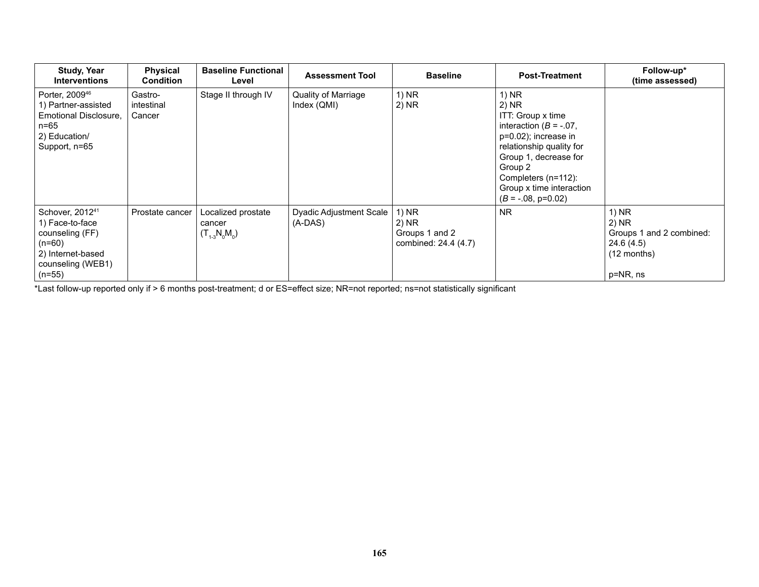| Study, Year Interventions | Physical Condition | Baseline Functional Level | Assessment Tool | Baseline | Post-Treatment | Follow-up* (time assessed) |
|---|---|---|---|---|---|---|
| Porter, 2009[46]<br>1) Partner-assisted Emotional Disclosure, n=65<br>2) Education/ Support, n=65 | Gastro-intestinal Cancer | Stage II through IV | Quality of Marriage Index (QMI) | 1) NR<br>2) NR | 1) NR<br>2) NR<br>ITT: Group x time interaction (*B* = -.07, p=0.02); increase in relationship quality for Group 1, decrease for Group 2<br>Completers (n=112): Group x time interaction (*B* = -.08, p=0.02) | |
| Schover, 2012[41]<br>1) Face-to-face counseling (FF) (n=60)<br>2) Internet-based counseling (WEB1) (n=55) | Prostate cancer | Localized prostate cancer ($T_{1\text{-}3}N_0M_0$) | Dyadic Adjustment Scale (A-DAS) | 1) NR<br>2) NR<br>Groups 1 and 2 combined: 24.4 (4.7) | NR | 1) NR<br>2) NR<br>Groups 1 and 2 combined: 24.6 (4.5)<br>(12 months)<br><br>p=NR, ns |

*Last follow-up reported only if > 6 months post-treatment; d or ES=effect size; NR=not reported; ns=not statistically significant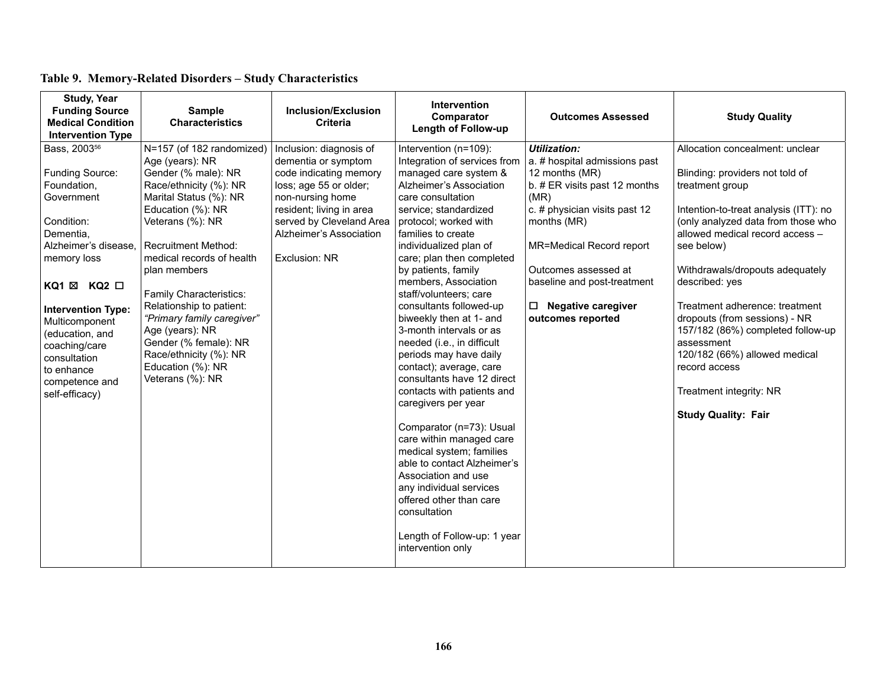**Table 9. Memory-Related Disorders – Study Characteristics**

| Study, Year<br>Funding Source<br>Medical Condition<br>Intervention Type | Sample Characteristics | Inclusion/Exclusion Criteria | Intervention<br>Comparator<br>Length of Follow-up | Outcomes Assessed | Study Quality |
|---|---|---|---|---|---|
| Bass, 2003[56]<br><br>Funding Source: Foundation, Government<br><br>Condition: Dementia, Alzheimer's disease, memory loss<br><br>**KQ1** ☒ **KQ2** ☐<br><br>**Intervention Type:** Multicomponent (education, and coaching/care consultation to enhance competence and self-efficacy) | N=157 (of 182 randomized)<br>Age (years): NR<br>Gender (% male): NR<br>Race/ethnicity (%): NR<br>Marital Status (%): NR<br>Education (%): NR<br>Veterans (%): NR<br><br>Recruitment Method: medical records of health plan members<br><br>Family Characteristics:<br>Relationship to patient: *"Primary family caregiver"*<br>Age (years): NR<br>Gender (% female): NR<br>Race/ethnicity (%): NR<br>Education (%): NR<br>Veterans (%): NR | Inclusion: diagnosis of dementia or symptom code indicating memory loss; age 55 or older; non-nursing home resident; living in area served by Cleveland Area Alzheimer's Association<br><br>Exclusion: NR | Intervention (n=109): Integration of services from managed care system & Alzheimer's Association care consultation service; standardized protocol; worked with families to create individualized plan of care; plan then completed by patients, family members, Association staff/volunteers; care consultants followed-up biweekly then at 1- and 3-month intervals or as needed (i.e., in difficult periods may have daily contact); average, care consultants have 12 direct contacts with patients and caregivers per year<br><br>Comparator (n=73): Usual care within managed care medical system; families able to contact Alzheimer's Association and use any individual services offered other than care consultation<br><br>Length of Follow-up: 1 year intervention only | ***Utilization:***<br>a. # hospital admissions past 12 months (MR)<br>b. # ER visits past 12 months (MR)<br>c. # physician visits past 12 months (MR)<br><br>MR=Medical Record report<br><br>Outcomes assessed at baseline and post-treatment<br><br>☐ **Negative caregiver outcomes reported** | Allocation concealment: unclear<br><br>Blinding: providers not told of treatment group<br><br>Intention-to-treat analysis (ITT): no (only analyzed data from those who allowed medical record access – see below)<br><br>Withdrawals/dropouts adequately described: yes<br><br>Treatment adherence: treatment dropouts (from sessions) - NR<br>157/182 (86%) completed follow-up assessment<br>120/182 (66%) allowed medical record access<br><br>Treatment integrity: NR<br><br>**Study Quality: Fair** |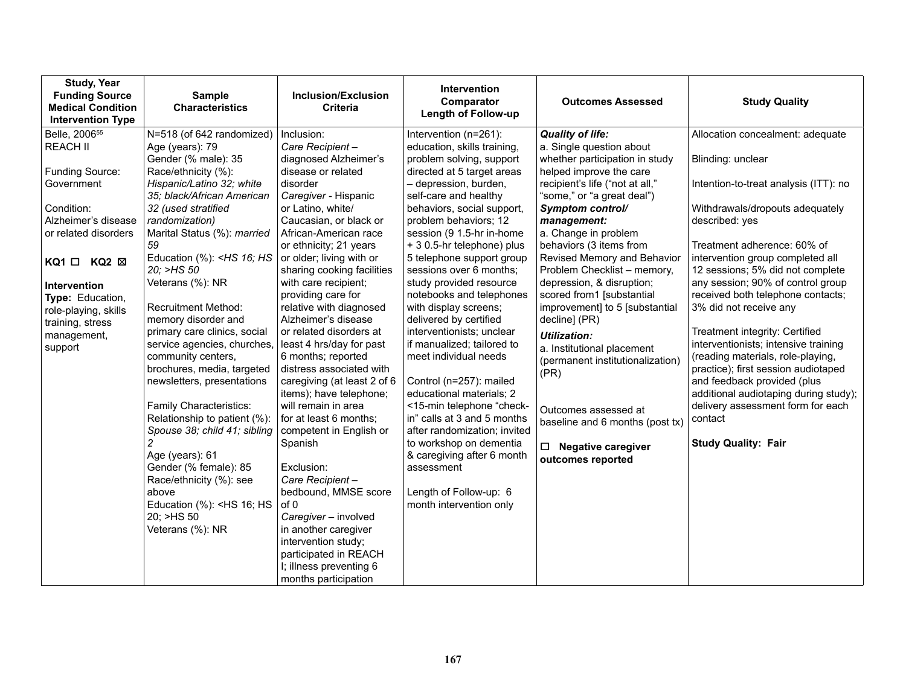| Study, Year<br>Funding Source<br>Medical Condition<br>Intervention Type | Sample Characteristics | Inclusion/Exclusion Criteria | Intervention<br>Comparator<br>Length of Follow-up | Outcomes Assessed | Study Quality |
|---|---|---|---|---|---|
| Belle, 2006[55]<br>REACH II<br><br>Funding Source: Government<br><br>Condition: Alzheimer's disease or related disorders<br><br>**KQ1** ☐ **KQ2** ☒<br><br>**Intervention Type:** Education, role-playing, skills training, stress management, support | N=518 (of 642 randomized)<br>Age (years): 79<br>Gender (% male): 35<br>Race/ethnicity (%): *Hispanic/Latino 32; white 35; black/African American 32 (used stratified randomization)*<br>Marital Status (%): *married 59*<br>Education (%): *<HS 16; HS 20; >HS 50*<br>Veterans (%): NR<br><br>Recruitment Method: memory disorder and primary care clinics, social service agencies, churches, community centers, brochures, media, targeted newsletters, presentations<br><br>Family Characteristics:<br>Relationship to patient (%): *Spouse 38; child 41; sibling 2*<br>Age (years): 61<br>Gender (% female): 85<br>Race/ethnicity (%): see above<br>Education (%): <HS 16; HS 20; >HS 50<br>Veterans (%): NR | Inclusion:<br>*Care Recipient* – diagnosed Alzheimer's disease or related disorder<br>*Caregiver* - Hispanic or Latino, white/ Caucasian, or black or African-American race or ethnicity; 21 years or older; living with or sharing cooking facilities with care recipient; providing care for relative with diagnosed Alzheimer's disease or related disorders at least 4 hrs/day for past 6 months; reported distress associated with caregiving (at least 2 of 6 items); have telephone; will remain in area for at least 6 months; competent in English or Spanish<br><br>Exclusion:<br>*Care Recipient* – bedbound, MMSE score of 0<br>*Caregiver* – involved in another caregiver intervention study; participated in REACH I; illness preventing 6 months participation | Intervention (n=261): education, skills training, problem solving, support directed at 5 target areas – depression, burden, self-care and healthy behaviors, social support, problem behaviors; 12 session (9 1.5-hr in-home + 3 0.5-hr telephone) plus 5 telephone support group sessions over 6 months; study provided resource notebooks and telephones with display screens; delivered by certified interventionists; unclear if manualized; tailored to meet individual needs<br><br>Control (n=257): mailed educational materials; 2 <15-min telephone "check-in" calls at 3 and 5 months after randomization; invited to workshop on dementia & caregiving after 6 month assessment<br><br>Length of Follow-up: 6 month intervention only | ***Quality of life:***<br>a. Single question about whether participation in study helped improve the care recipient's life ("not at all," "some," or "a great deal")<br>***Symptom control/ management:***<br>a. Change in problem behaviors (3 items from Revised Memory and Behavior Problem Checklist – memory, depression, & disruption; scored from1 [substantial improvement] to 5 [substantial decline] (PR)<br>***Utilization:***<br>a. Institutional placement (permanent institutionalization) (PR)<br><br>Outcomes assessed at baseline and 6 months (post tx)<br><br>☐ **Negative caregiver outcomes reported** | Allocation concealment: adequate<br><br>Blinding: unclear<br><br>Intention-to-treat analysis (ITT): no<br><br>Withdrawals/dropouts adequately described: yes<br><br>Treatment adherence: 60% of intervention group completed all 12 sessions; 5% did not complete any session; 90% of control group received both telephone contacts; 3% did not receive any<br><br>Treatment integrity: Certified interventionists; intensive training (reading materials, role-playing, practice); first session audiotaped and feedback provided (plus additional audiotaping during study); delivery assessment form for each contact<br><br>**Study Quality: Fair** |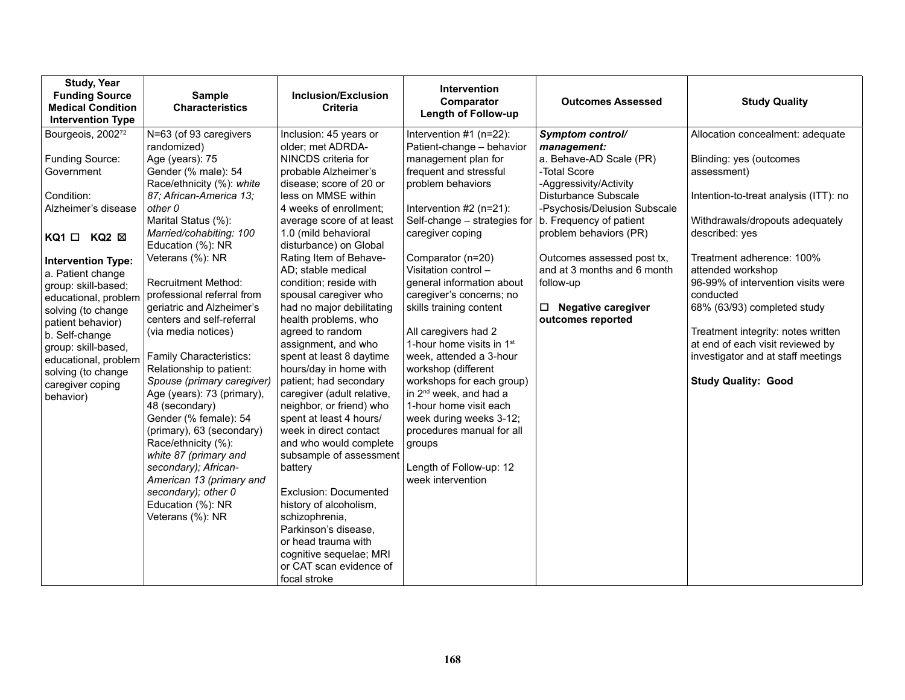| Study, Year<br>Funding Source<br>Medical Condition<br>Intervention Type | Sample Characteristics | Inclusion/Exclusion Criteria | Intervention<br>Comparator<br>Length of Follow-up | Outcomes Assessed | Study Quality |
|---|---|---|---|---|---|
| Bourgeois, 2002[72]<br><br>Funding Source: Government<br><br>Condition: Alzheimer's disease<br><br>**KQ1** ☐ **KQ2** ☒<br><br>**Intervention Type:**<br>a. Patient change group: skill-based; educational, problem solving (to change patient behavior)<br>b. Self-change group: skill-based, educational, problem solving (to change caregiver coping behavior) | N=63 (of 93 caregivers randomized)<br>Age (years): 75<br>Gender (% male): 54<br>Race/ethnicity (%): *white 87; African-America 13; other 0*<br>Marital Status (%): *Married/cohabiting: 100*<br>Education (%): NR<br>Veterans (%): NR<br><br>Recruitment Method: professional referral from geriatric and Alzheimer's centers and self-referral (via media notices)<br><br>Family Characteristics:<br>Relationship to patient: *Spouse (primary caregiver)*<br>Age (years): 73 (primary), 48 (secondary)<br>Gender (% female): 54 (primary), 63 (secondary)<br>Race/ethnicity (%): *white 87 (primary and secondary); African-American 13 (primary and secondary); other 0*<br>Education (%): NR<br>Veterans (%): NR | Inclusion: 45 years or older; met ADRDA-NINCDS criteria for probable Alzheimer's disease; score of 20 or less on MMSE within 4 weeks of enrollment; average score of at least 1.0 (mild behavioral disturbance) on Global Rating Item of Behave-AD; stable medical condition; reside with spousal caregiver who had no major debilitating health problems, who agreed to random assignment, and who spent at least 8 daytime hours/day in home with patient; had secondary caregiver (adult relative, neighbor, or friend) who spent at least 4 hours/ week in direct contact and who would complete subsample of assessment battery<br><br>Exclusion: Documented history of alcoholism, schizophrenia, Parkinson's disease, or head trauma with cognitive sequelae; MRI or CAT scan evidence of focal stroke | Intervention #1 (n=22): Patient-change – behavior management plan for frequent and stressful problem behaviors<br><br>Intervention #2 (n=21): Self-change – strategies for caregiver coping<br><br>Comparator (n=20) Visitation control – general information about caregiver's concerns; no skills training content<br><br>All caregivers had 2 1-hour home visits in 1st week, attended a 3-hour workshop (different workshops for each group) in 2nd week, and had a 1-hour home visit each week during weeks 3-12; procedures manual for all groups<br><br>Length of Follow-up: 12 week intervention | ***Symptom control/ management:***<br>a. Behave-AD Scale (PR)<br>-Total Score<br>-Aggressivity/Activity Disturbance Subscale<br>-Psychosis/Delusion Subscale<br>b. Frequency of patient problem behaviors (PR)<br><br>Outcomes assessed post tx, and at 3 months and 6 month follow-up<br><br>☐ **Negative caregiver outcomes reported** | Allocation concealment: adequate<br><br>Blinding: yes (outcomes assessment)<br><br>Intention-to-treat analysis (ITT): no<br><br>Withdrawals/dropouts adequately described: yes<br><br>Treatment adherence: 100% attended workshop<br>96-99% of intervention visits were conducted<br>68% (63/93) completed study<br><br>Treatment integrity: notes written at end of each visit reviewed by investigator and at staff meetings<br><br>**Study Quality: Good** |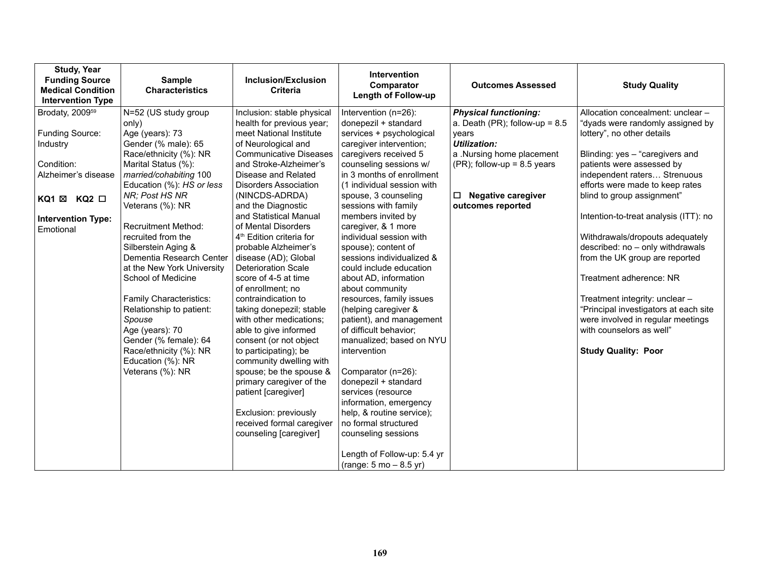| Study, Year<br>Funding Source<br>Medical Condition<br>Intervention Type | Sample Characteristics | Inclusion/Exclusion Criteria | Intervention<br>Comparator<br>Length of Follow-up | Outcomes Assessed | Study Quality |
|---|---|---|---|---|---|
| Brodaty, 2009[59]<br><br>Funding Source: Industry<br><br>Condition: Alzheimer's disease<br><br>**KQ1** ☒ **KQ2** ☐<br><br>**Intervention Type:** Emotional | N=52 (US study group only)<br>Age (years): 73<br>Gender (% male): 65<br>Race/ethnicity (%): NR<br>Marital Status (%): *married/cohabiting* 100<br>Education (%): *HS or less NR; Post HS NR*<br>Veterans (%): NR<br><br>Recruitment Method: recruited from the Silberstein Aging & Dementia Research Center at the New York University School of Medicine<br><br>Family Characteristics:<br>Relationship to patient: *Spouse*<br>Age (years): 70<br>Gender (% female): 64<br>Race/ethnicity (%): NR<br>Education (%): NR<br>Veterans (%): NR | Inclusion: stable physical health for previous year; meet National Institute of Neurological and Communicative Diseases and Stroke-Alzheimer's Disease and Related Disorders Association (NINCDS-ADRDA) and the Diagnostic and Statistical Manual of Mental Disorders 4th Edition criteria for probable Alzheimer's disease (AD); Global Deterioration Scale score of 4-5 at time of enrollment; no contraindication to taking donepezil; stable with other medications; able to give informed consent (or not object to participating); be community dwelling with spouse; be the spouse & primary caregiver of the patient [caregiver]<br><br>Exclusion: previously received formal caregiver counseling [caregiver] | Intervention (n=26): donepezil + standard services + psychological caregiver intervention; caregivers received 5 counseling sessions w/ in 3 months of enrollment (1 individual session with spouse, 3 counseling sessions with family members invited by caregiver, & 1 more individual session with spouse); content of sessions individualized & could include education about AD, information about community resources, family issues (helping caregiver & patient), and management of difficult behavior; manualized; based on NYU intervention<br><br>Comparator (n=26): donepezil + standard services (resource information, emergency help, & routine service); no formal structured counseling sessions<br><br>Length of Follow-up: 5.4 yr (range: 5 mo – 8.5 yr) | ***Physical functioning:***<br>a. Death (PR); follow-up = 8.5 years<br>***Utilization:***<br>a .Nursing home placement (PR); follow-up = 8.5 years<br><br>☐ **Negative caregiver outcomes reported** | Allocation concealment: unclear – "dyads were randomly assigned by lottery", no other details<br><br>Blinding: yes – "caregivers and patients were assessed by independent raters… Strenuous efforts were made to keep rates blind to group assignment"<br><br>Intention-to-treat analysis (ITT): no<br><br>Withdrawals/dropouts adequately described: no – only withdrawals from the UK group are reported<br><br>Treatment adherence: NR<br><br>Treatment integrity: unclear – "Principal investigators at each site were involved in regular meetings with counselors as well"<br><br>**Study Quality: Poor** |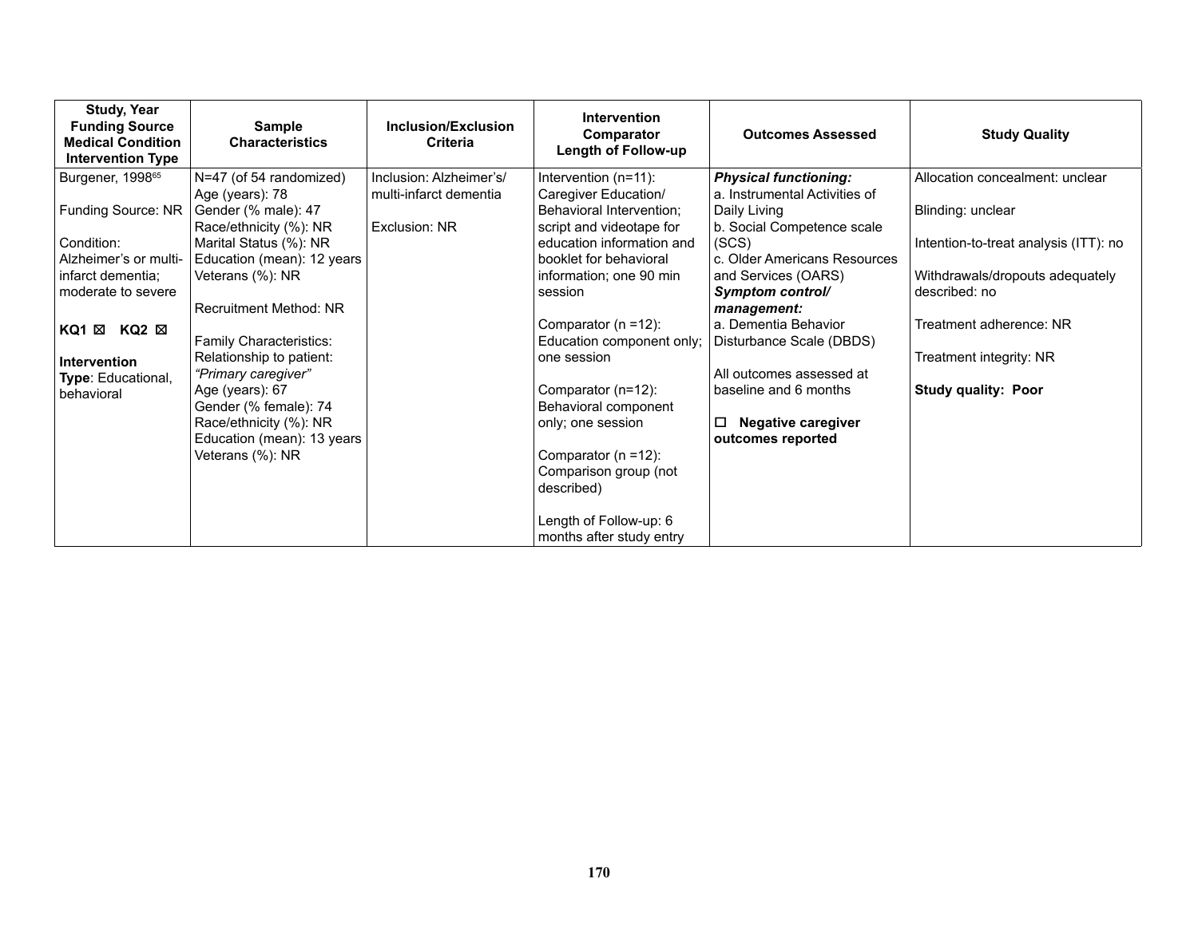| Study, Year<br>Funding Source<br>Medical Condition<br>Intervention Type | Sample Characteristics | Inclusion/Exclusion Criteria | Intervention<br>Comparator<br>Length of Follow-up | Outcomes Assessed | Study Quality |
|---|---|---|---|---|---|
| Burgener, 1998[65]<br><br>Funding Source: NR<br><br>Condition: Alzheimer's or multi-infarct dementia; moderate to severe<br><br>**KQ1 ☒ KQ2 ☒**<br><br>**Intervention Type**: Educational, behavioral | N=47 (of 54 randomized)<br>Age (years): 78<br>Gender (% male): 47<br>Race/ethnicity (%): NR<br>Marital Status (%): NR<br>Education (mean): 12 years<br>Veterans (%): NR<br><br>Recruitment Method: NR<br><br>Family Characteristics:<br>Relationship to patient: *"Primary caregiver"*<br>Age (years): 67<br>Gender (% female): 74<br>Race/ethnicity (%): NR<br>Education (mean): 13 years<br>Veterans (%): NR | Inclusion: Alzheimer's/ multi-infarct dementia<br><br>Exclusion: NR | Intervention (n=11): Caregiver Education/ Behavioral Intervention; script and videotape for education information and booklet for behavioral information; one 90 min session<br><br>Comparator (n =12): Education component only; one session<br><br>Comparator (n=12): Behavioral component only; one session<br><br>Comparator (n =12): Comparison group (not described)<br><br>Length of Follow-up: 6 months after study entry | ***Physical functioning:***<br>a. Instrumental Activities of Daily Living<br>b. Social Competence scale (SCS)<br>c. Older Americans Resources and Services (OARS)<br>***Symptom control/ management:***<br>a. Dementia Behavior Disturbance Scale (DBDS)<br><br>All outcomes assessed at baseline and 6 months<br><br>☐ **Negative caregiver outcomes reported** | Allocation concealment: unclear<br><br>Blinding: unclear<br><br>Intention-to-treat analysis (ITT): no<br><br>Withdrawals/dropouts adequately described: no<br><br>Treatment adherence: NR<br><br>Treatment integrity: NR<br><br>**Study quality: Poor** |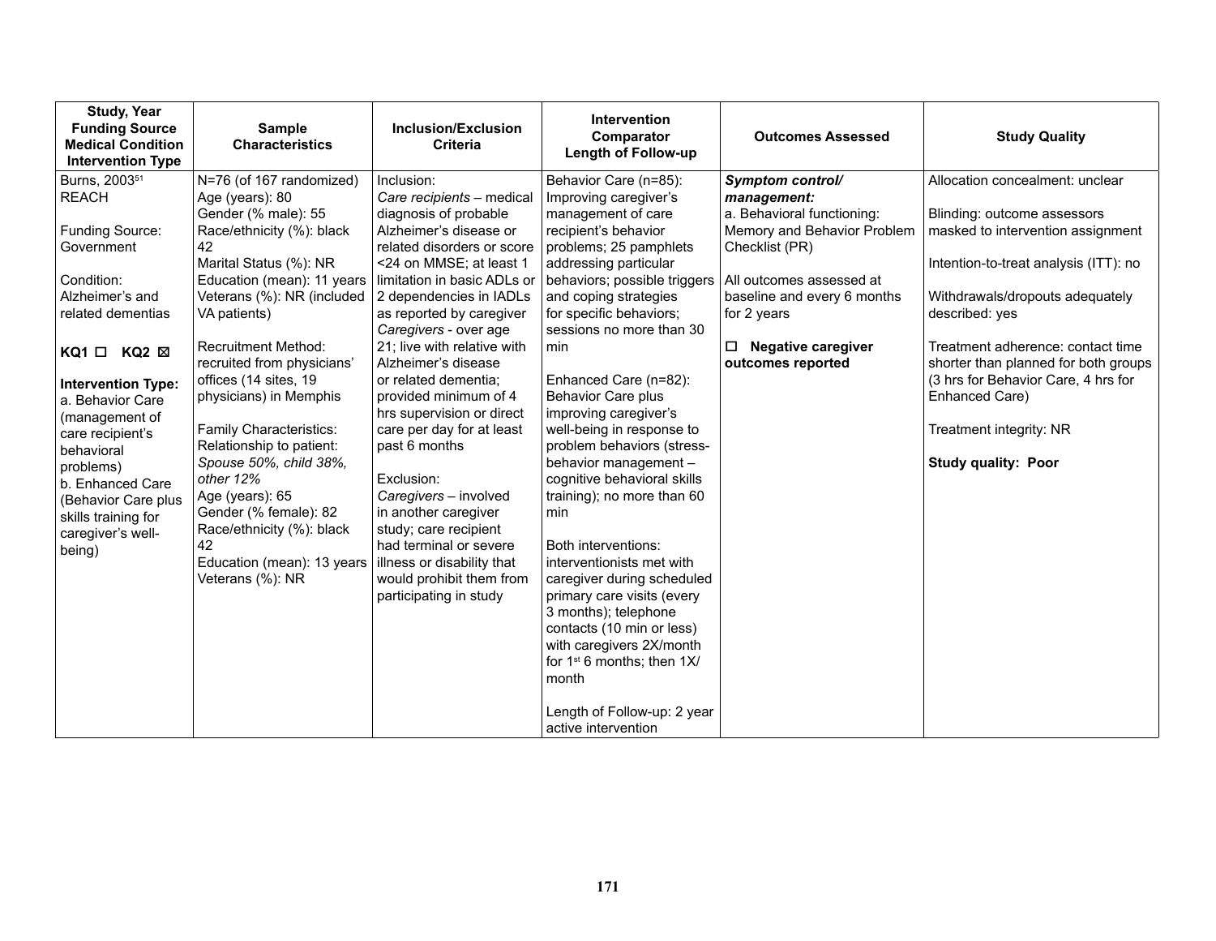| Study, Year<br>Funding Source<br>Medical Condition<br>Intervention Type | Sample Characteristics | Inclusion/Exclusion Criteria | Intervention<br>Comparator<br>Length of Follow-up | Outcomes Assessed | Study Quality |
|---|---|---|---|---|---|
| Burns, 2003[51]<br>REACH<br><br>Funding Source: Government<br><br>Condition: Alzheimer's and related dementias<br><br>**KQ1** ☐ **KQ2** ☒<br><br>**Intervention Type:**<br>a. Behavior Care (management of care recipient's behavioral problems)<br>b. Enhanced Care (Behavior Care plus skills training for caregiver's well-being) | N=76 (of 167 randomized)<br>Age (years): 80<br>Gender (% male): 55<br>Race/ethnicity (%): black 42<br>Marital Status (%): NR<br>Education (mean): 11 years<br>Veterans (%): NR (included VA patients)<br><br>Recruitment Method: recruited from physicians' offices (14 sites, 19 physicians) in Memphis<br><br>Family Characteristics:<br>Relationship to patient: *Spouse 50%, child 38%, other 12%*<br>Age (years): 65<br>Gender (% female): 82<br>Race/ethnicity (%): black 42<br>Education (mean): 13 years<br>Veterans (%): NR | Inclusion:<br>*Care recipients* – medical diagnosis of probable Alzheimer's disease or related disorders or score <24 on MMSE; at least 1 limitation in basic ADLs or 2 dependencies in IADLs as reported by caregiver<br>*Caregivers* - over age 21; live with relative with Alzheimer's disease or related dementia; provided minimum of 4 hrs supervision or direct care per day for at least past 6 months<br><br>Exclusion:<br>*Caregivers* – involved in another caregiver study; care recipient had terminal or severe illness or disability that would prohibit them from participating in study | Behavior Care (n=85): Improving caregiver's management of care recipient's behavior problems; 25 pamphlets addressing particular behaviors; possible triggers and coping strategies for specific behaviors; sessions no more than 30 min<br><br>Enhanced Care (n=82): Behavior Care plus improving caregiver's well-being in response to problem behaviors (stress-behavior management – cognitive behavioral skills training); no more than 60 min<br><br>Both interventions: interventionists met with caregiver during scheduled primary care visits (every 3 months); telephone contacts (10 min or less) with caregivers 2X/month for 1st 6 months; then 1X/month<br><br>Length of Follow-up: 2 year active intervention | ***Symptom control/ management:***<br>a. Behavioral functioning: Memory and Behavior Problem Checklist (PR)<br><br>All outcomes assessed at baseline and every 6 months for 2 years<br><br>☐ **Negative caregiver outcomes reported** | Allocation concealment: unclear<br><br>Blinding: outcome assessors masked to intervention assignment<br><br>Intention-to-treat analysis (ITT): no<br><br>Withdrawals/dropouts adequately described: yes<br><br>Treatment adherence: contact time shorter than planned for both groups (3 hrs for Behavior Care, 4 hrs for Enhanced Care)<br><br>Treatment integrity: NR<br><br>**Study quality: Poor** |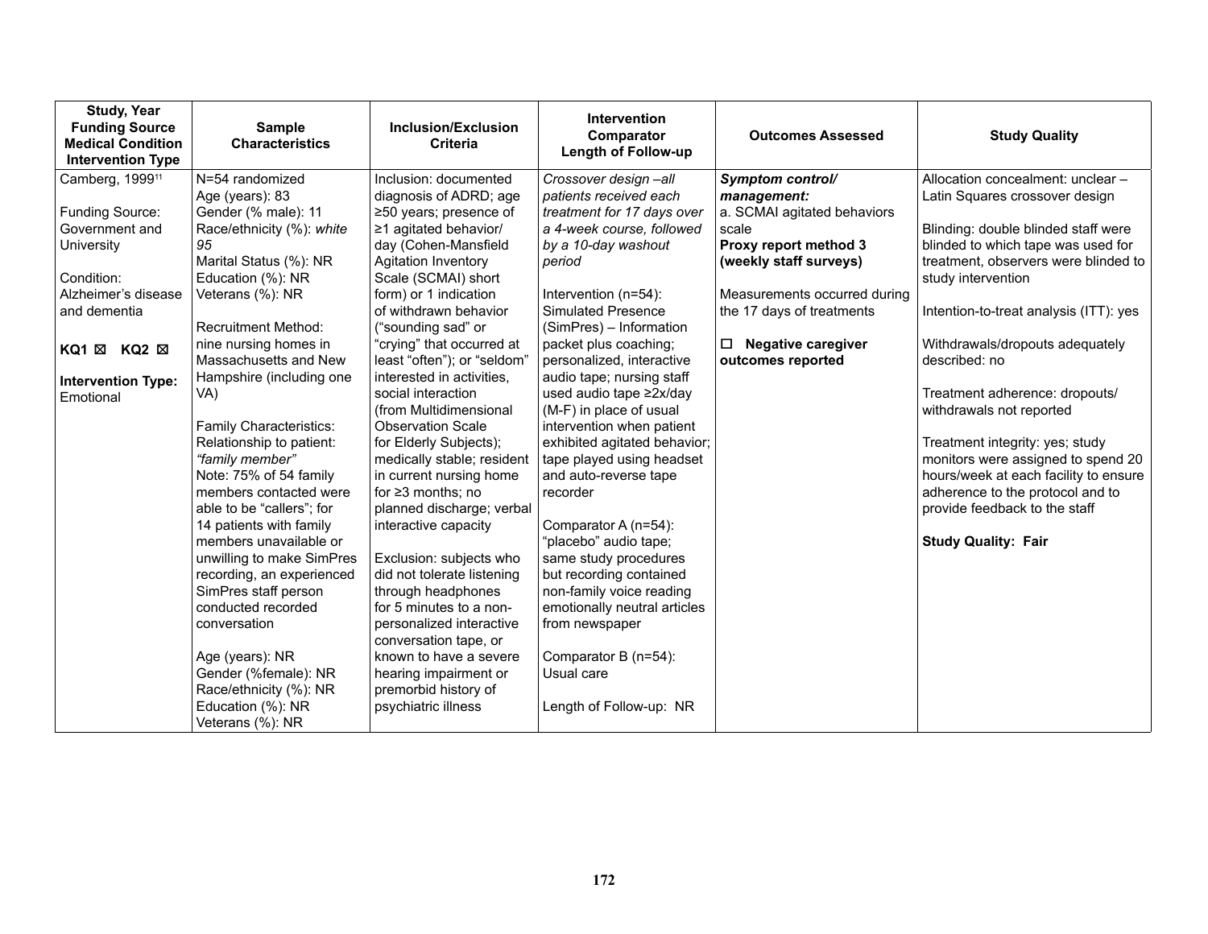| Study, Year<br>Funding Source<br>Medical Condition<br>Intervention Type | Sample Characteristics | Inclusion/Exclusion Criteria | Intervention<br>Comparator<br>Length of Follow-up | Outcomes Assessed | Study Quality |
|---|---|---|---|---|---|
| Camberg, 1999[11]<br><br>Funding Source: Government and University<br><br>Condition: Alzheimer's disease and dementia<br><br>**KQ1** ☒ **KQ2** ☒<br><br>**Intervention Type:** Emotional | N=54 randomized<br>Age (years): 83<br>Gender (% male): 11<br>Race/ethnicity (%): *white 95*<br>Marital Status (%): NR<br>Education (%): NR<br>Veterans (%): NR<br><br>Recruitment Method: nine nursing homes in Massachusetts and New Hampshire (including one VA)<br><br>Family Characteristics:<br>Relationship to patient: *"family member"*<br>Note: 75% of 54 family members contacted were able to be "callers"; for 14 patients with family members unavailable or unwilling to make SimPres recording, an experienced SimPres staff person conducted recorded conversation<br><br>Age (years): NR<br>Gender (%female): NR<br>Race/ethnicity (%): NR<br>Education (%): NR<br>Veterans (%): NR | Inclusion: documented diagnosis of ADRD; age ≥50 years; presence of ≥1 agitated behavior/ day (Cohen-Mansfield Agitation Inventory Scale (SCMAI) short form) or 1 indication of withdrawn behavior ("sounding sad" or "crying" that occurred at least "often"); or "seldom" interested in activities, social interaction (from Multidimensional Observation Scale for Elderly Subjects); medically stable; resident in current nursing home for ≥3 months; no planned discharge; verbal interactive capacity<br><br>Exclusion: subjects who did not tolerate listening through headphones for 5 minutes to a non-personalized interactive conversation tape, or known to have a severe hearing impairment or premorbid history of psychiatric illness | *Crossover design –all patients received each treatment for 17 days over a 4-week course, followed by a 10-day washout period*<br><br>Intervention (n=54): Simulated Presence (SimPres) – Information packet plus coaching; personalized, interactive audio tape; nursing staff used audio tape ≥2x/day (M-F) in place of usual intervention when patient exhibited agitated behavior; tape played using headset and auto-reverse tape recorder<br><br>Comparator A (n=54): "placebo" audio tape; same study procedures but recording contained non-family voice reading emotionally neutral articles from newspaper<br><br>Comparator B (n=54): Usual care<br><br>Length of Follow-up: NR | ***Symptom control/ management:***<br>a. SCMAI agitated behaviors scale<br>**Proxy report method 3 (weekly staff surveys)**<br><br>Measurements occurred during the 17 days of treatments<br><br>☐ **Negative caregiver outcomes reported** | Allocation concealment: unclear – Latin Squares crossover design<br><br>Blinding: double blinded staff were blinded to which tape was used for treatment, observers were blinded to study intervention<br><br>Intention-to-treat analysis (ITT): yes<br><br>Withdrawals/dropouts adequately described: no<br><br>Treatment adherence: dropouts/ withdrawals not reported<br><br>Treatment integrity: yes; study monitors were assigned to spend 20 hours/week at each facility to ensure adherence to the protocol and to provide feedback to the staff<br><br>**Study Quality: Fair** |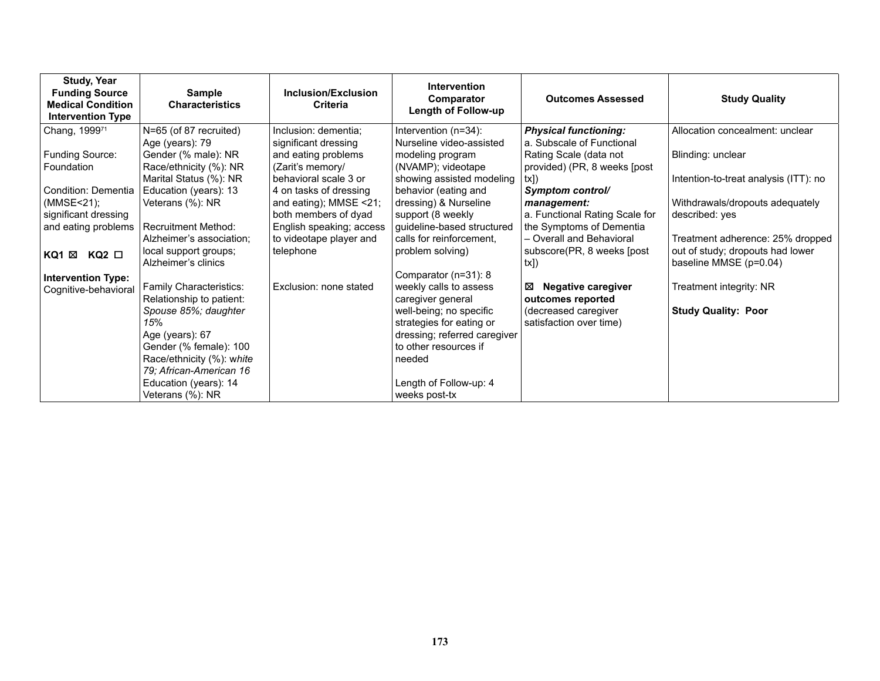| Study, Year<br>Funding Source<br>Medical Condition<br>Intervention Type | Sample Characteristics | Inclusion/Exclusion Criteria | Intervention<br>Comparator<br>Length of Follow-up | Outcomes Assessed | Study Quality |
|---|---|---|---|---|---|
| Chang, 1999[71]<br><br>Funding Source: Foundation<br><br>Condition: Dementia (MMSE<21); significant dressing and eating problems<br><br>**KQ1** ☒ **KQ2** ☐<br><br>**Intervention Type:** Cognitive-behavioral | N=65 (of 87 recruited)<br>Age (years): 79<br>Gender (% male): NR<br>Race/ethnicity (%): NR<br>Marital Status (%): NR<br>Education (years): 13<br>Veterans (%): NR<br><br>Recruitment Method: Alzheimer's association; local support groups; Alzheimer's clinics<br><br>Family Characteristics:<br>Relationship to patient: *Spouse 85%; daughter 15%*<br>Age (years): 67<br>Gender (% female): 100<br>Race/ethnicity (%): *white 79; African-American 16*<br>Education (years): 14<br>Veterans (%): NR | Inclusion: dementia; significant dressing and eating problems (Zarit's memory/ behavioral scale 3 or 4 on tasks of dressing and eating); MMSE <21; both members of dyad English speaking; access to videotape player and telephone<br><br>Exclusion: none stated | Intervention (n=34): Nurseline video-assisted modeling program (NVAMP); videotape showing assisted modeling behavior (eating and dressing) & Nurseline support (8 weekly guideline-based structured calls for reinforcement, problem solving)<br><br>Comparator (n=31): 8 weekly calls to assess caregiver general well-being; no specific strategies for eating or dressing; referred caregiver to other resources if needed<br><br>Length of Follow-up: 4 weeks post-tx | ***Physical functioning:***<br>a. Subscale of Functional Rating Scale (data not provided) (PR, 8 weeks [post tx])<br>***Symptom control/ management:***<br>a. Functional Rating Scale for the Symptoms of Dementia – Overall and Behavioral subscore(PR, 8 weeks [post tx])<br><br>☒ **Negative caregiver outcomes reported** (decreased caregiver satisfaction over time) | Allocation concealment: unclear<br><br>Blinding: unclear<br><br>Intention-to-treat analysis (ITT): no<br><br>Withdrawals/dropouts adequately described: yes<br><br>Treatment adherence: 25% dropped out of study; dropouts had lower baseline MMSE (p=0.04)<br><br>Treatment integrity: NR<br><br>**Study Quality: Poor** |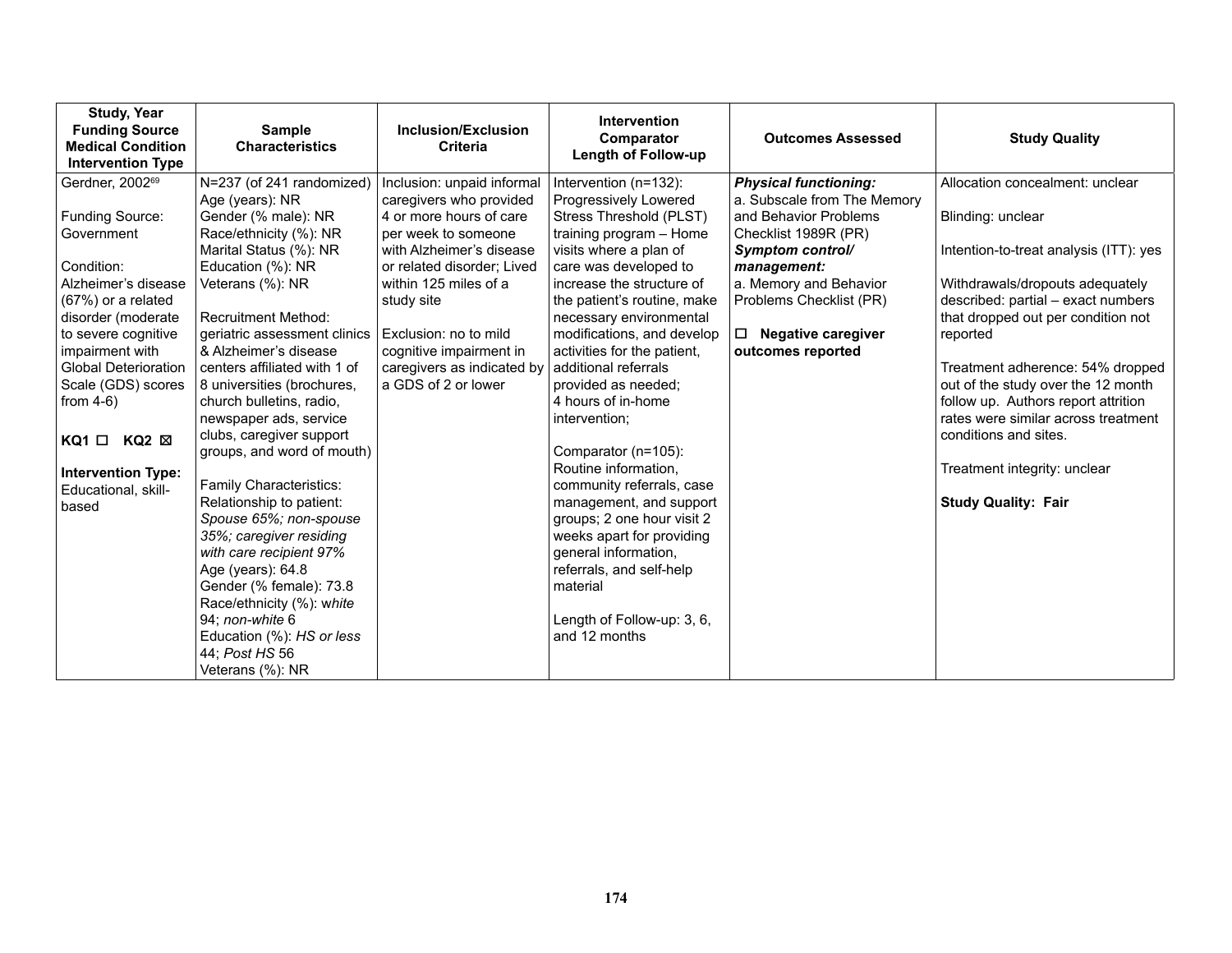| Study, Year<br>Funding Source<br>Medical Condition<br>Intervention Type | Sample Characteristics | Inclusion/Exclusion Criteria | Intervention<br>Comparator<br>Length of Follow-up | Outcomes Assessed | Study Quality |
|---|---|---|---|---|---|
| Gerdner, 2002[69]<br><br>Funding Source: Government<br><br>Condition: Alzheimer's disease (67%) or a related disorder (moderate to severe cognitive impairment with Global Deterioration Scale (GDS) scores from 4-6)<br><br>**KQ1 ☐ KQ2 ☒**<br><br>**Intervention Type:** Educational, skill-based | N=237 (of 241 randomized)<br>Age (years): NR<br>Gender (% male): NR<br>Race/ethnicity (%): NR<br>Marital Status (%): NR<br>Education (%): NR<br>Veterans (%): NR<br><br>Recruitment Method: geriatric assessment clinics & Alzheimer's disease centers affiliated with 1 of 8 universities (brochures, church bulletins, radio, newspaper ads, service clubs, caregiver support groups, and word of mouth)<br><br>Family Characteristics:<br>Relationship to patient: *Spouse 65%; non-spouse 35%; caregiver residing with care recipient 97%*<br>Age (years): 64.8<br>Gender (% female): 73.8<br>Race/ethnicity (%): *white* 94; *non-white* 6<br>Education (%): *HS or less* 44; *Post HS* 56<br>Veterans (%): NR | Inclusion: unpaid informal caregivers who provided 4 or more hours of care per week to someone with Alzheimer's disease or related disorder; Lived within 125 miles of a study site<br><br>Exclusion: no to mild cognitive impairment in caregivers as indicated by a GDS of 2 or lower | Intervention (n=132): Progressively Lowered Stress Threshold (PLST) training program – Home visits where a plan of care was developed to increase the structure of the patient's routine, make necessary environmental modifications, and develop activities for the patient, additional referrals provided as needed; 4 hours of in-home intervention;<br><br>Comparator (n=105): Routine information, community referrals, case management, and support groups; 2 one hour visit 2 weeks apart for providing general information, referrals, and self-help material<br><br>Length of Follow-up: 3, 6, and 12 months | ***Physical functioning:***<br>a. Subscale from The Memory and Behavior Problems Checklist 1989R (PR)<br>***Symptom control/ management:***<br>a. Memory and Behavior Problems Checklist (PR)<br><br>☐ **Negative caregiver outcomes reported** | Allocation concealment: unclear<br><br>Blinding: unclear<br><br>Intention-to-treat analysis (ITT): yes<br><br>Withdrawals/dropouts adequately described: partial – exact numbers that dropped out per condition not reported<br><br>Treatment adherence: 54% dropped out of the study over the 12 month follow up. Authors report attrition rates were similar across treatment conditions and sites.<br><br>Treatment integrity: unclear<br><br>**Study Quality: Fair** |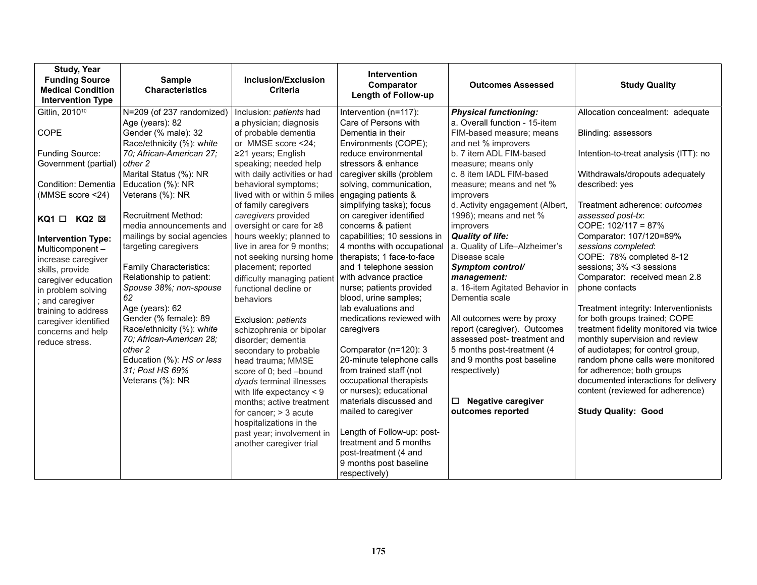| Study, Year<br>Funding Source<br>Medical Condition<br>Intervention Type | Sample Characteristics | Inclusion/Exclusion Criteria | Intervention<br>Comparator<br>Length of Follow-up | Outcomes Assessed | Study Quality |
|---|---|---|---|---|---|
| Gitlin, 2010[10]<br><br>COPE<br><br>Funding Source: Government (partial)<br><br>Condition: Dementia (MMSE score <24)<br><br>**KQ1 ☐ KQ2 ☒**<br><br>**Intervention Type:** Multicomponent – increase caregiver skills, provide caregiver education in problem solving ; and caregiver training to address caregiver identified concerns and help reduce stress. | N=209 (of 237 randomized)<br>Age (years): 82<br>Gender (% male): 32<br>Race/ethnicity (%): *white 70; African-American 27; other 2*<br>Marital Status (%): NR<br>Education (%): NR<br>Veterans (%): NR<br><br>Recruitment Method: media announcements and mailings by social agencies targeting caregivers<br><br>Family Characteristics:<br>Relationship to patient: *Spouse 38%; non-spouse 62*<br>Age (years): 62<br>Gender (% female): 89<br>Race/ethnicity (%): *white 70; African-American 28; other 2*<br>Education (%): *HS or less 31; Post HS 69%*<br>Veterans (%): NR | Inclusion: *patients* had a physician; diagnosis of probable dementia or MMSE score <24; ≥21 years; English speaking; needed help with daily activities or had behavioral symptoms; lived with or within 5 miles of family caregivers *caregivers* provided oversight or care for ≥8 hours weekly; planned to live in area for 9 months; not seeking nursing home placement; reported difficulty managing patient functional decline or behaviors<br><br>Exclusion: *patients* schizophrenia or bipolar disorder; dementia secondary to probable head trauma; MMSE score of 0; bed –bound *dyads* terminal illnesses with life expectancy < 9 months; active treatment for cancer; > 3 acute hospitalizations in the past year; involvement in another caregiver trial | Intervention (n=117): Care of Persons with Dementia in their Environments (COPE); reduce environmental stressors & enhance caregiver skills (problem solving, communication, engaging patients & simplifying tasks); focus on caregiver identified concerns & patient capabilities; 10 sessions in 4 months with occupational therapists; 1 face-to-face and 1 telephone session with advance practice nurse; patients provided blood, urine samples; lab evaluations and medications reviewed with caregivers<br><br>Comparator (n=120): 3 20-minute telephone calls from trained staff (not occupational therapists or nurses); educational materials discussed and mailed to caregiver<br><br>Length of Follow-up: post-treatment and 5 months post-treatment (4 and 9 months post baseline respectively) | ***Physical functioning:***<br>a. Overall function - 15-item FIM-based measure; means and net % improvers<br>b. 7 item ADL FIM-based measure; means only<br>c. 8 item IADL FIM-based measure; means and net % improvers<br>d. Activity engagement (Albert, 1996); means and net % improvers<br>***Quality of life:***<br>a. Quality of Life–Alzheimer's Disease scale<br>***Symptom control/ management:***<br>a. 16-item Agitated Behavior in Dementia scale<br><br>All outcomes were by proxy report (caregiver). Outcomes assessed post- treatment and 5 months post-treatment (4 and 9 months post baseline respectively)<br><br>☐ **Negative caregiver outcomes reported** | Allocation concealment: adequate<br><br>Blinding: assessors<br><br>Intention-to-treat analysis (ITT): no<br><br>Withdrawals/dropouts adequately described: yes<br><br>Treatment adherence: *outcomes assessed post-tx*:<br>COPE: 102/117 = 87%<br>Comparator: 107/120=89%<br>*sessions completed*:<br>COPE: 78% completed 8-12 sessions; 3% <3 sessions<br>Comparator: received mean 2.8 phone contacts<br><br>Treatment integrity: Interventionists for both groups trained; COPE treatment fidelity monitored via twice monthly supervision and review of audiotapes; for control group, random phone calls were monitored for adherence; both groups documented interactions for delivery content (reviewed for adherence)<br><br>**Study Quality: Good** |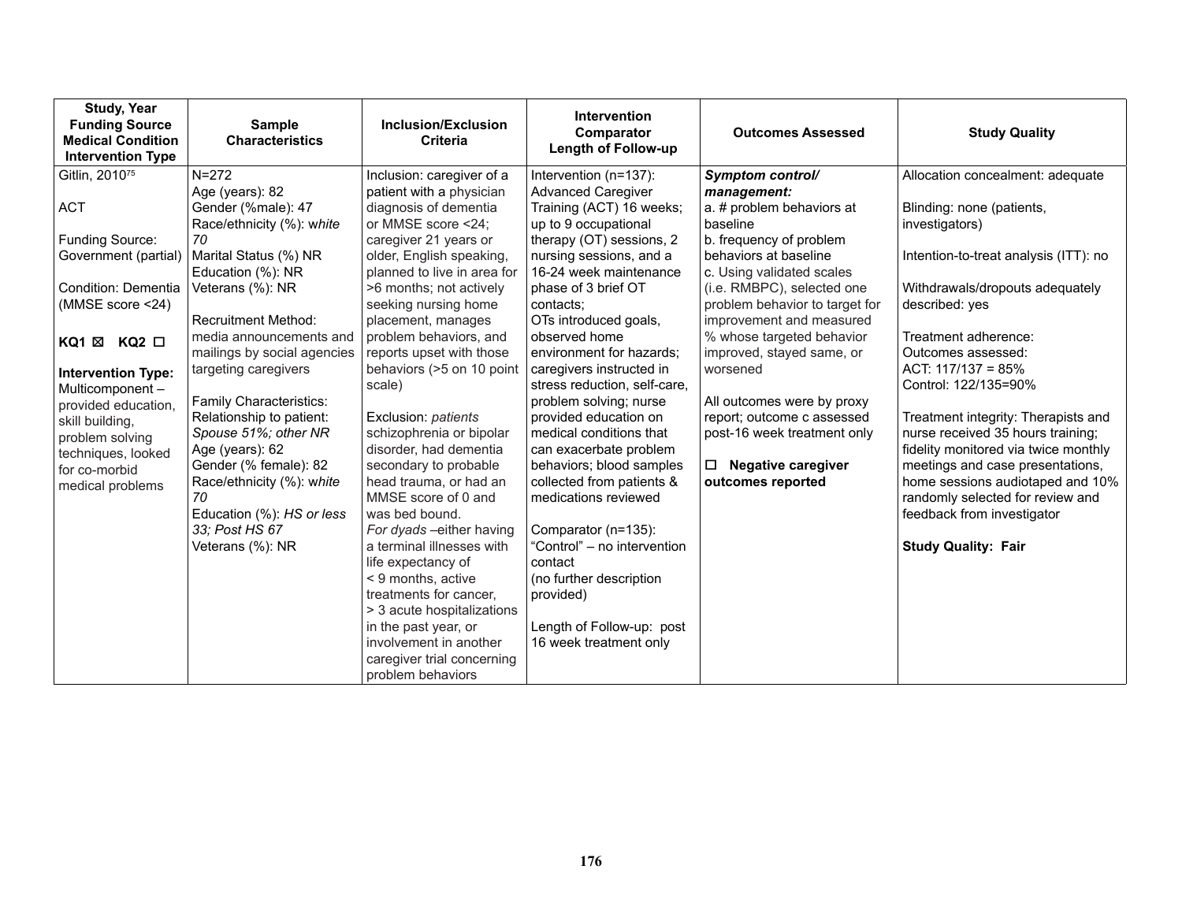| Study, Year<br>Funding Source<br>Medical Condition<br>Intervention Type | Sample Characteristics | Inclusion/Exclusion Criteria | Intervention<br>Comparator<br>Length of Follow-up | Outcomes Assessed | Study Quality |
|---|---|---|---|---|---|
| Gitlin, 2010[75]<br><br>ACT<br><br>Funding Source: Government (partial)<br><br>Condition: Dementia (MMSE score <24)<br><br>**KQ1 ☒ KQ2 ☐**<br><br>**Intervention Type:** Multicomponent – provided education, skill building, problem solving techniques, looked for co-morbid medical problems | N=272<br>Age (years): 82<br>Gender (%male): 47<br>Race/ethnicity (%): *white 70*<br>Marital Status (%) NR<br>Education (%): NR<br>Veterans (%): NR<br><br>Recruitment Method: media announcements and mailings by social agencies targeting caregivers<br><br>Family Characteristics:<br>Relationship to patient: *Spouse 51%; other NR*<br>Age (years): 62<br>Gender (% female): 82<br>Race/ethnicity (%): *white 70*<br>Education (%): *HS or less 33; Post HS 67*<br>Veterans (%): NR | Inclusion: caregiver of a patient with a physician diagnosis of dementia or MMSE score <24; caregiver 21 years or older, English speaking, planned to live in area for >6 months; not actively seeking nursing home placement, manages problem behaviors, and reports upset with those behaviors (>5 on 10 point scale)<br><br>Exclusion: *patients* schizophrenia or bipolar disorder, had dementia secondary to probable head trauma, or had an MMSE score of 0 and was bed bound.<br>*For dyads* –either having a terminal illnesses with life expectancy of < 9 months, active treatments for cancer, > 3 acute hospitalizations in the past year, or involvement in another caregiver trial concerning problem behaviors | Intervention (n=137): Advanced Caregiver Training (ACT) 16 weeks; up to 9 occupational therapy (OT) sessions, 2 nursing sessions, and a 16-24 week maintenance phase of 3 brief OT contacts;<br>OTs introduced goals, observed home environment for hazards; caregivers instructed in stress reduction, self-care, problem solving; nurse provided education on medical conditions that can exacerbate problem behaviors; blood samples collected from patients & medications reviewed<br><br>Comparator (n=135): "Control" – no intervention contact (no further description provided)<br><br>Length of Follow-up: post 16 week treatment only | ***Symptom control/ management:***<br>a. # problem behaviors at baseline<br>b. frequency of problem behaviors at baseline<br>c. Using validated scales (i.e. RMBPC), selected one problem behavior to target for improvement and measured % whose targeted behavior improved, stayed same, or worsened<br><br>All outcomes were by proxy report; outcome c assessed post-16 week treatment only<br><br>☐ **Negative caregiver outcomes reported** | Allocation concealment: adequate<br><br>Blinding: none (patients, investigators)<br><br>Intention-to-treat analysis (ITT): no<br><br>Withdrawals/dropouts adequately described: yes<br><br>Treatment adherence:<br>Outcomes assessed:<br>ACT: 117/137 = 85%<br>Control: 122/135=90%<br><br>Treatment integrity: Therapists and nurse received 35 hours training; fidelity monitored via twice monthly meetings and case presentations, home sessions audiotaped and 10% randomly selected for review and feedback from investigator<br><br>**Study Quality: Fair** |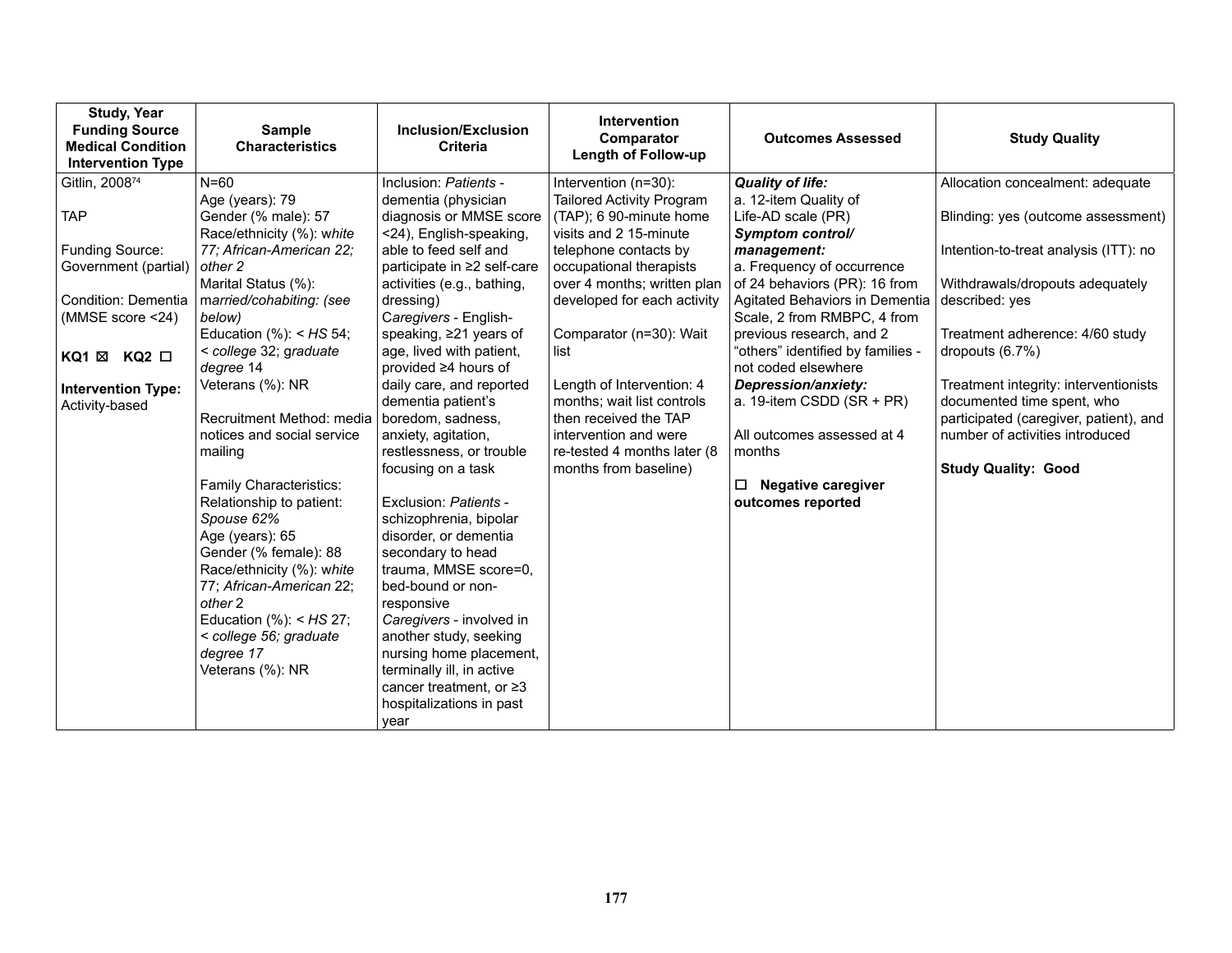| Study, Year<br>Funding Source<br>Medical Condition<br>Intervention Type | Sample Characteristics | Inclusion/Exclusion Criteria | Intervention<br>Comparator<br>Length of Follow-up | Outcomes Assessed | Study Quality |
|---|---|---|---|---|---|
| Gitlin, 2008[74]<br><br>TAP<br><br>Funding Source: Government (partial)<br><br>Condition: Dementia (MMSE score <24)<br><br>**KQ1** ☒ **KQ2** ☐<br><br>**Intervention Type:** Activity-based | N=60<br>Age (years): 79<br>Gender (% male): 57<br>Race/ethnicity (%): *white* 77; *African-American* 22; *other* 2<br>Marital Status (%): *married/cohabiting: (see below)*<br>Education (%): *< HS* 54; *< college* 32; *graduate degree* 14<br>Veterans (%): NR<br><br>Recruitment Method: media notices and social service mailing<br><br>Family Characteristics:<br>Relationship to patient: *Spouse 62%*<br>Age (years): 65<br>Gender (% female): 88<br>Race/ethnicity (%): *white* 77; *African-American* 22; *other* 2<br>Education (%): *< HS* 27; *< college 56; graduate degree 17*<br>Veterans (%): NR | Inclusion: *Patients* - dementia (physician diagnosis or MMSE score <24), English-speaking, able to feed self and participate in ≥2 self-care activities (e.g., bathing, dressing)<br>*Caregivers* - English-speaking, ≥21 years of age, lived with patient, provided ≥4 hours of daily care, and reported dementia patient's boredom, sadness, anxiety, agitation, restlessness, or trouble focusing on a task<br><br>Exclusion: *Patients* - schizophrenia, bipolar disorder, or dementia secondary to head trauma, MMSE score=0, bed-bound or non-responsive<br>*Caregivers* - involved in another study, seeking nursing home placement, terminally ill, in active cancer treatment, or ≥3 hospitalizations in past year | Intervention (n=30): Tailored Activity Program (TAP); 6 90-minute home visits and 2 15-minute telephone contacts by occupational therapists over 4 months; written plan developed for each activity<br><br>Comparator (n=30): Wait list<br><br>Length of Intervention: 4 months; wait list controls then received the TAP intervention and were re-tested 4 months later (8 months from baseline) | ***Quality of life:***<br>a. 12-item Quality of Life-AD scale (PR)<br>***Symptom control/ management:***<br>a. Frequency of occurrence of 24 behaviors (PR): 16 from Agitated Behaviors in Dementia Scale, 2 from RMBPC, 4 from previous research, and 2 "others" identified by families - not coded elsewhere<br>***Depression/anxiety:***<br>a. 19-item CSDD (SR + PR)<br><br>All outcomes assessed at 4 months<br><br>☐ **Negative caregiver outcomes reported** | Allocation concealment: adequate<br><br>Blinding: yes (outcome assessment)<br><br>Intention-to-treat analysis (ITT): no<br><br>Withdrawals/dropouts adequately described: yes<br><br>Treatment adherence: 4/60 study dropouts (6.7%)<br><br>Treatment integrity: interventionists documented time spent, who participated (caregiver, patient), and number of activities introduced<br><br>**Study Quality: Good** |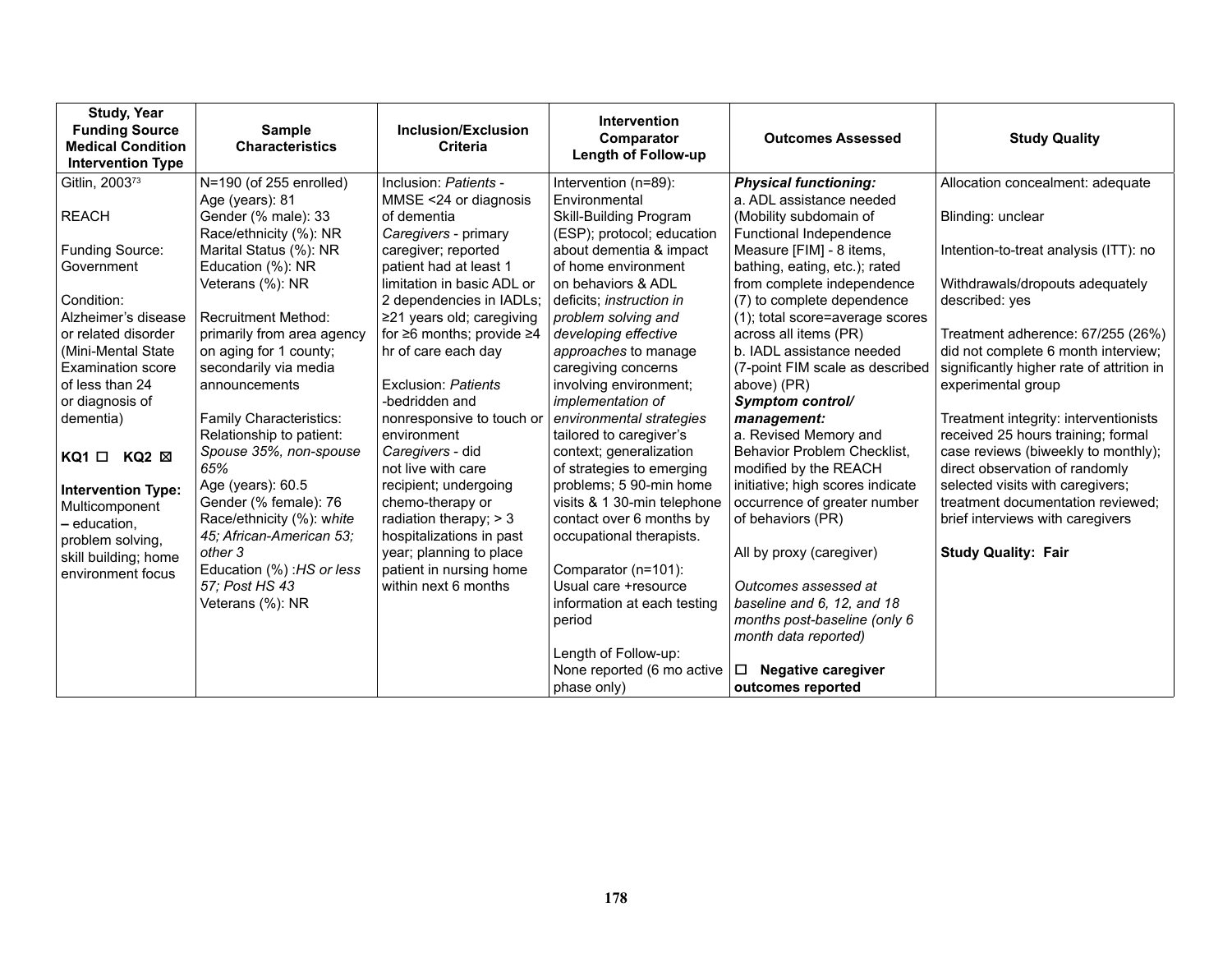| Study, Year<br>Funding Source<br>Medical Condition<br>Intervention Type | Sample Characteristics | Inclusion/Exclusion Criteria | Intervention<br>Comparator<br>Length of Follow-up | Outcomes Assessed | Study Quality |
|---|---|---|---|---|---|
| Gitlin, 2003[73]<br><br>REACH<br><br>Funding Source: Government<br><br>Condition: Alzheimer's disease or related disorder (Mini-Mental State Examination score of less than 24 or diagnosis of dementia)<br><br>**KQ1** ☐ **KQ2** ☒<br><br>**Intervention Type:** Multicomponent **–** education, problem solving, skill building; home environment focus | N=190 (of 255 enrolled)<br>Age (years): 81<br>Gender (% male): 33<br>Race/ethnicity (%): NR<br>Marital Status (%): NR<br>Education (%): NR<br>Veterans (%): NR<br><br>Recruitment Method: primarily from area agency on aging for 1 county; secondarily via media announcements<br><br>Family Characteristics:<br>Relationship to patient: *Spouse 35%, non-spouse 65%*<br>Age (years): 60.5<br>Gender (% female): 76<br>Race/ethnicity (%): *white 45; African-American 53; other 3*<br>Education (%) *:HS or less 57; Post HS 43*<br>Veterans (%): NR | Inclusion: *Patients* - MMSE <24 or diagnosis of dementia<br>*Caregivers* - primary caregiver; reported patient had at least 1 limitation in basic ADL or 2 dependencies in IADLs; ≥21 years old; caregiving for ≥6 months; provide ≥4 hr of care each day<br><br>Exclusion: *Patients* -bedridden and nonresponsive to touch or environment<br>*Caregivers* - did not live with care recipient; undergoing chemo-therapy or radiation therapy; > 3 hospitalizations in past year; planning to place patient in nursing home within next 6 months | Intervention (n=89): Environmental Skill-Building Program (ESP); protocol; education about dementia & impact of home environment on behaviors & ADL deficits; *instruction in problem solving and developing effective approaches* to manage caregiving concerns involving environment; *implementation of environmental strategies* tailored to caregiver's context; generalization of strategies to emerging problems; 5 90-min home visits & 1 30-min telephone contact over 6 months by occupational therapists.<br><br>Comparator (n=101): Usual care +resource information at each testing period<br><br>Length of Follow-up: None reported (6 mo active phase only) | ***Physical functioning:***<br>a. ADL assistance needed (Mobility subdomain of Functional Independence Measure [FIM] - 8 items, bathing, eating, etc.); rated from complete independence (7) to complete dependence (1); total score=average scores across all items (PR)<br>b. IADL assistance needed (7-point FIM scale as described above) (PR)<br>***Symptom control/ management:***<br>a. Revised Memory and Behavior Problem Checklist, modified by the REACH initiative; high scores indicate occurrence of greater number of behaviors (PR)<br><br>All by proxy (caregiver)<br><br>*Outcomes assessed at baseline and 6, 12, and 18 months post-baseline (only 6 month data reported)*<br><br>☐ **Negative caregiver outcomes reported** | Allocation concealment: adequate<br><br>Blinding: unclear<br><br>Intention-to-treat analysis (ITT): no<br><br>Withdrawals/dropouts adequately described: yes<br><br>Treatment adherence: 67/255 (26%) did not complete 6 month interview; significantly higher rate of attrition in experimental group<br><br>Treatment integrity: interventionists received 25 hours training; formal case reviews (biweekly to monthly); direct observation of randomly selected visits with caregivers; treatment documentation reviewed; brief interviews with caregivers<br><br>**Study Quality: Fair** |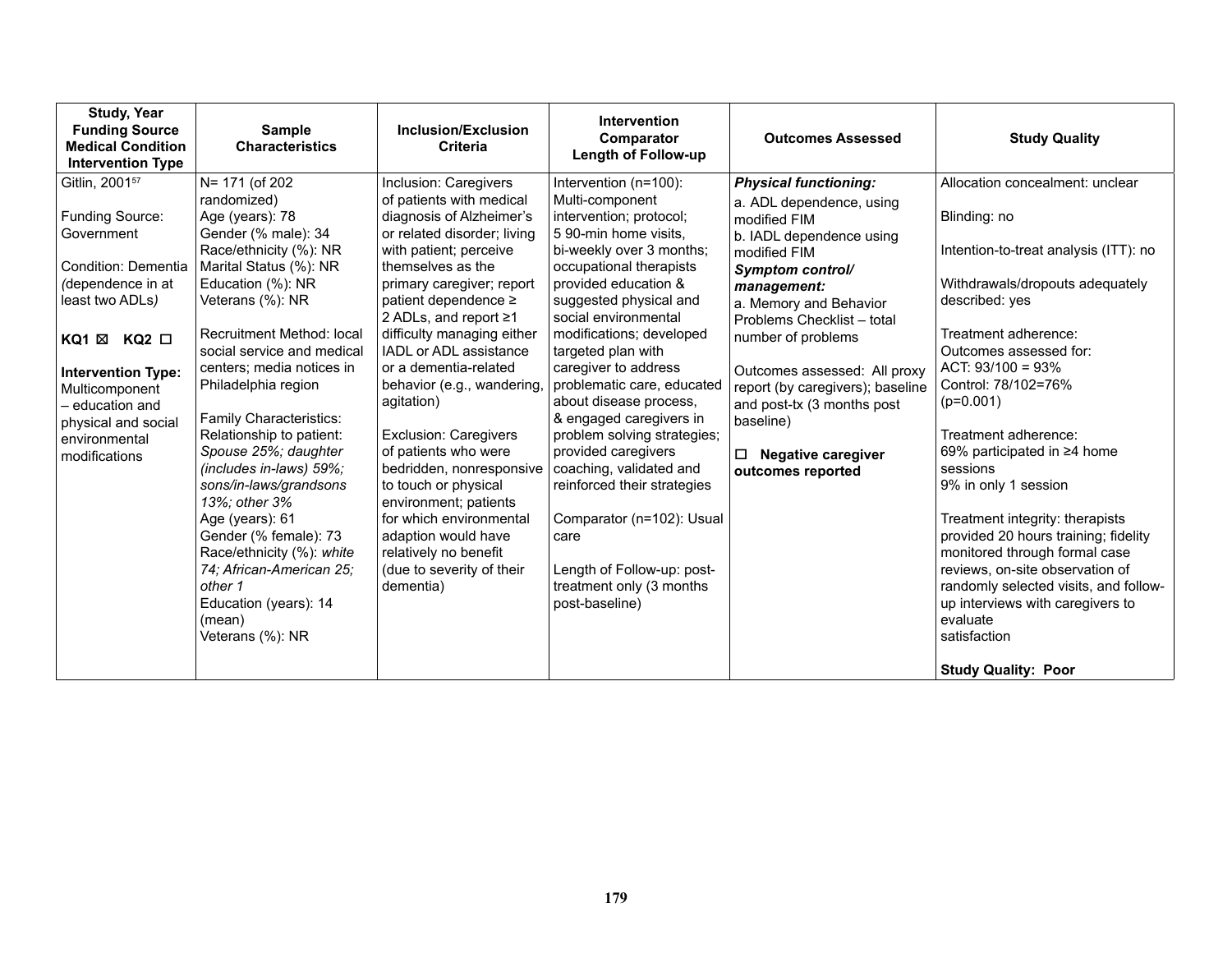| Study, Year<br>Funding Source<br>Medical Condition<br>Intervention Type | Sample Characteristics | Inclusion/Exclusion Criteria | Intervention<br>Comparator<br>Length of Follow-up | Outcomes Assessed | Study Quality |
|---|---|---|---|---|---|
| Gitlin, 2001[57]<br><br>Funding Source: Government<br><br>Condition: Dementia *(dependence in at least two ADLs)*<br><br>**KQ1** ☒ **KQ2** ☐<br><br>**Intervention Type:** Multicomponent – education and physical and social environmental modifications | N= 171 (of 202 randomized)<br>Age (years): 78<br>Gender (% male): 34<br>Race/ethnicity (%): NR<br>Marital Status (%): NR<br>Education (%): NR<br>Veterans (%): NR<br><br>Recruitment Method: local social service and medical centers; media notices in Philadelphia region<br><br>Family Characteristics:<br>Relationship to patient: *Spouse 25%; daughter (includes in-laws) 59%; sons/in-laws/grandsons 13%; other 3%*<br>Age (years): 61<br>Gender (% female): 73<br>Race/ethnicity (%): *white 74; African-American 25; other 1*<br>Education (years): 14 (mean)<br>Veterans (%): NR | Inclusion: Caregivers of patients with medical diagnosis of Alzheimer's or related disorder; living with patient; perceive themselves as the primary caregiver; report patient dependence ≥ 2 ADLs, and report ≥1 difficulty managing either IADL or ADL assistance or a dementia-related behavior (e.g., wandering, agitation)<br><br>Exclusion: Caregivers of patients who were bedridden, nonresponsive to touch or physical environment; patients for which environmental adaption would have relatively no benefit (due to severity of their dementia) | Intervention (n=100): Multi-component intervention; protocol; 5 90-min home visits, bi-weekly over 3 months; occupational therapists provided education & suggested physical and social environmental modifications; developed targeted plan with caregiver to address problematic care, educated about disease process, & engaged caregivers in problem solving strategies; provided caregivers coaching, validated and reinforced their strategies<br><br>Comparator (n=102): Usual care<br><br>Length of Follow-up: post-treatment only (3 months post-baseline) | ***Physical functioning:***<br>a. ADL dependence, using modified FIM<br>b. IADL dependence using modified FIM<br>***Symptom control/ management:***<br>a. Memory and Behavior Problems Checklist – total number of problems<br><br>Outcomes assessed: All proxy report (by caregivers); baseline and post-tx (3 months post baseline)<br><br>☐ **Negative caregiver outcomes reported** | Allocation concealment: unclear<br><br>Blinding: no<br><br>Intention-to-treat analysis (ITT): no<br><br>Withdrawals/dropouts adequately described: yes<br><br>Treatment adherence:<br>Outcomes assessed for:<br>ACT: 93/100 = 93%<br>Control: 78/102=76%<br>(p=0.001)<br><br>Treatment adherence:<br>69% participated in ≥4 home sessions<br>9% in only 1 session<br><br>Treatment integrity: therapists provided 20 hours training; fidelity monitored through formal case reviews, on-site observation of randomly selected visits, and follow-up interviews with caregivers to evaluate satisfaction<br><br>**Study Quality: Poor** |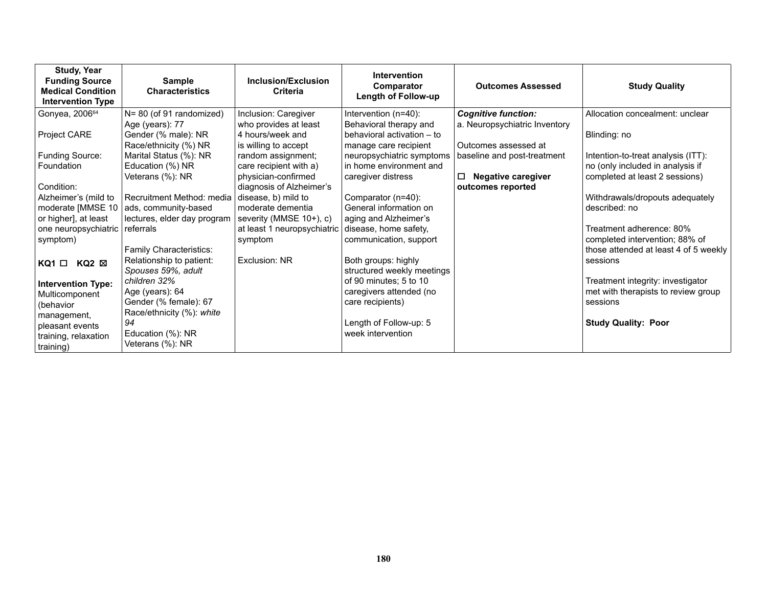| Study, Year<br>Funding Source<br>Medical Condition<br>Intervention Type | Sample Characteristics | Inclusion/Exclusion Criteria | Intervention<br>Comparator<br>Length of Follow-up | Outcomes Assessed | Study Quality |
|---|---|---|---|---|---|
| Gonyea, 2006[64]<br><br>Project CARE<br><br>Funding Source: Foundation<br><br>Condition: Alzheimer's (mild to moderate [MMSE 10 or higher], at least one neuropsychiatric symptom)<br><br>**KQ1** ☐ **KQ2** ☒<br><br>**Intervention Type:** Multicomponent (behavior management, pleasant events training, relaxation training) | N= 80 (of 91 randomized)<br>Age (years): 77<br>Gender (% male): NR<br>Race/ethnicity (%) NR<br>Marital Status (%): NR<br>Education (%) NR<br>Veterans (%): NR<br><br>Recruitment Method: media ads, community-based lectures, elder day program referrals<br><br>Family Characteristics:<br>Relationship to patient: *Spouses 59%, adult children 32%*<br>Age (years): 64<br>Gender (% female): 67<br>Race/ethnicity (%): *white 94*<br>Education (%): NR<br>Veterans (%): NR | Inclusion: Caregiver who provides at least 4 hours/week and is willing to accept random assignment; care recipient with a) physician-confirmed diagnosis of Alzheimer's disease, b) mild to moderate dementia severity (MMSE 10+), c) at least 1 neuropsychiatric symptom<br><br>Exclusion: NR | Intervention (n=40): Behavioral therapy and behavioral activation – to manage care recipient neuropsychiatric symptoms in home environment and caregiver distress<br><br>Comparator (n=40): General information on aging and Alzheimer's disease, home safety, communication, support<br><br>Both groups: highly structured weekly meetings of 90 minutes; 5 to 10 caregivers attended (no care recipients)<br><br>Length of Follow-up: 5 week intervention | ***Cognitive function:***<br>a. Neuropsychiatric Inventory<br><br>Outcomes assessed at baseline and post-treatment<br><br>☐ **Negative caregiver outcomes reported** | Allocation concealment: unclear<br><br>Blinding: no<br><br>Intention-to-treat analysis (ITT): no (only included in analysis if completed at least 2 sessions)<br><br>Withdrawals/dropouts adequately described: no<br><br>Treatment adherence: 80% completed intervention; 88% of those attended at least 4 of 5 weekly sessions<br><br>Treatment integrity: investigator met with therapists to review group sessions<br><br>**Study Quality: Poor** |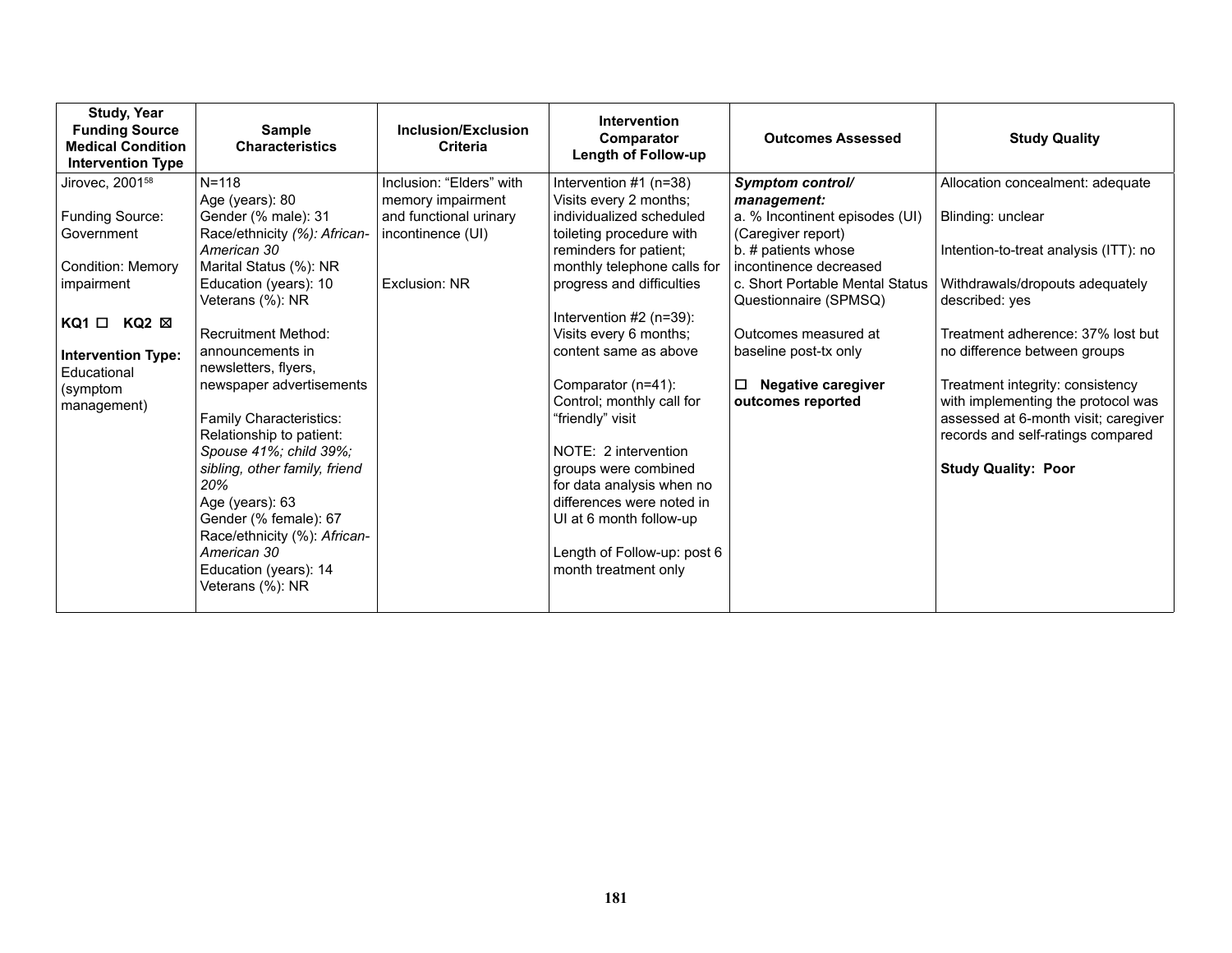| Study, Year<br>Funding Source<br>Medical Condition<br>Intervention Type | Sample Characteristics | Inclusion/Exclusion Criteria | Intervention<br>Comparator<br>Length of Follow-up | Outcomes Assessed | Study Quality |
|---|---|---|---|---|---|
| Jirovec, 2001[58]<br><br>Funding Source: Government<br><br>Condition: Memory impairment<br><br>**KQ1** ☐ **KQ2** ☒<br><br>**Intervention Type:** Educational (symptom management) | N=118<br>Age (years): 80<br>Gender (% male): 31<br>Race/ethnicity *(%): African-American 30*<br>Marital Status (%): NR<br>Education (years): 10<br>Veterans (%): NR<br><br>Recruitment Method: announcements in newsletters, flyers, newspaper advertisements<br><br>Family Characteristics:<br>Relationship to patient: *Spouse 41%; child 39%; sibling, other family, friend 20%*<br>Age (years): 63<br>Gender (% female): 67<br>Race/ethnicity (%): *African-American 30*<br>Education (years): 14<br>Veterans (%): NR | Inclusion: "Elders" with memory impairment and functional urinary incontinence (UI)<br><br>Exclusion: NR | Intervention #1 (n=38)<br>Visits every 2 months; individualized scheduled toileting procedure with reminders for patient; monthly telephone calls for progress and difficulties<br><br>Intervention #2 (n=39): Visits every 6 months; content same as above<br><br>Comparator (n=41): Control; monthly call for "friendly" visit<br><br>NOTE: 2 intervention groups were combined for data analysis when no differences were noted in UI at 6 month follow-up<br><br>Length of Follow-up: post 6 month treatment only | ***Symptom control/ management:***<br>a. % Incontinent episodes (UI) (Caregiver report)<br>b. # patients whose incontinence decreased<br>c. Short Portable Mental Status Questionnaire (SPMSQ)<br><br>Outcomes measured at baseline post-tx only<br><br>☐ **Negative caregiver outcomes reported** | Allocation concealment: adequate<br><br>Blinding: unclear<br><br>Intention-to-treat analysis (ITT): no<br><br>Withdrawals/dropouts adequately described: yes<br><br>Treatment adherence: 37% lost but no difference between groups<br><br>Treatment integrity: consistency with implementing the protocol was assessed at 6-month visit; caregiver records and self-ratings compared<br><br>**Study Quality: Poor** |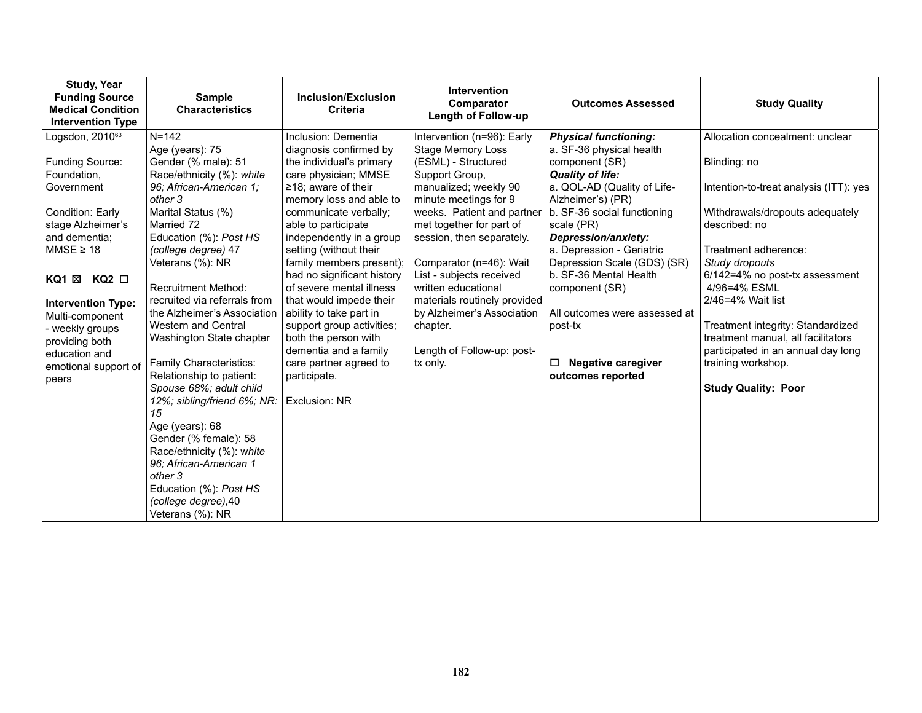| Study, Year<br>Funding Source<br>Medical Condition<br>Intervention Type | Sample Characteristics | Inclusion/Exclusion Criteria | Intervention<br>Comparator<br>Length of Follow-up | Outcomes Assessed | Study Quality |
|---|---|---|---|---|---|
| Logsdon, 2010[63]<br><br>Funding Source: Foundation, Government<br><br>Condition: Early stage Alzheimer's and dementia; MMSE ≥ 18<br><br>**KQ1** ☒ **KQ2** ☐<br><br>**Intervention Type:** Multi-component - weekly groups providing both education and emotional support of peers | N=142<br>Age (years): 75<br>Gender (% male): 51<br>Race/ethnicity (%): *white 96; African-American 1; other 3*<br>Marital Status (%)<br>Married 72<br>Education (%): *Post HS (college degree)* 47<br>Veterans (%): NR<br><br>Recruitment Method: recruited via referrals from the Alzheimer's Association Western and Central Washington State chapter<br><br>Family Characteristics:<br>Relationship to patient: *Spouse 68%; adult child 12%; sibling/friend 6%; NR: 15*<br>Age (years): 68<br>Gender (% female): 58<br>Race/ethnicity (%): *white 96; African-American 1 other 3*<br>Education (%): *Post HS (college degree)*,40<br>Veterans (%): NR | Inclusion: Dementia diagnosis confirmed by the individual's primary care physician; MMSE ≥18; aware of their memory loss and able to communicate verbally; able to participate independently in a group setting (without their family members present); had no significant history of severe mental illness that would impede their ability to take part in support group activities; both the person with dementia and a family care partner agreed to participate.<br><br>Exclusion: NR | Intervention (n=96): Early Stage Memory Loss (ESML) - Structured Support Group, manualized; weekly 90 minute meetings for 9 weeks. Patient and partner met together for part of session, then separately.<br><br>Comparator (n=46): Wait List - subjects received written educational materials routinely provided by Alzheimer's Association chapter.<br><br>Length of Follow-up: post-tx only. | ***Physical functioning:***<br>a. SF-36 physical health component (SR)<br>***Quality of life:***<br>a. QOL-AD (Quality of Life-Alzheimer's) (PR)<br>b. SF-36 social functioning scale (PR)<br>***Depression/anxiety:***<br>a. Depression - Geriatric Depression Scale (GDS) (SR)<br>b. SF-36 Mental Health component (SR)<br><br>All outcomes were assessed at post-tx<br><br>☐ **Negative caregiver outcomes reported** | Allocation concealment: unclear<br><br>Blinding: no<br><br>Intention-to-treat analysis (ITT): yes<br><br>Withdrawals/dropouts adequately described: no<br><br>Treatment adherence:<br>*Study dropouts*<br>6/142=4% no post-tx assessment<br>4/96=4% ESML<br>2/46=4% Wait list<br><br>Treatment integrity: Standardized treatment manual, all facilitators participated in an annual day long training workshop.<br><br>**Study Quality: Poor** |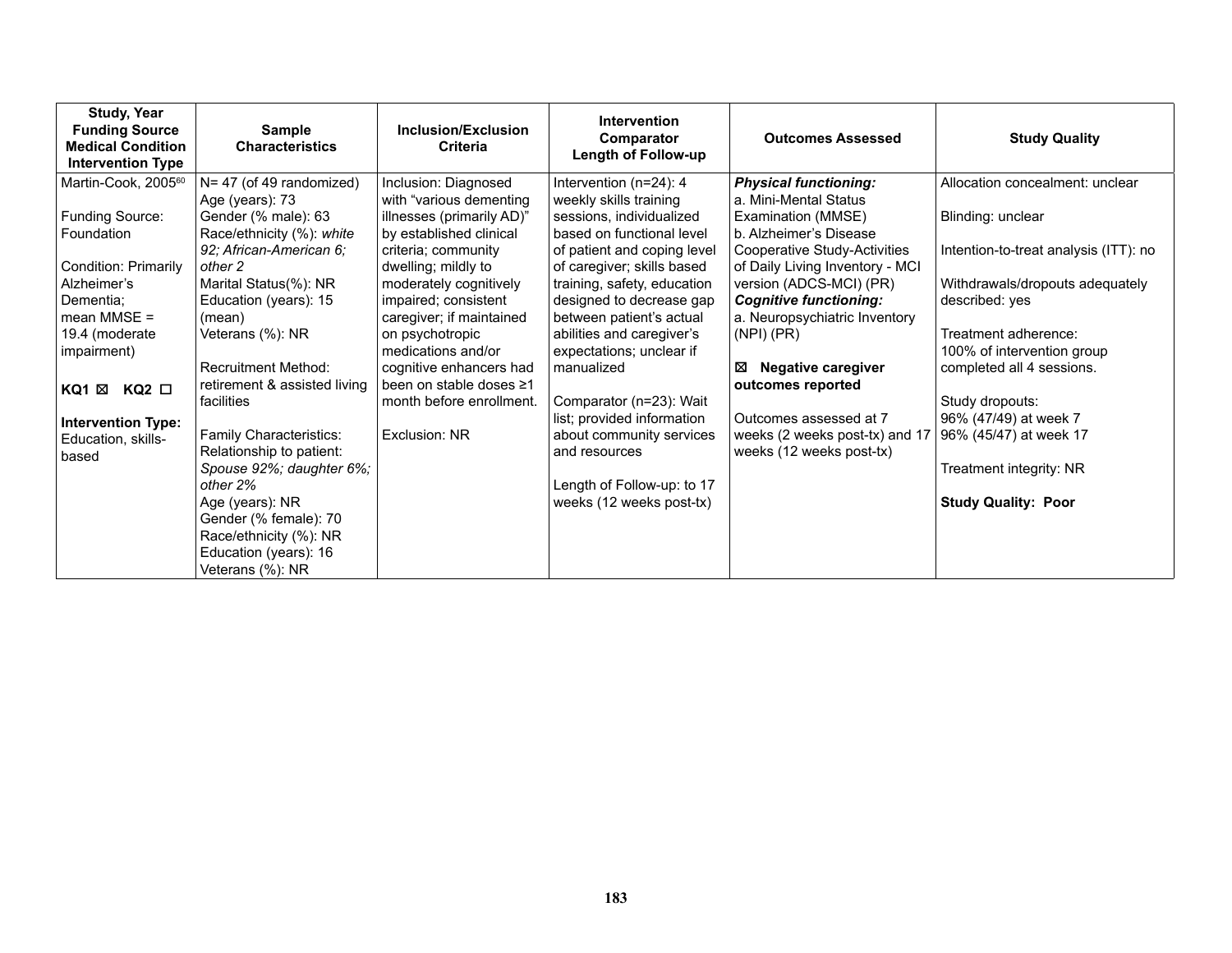| Study, Year<br>Funding Source<br>Medical Condition<br>Intervention Type | Sample Characteristics | Inclusion/Exclusion Criteria | Intervention<br>Comparator<br>Length of Follow-up | Outcomes Assessed | Study Quality |
|---|---|---|---|---|---|
| Martin-Cook, 2005[60]<br><br>Funding Source: Foundation<br><br>Condition: Primarily Alzheimer's Dementia; mean MMSE = 19.4 (moderate impairment)<br><br>**KQ1 ☒ KQ2 ☐**<br><br>**Intervention Type:** Education, skills-based | N= 47 (of 49 randomized)<br>Age (years): 73<br>Gender (% male): 63<br>Race/ethnicity (%): *white 92; African-American 6; other 2*<br>Marital Status(%): NR<br>Education (years): 15 (mean)<br>Veterans (%): NR<br><br>Recruitment Method: retirement & assisted living facilities<br><br>Family Characteristics:<br>Relationship to patient: *Spouse 92%; daughter 6%; other 2%*<br>Age (years): NR<br>Gender (% female): 70<br>Race/ethnicity (%): NR<br>Education (years): 16<br>Veterans (%): NR | Inclusion: Diagnosed with "various dementing illnesses (primarily AD)" by established clinical criteria; community dwelling; mildly to moderately cognitively impaired; consistent caregiver; if maintained on psychotropic medications and/or cognitive enhancers had been on stable doses ≥1 month before enrollment.<br><br>Exclusion: NR | Intervention (n=24): 4 weekly skills training sessions, individualized based on functional level of patient and coping level of caregiver; skills based training, safety, education designed to decrease gap between patient's actual abilities and caregiver's expectations; unclear if manualized<br><br>Comparator (n=23): Wait list; provided information about community services and resources<br><br>Length of Follow-up: to 17 weeks (12 weeks post-tx) | ***Physical functioning:***<br>a. Mini-Mental Status Examination (MMSE)<br>b. Alzheimer's Disease Cooperative Study-Activities of Daily Living Inventory - MCI version (ADCS-MCI) (PR)<br>***Cognitive functioning:***<br>a. Neuropsychiatric Inventory (NPI) (PR)<br><br>**☒ Negative caregiver outcomes reported**<br><br>Outcomes assessed at 7 weeks (2 weeks post-tx) and 17 weeks (12 weeks post-tx) | Allocation concealment: unclear<br><br>Blinding: unclear<br><br>Intention-to-treat analysis (ITT): no<br><br>Withdrawals/dropouts adequately described: yes<br><br>Treatment adherence: 100% of intervention group completed all 4 sessions.<br><br>Study dropouts:<br>96% (47/49) at week 7<br>96% (45/47) at week 17<br><br>Treatment integrity: NR<br><br>**Study Quality: Poor** |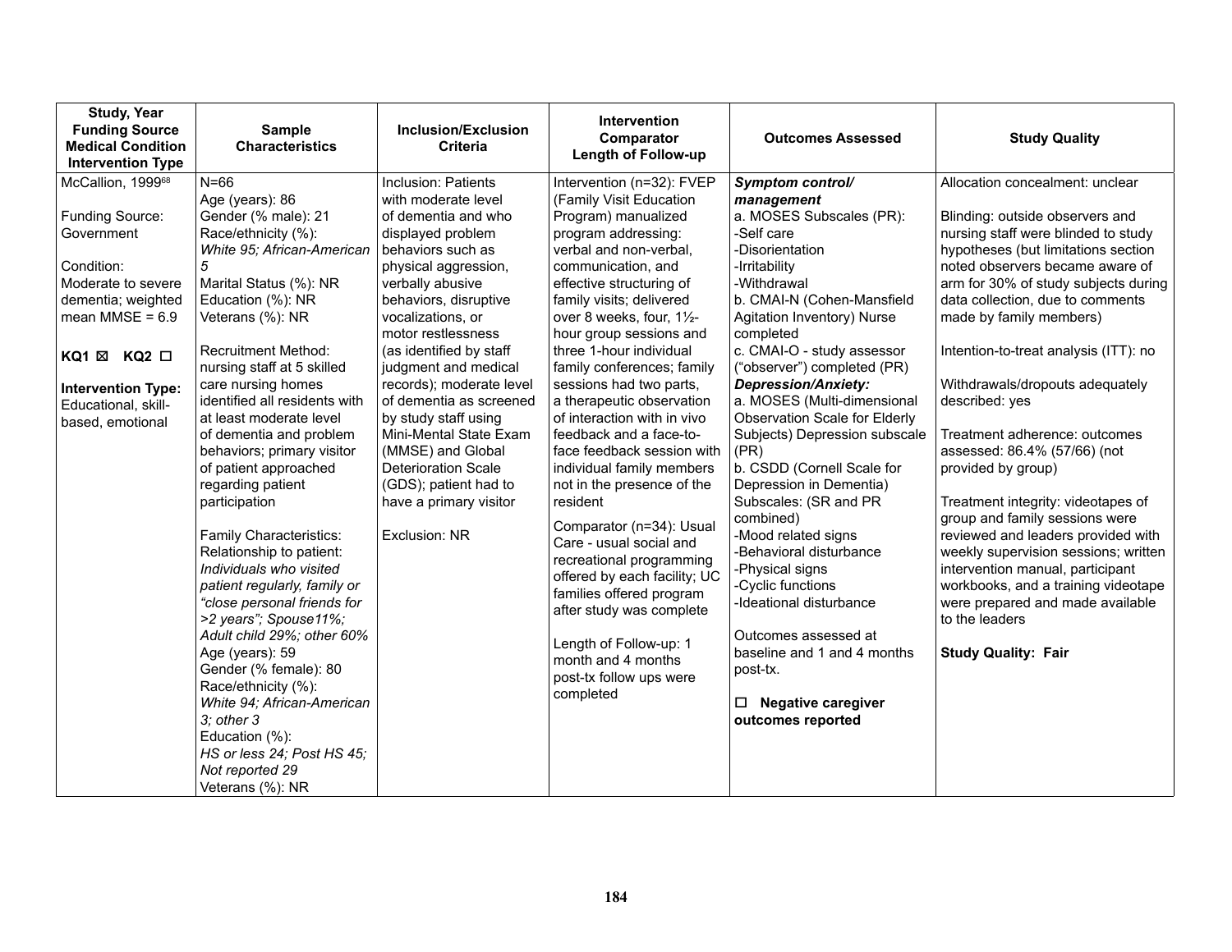| Study, Year<br>Funding Source<br>Medical Condition<br>Intervention Type | Sample Characteristics | Inclusion/Exclusion Criteria | Intervention<br>Comparator<br>Length of Follow-up | Outcomes Assessed | Study Quality |
|---|---|---|---|---|---|
| McCallion, 1999[68]<br><br>Funding Source: Government<br><br>Condition: Moderate to severe dementia; weighted mean MMSE = 6.9<br><br>**KQ1** ☒ **KQ2** ☐<br><br>**Intervention Type:** Educational, skill-based, emotional | N=66<br>Age (years): 86<br>Gender (% male): 21<br>Race/ethnicity (%):<br>*White 95; African-American 5*<br>Marital Status (%): NR<br>Education (%): NR<br>Veterans (%): NR<br><br>Recruitment Method: nursing staff at 5 skilled care nursing homes identified all residents with at least moderate level of dementia and problem behaviors; primary visitor of patient approached regarding patient participation<br><br>Family Characteristics:<br>Relationship to patient:<br>*Individuals who visited patient regularly, family or "close personal friends for >2 years"; Spouse11%; Adult child 29%; other 60%*<br>Age (years): 59<br>Gender (% female): 80<br>Race/ethnicity (%):<br>*White 94; African-American 3; other 3*<br>Education (%):<br>*HS or less 24; Post HS 45; Not reported 29*<br>Veterans (%): NR | Inclusion: Patients with moderate level of dementia and who displayed problem behaviors such as physical aggression, verbally abusive behaviors, disruptive vocalizations, or motor restlessness (as identified by staff judgment and medical records); moderate level of dementia as screened by study staff using Mini-Mental State Exam (MMSE) and Global Deterioration Scale (GDS); patient had to have a primary visitor<br><br>Exclusion: NR | Intervention (n=32): FVEP (Family Visit Education Program) manualized program addressing: verbal and non-verbal, communication, and effective structuring of family visits; delivered over 8 weeks, four, 1½-hour group sessions and three 1-hour individual family conferences; family sessions had two parts, a therapeutic observation of interaction with in vivo feedback and a face-to-face feedback session with individual family members not in the presence of the resident<br><br>Comparator (n=34): Usual Care - usual social and recreational programming offered by each facility; UC families offered program after study was complete<br><br>Length of Follow-up: 1 month and 4 months post-tx follow ups were completed | ***Symptom control/ management***<br>a. MOSES Subscales (PR):<br>-Self care<br>-Disorientation<br>-Irritability<br>-Withdrawal<br>b. CMAI-N (Cohen-Mansfield Agitation Inventory) Nurse completed<br>c. CMAI-O - study assessor ("observer") completed (PR)<br>***Depression/Anxiety:***<br>a. MOSES (Multi-dimensional Observation Scale for Elderly Subjects) Depression subscale (PR)<br>b. CSDD (Cornell Scale for Depression in Dementia) Subscales: (SR and PR combined)<br>-Mood related signs<br>-Behavioral disturbance<br>-Physical signs<br>-Cyclic functions<br>-Ideational disturbance<br><br>Outcomes assessed at baseline and 1 and 4 months post-tx.<br><br>☐ **Negative caregiver outcomes reported** | Allocation concealment: unclear<br><br>Blinding: outside observers and nursing staff were blinded to study hypotheses (but limitations section noted observers became aware of arm for 30% of study subjects during data collection, due to comments made by family members)<br><br>Intention-to-treat analysis (ITT): no<br><br>Withdrawals/dropouts adequately described: yes<br><br>Treatment adherence: outcomes assessed: 86.4% (57/66) (not provided by group)<br><br>Treatment integrity: videotapes of group and family sessions were reviewed and leaders provided with weekly supervision sessions; written intervention manual, participant workbooks, and a training videotape were prepared and made available to the leaders<br><br>**Study Quality: Fair** |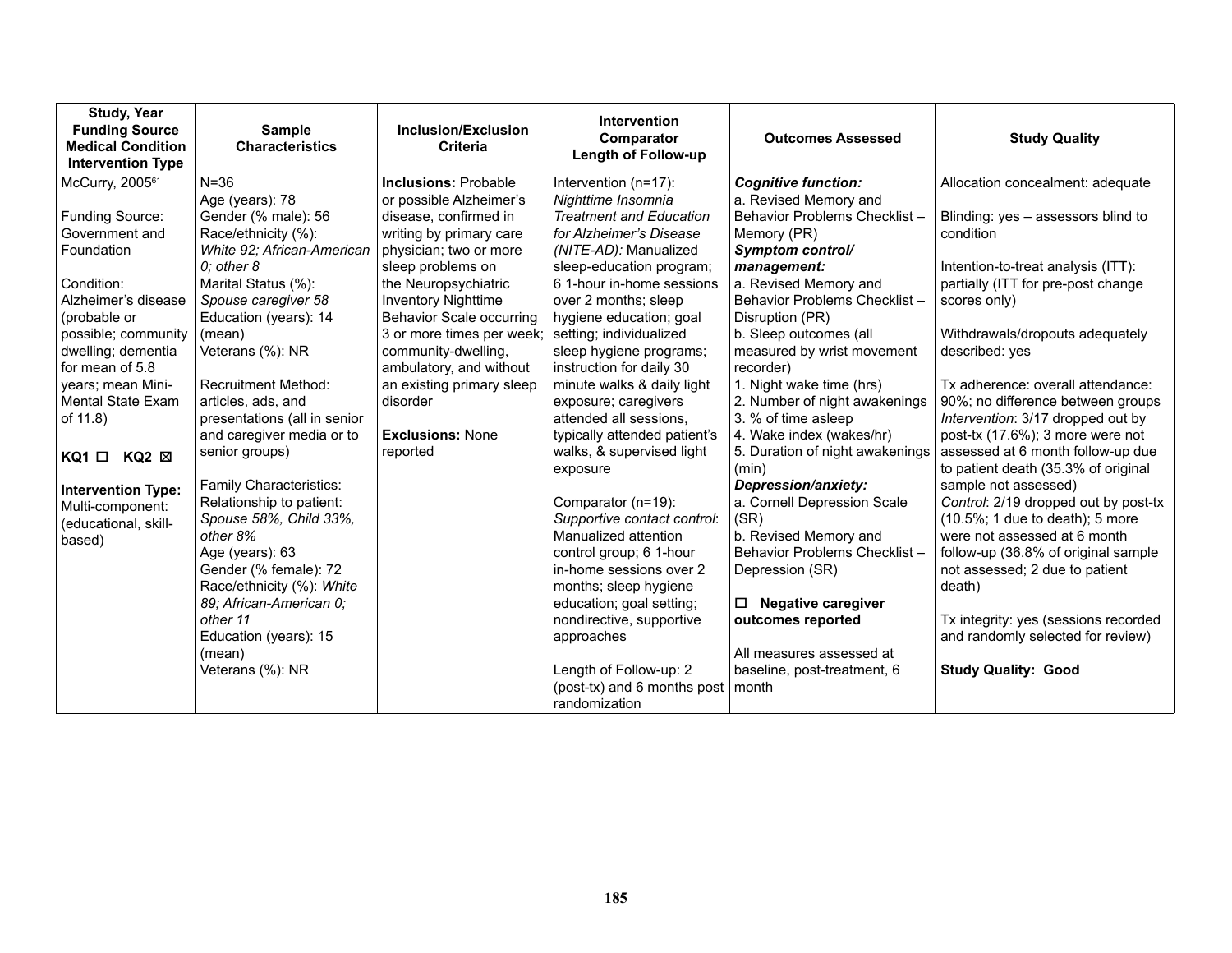| Study, Year<br>Funding Source<br>Medical Condition<br>Intervention Type | Sample Characteristics | Inclusion/Exclusion Criteria | Intervention<br>Comparator<br>Length of Follow-up | Outcomes Assessed | Study Quality |
|---|---|---|---|---|---|
| McCurry, 2005[61]<br><br>Funding Source: Government and Foundation<br><br>Condition: Alzheimer's disease (probable or possible; community dwelling; dementia for mean of 5.8 years; mean Mini-Mental State Exam of 11.8)<br><br>**KQ1** ☐ **KQ2** ☒<br><br>**Intervention Type:** Multi-component: (educational, skill-based) | N=36<br>Age (years): 78<br>Gender (% male): 56<br>Race/ethnicity (%): *White 92; African-American 0; other 8*<br>Marital Status (%): *Spouse caregiver 58*<br>Education (years): 14 (mean)<br>Veterans (%): NR<br><br>Recruitment Method: articles, ads, and presentations (all in senior and caregiver media or to senior groups)<br><br>Family Characteristics:<br>Relationship to patient: *Spouse 58%, Child 33%, other 8%*<br>Age (years): 63<br>Gender (% female): 72<br>Race/ethnicity (%): *White 89; African-American 0; other 11*<br>Education (years): 15 (mean)<br>Veterans (%): NR | **Inclusions:** Probable or possible Alzheimer's disease, confirmed in writing by primary care physician; two or more sleep problems on the Neuropsychiatric Inventory Nighttime Behavior Scale occurring 3 or more times per week; community-dwelling, ambulatory, and without an existing primary sleep disorder<br><br>**Exclusions:** None reported | Intervention (n=17): *Nighttime Insomnia Treatment and Education for Alzheimer's Disease (NITE-AD):* Manualized sleep-education program; 6 1-hour in-home sessions over 2 months; sleep hygiene education; goal setting; individualized sleep hygiene programs; instruction for daily 30 minute walks & daily light exposure; caregivers attended all sessions, typically attended patient's walks, & supervised light exposure<br><br>Comparator (n=19): *Supportive contact control*: Manualized attention control group; 6 1-hour in-home sessions over 2 months; sleep hygiene education; goal setting; nondirective, supportive approaches<br><br>Length of Follow-up: 2 (post-tx) and 6 months post randomization | ***Cognitive function:***<br>a. Revised Memory and Behavior Problems Checklist – Memory (PR)<br>***Symptom control/ management:***<br>a. Revised Memory and Behavior Problems Checklist – Disruption (PR)<br>b. Sleep outcomes (all measured by wrist movement recorder)<br>1. Night wake time (hrs)<br>2. Number of night awakenings<br>3. % of time asleep<br>4. Wake index (wakes/hr)<br>5. Duration of night awakenings (min)<br>***Depression/anxiety:***<br>a. Cornell Depression Scale (SR)<br>b. Revised Memory and Behavior Problems Checklist – Depression (SR)<br><br>☐ **Negative caregiver outcomes reported**<br><br>All measures assessed at baseline, post-treatment, 6 month | Allocation concealment: adequate<br><br>Blinding: yes – assessors blind to condition<br><br>Intention-to-treat analysis (ITT): partially (ITT for pre-post change scores only)<br><br>Withdrawals/dropouts adequately described: yes<br><br>Tx adherence: overall attendance: 90%; no difference between groups<br>*Intervention*: 3/17 dropped out by post-tx (17.6%); 3 more were not assessed at 6 month follow-up due to patient death (35.3% of original sample not assessed)<br>*Control*: 2/19 dropped out by post-tx (10.5%; 1 due to death); 5 more were not assessed at 6 month follow-up (36.8% of original sample not assessed; 2 due to patient death)<br><br>Tx integrity: yes (sessions recorded and randomly selected for review)<br><br>**Study Quality: Good** |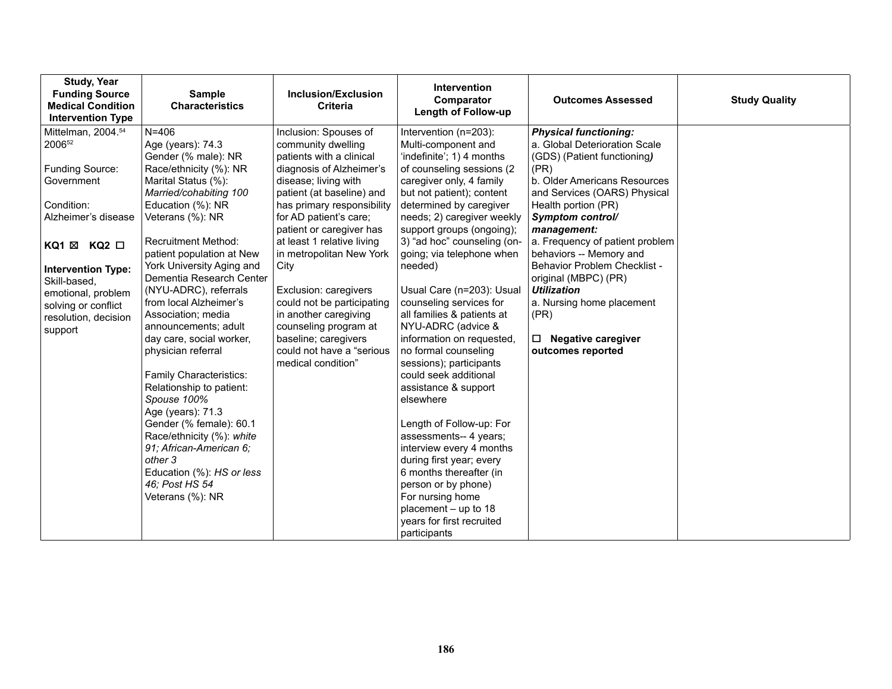| Study, Year<br>Funding Source<br>Medical Condition<br>Intervention Type | Sample Characteristics | Inclusion/Exclusion Criteria | Intervention<br>Comparator<br>Length of Follow-up | Outcomes Assessed | Study Quality |
|---|---|---|---|---|---|
| Mittelman, 2004.[54] 2006[52]<br><br>Funding Source: Government<br><br>Condition: Alzheimer's disease<br><br>**KQ1** ☒ **KQ2** ☐<br><br>**Intervention Type:** Skill-based, emotional, problem solving or conflict resolution, decision support | N=406<br>Age (years): 74.3<br>Gender (% male): NR<br>Race/ethnicity (%): NR<br>Marital Status (%): *Married/cohabiting 100*<br>Education (%): NR<br>Veterans (%): NR<br><br>Recruitment Method: patient population at New York University Aging and Dementia Research Center (NYU-ADRC), referrals from local Alzheimer's Association; media announcements; adult day care, social worker, physician referral<br><br>Family Characteristics:<br>Relationship to patient: *Spouse 100%*<br>Age (years): 71.3<br>Gender (% female): 60.1<br>Race/ethnicity (%): *white 91; African-American 6; other 3*<br>Education (%): *HS or less 46; Post HS 54*<br>Veterans (%): NR | Inclusion: Spouses of community dwelling patients with a clinical diagnosis of Alzheimer's disease; living with patient (at baseline) and has primary responsibility for AD patient's care; patient or caregiver has at least 1 relative living in metropolitan New York City<br><br>Exclusion: caregivers could not be participating in another caregiving counseling program at baseline; caregivers could not have a "serious medical condition" | Intervention (n=203): Multi-component and 'indefinite'; 1) 4 months of counseling sessions (2 caregiver only, 4 family but not patient); content determined by caregiver needs; 2) caregiver weekly support groups (ongoing); 3) "ad hoc" counseling (on-going; via telephone when needed)<br><br>Usual Care (n=203): Usual counseling services for all families & patients at NYU-ADRC (advice & information on requested, no formal counseling sessions); participants could seek additional assistance & support elsewhere<br><br>Length of Follow-up: For assessments-- 4 years; interview every 4 months during first year; every 6 months thereafter (in person or by phone)<br>For nursing home placement – up to 18 years for first recruited participants | ***Physical functioning:***<br>a. Global Deterioration Scale (GDS) (Patient functioning) (PR)<br>b. Older Americans Resources and Services (OARS) Physical Health portion (PR)<br>***Symptom control/ management:***<br>a. Frequency of patient problem behaviors -- Memory and Behavior Problem Checklist - original (MBPC) (PR)<br>***Utilization***<br>a. Nursing home placement (PR)<br><br>☐ **Negative caregiver outcomes reported** | |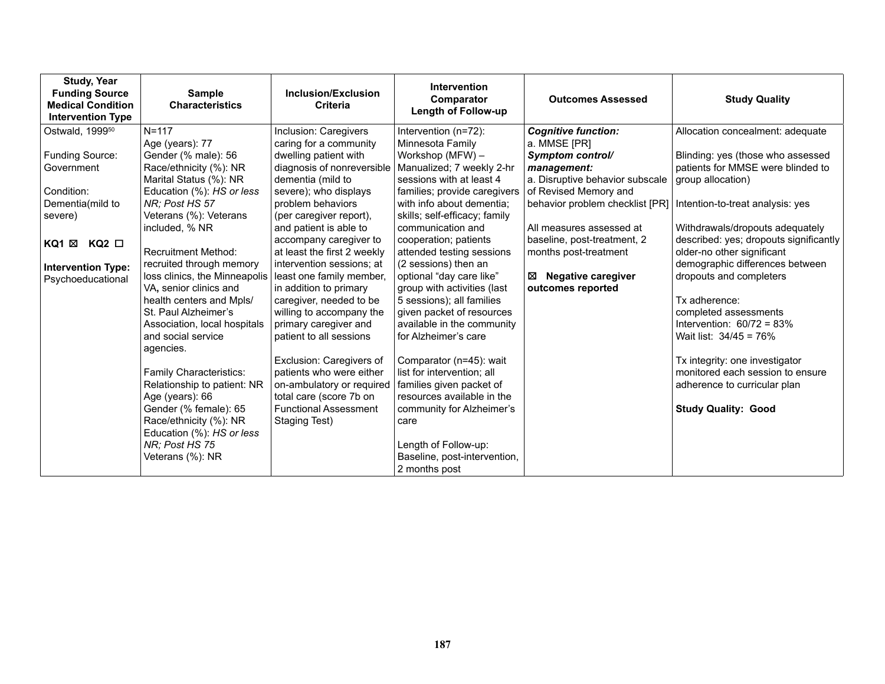| Study, Year Funding Source Medical Condition Intervention Type | Sample Characteristics | Inclusion/Exclusion Criteria | Intervention Comparator Length of Follow-up | Outcomes Assessed | Study Quality |
|---|---|---|---|---|---|
| Ostwald, 1999[50]<br><br>Funding Source: Government<br><br>Condition: Dementia(mild to severe)<br><br>**KQ1** ☒ **KQ2** ☐<br><br>**Intervention Type:** Psychoeducational | N=117<br>Age (years): 77<br>Gender (% male): 56<br>Race/ethnicity (%): NR<br>Marital Status (%): NR<br>Education (%): *HS or less NR; Post HS 57*<br>Veterans (%): Veterans included, % NR<br><br>Recruitment Method: recruited through memory loss clinics, the Minneapolis VA**,** senior clinics and health centers and Mpls/ St. Paul Alzheimer's Association, local hospitals and social service agencies.<br><br>Family Characteristics:<br>Relationship to patient: NR<br>Age (years): 66<br>Gender (% female): 65<br>Race/ethnicity (%): NR<br>Education (%): *HS or less NR; Post HS 75*<br>Veterans (%): NR | Inclusion: Caregivers caring for a community dwelling patient with diagnosis of nonreversible dementia (mild to severe); who displays problem behaviors (per caregiver report), and patient is able to accompany caregiver to at least the first 2 weekly intervention sessions; at least one family member, in addition to primary caregiver, needed to be willing to accompany the primary caregiver and patient to all sessions<br><br>Exclusion: Caregivers of patients who were either on-ambulatory or required total care (score 7b on Functional Assessment Staging Test) | Intervention (n=72): Minnesota Family Workshop (MFW) – Manualized; 7 weekly 2-hr sessions with at least 4 families; provide caregivers with info about dementia; skills; self-efficacy; family communication and cooperation; patients attended testing sessions (2 sessions) then an optional "day care like" group with activities (last 5 sessions); all families given packet of resources available in the community for Alzheimer's care<br><br>Comparator (n=45): wait list for intervention; all families given packet of resources available in the community for Alzheimer's care<br><br>Length of Follow-up: Baseline, post-intervention, 2 months post | ***Cognitive function:***<br>a. MMSE [PR]<br>***Symptom control/ management:***<br>a. Disruptive behavior subscale of Revised Memory and behavior problem checklist [PR]<br><br>All measures assessed at baseline, post-treatment, 2 months post-treatment<br><br>☒ **Negative caregiver outcomes reported** | Allocation concealment: adequate<br><br>Blinding: yes (those who assessed patients for MMSE were blinded to group allocation)<br><br>Intention-to-treat analysis: yes<br><br>Withdrawals/dropouts adequately described: yes; dropouts significantly older-no other significant demographic differences between dropouts and completers<br><br>Tx adherence:<br>completed assessments<br>Intervention: 60/72 = 83%<br>Wait list: 34/45 = 76%<br><br>Tx integrity: one investigator monitored each session to ensure adherence to curricular plan<br><br>**Study Quality: Good** |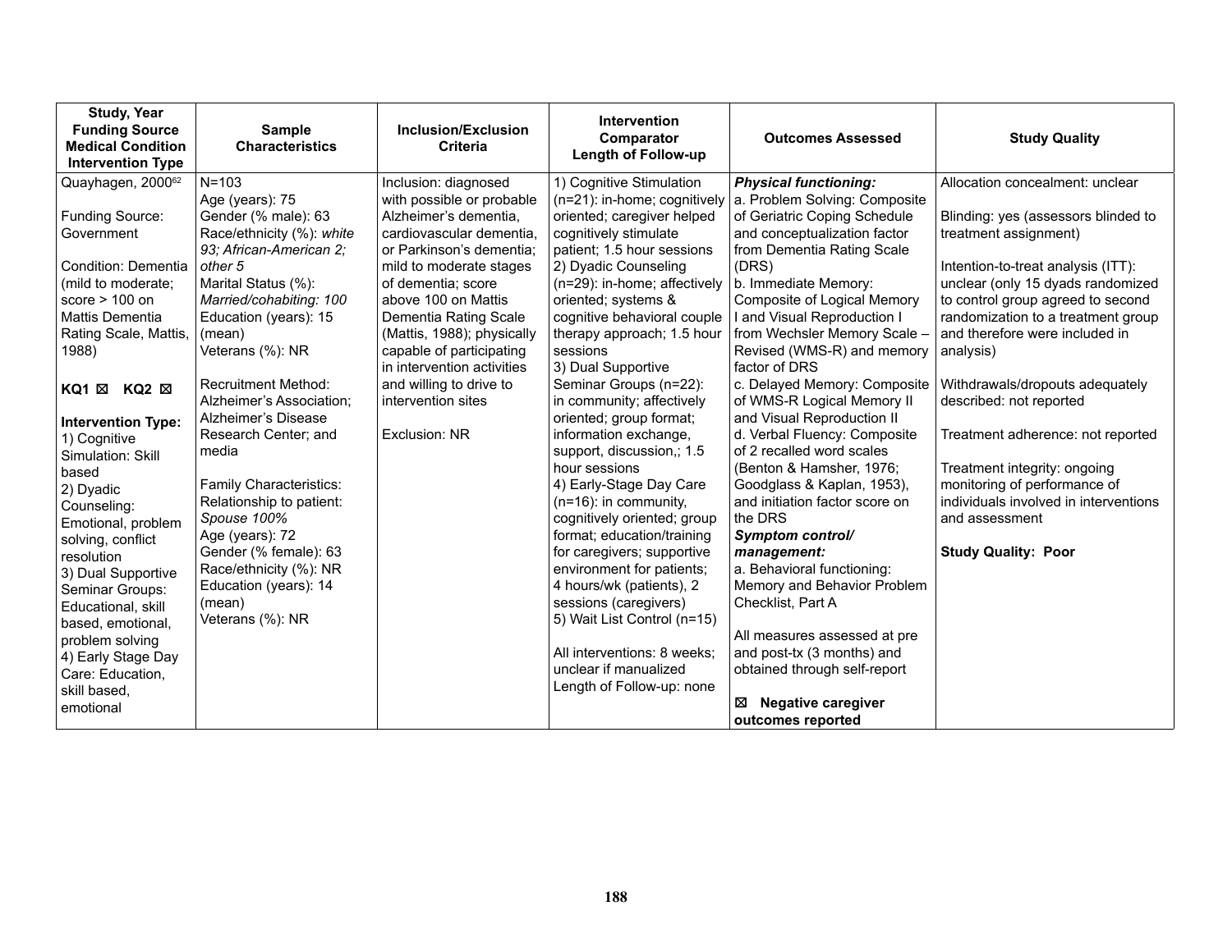| Study, Year<br>Funding Source<br>Medical Condition<br>Intervention Type | Sample Characteristics | Inclusion/Exclusion Criteria | Intervention<br>Comparator<br>Length of Follow-up | Outcomes Assessed | Study Quality |
|---|---|---|---|---|---|
| Quayhagen, 2000[62]<br><br>Funding Source: Government<br><br>Condition: Dementia (mild to moderate; score > 100 on Mattis Dementia Rating Scale, Mattis, 1988)<br><br>**KQ1** ☒ **KQ2** ☒<br><br>**Intervention Type:**<br>1) Cognitive Simulation: Skill based<br>2) Dyadic Counseling: Emotional, problem solving, conflict resolution<br>3) Dual Supportive Seminar Groups: Educational, skill based, emotional, problem solving<br>4) Early Stage Day Care: Education, skill based, emotional | N=103<br>Age (years): 75<br>Gender (% male): 63<br>Race/ethnicity (%): *white 93; African-American 2; other 5*<br>Marital Status (%): *Married/cohabiting: 100*<br>Education (years): 15 (mean)<br>Veterans (%): NR<br><br>Recruitment Method: Alzheimer's Association; Alzheimer's Disease Research Center; and media<br><br>Family Characteristics:<br>Relationship to patient: *Spouse 100%*<br>Age (years): 72<br>Gender (% female): 63<br>Race/ethnicity (%): NR<br>Education (years): 14 (mean)<br>Veterans (%): NR | Inclusion: diagnosed with possible or probable Alzheimer's dementia, cardiovascular dementia, or Parkinson's dementia; mild to moderate stages of dementia; score above 100 on Mattis Dementia Rating Scale (Mattis, 1988); physically capable of participating in intervention activities and willing to drive to intervention sites<br><br>Exclusion: NR | 1) Cognitive Stimulation (n=21): in-home; cognitively oriented; caregiver helped cognitively stimulate patient; 1.5 hour sessions<br>2) Dyadic Counseling (n=29): in-home; affectively oriented; systems & cognitive behavioral couple therapy approach; 1.5 hour sessions<br>3) Dual Supportive Seminar Groups (n=22): in community; affectively oriented; group format; information exchange, support, discussion,; 1.5 hour sessions<br>4) Early-Stage Day Care (n=16): in community, cognitively oriented; group format; education/training for caregivers; supportive environment for patients; 4 hours/wk (patients), 2 sessions (caregivers)<br>5) Wait List Control (n=15)<br><br>All interventions: 8 weeks; unclear if manualized<br>Length of Follow-up: none | ***Physical functioning:***<br>a. Problem Solving: Composite of Geriatric Coping Schedule and conceptualization factor from Dementia Rating Scale (DRS)<br>b. Immediate Memory: Composite of Logical Memory I and Visual Reproduction I from Wechsler Memory Scale – Revised (WMS-R) and memory factor of DRS<br>c. Delayed Memory: Composite of WMS-R Logical Memory II and Visual Reproduction II<br>d. Verbal Fluency: Composite of 2 recalled word scales (Benton & Hamsher, 1976; Goodglass & Kaplan, 1953), and initiation factor score on the DRS<br>***Symptom control/ management:***<br>a. Behavioral functioning: Memory and Behavior Problem Checklist, Part A<br><br>All measures assessed at pre and post-tx (3 months) and obtained through self-report<br><br>☒ **Negative caregiver outcomes reported** | Allocation concealment: unclear<br><br>Blinding: yes (assessors blinded to treatment assignment)<br><br>Intention-to-treat analysis (ITT): unclear (only 15 dyads randomized to control group agreed to second randomization to a treatment group and therefore were included in analysis)<br><br>Withdrawals/dropouts adequately described: not reported<br><br>Treatment adherence: not reported<br><br>Treatment integrity: ongoing monitoring of performance of individuals involved in interventions and assessment<br><br>**Study Quality: Poor** |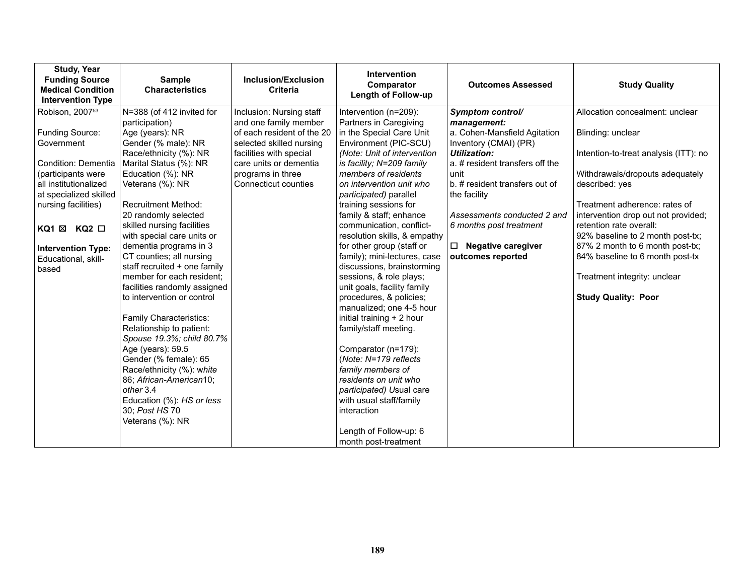| Study, Year<br>Funding Source<br>Medical Condition<br>Intervention Type | Sample Characteristics | Inclusion/Exclusion Criteria | Intervention<br>Comparator<br>Length of Follow-up | Outcomes Assessed | Study Quality |
|---|---|---|---|---|---|
| Robison, 2007[53]<br><br>Funding Source: Government<br><br>Condition: Dementia (participants were all institutionalized at specialized skilled nursing facilities)<br><br>**KQ1** ☒ **KQ2** ☐<br><br>**Intervention Type:** Educational, skill-based | N=388 (of 412 invited for participation)<br>Age (years): NR<br>Gender (% male): NR<br>Race/ethnicity (%): NR<br>Marital Status (%): NR<br>Education (%): NR<br>Veterans (%): NR<br><br>Recruitment Method: 20 randomly selected skilled nursing facilities with special care units or dementia programs in 3 CT counties; all nursing staff recruited + one family member for each resident; facilities randomly assigned to intervention or control<br><br>Family Characteristics:<br>Relationship to patient: *Spouse 19.3%; child 80.7%*<br>Age (years): 59.5<br>Gender (% female): 65<br>Race/ethnicity (%): w*hite* 86; *African-American*10; *other* 3.4<br>Education (%): *HS or less* 30; *Post HS* 70<br>Veterans (%): NR | Inclusion: Nursing staff and one family member of each resident of the 20 selected skilled nursing facilities with special care units or dementia programs in three Connecticut counties | Intervention (n=209): Partners in Caregiving in the Special Care Unit Environment (PIC-SCU) *(Note: Unit of intervention is facility; N=209 family members of residents on intervention unit who participated)* parallel training sessions for family & staff; enhance communication, conflict-resolution skills, & empathy for other group (staff or family); mini-lectures, case discussions, brainstorming sessions, & role plays; unit goals, facility family procedures, & policies; manualized; one 4-5 hour initial training + 2 hour family/staff meeting.<br><br>Comparator (n=179): (*Note: N=179 reflects family members of residents on unit who participated)* Usual care with usual staff/family interaction<br><br>Length of Follow-up: 6 month post-treatment | ***Symptom control/ management:***<br>a. Cohen-Mansfield Agitation Inventory (CMAI) (PR)<br>***Utilization:***<br>a. # resident transfers off the unit<br>b. # resident transfers out of the facility<br><br>*Assessments conducted 2 and 6 months post treatment*<br><br>☐ **Negative caregiver outcomes reported** | Allocation concealment: unclear<br><br>Blinding: unclear<br><br>Intention-to-treat analysis (ITT): no<br><br>Withdrawals/dropouts adequately described: yes<br><br>Treatment adherence: rates of intervention drop out not provided; retention rate overall:<br>92% baseline to 2 month post-tx;<br>87% 2 month to 6 month post-tx;<br>84% baseline to 6 month post-tx<br><br>Treatment integrity: unclear<br><br>**Study Quality: Poor** |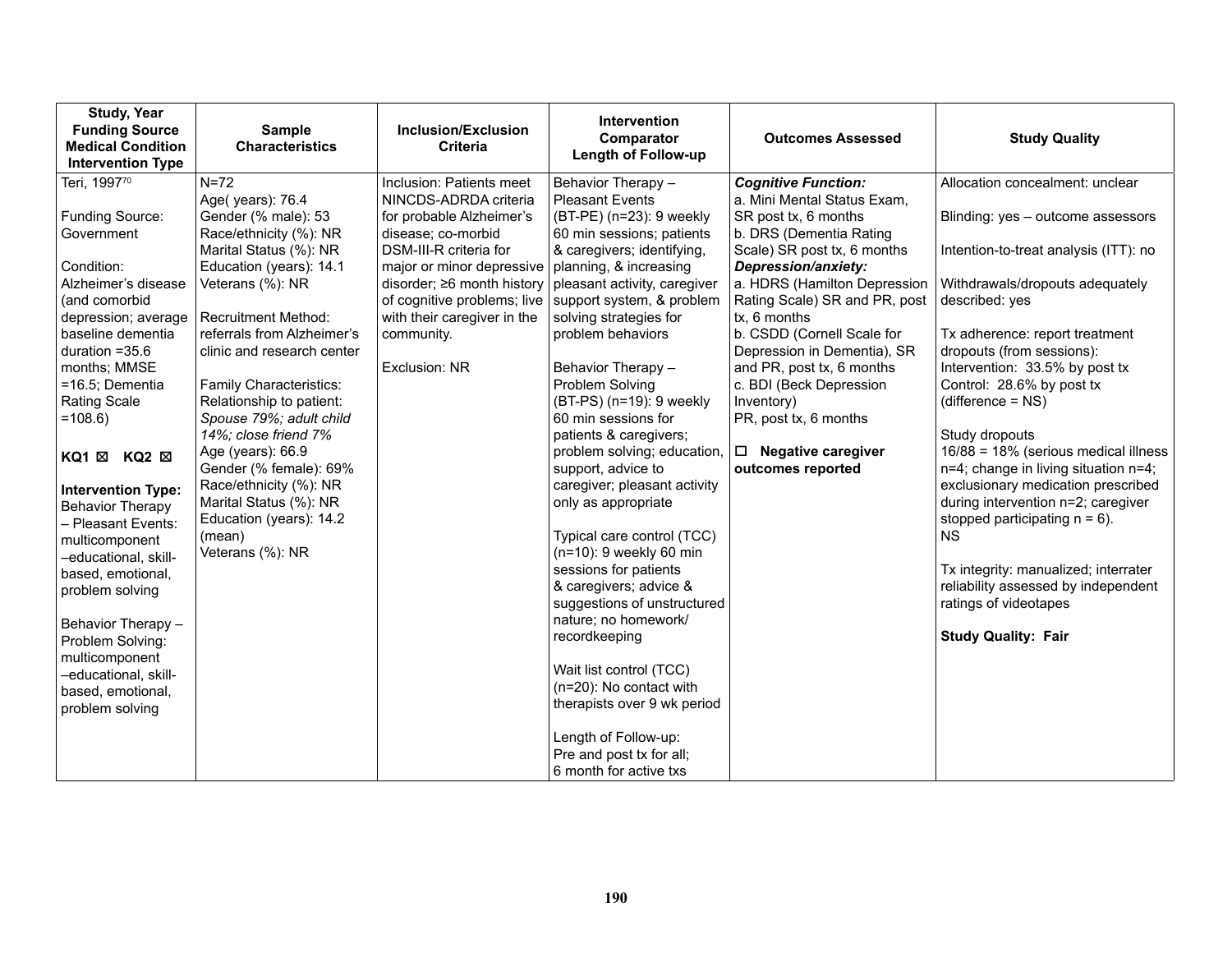| Study, Year<br>Funding Source<br>Medical Condition<br>Intervention Type | Sample Characteristics | Inclusion/Exclusion Criteria | Intervention<br>Comparator<br>Length of Follow-up | Outcomes Assessed | Study Quality |
|---|---|---|---|---|---|
| Teri, 1997[70]<br><br>Funding Source: Government<br><br>Condition: Alzheimer's disease (and comorbid depression; average baseline dementia duration =35.6 months; MMSE =16.5; Dementia Rating Scale =108.6)<br><br>**KQ1** ☒ **KQ2** ☒<br><br>**Intervention Type:** Behavior Therapy – Pleasant Events: multicomponent –educational, skill-based, emotional, problem solving<br><br>Behavior Therapy – Problem Solving: multicomponent –educational, skill-based, emotional, problem solving | N=72<br>Age( years): 76.4<br>Gender (% male): 53<br>Race/ethnicity (%): NR<br>Marital Status (%): NR<br>Education (years): 14.1<br>Veterans (%): NR<br><br>Recruitment Method: referrals from Alzheimer's clinic and research center<br><br>Family Characteristics:<br>Relationship to patient: *Spouse 79%; adult child 14%; close friend 7%*<br>Age (years): 66.9<br>Gender (% female): 69%<br>Race/ethnicity (%): NR<br>Marital Status (%): NR<br>Education (years): 14.2 (mean)<br>Veterans (%): NR | Inclusion: Patients meet NINCDS-ADRDA criteria for probable Alzheimer's disease; co-morbid DSM-III-R criteria for major or minor depressive disorder; ≥6 month history of cognitive problems; live with their caregiver in the community.<br><br>Exclusion: NR | Behavior Therapy – Pleasant Events (BT-PE) (n=23): 9 weekly 60 min sessions; patients & caregivers; identifying, planning, & increasing pleasant activity, caregiver support system, & problem solving strategies for problem behaviors<br><br>Behavior Therapy – Problem Solving (BT-PS) (n=19): 9 weekly 60 min sessions for patients & caregivers; problem solving; education, support, advice to caregiver; pleasant activity only as appropriate<br><br>Typical care control (TCC) (n=10): 9 weekly 60 min sessions for patients & caregivers; advice & suggestions of unstructured nature; no homework/ recordkeeping<br><br>Wait list control (TCC) (n=20): No contact with therapists over 9 wk period<br><br>Length of Follow-up:<br>Pre and post tx for all;<br>6 month for active txs | ***Cognitive Function:***<br>a. Mini Mental Status Exam, SR post tx, 6 months<br>b. DRS (Dementia Rating Scale) SR post tx, 6 months<br>***Depression/anxiety:***<br>a. HDRS (Hamilton Depression Rating Scale) SR and PR, post tx, 6 months<br>b. CSDD (Cornell Scale for Depression in Dementia), SR and PR, post tx, 6 months<br>c. BDI (Beck Depression Inventory)<br>PR, post tx, 6 months<br><br>☐ **Negative caregiver outcomes reported** | Allocation concealment: unclear<br><br>Blinding: yes – outcome assessors<br><br>Intention-to-treat analysis (ITT): no<br><br>Withdrawals/dropouts adequately described: yes<br><br>Tx adherence: report treatment dropouts (from sessions):<br>Intervention: 33.5% by post tx<br>Control: 28.6% by post tx<br>(difference = NS)<br><br>Study dropouts<br>16/88 = 18% (serious medical illness n=4; change in living situation n=4; exclusionary medication prescribed during intervention n=2; caregiver stopped participating n = 6).<br>NS<br><br>Tx integrity: manualized; interrater reliability assessed by independent ratings of videotapes<br><br>**Study Quality: Fair** |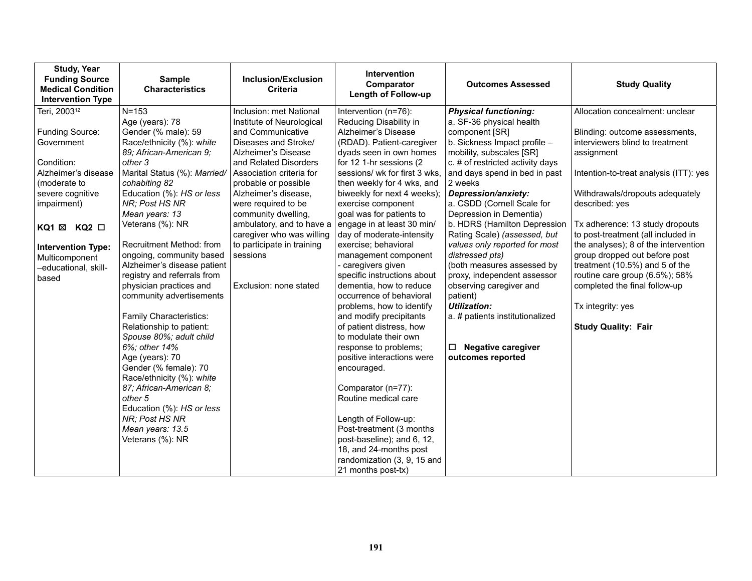| Study, Year<br>Funding Source<br>Medical Condition<br>Intervention Type | Sample Characteristics | Inclusion/Exclusion Criteria | Intervention<br>Comparator<br>Length of Follow-up | Outcomes Assessed | Study Quality |
|---|---|---|---|---|---|
| Teri, 2003[12]<br><br>Funding Source: Government<br><br>Condition: Alzheimer's disease (moderate to severe cognitive impairment)<br><br>**KQ1** ☒ **KQ2** ☐<br><br>**Intervention Type:** Multicomponent –educational, skill-based | N=153<br>Age (years): 78<br>Gender (% male): 59<br>Race/ethnicity (%): *white 89; African-American 9; other 3*<br>Marital Status (%): *Married/ cohabiting 82*<br>Education (%): *HS or less NR; Post HS NR*<br>*Mean years: 13*<br>Veterans (%): NR<br><br>Recruitment Method: from ongoing, community based Alzheimer's disease patient registry and referrals from physician practices and community advertisements<br><br>Family Characteristics:<br>Relationship to patient: *Spouse 80%; adult child 6%; other 14%*<br>Age (years): 70<br>Gender (% female): 70<br>Race/ethnicity (%): *white 87; African-American 8; other 5*<br>Education (%): *HS or less NR; Post HS NR*<br>*Mean years: 13.5*<br>Veterans (%): NR | Inclusion: met National Institute of Neurological and Communicative Diseases and Stroke/ Alzheimer's Disease and Related Disorders Association criteria for probable or possible Alzheimer's disease, were required to be community dwelling, ambulatory, and to have a caregiver who was willing to participate in training sessions<br><br>Exclusion: none stated | Intervention (n=76): Reducing Disability in Alzheimer's Disease (RDAD). Patient-caregiver dyads seen in own homes for 12 1-hr sessions (2 sessions/ wk for first 3 wks, then weekly for 4 wks, and biweekly for next 4 weeks); exercise component goal was for patients to engage in at least 30 min/ day of moderate-intensity exercise; behavioral management component - caregivers given specific instructions about dementia, how to reduce occurrence of behavioral problems, how to identify and modify precipitants of patient distress, how to modulate their own response to problems; positive interactions were encouraged.<br><br>Comparator (n=77): Routine medical care<br><br>Length of Follow-up: Post-treatment (3 months post-baseline); and 6, 12, 18, and 24-months post randomization (3, 9, 15 and 21 months post-tx) | ***Physical functioning:***<br>a. SF-36 physical health component [SR]<br>b. Sickness Impact profile – mobility, subscales [SR]<br>c. # of restricted activity days and days spend in bed in past 2 weeks<br>***Depression/anxiety:***<br>a. CSDD (Cornell Scale for Depression in Dementia)<br>b. HDRS (Hamilton Depression Rating Scale) *(assessed, but values only reported for most distressed pts)*<br>(both measures assessed by proxy, independent assessor observing caregiver and patient)<br>***Utilization:***<br>a. # patients institutionalized<br><br>☐ **Negative caregiver outcomes reported** | Allocation concealment: unclear<br><br>Blinding: outcome assessments, interviewers blind to treatment assignment<br><br>Intention-to-treat analysis (ITT): yes<br><br>Withdrawals/dropouts adequately described: yes<br><br>Tx adherence: 13 study dropouts to post-treatment (all included in the analyses); 8 of the intervention group dropped out before post treatment (10.5%) and 5 of the routine care group (6.5%); 58% completed the final follow-up<br><br>Tx integrity: yes<br><br>**Study Quality: Fair** |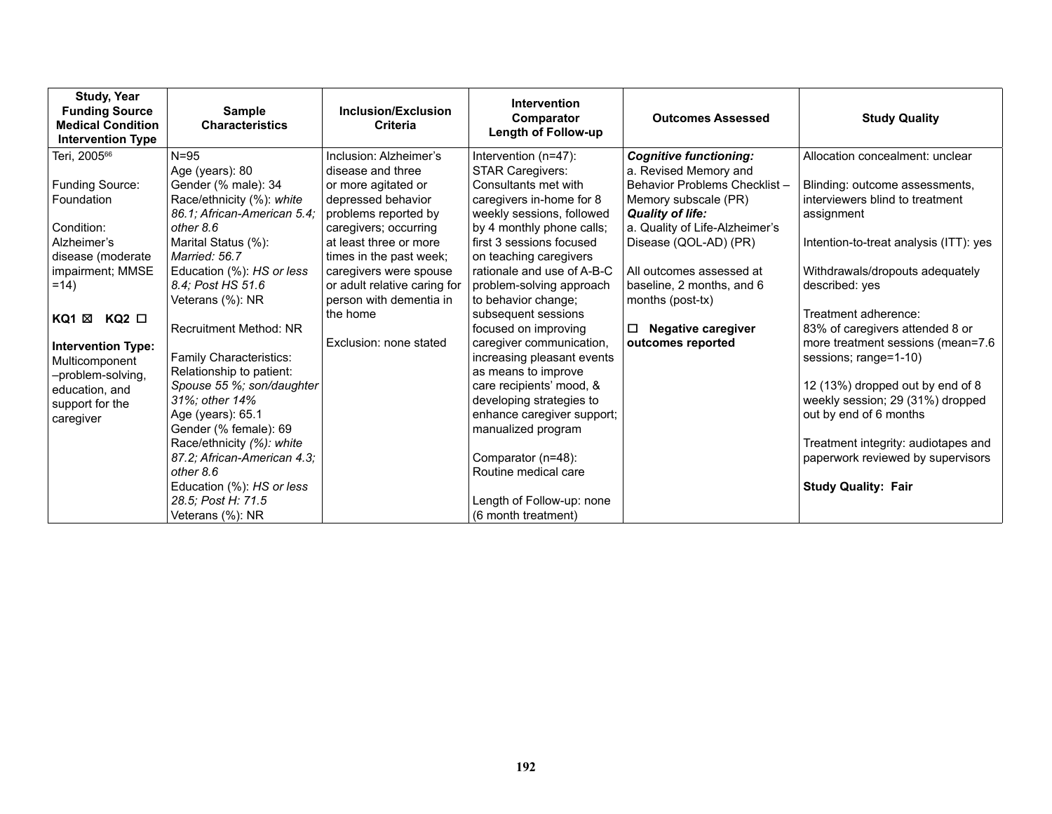| Study, Year<br>Funding Source<br>Medical Condition<br>Intervention Type | Sample Characteristics | Inclusion/Exclusion Criteria | Intervention<br>Comparator<br>Length of Follow-up | Outcomes Assessed | Study Quality |
|---|---|---|---|---|---|
| Teri, 2005[66]<br><br>Funding Source: Foundation<br><br>Condition: Alzheimer's disease (moderate impairment; MMSE =14)<br><br>**KQ1** ☒ **KQ2** ☐<br><br>**Intervention Type:** Multicomponent –problem-solving, education, and support for the caregiver | N=95<br>Age (years): 80<br>Gender (% male): 34<br>Race/ethnicity (%): *white 86.1; African-American 5.4; other 8.6*<br>Marital Status (%): *Married: 56.7*<br>Education (%): *HS or less 8.4; Post HS 51.6*<br>Veterans (%): NR<br><br>Recruitment Method: NR<br><br>Family Characteristics:<br>Relationship to patient: *Spouse 55 %; son/daughter 31%; other 14%*<br>Age (years): 65.1<br>Gender (% female): 69<br>Race/ethnicity *(%): white 87.2; African-American 4.3; other 8.6*<br>Education (%): *HS or less 28.5; Post H: 71.5*<br>Veterans (%): NR | Inclusion: Alzheimer's disease and three or more agitated or depressed behavior problems reported by caregivers; occurring at least three or more times in the past week; caregivers were spouse or adult relative caring for person with dementia in the home<br><br>Exclusion: none stated | Intervention (n=47):<br>STAR Caregivers: Consultants met with caregivers in-home for 8 weekly sessions, followed by 4 monthly phone calls; first 3 sessions focused on teaching caregivers rationale and use of A-B-C problem-solving approach to behavior change; subsequent sessions focused on improving caregiver communication, increasing pleasant events as means to improve care recipients' mood, & developing strategies to enhance caregiver support; manualized program<br><br>Comparator (n=48):<br>Routine medical care<br><br>Length of Follow-up: none (6 month treatment) | ***Cognitive functioning:***<br>a. Revised Memory and Behavior Problems Checklist – Memory subscale (PR)<br>***Quality of life:***<br>a. Quality of Life-Alzheimer's Disease (QOL-AD) (PR)<br><br>All outcomes assessed at baseline, 2 months, and 6 months (post-tx)<br><br>☐ **Negative caregiver outcomes reported** | Allocation concealment: unclear<br><br>Blinding: outcome assessments, interviewers blind to treatment assignment<br><br>Intention-to-treat analysis (ITT): yes<br><br>Withdrawals/dropouts adequately described: yes<br><br>Treatment adherence:<br>83% of caregivers attended 8 or more treatment sessions (mean=7.6 sessions; range=1-10)<br><br>12 (13%) dropped out by end of 8 weekly session; 29 (31%) dropped out by end of 6 months<br><br>Treatment integrity: audiotapes and paperwork reviewed by supervisors<br><br>**Study Quality: Fair** |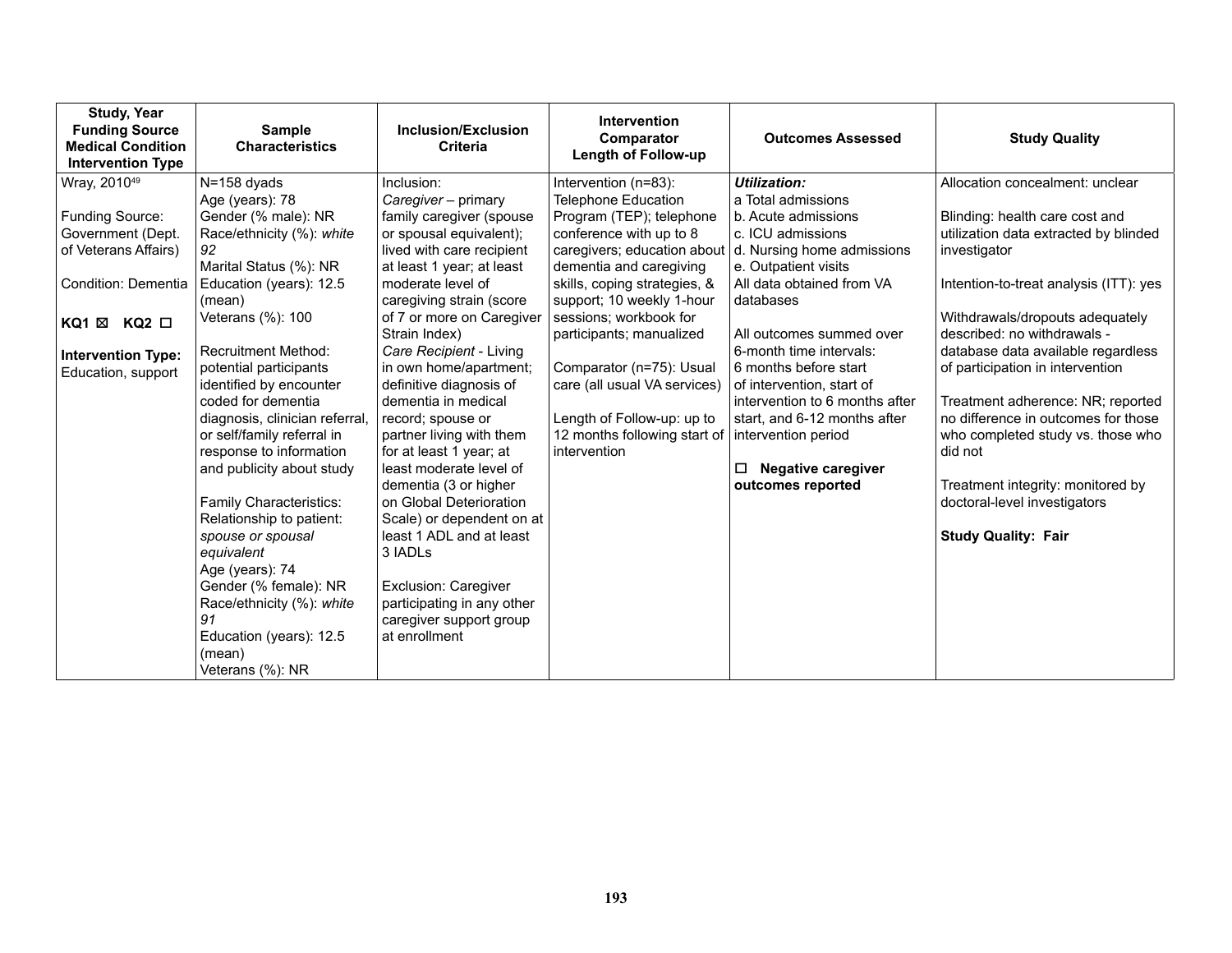| Study, Year<br>Funding Source<br>Medical Condition<br>Intervention Type | Sample Characteristics | Inclusion/Exclusion Criteria | Intervention<br>Comparator<br>Length of Follow-up | Outcomes Assessed | Study Quality |
|---|---|---|---|---|---|
| Wray, 2010[49]<br><br>Funding Source: Government (Dept. of Veterans Affairs)<br><br>Condition: Dementia<br><br>**KQ1 ☒ KQ2 ☐**<br><br>**Intervention Type:** Education, support | N=158 dyads<br>Age (years): 78<br>Gender (% male): NR<br>Race/ethnicity (%): *white 92*<br>Marital Status (%): NR<br>Education (years): 12.5 (mean)<br>Veterans (%): 100<br><br>Recruitment Method: potential participants identified by encounter coded for dementia diagnosis, clinician referral, or self/family referral in response to information and publicity about study<br><br>Family Characteristics:<br>Relationship to patient: *spouse or spousal equivalent*<br>Age (years): 74<br>Gender (% female): NR<br>Race/ethnicity (%): *white 91*<br>Education (years): 12.5 (mean)<br>Veterans (%): NR | Inclusion:<br>*Caregiver* – primary family caregiver (spouse or spousal equivalent); lived with care recipient at least 1 year; at least moderate level of caregiving strain (score of 7 or more on Caregiver Strain Index)<br>*Care Recipient* - Living in own home/apartment; definitive diagnosis of dementia in medical record; spouse or partner living with them for at least 1 year; at least moderate level of dementia (3 or higher on Global Deterioration Scale) or dependent on at least 1 ADL and at least 3 IADLs<br><br>Exclusion: Caregiver participating in any other caregiver support group at enrollment | Intervention (n=83): Telephone Education Program (TEP); telephone conference with up to 8 caregivers; education about dementia and caregiving skills, coping strategies, & support; 10 weekly 1-hour sessions; workbook for participants; manualized<br><br>Comparator (n=75): Usual care (all usual VA services)<br><br>Length of Follow-up: up to 12 months following start of intervention | ***Utilization:***<br>a Total admissions<br>b. Acute admissions<br>c. ICU admissions<br>d. Nursing home admissions<br>e. Outpatient visits<br>All data obtained from VA databases<br><br>All outcomes summed over 6-month time intervals: 6 months before start of intervention, start of intervention to 6 months after start, and 6-12 months after intervention period<br><br>☐ **Negative caregiver outcomes reported** | Allocation concealment: unclear<br><br>Blinding: health care cost and utilization data extracted by blinded investigator<br><br>Intention-to-treat analysis (ITT): yes<br><br>Withdrawals/dropouts adequately described: no withdrawals - database data available regardless of participation in intervention<br><br>Treatment adherence: NR; reported no difference in outcomes for those who completed study vs. those who did not<br><br>Treatment integrity: monitored by doctoral-level investigators<br><br>**Study Quality: Fair** |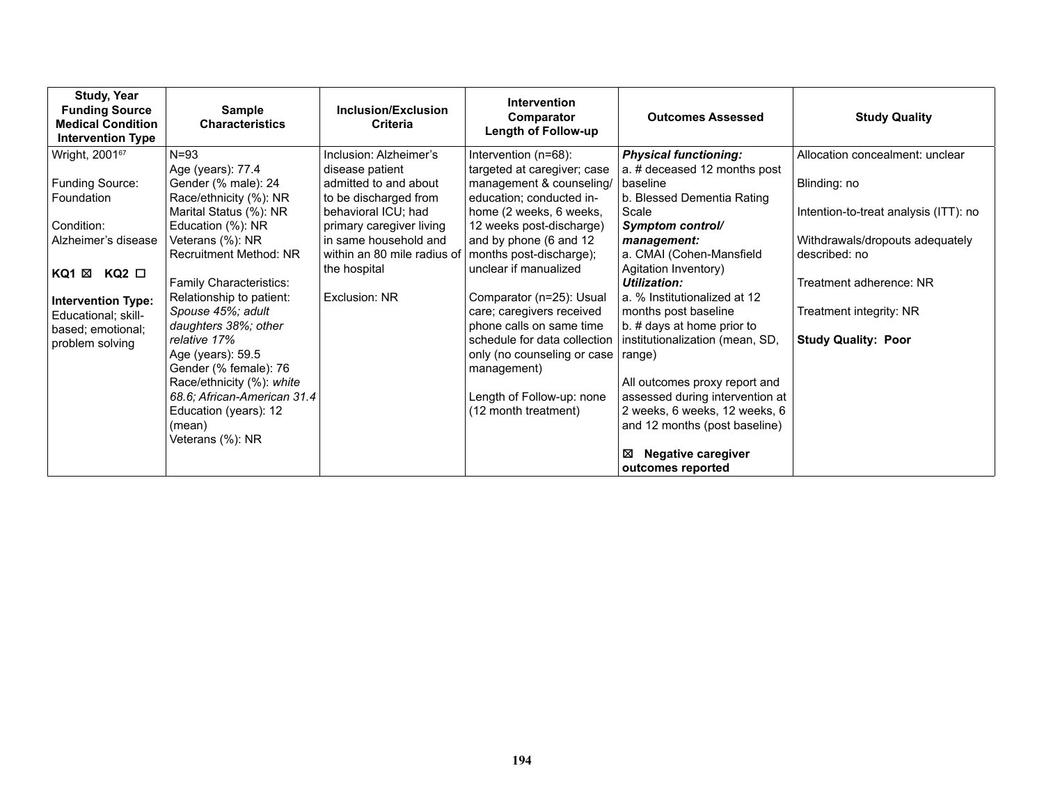| Study, Year<br>Funding Source<br>Medical Condition<br>Intervention Type | Sample<br>Characteristics | Inclusion/Exclusion<br>Criteria | Intervention<br>Comparator<br>Length of Follow-up | Outcomes Assessed | Study Quality |
|---|---|---|---|---|---|
| Wright, 2001[67]<br><br>Funding Source: Foundation<br><br>Condition: Alzheimer's disease<br><br>**KQ1** ☒ **KQ2** ☐<br><br>**Intervention Type:** Educational; skill-based; emotional; problem solving | N=93<br>Age (years): 77.4<br>Gender (% male): 24<br>Race/ethnicity (%): NR<br>Marital Status (%): NR<br>Education (%): NR<br>Veterans (%): NR<br>Recruitment Method: NR<br><br>Family Characteristics:<br>Relationship to patient: *Spouse 45%; adult daughters 38%; other relative 17%*<br>Age (years): 59.5<br>Gender (% female): 76<br>Race/ethnicity (%): *white 68.6; African-American 31.4*<br>Education (years): 12 (mean)<br>Veterans (%): NR | Inclusion: Alzheimer's disease patient admitted to and about to be discharged from behavioral ICU; had primary caregiver living in same household and within an 80 mile radius of the hospital<br><br>Exclusion: NR | Intervention (n=68): targeted at caregiver; case management & counseling/ education; conducted in-home (2 weeks, 6 weeks, 12 weeks post-discharge) and by phone (6 and 12 months post-discharge); unclear if manualized<br><br>Comparator (n=25): Usual care; caregivers received phone calls on same time schedule for data collection only (no counseling or case management)<br><br>Length of Follow-up: none (12 month treatment) | ***Physical functioning:***<br>a. # deceased 12 months post baseline<br>b. Blessed Dementia Rating Scale<br>***Symptom control/ management:***<br>a. CMAI (Cohen-Mansfield Agitation Inventory)<br>***Utilization:***<br>a. % Institutionalized at 12 months post baseline<br>b. # days at home prior to institutionalization (mean, SD, range)<br><br>All outcomes proxy report and assessed during intervention at 2 weeks, 6 weeks, 12 weeks, 6 and 12 months (post baseline)<br><br>☒ **Negative caregiver outcomes reported** | Allocation concealment: unclear<br><br>Blinding: no<br><br>Intention-to-treat analysis (ITT): no<br><br>Withdrawals/dropouts adequately described: no<br><br>Treatment adherence: NR<br><br>Treatment integrity: NR<br><br>**Study Quality: Poor** |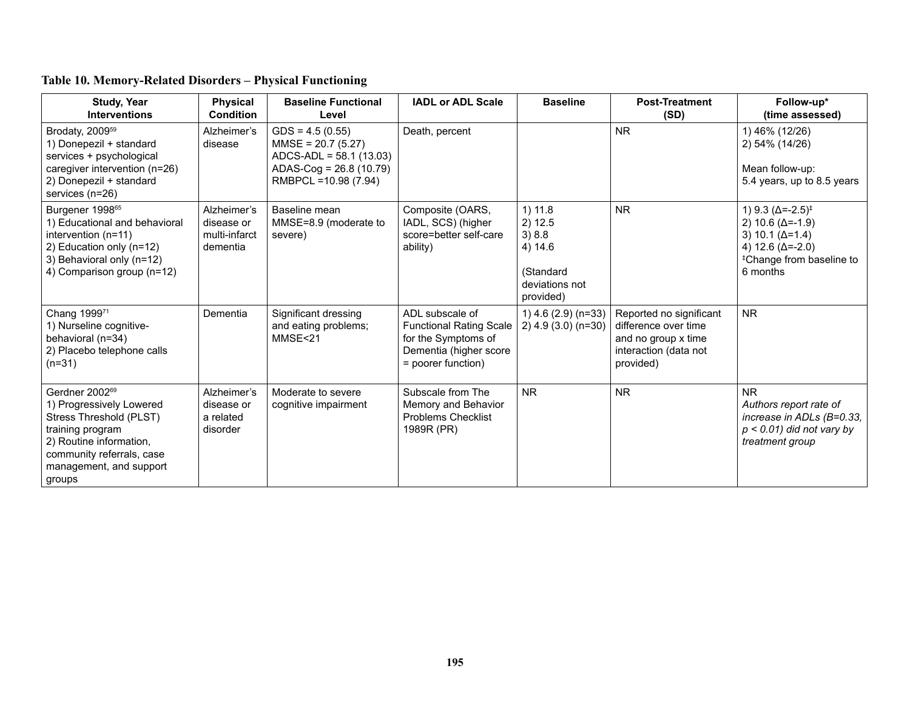## Table 10. Memory-Related Disorders – Physical Functioning

| Study, Year<br>Interventions | Physical Condition | Baseline Functional Level | IADL or ADL Scale | Baseline | Post-Treatment (SD) | Follow-up* (time assessed) |
|---|---|---|---|---|---|---|
| Brodaty, 2009[59]<br>1) Donepezil + standard services + psychological caregiver intervention (n=26)<br>2) Donepezil + standard services (n=26) | Alzheimer's disease | GDS = 4.5 (0.55)<br>MMSE = 20.7 (5.27)<br>ADCS-ADL = 58.1 (13.03)<br>ADAS-Cog = 26.8 (10.79)<br>RMBPCL =10.98 (7.94) | Death, percent | | NR | 1) 46% (12/26)<br>2) 54% (14/26)<br><br>Mean follow-up:<br>5.4 years, up to 8.5 years |
| Burgener 1998[65]<br>1) Educational and behavioral intervention (n=11)<br>2) Education only (n=12)<br>3) Behavioral only (n=12)<br>4) Comparison group (n=12) | Alzheimer's disease or multi-infarct dementia | Baseline mean MMSE=8.9 (moderate to severe) | Composite (OARS, IADL, SCS) (higher score=better self-care ability) | 1) 11.8<br>2) 12.5<br>3) 8.8<br>4) 14.6<br><br>(Standard deviations not provided) | NR | 1) 9.3 ($\Delta$=-2.5)‡<br>2) 10.6 ($\Delta$=-1.9)<br>3) 10.1 ($\Delta$=1.4)<br>4) 12.6 ($\Delta$=-2.0)<br>‡Change from baseline to 6 months |
| Chang 1999[71]<br>1) Nurseline cognitive-behavioral (n=34)<br>2) Placebo telephone calls (n=31) | Dementia | Significant dressing and eating problems; MMSE<21 | ADL subscale of Functional Rating Scale for the Symptoms of Dementia (higher score = poorer function) | 1) 4.6 (2.9) (n=33)<br>2) 4.9 (3.0) (n=30) | Reported no significant difference over time and no group x time interaction (data not provided) | NR |
| Gerdner 2002[69]<br>1) Progressively Lowered Stress Threshold (PLST) training program<br>2) Routine information, community referrals, case management, and support groups | Alzheimer's disease or a related disorder | Moderate to severe cognitive impairment | Subscale from The Memory and Behavior Problems Checklist 1989R (PR) | NR | NR | NR<br>*Authors report rate of increase in ADLs (B=0.33, $p < 0.01$) did not vary by treatment group* |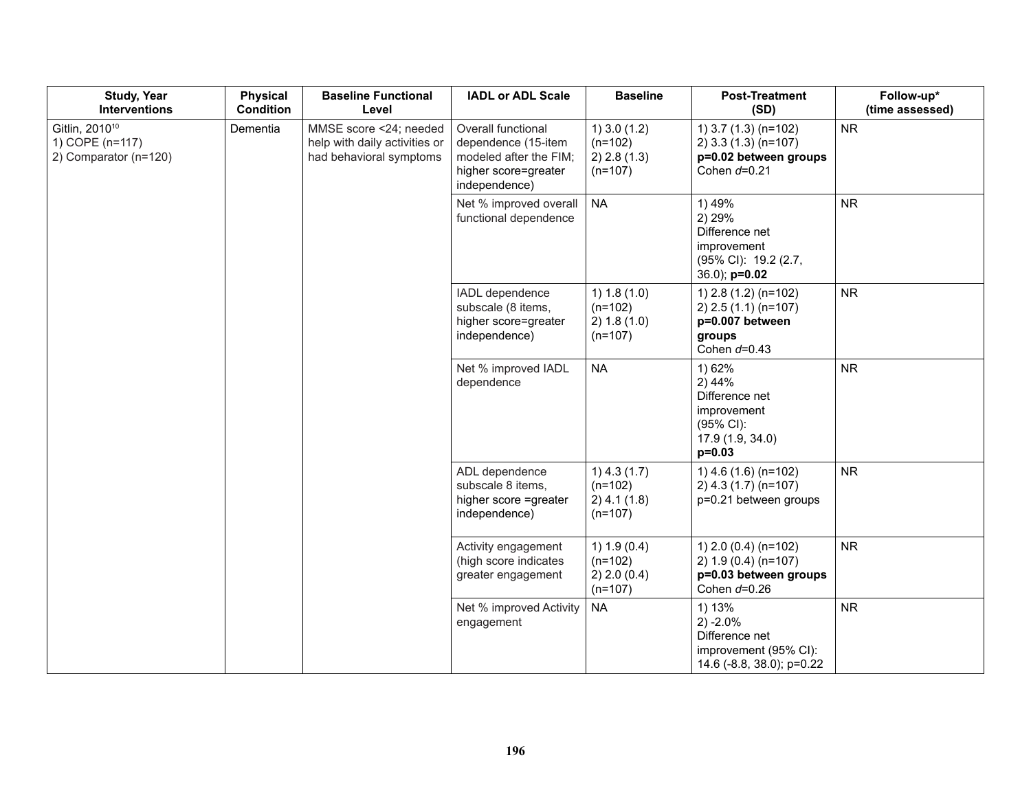| Study, Year Interventions | Physical Condition | Baseline Functional Level | IADL or ADL Scale | Baseline | Post-Treatment (SD) | Follow-up* (time assessed) |
|---|---|---|---|---|---|---|
| Gitlin, 2010[10]<br>1) COPE (n=117)<br>2) Comparator (n=120) | Dementia | MMSE score <24; needed help with daily activities or had behavioral symptoms | Overall functional dependence (15-item modeled after the FIM; higher score=greater independence) | 1) 3.0 (1.2) (n=102)<br>2) 2.8 (1.3) (n=107) | 1) 3.7 (1.3) (n=102)<br>2) 3.3 (1.3) (n=107)<br>**p=0.02 between groups**<br>Cohen *d*=0.21 | NR |
| | | | Net % improved overall functional dependence | NA | 1) 49%<br>2) 29%<br>Difference net improvement (95% CI): 19.2 (2.7, 36.0); **p=0.02** | NR |
| | | | IADL dependence subscale (8 items, higher score=greater independence) | 1) 1.8 (1.0) (n=102)<br>2) 1.8 (1.0) (n=107) | 1) 2.8 (1.2) (n=102)<br>2) 2.5 (1.1) (n=107)<br>**p=0.007 between groups**<br>Cohen *d*=0.43 | NR |
| | | | Net % improved IADL dependence | NA | 1) 62%<br>2) 44%<br>Difference net improvement (95% CI): 17.9 (1.9, 34.0)<br>**p=0.03** | NR |
| | | | ADL dependence subscale 8 items, higher score =greater independence) | 1) 4.3 (1.7) (n=102)<br>2) 4.1 (1.8) (n=107) | 1) 4.6 (1.6) (n=102)<br>2) 4.3 (1.7) (n=107)<br>p=0.21 between groups | NR |
| | | | Activity engagement (high score indicates greater engagement | 1) 1.9 (0.4) (n=102)<br>2) 2.0 (0.4) (n=107) | 1) 2.0 (0.4) (n=102)<br>2) 1.9 (0.4) (n=107)<br>**p=0.03 between groups**<br>Cohen *d*=0.26 | NR |
| | | | Net % improved Activity engagement | NA | 1) 13%<br>2) -2.0%<br>Difference net improvement (95% CI): 14.6 (-8.8, 38.0); p=0.22 | NR |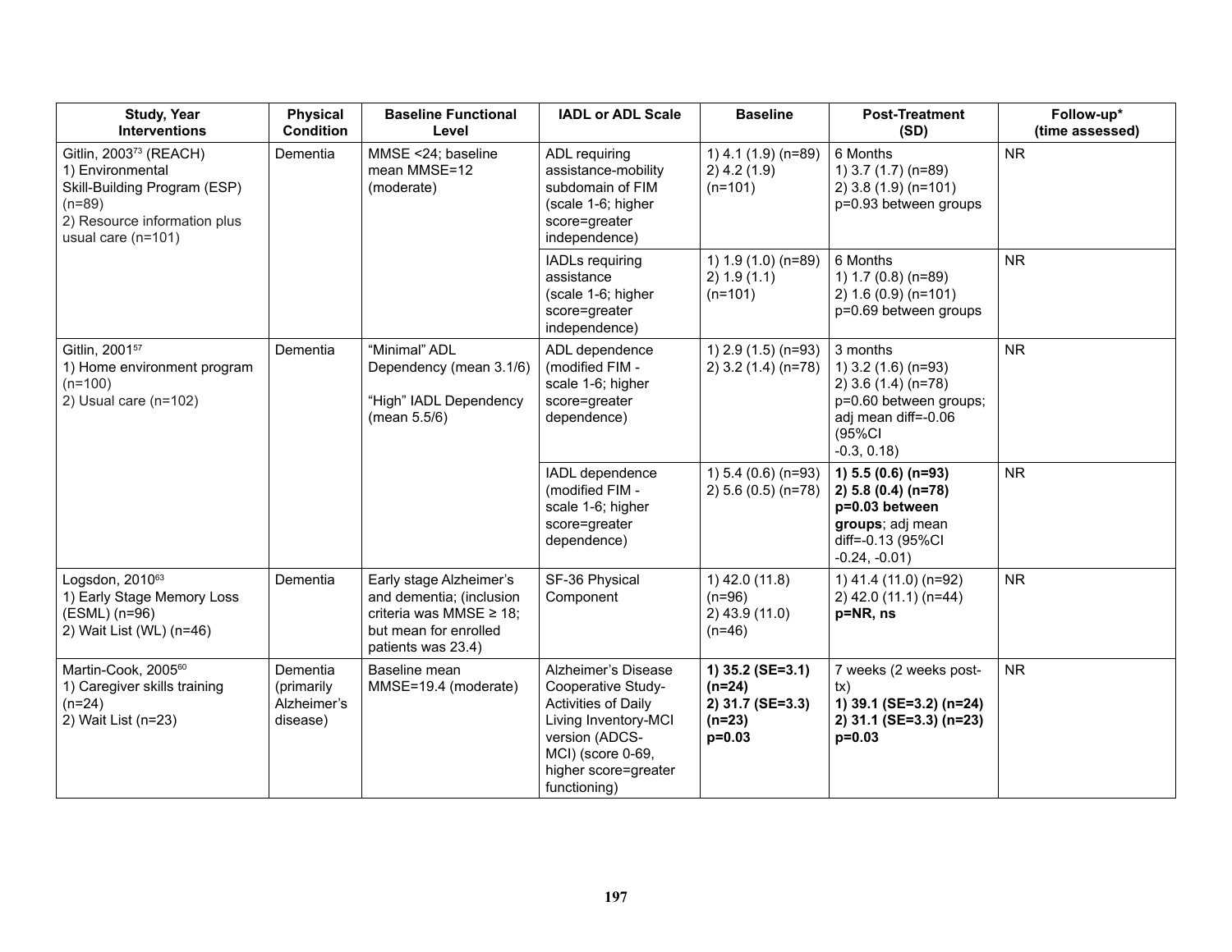| Study, Year<br>Interventions | Physical Condition | Baseline Functional Level | IADL or ADL Scale | Baseline | Post-Treatment (SD) | Follow-up* (time assessed) |
|---|---|---|---|---|---|---|
| Gitlin, 2003[73] (REACH)<br>1) Environmental Skill-Building Program (ESP) (n=89)<br>2) Resource information plus usual care (n=101) | Dementia | MMSE <24; baseline mean MMSE=12 (moderate) | ADL requiring assistance-mobility subdomain of FIM (scale 1-6; higher score=greater independence) | 1) 4.1 (1.9) (n=89)<br>2) 4.2 (1.9) (n=101) | 6 Months<br>1) 3.7 (1.7) (n=89)<br>2) 3.8 (1.9) (n=101)<br>p=0.93 between groups | NR |
| | | | IADLs requiring assistance (scale 1-6; higher score=greater independence) | 1) 1.9 (1.0) (n=89)<br>2) 1.9 (1.1) (n=101) | 6 Months<br>1) 1.7 (0.8) (n=89)<br>2) 1.6 (0.9) (n=101)<br>p=0.69 between groups | NR |
| Gitlin, 2001[57]<br>1) Home environment program (n=100)<br>2) Usual care (n=102) | Dementia | "Minimal" ADL Dependency (mean 3.1/6)<br><br>"High" IADL Dependency (mean 5.5/6) | ADL dependence (modified FIM - scale 1-6; higher score=greater dependence) | 1) 2.9 (1.5) (n=93)<br>2) 3.2 (1.4) (n=78) | 3 months<br>1) 3.2 (1.6) (n=93)<br>2) 3.6 (1.4) (n=78)<br>p=0.60 between groups; adj mean diff=-0.06 (95%CI -0.3, 0.18) | NR |
| | | | IADL dependence (modified FIM - scale 1-6; higher score=greater dependence) | 1) 5.4 (0.6) (n=93)<br>2) 5.6 (0.5) (n=78) | **1) 5.5 (0.6) (n=93)**<br>**2) 5.8 (0.4) (n=78)**<br>**p=0.03 between groups**; adj mean diff=-0.13 (95%CI -0.24, -0.01) | NR |
| Logsdon, 2010[63]<br>1) Early Stage Memory Loss (ESML) (n=96)<br>2) Wait List (WL) (n=46) | Dementia | Early stage Alzheimer's and dementia; (inclusion criteria was MMSE ≥ 18; but mean for enrolled patients was 23.4) | SF-36 Physical Component | 1) 42.0 (11.8) (n=96)<br>2) 43.9 (11.0) (n=46) | 1) 41.4 (11.0) (n=92)<br>2) 42.0 (11.1) (n=44)<br>**p=NR, ns** | NR |
| Martin-Cook, 2005[60]<br>1) Caregiver skills training (n=24)<br>2) Wait List (n=23) | Dementia (primarily Alzheimer's disease) | Baseline mean MMSE=19.4 (moderate) | Alzheimer's Disease Cooperative Study-Activities of Daily Living Inventory-MCI version (ADCS-MCI) (score 0-69, higher score=greater functioning) | **1) 35.2 (SE=3.1) (n=24)**<br>**2) 31.7 (SE=3.3) (n=23)**<br>**p=0.03** | 7 weeks (2 weeks post-tx)<br>**1) 39.1 (SE=3.2) (n=24)**<br>**2) 31.1 (SE=3.3) (n=23)**<br>**p=0.03** | NR |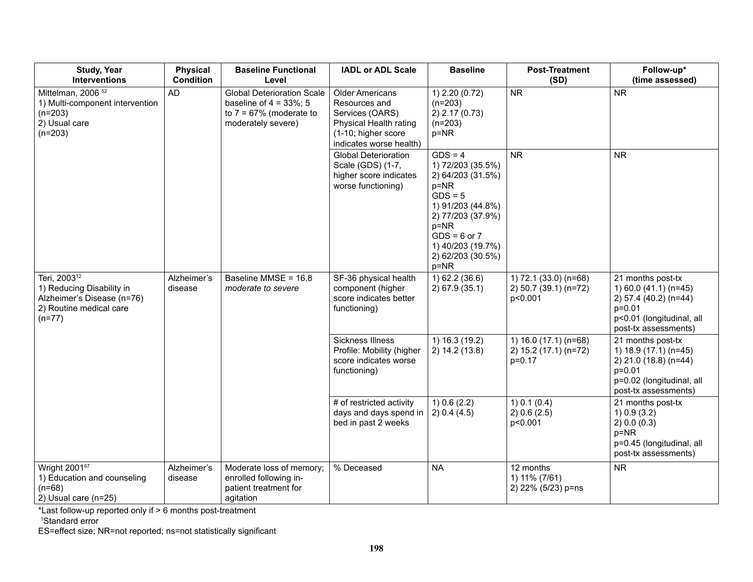| Study, Year Interventions | Physical Condition | Baseline Functional Level | IADL or ADL Scale | Baseline | Post-Treatment (SD) | Follow-up* (time assessed) |
|---|---|---|---|---|---|---|
| Mittelman, 2006 [52]<br>1) Multi-component intervention (n=203)<br>2) Usual care (n=203) | AD | Global Deterioration Scale baseline of 4 = 33%; 5 to 7 = 67% (moderate to moderately severe) | Older Americans Resources and Services (OARS) Physical Health rating (1-10; higher score indicates worse health) | 1) 2.20 (0.72) (n=203)<br>2) 2.17 (0.73) (n=203)<br>p=NR | NR | NR |
| | | | Global Deterioration Scale (GDS) (1-7, higher score indicates worse functioning) | GDS = 4<br>1) 72/203 (35.5%)<br>2) 64/203 (31.5%)<br>p=NR<br>GDS = 5<br>1) 91/203 (44.8%)<br>2) 77/203 (37.9%)<br>p=NR<br>GDS = 6 or 7<br>1) 40/203 (19.7%)<br>2) 62/203 (30.5%)<br>p=NR | NR | NR |
| Teri, 2003[12]<br>1) Reducing Disability in Alzheimer's Disease (n=76)<br>2) Routine medical care (n=77) | Alzheimer's disease | Baseline MMSE = 16.8 *moderate to severe* | SF-36 physical health component (higher score indicates better functioning) | 1) 62.2 (36.6)<br>2) 67.9 (35.1) | 1) 72.1 (33.0) (n=68)<br>2) 50.7 (39.1) (n=72)<br>p<0.001 | 21 months post-tx<br>1) 60.0 (41.1) (n=45)<br>2) 57.4 (40.2) (n=44)<br>p=0.01<br>p<0.01 (longitudinal, all post-tx assessments) |
| | | | Sickness Illness Profile: Mobility (higher score indicates worse functioning) | 1) 16.3 (19.2)<br>2) 14.2 (13.8) | 1) 16.0 (17.1) (n=68)<br>2) 15.2 (17.1) (n=72)<br>p=0.17 | 21 months post-tx<br>1) 18.9 (17.1) (n=45)<br>2) 21.0 (18.8) (n=44)<br>p=0.01<br>p=0.02 (longitudinal, all post-tx assessments) |
| | | | # of restricted activity days and days spend in bed in past 2 weeks | 1) 0.6 (2.2)<br>2) 0.4 (4.5) | 1) 0.1 (0.4)<br>2) 0.6 (2.5)<br>p<0.001 | 21 months post-tx<br>1) 0.9 (3.2)<br>2) 0.0 (0.3)<br>p=NR<br>p=0.45 (longitudinal, all post-tx assessments) |
| Wright 2001[67]<br>1) Education and counseling (n=68)<br>2) Usual care (n=25) | Alzheimer's disease | Moderate loss of memory; enrolled following in-patient treatment for agitation | % Deceased | NA | 12 months<br>1) 11% (7/61)<br>2) 22% (5/23) p=ns | NR |

*Last follow-up reported only if > 6 months post-treatment
[1]Standard error
ES=effect size; NR=not reported; ns=not statistically significant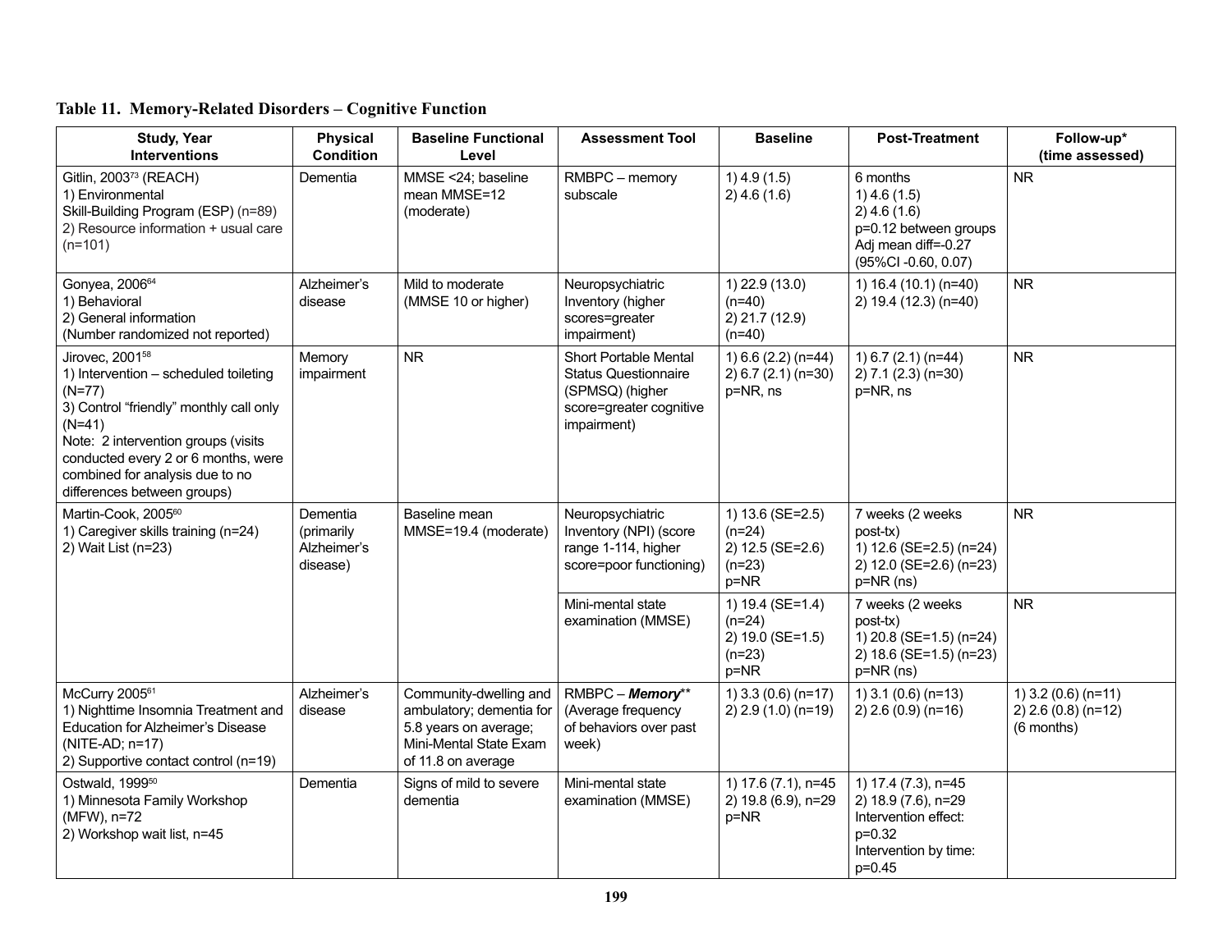**Table 11. Memory-Related Disorders – Cognitive Function**

| Study, Year<br>Interventions | Physical Condition | Baseline Functional Level | Assessment Tool | Baseline | Post-Treatment | Follow-up*<br>(time assessed) |
|---|---|---|---|---|---|---|
| Gitlin, 2003[73] (REACH)<br>1) Environmental Skill-Building Program (ESP) (n=89)<br>2) Resource information + usual care (n=101) | Dementia | MMSE <24; baseline mean MMSE=12 (moderate) | RMBPC – memory subscale | 1) 4.9 (1.5)<br>2) 4.6 (1.6) | 6 months<br>1) 4.6 (1.5)<br>2) 4.6 (1.6)<br>p=0.12 between groups<br>Adj mean diff=-0.27 (95%CI -0.60, 0.07) | NR |
| Gonyea, 2006[64]<br>1) Behavioral<br>2) General information<br>(Number randomized not reported) | Alzheimer's disease | Mild to moderate (MMSE 10 or higher) | Neuropsychiatric Inventory (higher scores=greater impairment) | 1) 22.9 (13.0) (n=40)<br>2) 21.7 (12.9) (n=40) | 1) 16.4 (10.1) (n=40)<br>2) 19.4 (12.3) (n=40) | NR |
| Jirovec, 2001[58]<br>1) Intervention – scheduled toileting (N=77)<br>3) Control "friendly" monthly call only (N=41)<br>Note: 2 intervention groups (visits conducted every 2 or 6 months, were combined for analysis due to no differences between groups) | Memory impairment | NR | Short Portable Mental Status Questionnaire (SPMSQ) (higher score=greater cognitive impairment) | 1) 6.6 (2.2) (n=44)<br>2) 6.7 (2.1) (n=30)<br>p=NR, ns | 1) 6.7 (2.1) (n=44)<br>2) 7.1 (2.3) (n=30)<br>p=NR, ns | NR |
| Martin-Cook, 2005[60]<br>1) Caregiver skills training (n=24)<br>2) Wait List (n=23) | Dementia (primarily Alzheimer's disease) | Baseline mean MMSE=19.4 (moderate) | Neuropsychiatric Inventory (NPI) (score range 1-114, higher score=poor functioning) | 1) 13.6 (SE=2.5) (n=24)<br>2) 12.5 (SE=2.6) (n=23)<br>p=NR | 7 weeks (2 weeks post-tx)<br>1) 12.6 (SE=2.5) (n=24)<br>2) 12.0 (SE=2.6) (n=23)<br>p=NR (ns) | NR |
| | | | Mini-mental state examination (MMSE) | 1) 19.4 (SE=1.4) (n=24)<br>2) 19.0 (SE=1.5) (n=23)<br>p=NR | 7 weeks (2 weeks post-tx)<br>1) 20.8 (SE=1.5) (n=24)<br>2) 18.6 (SE=1.5) (n=23)<br>p=NR (ns) | NR |
| McCurry 2005[61]<br>1) Nighttime Insomnia Treatment and Education for Alzheimer's Disease (NITE-AD; n=17)<br>2) Supportive contact control (n=19) | Alzheimer's disease | Community-dwelling and ambulatory; dementia for 5.8 years on average; Mini-Mental State Exam of 11.8 on average | RMBPC – ***Memory***** (Average frequency of behaviors over past week) | 1) 3.3 (0.6) (n=17)<br>2) 2.9 (1.0) (n=19) | 1) 3.1 (0.6) (n=13)<br>2) 2.6 (0.9) (n=16) | 1) 3.2 (0.6) (n=11)<br>2) 2.6 (0.8) (n=12)<br>(6 months) |
| Ostwald, 1999[50]<br>1) Minnesota Family Workshop (MFW), n=72<br>2) Workshop wait list, n=45 | Dementia | Signs of mild to severe dementia | Mini-mental state examination (MMSE) | 1) 17.6 (7.1), n=45<br>2) 19.8 (6.9), n=29<br>p=NR | 1) 17.4 (7.3), n=45<br>2) 18.9 (7.6), n=29<br>Intervention effect: p=0.32<br>Intervention by time: p=0.45 | |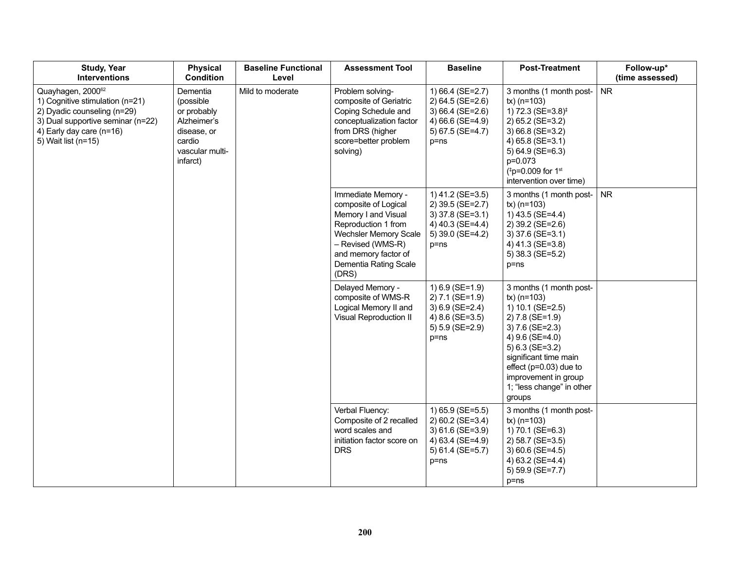| Study, Year Interventions | Physical Condition | Baseline Functional Level | Assessment Tool | Baseline | Post-Treatment | Follow-up* (time assessed) |
|---|---|---|---|---|---|---|
| Quayhagen, 2000[62]<br>1) Cognitive stimulation (n=21)<br>2) Dyadic counseling (n=29)<br>3) Dual supportive seminar (n=22)<br>4) Early day care (n=16)<br>5) Wait list (n=15) | Dementia (possible or probably Alzheimer's disease, or cardio vascular multi-infarct) | Mild to moderate | Problem solving-composite of Geriatric Coping Schedule and conceptualization factor from DRS (higher score=better problem solving) | 1) 66.4 (SE=2.7)<br>2) 64.5 (SE=2.6)<br>3) 66.4 (SE=2.6)<br>4) 66.6 (SE=4.9)<br>5) 67.5 (SE=4.7)<br>p=ns | 3 months (1 month post-tx) (n=103)<br>1) 72.3 (SE=3.8)‡<br>2) 65.2 (SE=3.2)<br>3) 66.8 (SE=3.2)<br>4) 65.8 (SE=3.1)<br>5) 64.9 (SE=6.3)<br>p=0.073<br>(‡p=0.009 for 1st intervention over time) | NR |
| | | | Immediate Memory - composite of Logical Memory I and Visual Reproduction 1 from Wechsler Memory Scale – Revised (WMS-R) and memory factor of Dementia Rating Scale (DRS) | 1) 41.2 (SE=3.5)<br>2) 39.5 (SE=2.7)<br>3) 37.8 (SE=3.1)<br>4) 40.3 (SE=4.4)<br>5) 39.0 (SE=4.2)<br>p=ns | 3 months (1 month post-tx) (n=103)<br>1) 43.5 (SE=4.4)<br>2) 39.2 (SE=2.6)<br>3) 37.6 (SE=3.1)<br>4) 41.3 (SE=3.8)<br>5) 38.3 (SE=5.2)<br>p=ns | NR |
| | | | Delayed Memory - composite of WMS-R Logical Memory II and Visual Reproduction II | 1) 6.9 (SE=1.9)<br>2) 7.1 (SE=1.9)<br>3) 6.9 (SE=2.4)<br>4) 8.6 (SE=3.5)<br>5) 5.9 (SE=2.9)<br>p=ns | 3 months (1 month post-tx) (n=103)<br>1) 10.1 (SE=2.5)<br>2) 7.8 (SE=1.9)<br>3) 7.6 (SE=2.3)<br>4) 9.6 (SE=4.0)<br>5) 6.3 (SE=3.2)<br>significant time main effect (p=0.03) due to improvement in group 1; "less change" in other groups | |
| | | | Verbal Fluency: Composite of 2 recalled word scales and initiation factor score on DRS | 1) 65.9 (SE=5.5)<br>2) 60.2 (SE=3.4)<br>3) 61.6 (SE=3.9)<br>4) 63.4 (SE=4.9)<br>5) 61.4 (SE=5.7)<br>p=ns | 3 months (1 month post-tx) (n=103)<br>1) 70.1 (SE=6.3)<br>2) 58.7 (SE=3.5)<br>3) 60.6 (SE=4.5)<br>4) 63.2 (SE=4.4)<br>5) 59.9 (SE=7.7)<br>p=ns | |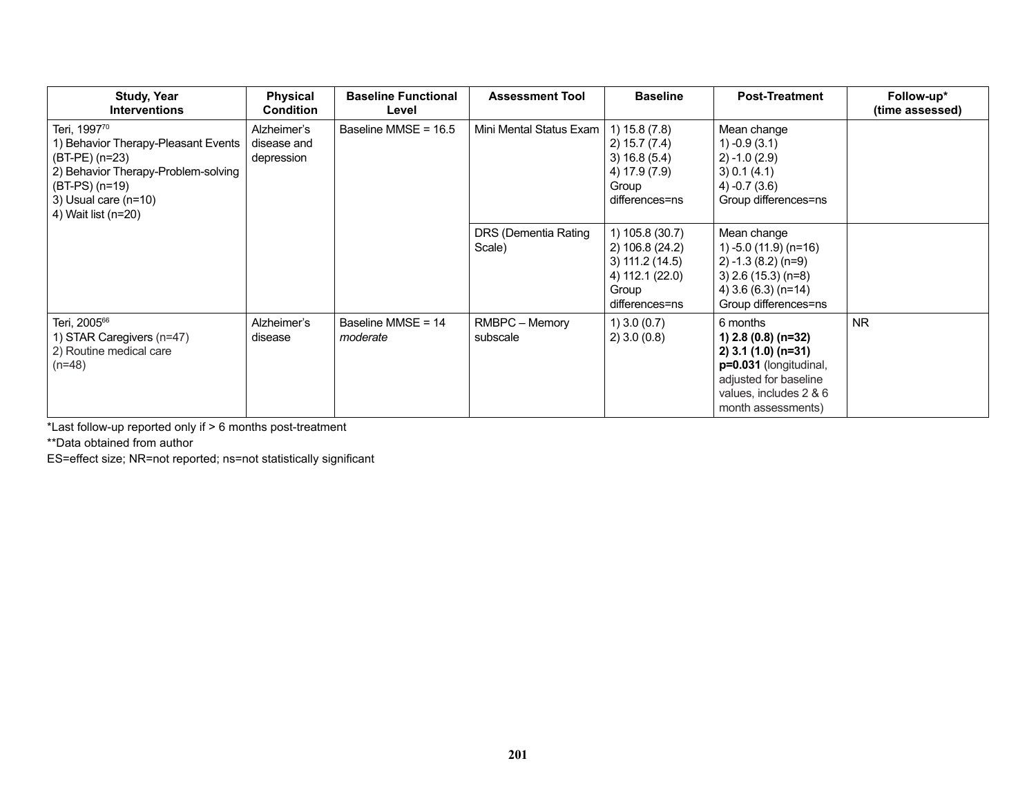| Study, Year Interventions | Physical Condition | Baseline Functional Level | Assessment Tool | Baseline | Post-Treatment | Follow-up* (time assessed) |
|---|---|---|---|---|---|---|
| Teri, 1997[70]<br>1) Behavior Therapy-Pleasant Events (BT-PE) (n=23)<br>2) Behavior Therapy-Problem-solving (BT-PS) (n=19)<br>3) Usual care (n=10)<br>4) Wait list (n=20) | Alzheimer's disease and depression | Baseline MMSE = 16.5 | Mini Mental Status Exam | 1) 15.8 (7.8)<br>2) 15.7 (7.4)<br>3) 16.8 (5.4)<br>4) 17.9 (7.9)<br>Group differences=ns | Mean change<br>1) -0.9 (3.1)<br>2) -1.0 (2.9)<br>3) 0.1 (4.1)<br>4) -0.7 (3.6)<br>Group differences=ns | |
| | | | DRS (Dementia Rating Scale) | 1) 105.8 (30.7)<br>2) 106.8 (24.2)<br>3) 111.2 (14.5)<br>4) 112.1 (22.0)<br>Group differences=ns | Mean change<br>1) -5.0 (11.9) (n=16)<br>2) -1.3 (8.2) (n=9)<br>3) 2.6 (15.3) (n=8)<br>4) 3.6 (6.3) (n=14)<br>Group differences=ns | |
| Teri, 2005[66]<br>1) STAR Caregivers (n=47)<br>2) Routine medical care (n=48) | Alzheimer's disease | Baseline MMSE = 14 *moderate* | RMBPC – Memory subscale | 1) 3.0 (0.7)<br>2) 3.0 (0.8) | 6 months<br>**1) 2.8 (0.8) (n=32)**<br>**2) 3.1 (1.0) (n=31)**<br>**p=0.031** (longitudinal, adjusted for baseline values, includes 2 & 6 month assessments) | NR |

*Last follow-up reported only if > 6 months post-treatment

**Data obtained from author

ES=effect size; NR=not reported; ns=not statistically significant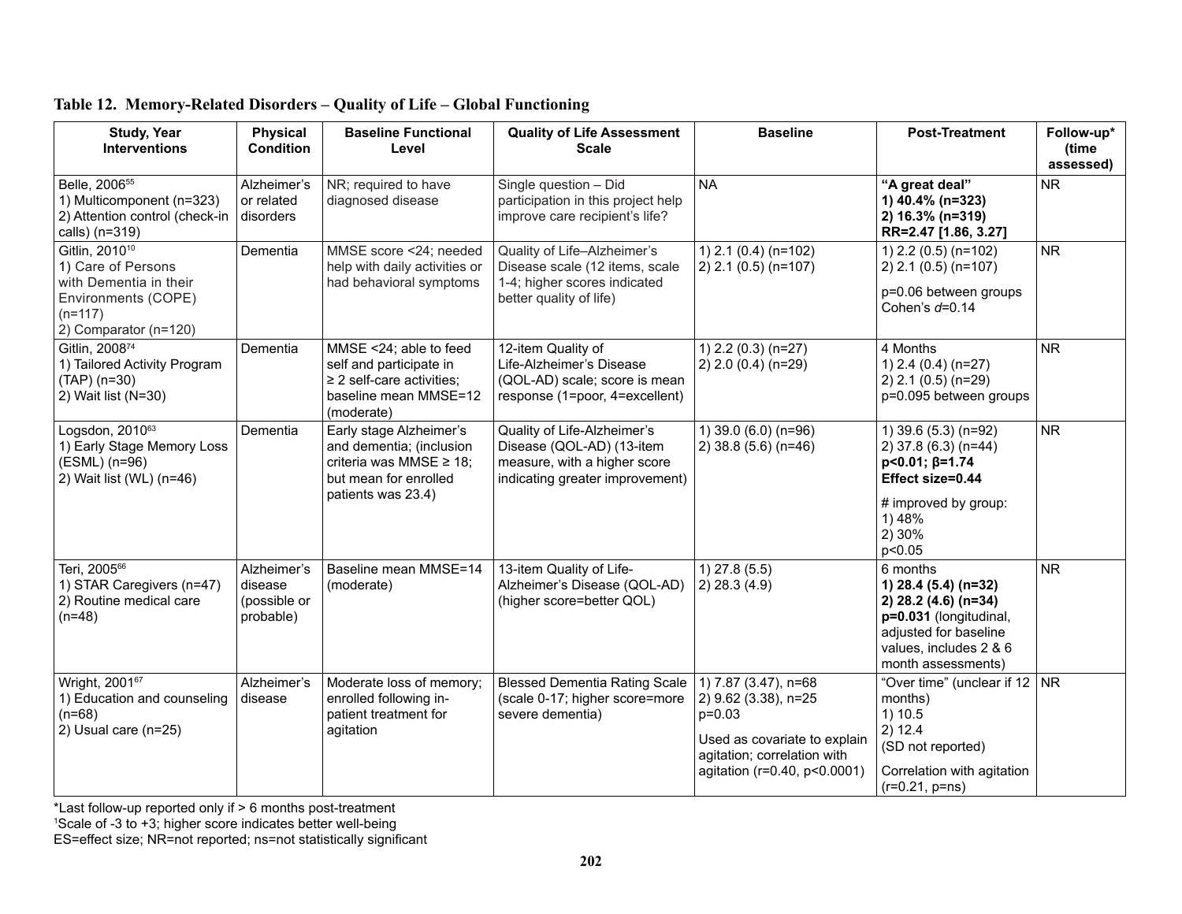**Table 12. Memory-Related Disorders – Quality of Life – Global Functioning**

| Study, Year Interventions | Physical Condition | Baseline Functional Level | Quality of Life Assessment Scale | Baseline | Post-Treatment | Follow-up* (time assessed) |
|---|---|---|---|---|---|---|
| Belle, 2006[55]<br>1) Multicomponent (n=323)<br>2) Attention control (check-in calls) (n=319) | Alzheimer's or related disorders | NR; required to have diagnosed disease | Single question – Did participation in this project help improve care recipient's life? | NA | **"A great deal"**<br>**1) 40.4% (n=323)**<br>**2) 16.3% (n=319)**<br>**RR=2.47 [1.86, 3.27]** | NR |
| Gitlin, 2010[10]<br>1) Care of Persons with Dementia in their Environments (COPE) (n=117)<br>2) Comparator (n=120) | Dementia | MMSE score <24; needed help with daily activities or had behavioral symptoms | Quality of Life–Alzheimer's Disease scale (12 items, scale 1-4; higher scores indicated better quality of life) | 1) 2.1 (0.4) (n=102)<br>2) 2.1 (0.5) (n=107) | 1) 2.2 (0.5) (n=102)<br>2) 2.1 (0.5) (n=107)<br>p=0.06 between groups<br>Cohen's *d*=0.14 | NR |
| Gitlin, 2008[74]<br>1) Tailored Activity Program (TAP) (n=30)<br>2) Wait list (N=30) | Dementia | MMSE <24; able to feed self and participate in ≥ 2 self-care activities; baseline mean MMSE=12 (moderate) | 12-item Quality of Life-Alzheimer's Disease (QOL-AD) scale; score is mean response (1=poor, 4=excellent) | 1) 2.2 (0.3) (n=27)<br>2) 2.0 (0.4) (n=29) | 4 Months<br>1) 2.4 (0.4) (n=27)<br>2) 2.1 (0.5) (n=29)<br>p=0.095 between groups | NR |
| Logsdon, 2010[63]<br>1) Early Stage Memory Loss (ESML) (n=96)<br>2) Wait list (WL) (n=46) | Dementia | Early stage Alzheimer's and dementia; (inclusion criteria was MMSE ≥ 18; but mean for enrolled patients was 23.4) | Quality of Life-Alzheimer's Disease (QOL-AD) (13-item measure, with a higher score indicating greater improvement) | 1) 39.0 (6.0) (n=96)<br>2) 38.8 (5.6) (n=46) | 1) 39.6 (5.3) (n=92)<br>2) 37.8 (6.3) (n=44)<br>**p<0.01; β=1.74**<br>**Effect size=0.44**<br># improved by group:<br>1) 48%<br>2) 30%<br>p<0.05 | NR |
| Teri, 2005[66]<br>1) STAR Caregivers (n=47)<br>2) Routine medical care (n=48) | Alzheimer's disease (possible or probable) | Baseline mean MMSE=14 (moderate) | 13-item Quality of Life-Alzheimer's Disease (QOL-AD) (higher score=better QOL) | 1) 27.8 (5.5)<br>2) 28.3 (4.9) | 6 months<br>**1) 28.4 (5.4) (n=32)**<br>**2) 28.2 (4.6) (n=34)**<br>**p=0.031** (longitudinal, adjusted for baseline values, includes 2 & 6 month assessments) | NR |
| Wright, 2001[67]<br>1) Education and counseling (n=68)<br>2) Usual care (n=25) | Alzheimer's disease | Moderate loss of memory; enrolled following in-patient treatment for agitation | Blessed Dementia Rating Scale (scale 0-17; higher score=more severe dementia) | 1) 7.87 (3.47), n=68<br>2) 9.62 (3.38), n=25<br>p=0.03<br>Used as covariate to explain agitation; correlation with agitation (r=0.40, p<0.0001) | "Over time" (unclear if 12 months)<br>1) 10.5<br>2) 12.4<br>(SD not reported)<br>Correlation with agitation (r=0.21, p=ns) | NR |

*Last follow-up reported only if > 6 months post-treatment
[1]Scale of -3 to +3; higher score indicates better well-being
ES=effect size; NR=not reported; ns=not statistically significant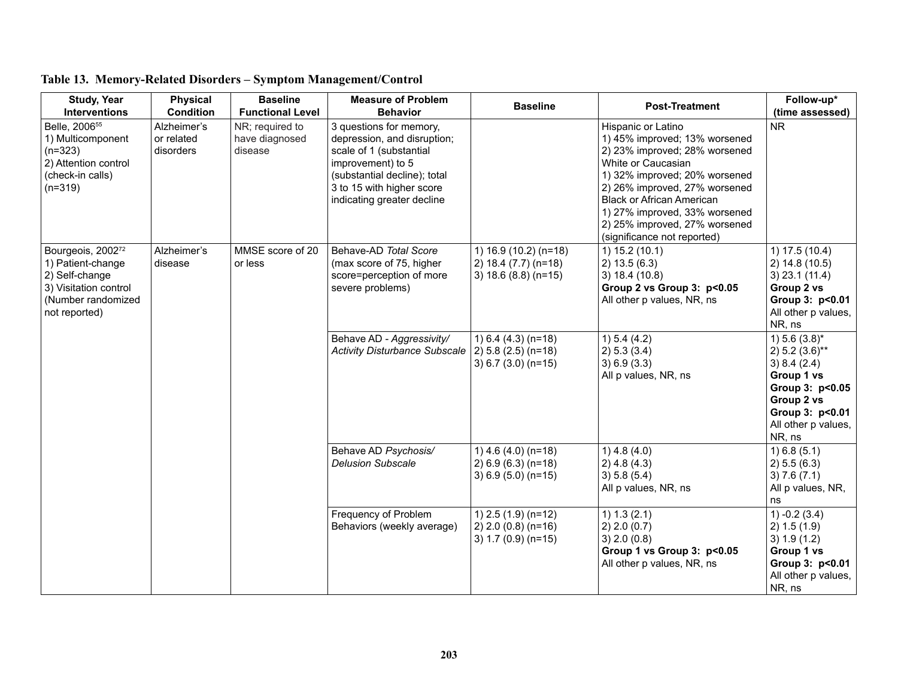## Table 13. Memory-Related Disorders – Symptom Management/Control

| Study, Year Interventions | Physical Condition | Baseline Functional Level | Measure of Problem Behavior | Baseline | Post-Treatment | Follow-up* (time assessed) |
|---|---|---|---|---|---|---|
| Belle, 2006[55]<br>1) Multicomponent (n=323)<br>2) Attention control (check-in calls) (n=319) | Alzheimer's or related disorders | NR; required to have diagnosed disease | 3 questions for memory, depression, and disruption; scale of 1 (substantial improvement) to 5 (substantial decline); total 3 to 15 with higher score indicating greater decline | | Hispanic or Latino<br>1) 45% improved; 13% worsened<br>2) 23% improved; 28% worsened<br>White or Caucasian<br>1) 32% improved; 20% worsened<br>2) 26% improved, 27% worsened<br>Black or African American<br>1) 27% improved, 33% worsened<br>2) 25% improved, 27% worsened<br>(significance not reported) | NR |
| Bourgeois, 2002[72]<br>1) Patient-change<br>2) Self-change<br>3) Visitation control<br>(Number randomized not reported) | Alzheimer's disease | MMSE score of 20 or less | Behave-AD *Total Score* (max score of 75, higher score=perception of more severe problems) | 1) 16.9 (10.2) (n=18)<br>2) 18.4 (7.7) (n=18)<br>3) 18.6 (8.8) (n=15) | 1) 15.2 (10.1)<br>2) 13.5 (6.3)<br>3) 18.4 (10.8)<br>**Group 2 vs Group 3: p<0.05**<br>All other p values, NR, ns | 1) 17.5 (10.4)<br>2) 14.8 (10.5)<br>3) 23.1 (11.4)<br>**Group 2 vs Group 3: p<0.01**<br>All other p values, NR, ns |
| | | | Behave AD - *Aggressivity/ Activity Disturbance Subscale* | 1) 6.4 (4.3) (n=18)<br>2) 5.8 (2.5) (n=18)<br>3) 6.7 (3.0) (n=15) | 1) 5.4 (4.2)<br>2) 5.3 (3.4)<br>3) 6.9 (3.3)<br>All p values, NR, ns | 1) 5.6 (3.8)*<br>2) 5.2 (3.6)**<br>3) 8.4 (2.4)<br>**Group 1 vs Group 3: p<0.05**<br>**Group 2 vs Group 3: p<0.01**<br>All other p values, NR, ns |
| | | | Behave AD *Psychosis/ Delusion Subscale* | 1) 4.6 (4.0) (n=18)<br>2) 6.9 (6.3) (n=18)<br>3) 6.9 (5.0) (n=15) | 1) 4.8 (4.0)<br>2) 4.8 (4.3)<br>3) 5.8 (5.4)<br>All p values, NR, ns | 1) 6.8 (5.1)<br>2) 5.5 (6.3)<br>3) 7.6 (7.1)<br>All p values, NR, ns |
| | | | Frequency of Problem Behaviors (weekly average) | 1) 2.5 (1.9) (n=12)<br>2) 2.0 (0.8) (n=16)<br>3) 1.7 (0.9) (n=15) | 1) 1.3 (2.1)<br>2) 2.0 (0.7)<br>3) 2.0 (0.8)<br>**Group 1 vs Group 3: p<0.05**<br>All other p values, NR, ns | 1) -0.2 (3.4)<br>2) 1.5 (1.9)<br>3) 1.9 (1.2)<br>**Group 1 vs Group 3: p<0.01**<br>All other p values, NR, ns |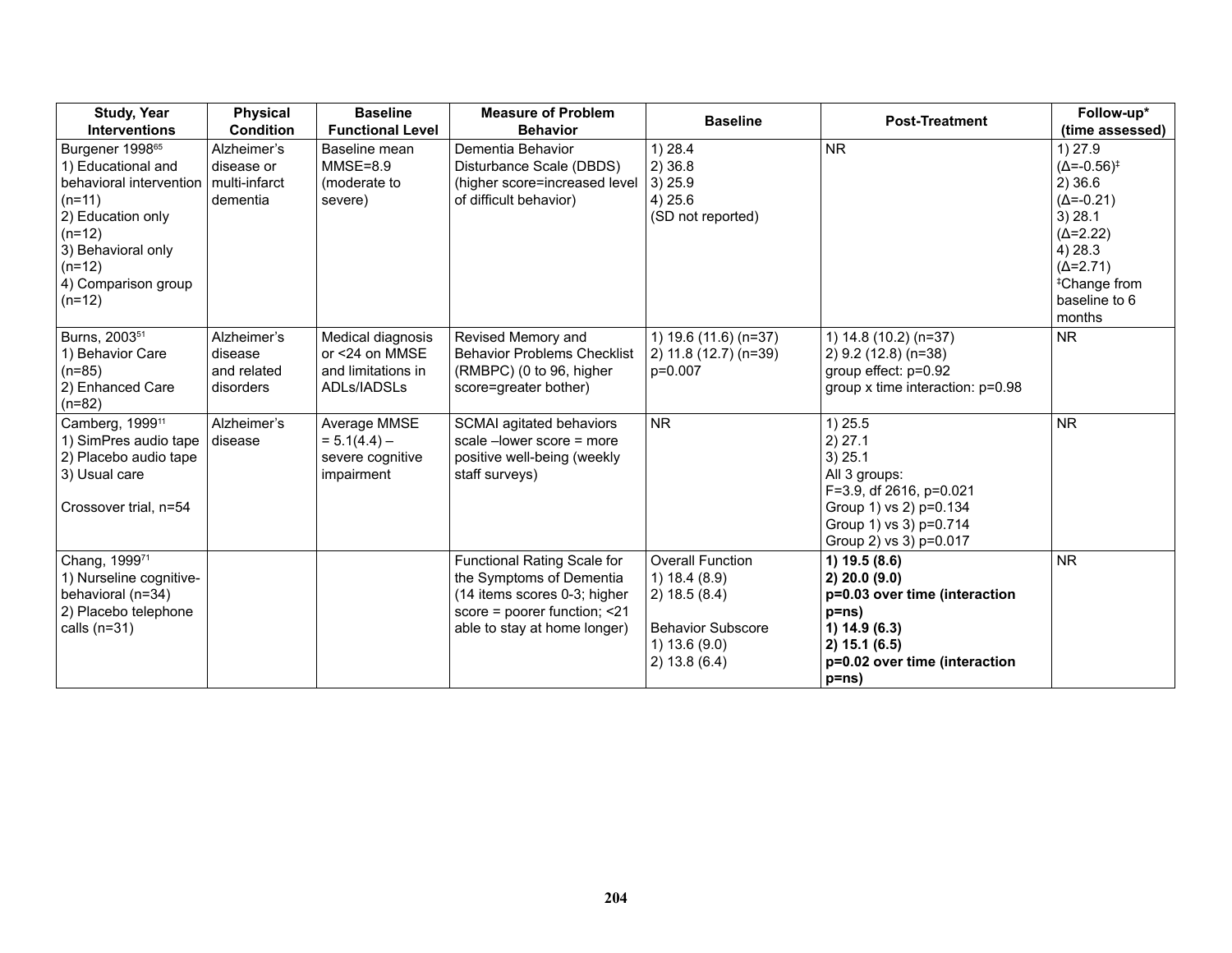| Study, Year Interventions | Physical Condition | Baseline Functional Level | Measure of Problem Behavior | Baseline | Post-Treatment | Follow-up* (time assessed) |
|---|---|---|---|---|---|---|
| Burgener 1998[65]<br>1) Educational and behavioral intervention (n=11)<br>2) Education only (n=12)<br>3) Behavioral only (n=12)<br>4) Comparison group (n=12) | Alzheimer's disease or multi-infarct dementia | Baseline mean MMSE=8.9 (moderate to severe) | Dementia Behavior Disturbance Scale (DBDS) (higher score=increased level of difficult behavior) | 1) 28.4<br>2) 36.8<br>3) 25.9<br>4) 25.6<br>(SD not reported) | NR | 1) 27.9 ($\Delta$=-0.56)[‡]<br>2) 36.6 ($\Delta$=-0.21)<br>3) 28.1 ($\Delta$=2.22)<br>4) 28.3 ($\Delta$=2.71)<br>[‡]Change from baseline to 6 months |
| Burns, 2003[51]<br>1) Behavior Care (n=85)<br>2) Enhanced Care (n=82) | Alzheimer's disease and related disorders | Medical diagnosis or <24 on MMSE and limitations in ADLs/IADSLs | Revised Memory and Behavior Problems Checklist (RMBPC) (0 to 96, higher score=greater bother) | 1) 19.6 (11.6) (n=37)<br>2) 11.8 (12.7) (n=39)<br>p=0.007 | 1) 14.8 (10.2) (n=37)<br>2) 9.2 (12.8) (n=38)<br>group effect: p=0.92<br>group x time interaction: p=0.98 | NR |
| Camberg, 1999[11]<br>1) SimPres audio tape<br>2) Placebo audio tape<br>3) Usual care<br><br>Crossover trial, n=54 | Alzheimer's disease | Average MMSE = 5.1(4.4) – severe cognitive impairment | SCMAI agitated behaviors scale –lower score = more positive well-being (weekly staff surveys) | NR | 1) 25.5<br>2) 27.1<br>3) 25.1<br>All 3 groups:<br>F=3.9, df 2616, p=0.021<br>Group 1) vs 2) p=0.134<br>Group 1) vs 3) p=0.714<br>Group 2) vs 3) p=0.017 | NR |
| Chang, 1999[71]<br>1) Nurseline cognitive-behavioral (n=34)<br>2) Placebo telephone calls (n=31) | | | Functional Rating Scale for the Symptoms of Dementia (14 items scores 0-3; higher score = poorer function; <21 able to stay at home longer) | Overall Function<br>1) 18.4 (8.9)<br>2) 18.5 (8.4)<br><br>Behavior Subscore<br>1) 13.6 (9.0)<br>2) 13.8 (6.4) | **1) 19.5 (8.6)**<br>**2) 20.0 (9.0)**<br>**p=0.03 over time (interaction p=ns)**<br>**1) 14.9 (6.3)**<br>**2) 15.1 (6.5)**<br>**p=0.02 over time (interaction p=ns)** | NR |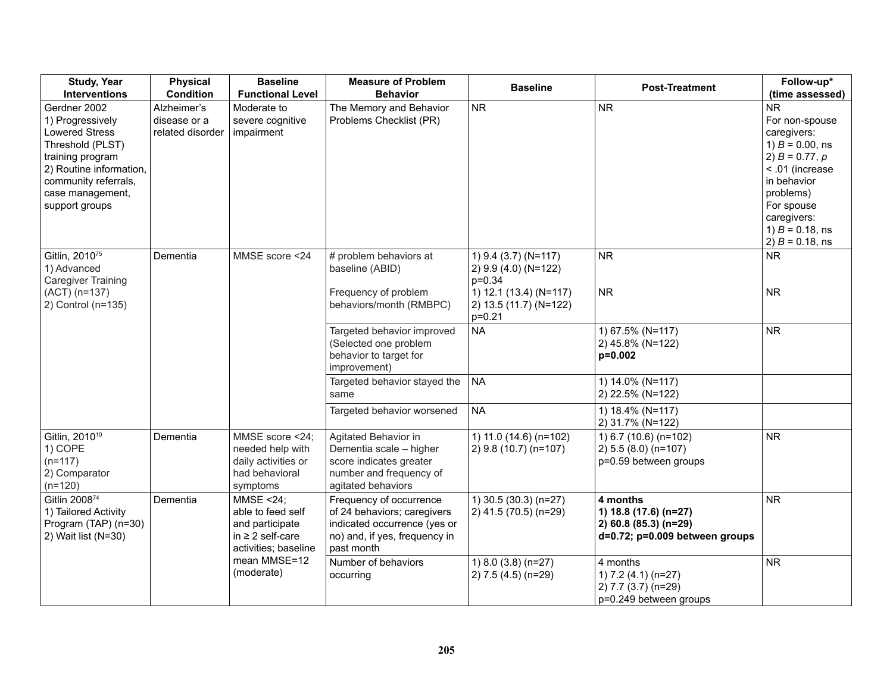| Study, Year Interventions | Physical Condition | Baseline Functional Level | Measure of Problem Behavior | Baseline | Post-Treatment | Follow-up* (time assessed) |
|---|---|---|---|---|---|---|
| Gerdner 2002<br>1) Progressively Lowered Stress Threshold (PLST) training program<br>2) Routine information, community referrals, case management, support groups | Alzheimer's disease or a related disorder | Moderate to severe cognitive impairment | The Memory and Behavior Problems Checklist (PR) | NR | NR | NR<br>For non-spouse caregivers:<br>1) *B* = 0.00, ns<br>2) *B* = 0.77, *p* < .01 (increase in behavior problems)<br>For spouse caregivers:<br>1) *B* = 0.18, ns<br>2) *B* = 0.18, ns |
| Gitlin, 2010[75]<br>1) Advanced Caregiver Training (ACT) (n=137)<br>2) Control (n=135) | Dementia | MMSE score <24 | # problem behaviors at baseline (ABID)<br><br>Frequency of problem behaviors/month (RMBPC) | 1) 9.4 (3.7) (N=117)<br>2) 9.9 (4.0) (N=122)<br>p=0.34<br>1) 12.1 (13.4) (N=117)<br>2) 13.5 (11.7) (N=122)<br>p=0.21 | NR<br><br><br>NR | NR<br><br><br>NR |
| | | | Targeted behavior improved (Selected one problem behavior to target for improvement) | NA | 1) 67.5% (N=117)<br>2) 45.8% (N=122)<br>**p=0.002** | NR |
| | | | Targeted behavior stayed the same | NA | 1) 14.0% (N=117)<br>2) 22.5% (N=122) | |
| | | | Targeted behavior worsened | NA | 1) 18.4% (N=117)<br>2) 31.7% (N=122) | |
| Gitlin, 2010[10]<br>1) COPE (n=117)<br>2) Comparator (n=120) | Dementia | MMSE score <24; needed help with daily activities or had behavioral symptoms | Agitated Behavior in Dementia scale – higher score indicates greater number and frequency of agitated behaviors | 1) 11.0 (14.6) (n=102)<br>2) 9.8 (10.7) (n=107) | 1) 6.7 (10.6) (n=102)<br>2) 5.5 (8.0) (n=107)<br>p=0.59 between groups | NR |
| Gitlin 2008[74]<br>1) Tailored Activity Program (TAP) (n=30)<br>2) Wait list (N=30) | Dementia | MMSE <24; able to feed self and participate in ≥ 2 self-care activities; baseline mean MMSE=12 (moderate) | Frequency of occurrence of 24 behaviors; caregivers indicated occurrence (yes or no) and, if yes, frequency in past month | 1) 30.5 (30.3) (n=27)<br>2) 41.5 (70.5) (n=29) | **4 months**<br>**1) 18.8 (17.6) (n=27)**<br>**2) 60.8 (85.3) (n=29)**<br>**d=0.72; p=0.009 between groups** | NR |
| | | | Number of behaviors occurring | 1) 8.0 (3.8) (n=27)<br>2) 7.5 (4.5) (n=29) | 4 months<br>1) 7.2 (4.1) (n=27)<br>2) 7.7 (3.7) (n=29)<br>p=0.249 between groups | NR |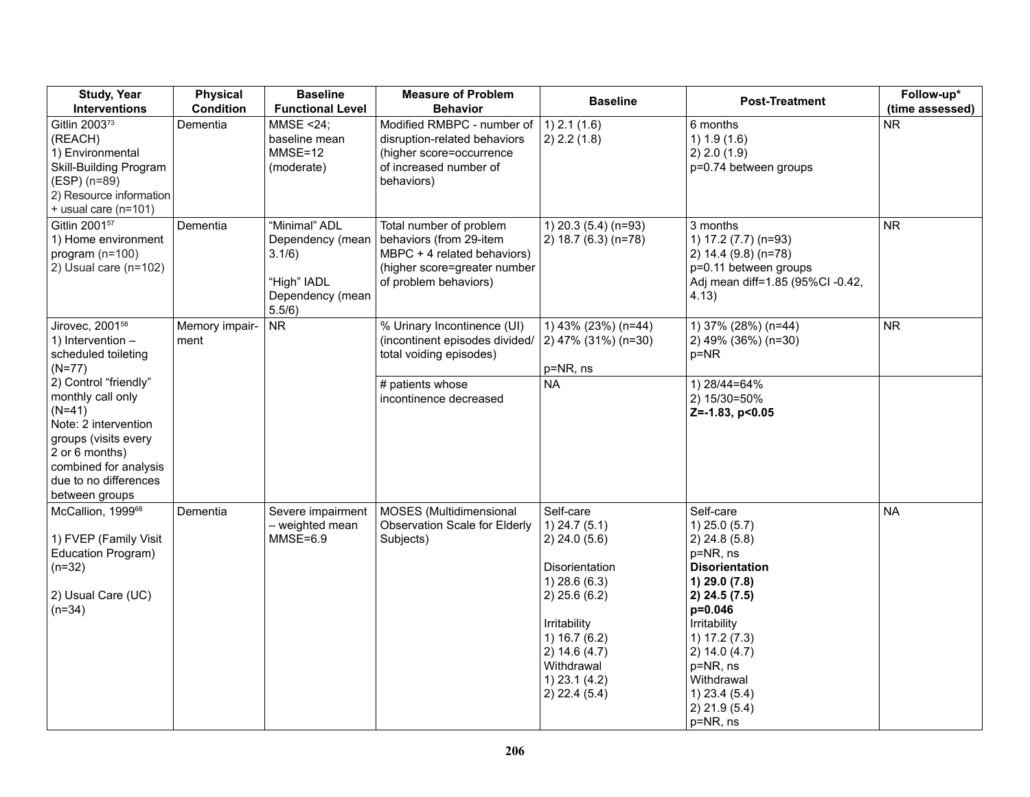| Study, Year Interventions | Physical Condition | Baseline Functional Level | Measure of Problem Behavior | Baseline | Post-Treatment | Follow-up* (time assessed) |
|---|---|---|---|---|---|---|
| Gitlin 2003[73] (REACH)<br>1) Environmental Skill-Building Program (ESP) (n=89)<br>2) Resource information + usual care (n=101) | Dementia | MMSE <24; baseline mean MMSE=12 (moderate) | Modified RMBPC - number of disruption-related behaviors (higher score=occurrence of increased number of behaviors) | 1) 2.1 (1.6)<br>2) 2.2 (1.8) | 6 months<br>1) 1.9 (1.6)<br>2) 2.0 (1.9)<br>p=0.74 between groups | NR |
| Gitlin 2001[57]<br>1) Home environment program (n=100)<br>2) Usual care (n=102) | Dementia | "Minimal" ADL Dependency (mean 3.1/6)<br><br>"High" IADL Dependency (mean 5.5/6) | Total number of problem behaviors (from 29-item MBPC + 4 related behaviors) (higher score=greater number of problem behaviors) | 1) 20.3 (5.4) (n=93)<br>2) 18.7 (6.3) (n=78) | 3 months<br>1) 17.2 (7.7) (n=93)<br>2) 14.4 (9.8) (n=78)<br>p=0.11 between groups<br>Adj mean diff=1.85 (95%CI -0.42, 4.13) | NR |
| Jirovec, 2001[58]<br>1) Intervention – scheduled toileting (N=77)<br>2) Control "friendly" monthly call only (N=41)<br>Note: 2 intervention groups (visits every 2 or 6 months) combined for analysis due to no differences between groups | Memory impairment | NR | % Urinary Incontinence (UI) (incontinent episodes divided/ total voiding episodes) | 1) 43% (23%) (n=44)<br>2) 47% (31%) (n=30)<br><br>p=NR, ns | 1) 37% (28%) (n=44)<br>2) 49% (36%) (n=30)<br>p=NR | NR |
| | | | # patients whose incontinence decreased | NA | 1) 28/44=64%<br>2) 15/30=50%<br>**Z=-1.83, p<0.05** | |
| McCallion, 1999[68]<br><br>1) FVEP (Family Visit Education Program) (n=32)<br><br>2) Usual Care (UC) (n=34) | Dementia | Severe impairment – weighted mean MMSE=6.9 | MOSES (Multidimensional Observation Scale for Elderly Subjects) | Self-care<br>1) 24.7 (5.1)<br>2) 24.0 (5.6)<br><br>Disorientation<br>1) 28.6 (6.3)<br>2) 25.6 (6.2)<br><br>Irritability<br>1) 16.7 (6.2)<br>2) 14.6 (4.7)<br>Withdrawal<br>1) 23.1 (4.2)<br>2) 22.4 (5.4) | Self-care<br>1) 25.0 (5.7)<br>2) 24.8 (5.8)<br>p=NR, ns<br>**Disorientation**<br>**1) 29.0 (7.8)**<br>**2) 24.5 (7.5)**<br>**p=0.046**<br>Irritability<br>1) 17.2 (7.3)<br>2) 14.0 (4.7)<br>p=NR, ns<br>Withdrawal<br>1) 23.4 (5.4)<br>2) 21.9 (5.4)<br>p=NR, ns | NA |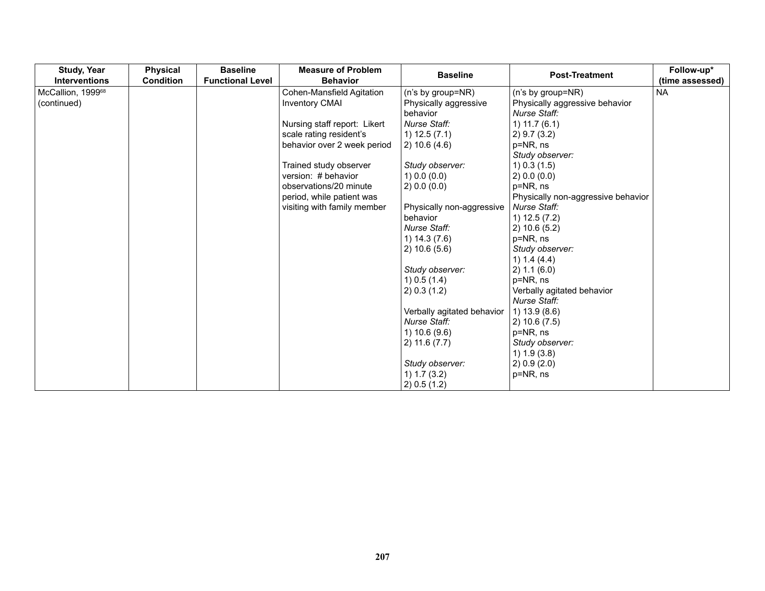| Study, Year Interventions | Physical Condition | Baseline Functional Level | Measure of Problem Behavior | Baseline | Post-Treatment | Follow-up* (time assessed) |
|---|---|---|---|---|---|---|
| McCallion, 1999[68] (continued) | | | Cohen-Mansfield Agitation Inventory CMAI<br><br>Nursing staff report: Likert scale rating resident's behavior over 2 week period<br><br>Trained study observer version: # behavior observations/20 minute period, while patient was visiting with family member | (n's by group=NR)<br>Physically aggressive behavior<br>*Nurse Staff:*<br>1) 12.5 (7.1)<br>2) 10.6 (4.6)<br><br>*Study observer:*<br>1) 0.0 (0.0)<br>2) 0.0 (0.0)<br><br>Physically non-aggressive behavior<br>*Nurse Staff:*<br>1) 14.3 (7.6)<br>2) 10.6 (5.6)<br><br>*Study observer:*<br>1) 0.5 (1.4)<br>2) 0.3 (1.2)<br><br>Verbally agitated behavior<br>*Nurse Staff:*<br>1) 10.6 (9.6)<br>2) 11.6 (7.7)<br><br>*Study observer:*<br>1) 1.7 (3.2)<br>2) 0.5 (1.2) | (n's by group=NR)<br>Physically aggressive behavior<br>*Nurse Staff:*<br>1) 11.7 (6.1)<br>2) 9.7 (3.2)<br>p=NR, ns<br>*Study observer:*<br>1) 0.3 (1.5)<br>2) 0.0 (0.0)<br>p=NR, ns<br>Physically non-aggressive behavior<br>*Nurse Staff:*<br>1) 12.5 (7.2)<br>2) 10.6 (5.2)<br>p=NR, ns<br>*Study observer:*<br>1) 1.4 (4.4)<br>2) 1.1 (6.0)<br>p=NR, ns<br>Verbally agitated behavior<br>*Nurse Staff:*<br>1) 13.9 (8.6)<br>2) 10.6 (7.5)<br>p=NR, ns<br>*Study observer:*<br>1) 1.9 (3.8)<br>2) 0.9 (2.0)<br>p=NR, ns | NA |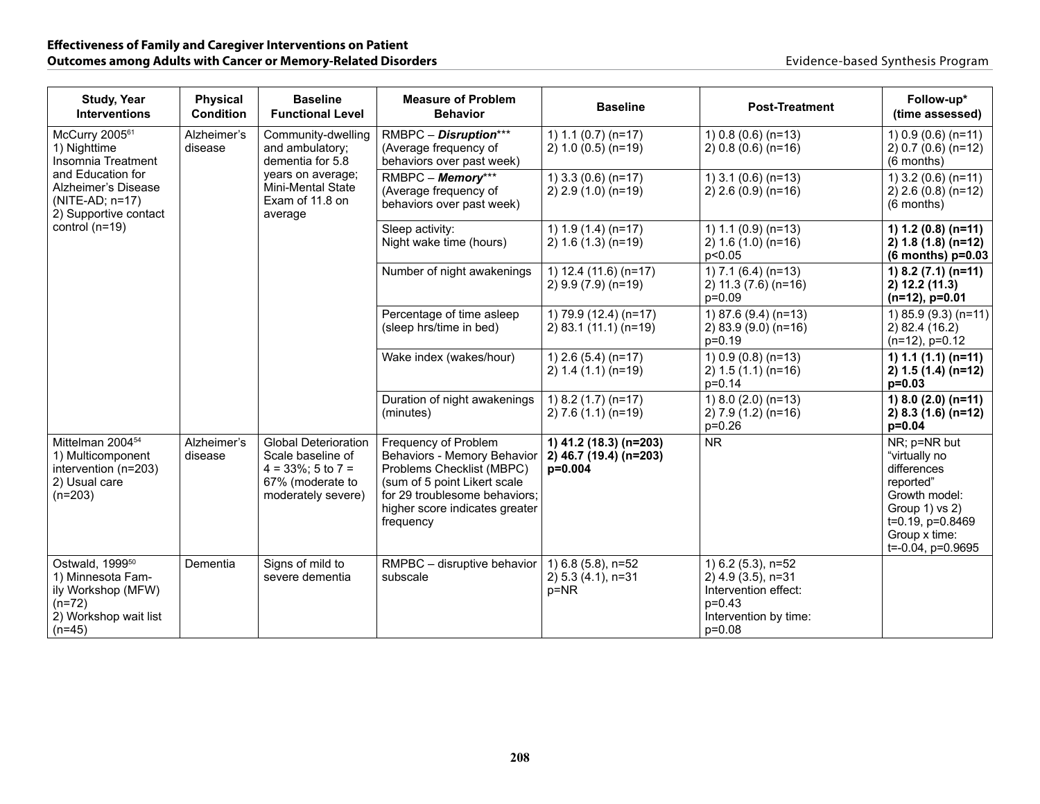| Study, Year Interventions | Physical Condition | Baseline Functional Level | Measure of Problem Behavior | Baseline | Post-Treatment | Follow-up* (time assessed) |
|---|---|---|---|---|---|---|
| McCurry 2005[61] 1) Nighttime Insomnia Treatment and Education for Alzheimer's Disease (NITE-AD; n=17) 2) Supportive contact control (n=19) | Alzheimer's disease | Community-dwelling and ambulatory; dementia for 5.8 years on average; Mini-Mental State Exam of 11.8 on average | RMBPC – ***Disruption**** (Average frequency of behaviors over past week) | 1) 1.1 (0.7) (n=17) 2) 1.0 (0.5) (n=19) | 1) 0.8 (0.6) (n=13) 2) 0.8 (0.6) (n=16) | 1) 0.9 (0.6) (n=11) 2) 0.7 (0.6) (n=12) (6 months) |
| | | | RMBPC – ***Memory**** (Average frequency of behaviors over past week) | 1) 3.3 (0.6) (n=17) 2) 2.9 (1.0) (n=19) | 1) 3.1 (0.6) (n=13) 2) 2.6 (0.9) (n=16) | 1) 3.2 (0.6) (n=11) 2) 2.6 (0.8) (n=12) (6 months) |
| | | | Sleep activity: Night wake time (hours) | 1) 1.9 (1.4) (n=17) 2) 1.6 (1.3) (n=19) | 1) 1.1 (0.9) (n=13) 2) 1.6 (1.0) (n=16) p<0.05 | **1) 1.2 (0.8) (n=11) 2) 1.8 (1.8) (n=12) (6 months) p=0.03** |
| | | | Number of night awakenings | 1) 12.4 (11.6) (n=17) 2) 9.9 (7.9) (n=19) | 1) 7.1 (6.4) (n=13) 2) 11.3 (7.6) (n=16) p=0.09 | **1) 8.2 (7.1) (n=11) 2) 12.2 (11.3) (n=12), p=0.01** |
| | | | Percentage of time asleep (sleep hrs/time in bed) | 1) 79.9 (12.4) (n=17) 2) 83.1 (11.1) (n=19) | 1) 87.6 (9.4) (n=13) 2) 83.9 (9.0) (n=16) p=0.19 | 1) 85.9 (9.3) (n=11) 2) 82.4 (16.2) (n=12), p=0.12 |
| | | | Wake index (wakes/hour) | 1) 2.6 (5.4) (n=17) 2) 1.4 (1.1) (n=19) | 1) 0.9 (0.8) (n=13) 2) 1.5 (1.1) (n=16) p=0.14 | **1) 1.1 (1.1) (n=11) 2) 1.5 (1.4) (n=12) p=0.03** |
| | | | Duration of night awakenings (minutes) | 1) 8.2 (1.7) (n=17) 2) 7.6 (1.1) (n=19) | 1) 8.0 (2.0) (n=13) 2) 7.9 (1.2) (n=16) p=0.26 | **1) 8.0 (2.0) (n=11) 2) 8.3 (1.6) (n=12) p=0.04** |
| Mittelman 2004[54] 1) Multicomponent intervention (n=203) 2) Usual care (n=203) | Alzheimer's disease | Global Deterioration Scale baseline of 4 = 33%; 5 to 7 = 67% (moderate to moderately severe) | Frequency of Problem Behaviors - Memory Behavior Problems Checklist (MBPC) (sum of 5 point Likert scale for 29 troublesome behaviors; higher score indicates greater frequency | **1) 41.2 (18.3) (n=203) 2) 46.7 (19.4) (n=203) p=0.004** | NR | NR; p=NR but "virtually no differences reported" Growth model: Group 1) vs 2) t=0.19, p=0.8469 Group x time: t=-0.04, p=0.9695 |
| Ostwald, 1999[50] 1) Minnesota Family Workshop (MFW) (n=72) 2) Workshop wait list (n=45) | Dementia | Signs of mild to severe dementia | RMPBC – disruptive behavior subscale | 1) 6.8 (5.8), n=52 2) 5.3 (4.1), n=31 p=NR | 1) 6.2 (5.3), n=52 2) 4.9 (3.5), n=31 Intervention effect: p=0.43 Intervention by time: p=0.08 | |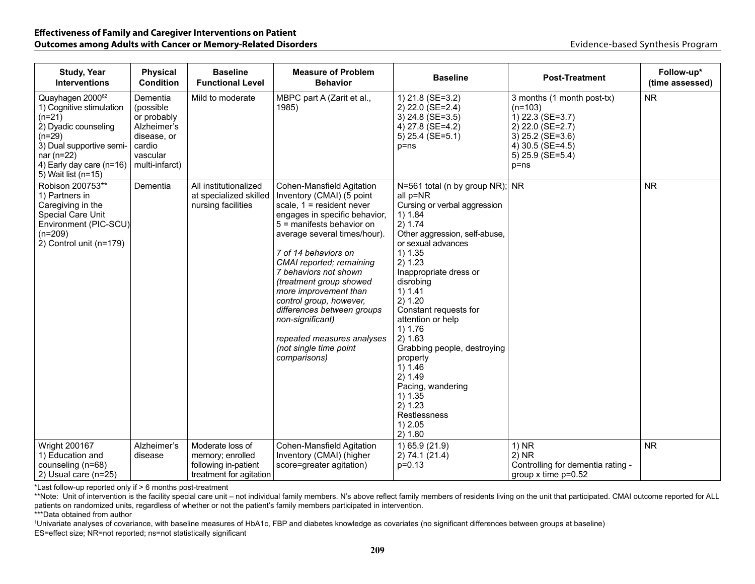| Study, Year Interventions | Physical Condition | Baseline Functional Level | Measure of Problem Behavior | Baseline | Post-Treatment | Follow-up* (time assessed) |
|---|---|---|---|---|---|---|
| Quayhagen 2000[62]<br>1) Cognitive stimulation (n=21)<br>2) Dyadic counseling (n=29)<br>3) Dual supportive seminar (n=22)<br>4) Early day care (n=16)<br>5) Wait list (n=15) | Dementia (possible or probably Alzheimer's disease, or cardio vascular multi-infarct) | Mild to moderate | MBPC part A (Zarit et al., 1985) | 1) 21.8 (SE=3.2)<br>2) 22.0 (SE=2.4)<br>3) 24.8 (SE=3.5)<br>4) 27.8 (SE=4.2)<br>5) 25.4 (SE=5.1)<br>p=ns | 3 months (1 month post-tx) (n=103)<br>1) 22.3 (SE=3.7)<br>2) 22.0 (SE=2.7)<br>3) 25.2 (SE=3.6)<br>4) 30.5 (SE=4.5)<br>5) 25.9 (SE=5.4)<br>p=ns | NR |
| Robison 200753**<br>1) Partners in Caregiving in the Special Care Unit Environment (PIC-SCU) (n=209)<br>2) Control unit (n=179) | Dementia | All institutionalized at specialized skilled nursing facilities | Cohen-Mansfield Agitation Inventory (CMAI) (5 point scale, 1 = resident never engages in specific behavior, 5 = manifests behavior on average several times/hour).<br><br>*7 of 14 behaviors on CMAI reported; remaining 7 behaviors not shown (treatment group showed more improvement than control group, however, differences between groups non-significant)*<br><br>*repeated measures analyses (not single time point comparisons)* | N=561 total (n by group NR); all p=NR<br>Cursing or verbal aggression<br>1) 1.84<br>2) 1.74<br>Other aggression, self-abuse, or sexual advances<br>1) 1.35<br>2) 1.23<br>Inappropriate dress or disrobing<br>1) 1.41<br>2) 1.20<br>Constant requests for attention or help<br>1) 1.76<br>2) 1.63<br>Grabbing people, destroying property<br>1) 1.46<br>2) 1.49<br>Pacing, wandering<br>1) 1.35<br>2) 1.23<br>Restlessness<br>1) 2.05<br>2) 1.80 | NR | NR |
| Wright 200167<br>1) Education and counseling (n=68)<br>2) Usual care (n=25) | Alzheimer's disease | Moderate loss of memory; enrolled following in-patient treatment for agitation | Cohen-Mansfield Agitation Inventory (CMAI) (higher score=greater agitation) | 1) 65.9 (21.9)<br>2) 74.1 (21.4)<br>p=0.13 | 1) NR<br>2) NR<br>Controlling for dementia rating - group x time p=0.52 | NR |

*Last follow-up reported only if > 6 months post-treatment

**Note: Unit of intervention is the facility special care unit – not individual family members. N's above reflect family members of residents living on the unit that participated. CMAI outcome reported for ALL patients on randomized units, regardless of whether or not the patient's family members participated in intervention.

***Data obtained from author

[1]Univariate analyses of covariance, with baseline measures of HbA1c, FBP and diabetes knowledge as covariates (no significant differences between groups at baseline)

ES=effect size; NR=not reported; ns=not statistically significant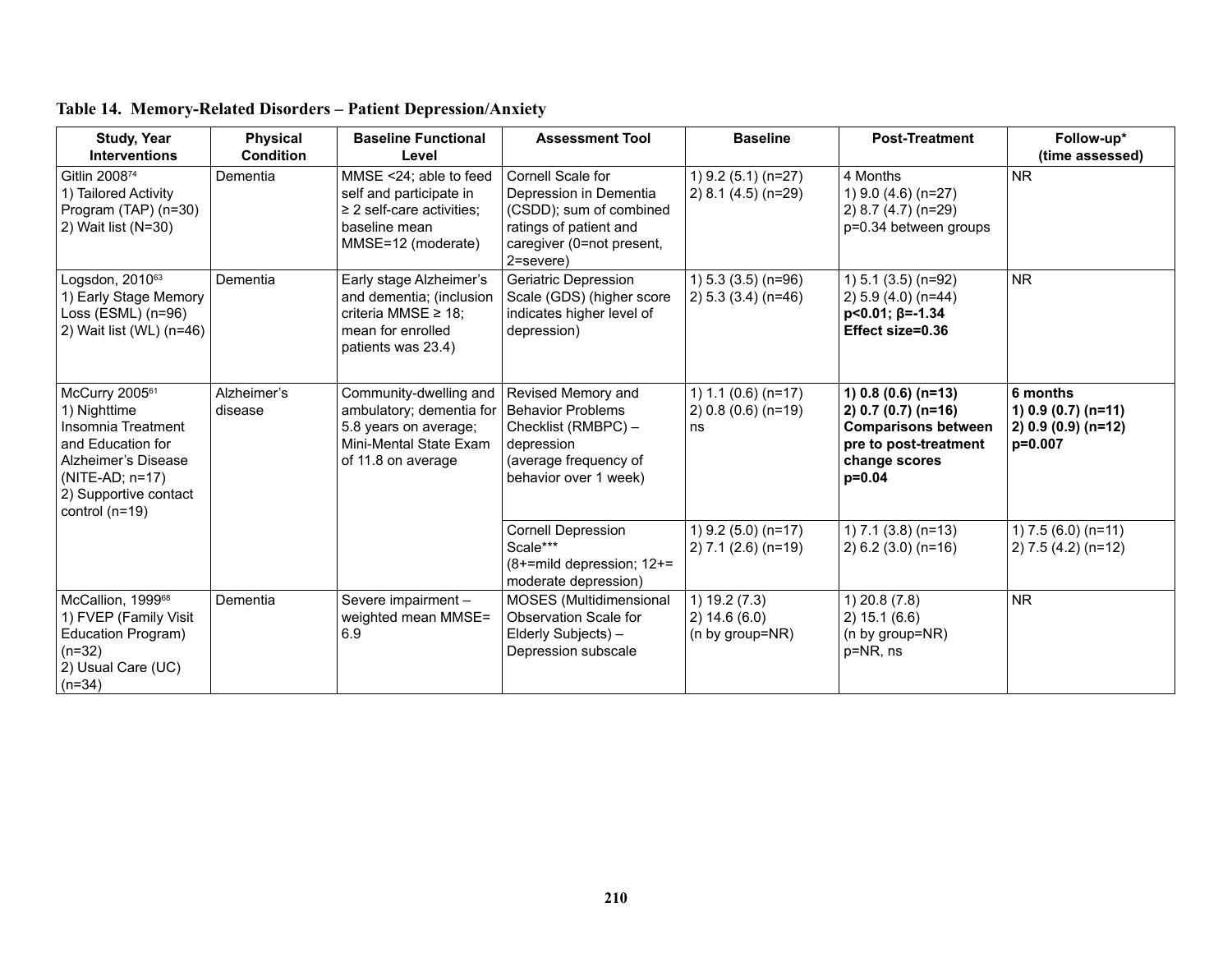## Table 14. Memory-Related Disorders – Patient Depression/Anxiety

| Study, Year Interventions | Physical Condition | Baseline Functional Level | Assessment Tool | Baseline | Post-Treatment | Follow-up* (time assessed) |
|---|---|---|---|---|---|---|
| Gitlin 2008[74]<br>1) Tailored Activity Program (TAP) (n=30)<br>2) Wait list (N=30) | Dementia | MMSE <24; able to feed self and participate in ≥ 2 self-care activities; baseline mean MMSE=12 (moderate) | Cornell Scale for Depression in Dementia (CSDD); sum of combined ratings of patient and caregiver (0=not present, 2=severe) | 1) 9.2 (5.1) (n=27)<br>2) 8.1 (4.5) (n=29) | 4 Months<br>1) 9.0 (4.6) (n=27)<br>2) 8.7 (4.7) (n=29)<br>p=0.34 between groups | NR |
| Logsdon, 2010[63]<br>1) Early Stage Memory Loss (ESML) (n=96)<br>2) Wait list (WL) (n=46) | Dementia | Early stage Alzheimer's and dementia; (inclusion criteria MMSE ≥ 18; mean for enrolled patients was 23.4) | Geriatric Depression Scale (GDS) (higher score indicates higher level of depression) | 1) 5.3 (3.5) (n=96)<br>2) 5.3 (3.4) (n=46) | 1) 5.1 (3.5) (n=92)<br>2) 5.9 (4.0) (n=44)<br>**p<0.01; β=-1.34**<br>**Effect size=0.36** | NR |
| McCurry 2005[61]<br>1) Nighttime Insomnia Treatment and Education for Alzheimer's Disease (NITE-AD; n=17)<br>2) Supportive contact control (n=19) | Alzheimer's disease | Community-dwelling and ambulatory; dementia for 5.8 years on average; Mini-Mental State Exam of 11.8 on average | Revised Memory and Behavior Problems Checklist (RMBPC) – depression (average frequency of behavior over 1 week) | 1) 1.1 (0.6) (n=17)<br>2) 0.8 (0.6) (n=19)<br>ns | **1) 0.8 (0.6) (n=13)**<br>**2) 0.7 (0.7) (n=16)**<br>**Comparisons between pre to post-treatment change scores**<br>**p=0.04** | **6 months**<br>**1) 0.9 (0.7) (n=11)**<br>**2) 0.9 (0.9) (n=12)**<br>**p=0.007** |
| | | | Cornell Depression Scale***<br>(8+=mild depression; 12+= moderate depression) | 1) 9.2 (5.0) (n=17)<br>2) 7.1 (2.6) (n=19) | 1) 7.1 (3.8) (n=13)<br>2) 6.2 (3.0) (n=16) | 1) 7.5 (6.0) (n=11)<br>2) 7.5 (4.2) (n=12) |
| McCallion, 1999[68]<br>1) FVEP (Family Visit Education Program) (n=32)<br>2) Usual Care (UC) (n=34) | Dementia | Severe impairment – weighted mean MMSE= 6.9 | MOSES (Multidimensional Observation Scale for Elderly Subjects) – Depression subscale | 1) 19.2 (7.3)<br>2) 14.6 (6.0)<br>(n by group=NR) | 1) 20.8 (7.8)<br>2) 15.1 (6.6)<br>(n by group=NR)<br>p=NR, ns | NR |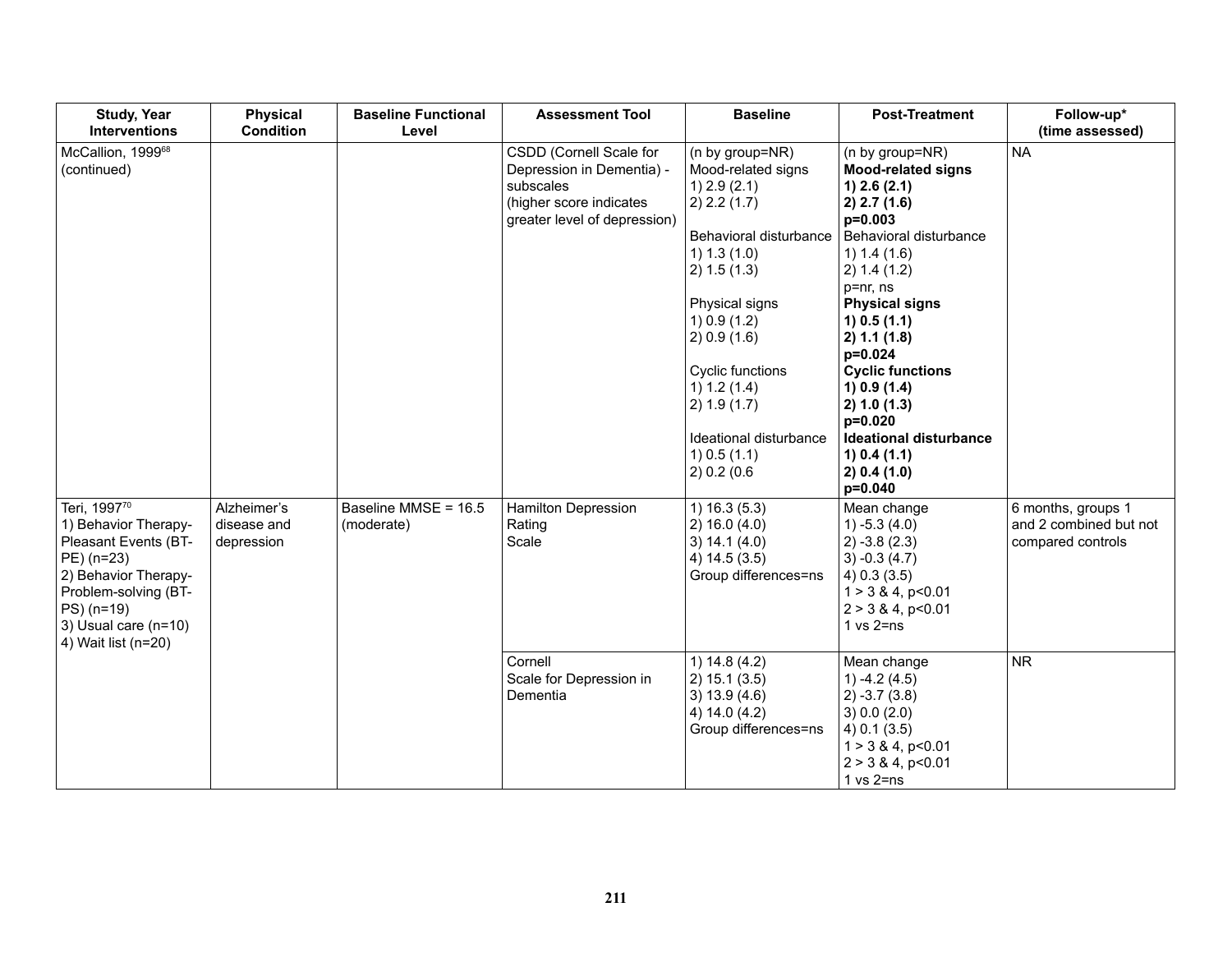| Study, Year Interventions | Physical Condition | Baseline Functional Level | Assessment Tool | Baseline | Post-Treatment | Follow-up* (time assessed) |
|---|---|---|---|---|---|---|
| McCallion, 1999[68] (continued) | | | CSDD (Cornell Scale for Depression in Dementia) - subscales (higher score indicates greater level of depression) | (n by group=NR)<br>Mood-related signs<br>1) 2.9 (2.1)<br>2) 2.2 (1.7)<br><br>Behavioral disturbance<br>1) 1.3 (1.0)<br>2) 1.5 (1.3)<br><br>Physical signs<br>1) 0.9 (1.2)<br>2) 0.9 (1.6)<br><br>Cyclic functions<br>1) 1.2 (1.4)<br>2) 1.9 (1.7)<br><br>Ideational disturbance<br>1) 0.5 (1.1)<br>2) 0.2 (0.6 | (n by group=NR)<br>**Mood-related signs**<br>**1) 2.6 (2.1)**<br>**2) 2.7 (1.6)**<br>**p=0.003**<br>Behavioral disturbance<br>1) 1.4 (1.6)<br>2) 1.4 (1.2)<br>p=nr, ns<br>**Physical signs**<br>**1) 0.5 (1.1)**<br>**2) 1.1 (1.8)**<br>**p=0.024**<br>**Cyclic functions**<br>**1) 0.9 (1.4)**<br>**2) 1.0 (1.3)**<br>**p=0.020**<br>**Ideational disturbance**<br>**1) 0.4 (1.1)**<br>**2) 0.4 (1.0)**<br>**p=0.040** | NA |
| Teri, 1997[70]<br>1) Behavior Therapy-Pleasant Events (BT-PE) (n=23)<br>2) Behavior Therapy-Problem-solving (BT-PS) (n=19)<br>3) Usual care (n=10)<br>4) Wait list (n=20) | Alzheimer's disease and depression | Baseline MMSE = 16.5 (moderate) | Hamilton Depression Rating Scale | 1) 16.3 (5.3)<br>2) 16.0 (4.0)<br>3) 14.1 (4.0)<br>4) 14.5 (3.5)<br>Group differences=ns | Mean change<br>1) -5.3 (4.0)<br>2) -3.8 (2.3)<br>3) -0.3 (4.7)<br>4) 0.3 (3.5)<br>1 > 3 & 4, p<0.01<br>2 > 3 & 4, p<0.01<br>1 vs 2=ns | 6 months, groups 1 and 2 combined but not compared controls |
| | | | Cornell Scale for Depression in Dementia | 1) 14.8 (4.2)<br>2) 15.1 (3.5)<br>3) 13.9 (4.6)<br>4) 14.0 (4.2)<br>Group differences=ns | Mean change<br>1) -4.2 (4.5)<br>2) -3.7 (3.8)<br>3) 0.0 (2.0)<br>4) 0.1 (3.5)<br>1 > 3 & 4, p<0.01<br>2 > 3 & 4, p<0.01<br>1 vs 2=ns | NR |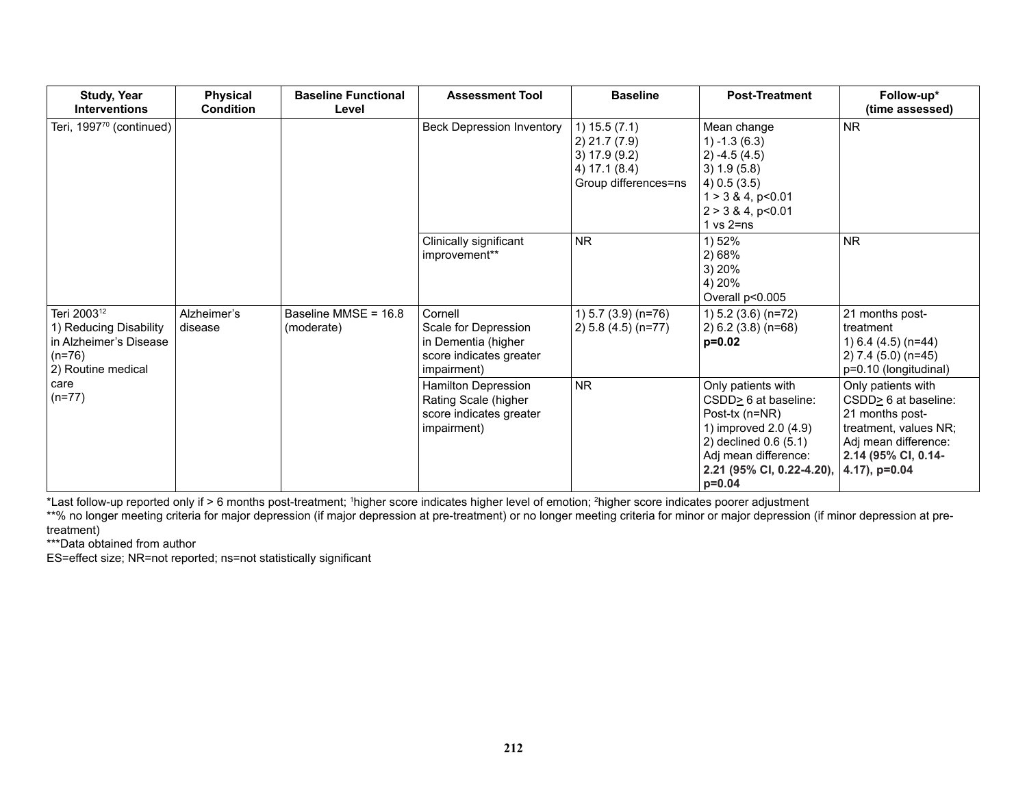| Study, Year Interventions | Physical Condition | Baseline Functional Level | Assessment Tool | Baseline | Post-Treatment | Follow-up* (time assessed) |
|---|---|---|---|---|---|---|
| Teri, 1997[70] (continued) | | | Beck Depression Inventory | 1) 15.5 (7.1)<br>2) 21.7 (7.9)<br>3) 17.9 (9.2)<br>4) 17.1 (8.4)<br>Group differences=ns | Mean change<br>1) -1.3 (6.3)<br>2) -4.5 (4.5)<br>3) 1.9 (5.8)<br>4) 0.5 (3.5)<br>1 > 3 & 4, p<0.01<br>2 > 3 & 4, p<0.01<br>1 vs 2=ns | NR |
| | | | Clinically significant improvement** | NR | 1) 52%<br>2) 68%<br>3) 20%<br>4) 20%<br>Overall p<0.005 | NR |
| Teri 2003[12]<br>1) Reducing Disability in Alzheimer's Disease (n=76)<br>2) Routine medical care (n=77) | Alzheimer's disease | Baseline MMSE = 16.8 (moderate) | Cornell Scale for Depression in Dementia (higher score indicates greater impairment) | 1) 5.7 (3.9) (n=76)<br>2) 5.8 (4.5) (n=77) | 1) 5.2 (3.6) (n=72)<br>2) 6.2 (3.8) (n=68)<br>**p=0.02** | 21 months post-treatment<br>1) 6.4 (4.5) (n=44)<br>2) 7.4 (5.0) (n=45)<br>p=0.10 (longitudinal) |
| | | | Hamilton Depression Rating Scale (higher score indicates greater impairment) | NR | Only patients with CSDD≥ 6 at baseline:<br>Post-tx (n=NR)<br>1) improved 2.0 (4.9)<br>2) declined 0.6 (5.1)<br>Adj mean difference:<br>**2.21 (95% CI, 0.22-4.20), p=0.04** | Only patients with CSDD≥ 6 at baseline:<br>21 months post-treatment, values NR;<br>Adj mean difference:<br>**2.14 (95% CI, 0.14-4.17), p=0.04** |

*Last follow-up reported only if > 6 months post-treatment; [1]higher score indicates higher level of emotion; [2]higher score indicates poorer adjustment

**% no longer meeting criteria for major depression (if major depression at pre-treatment) or no longer meeting criteria for minor or major depression (if minor depression at pre-treatment)

***Data obtained from author

ES=effect size; NR=not reported; ns=not statistically significant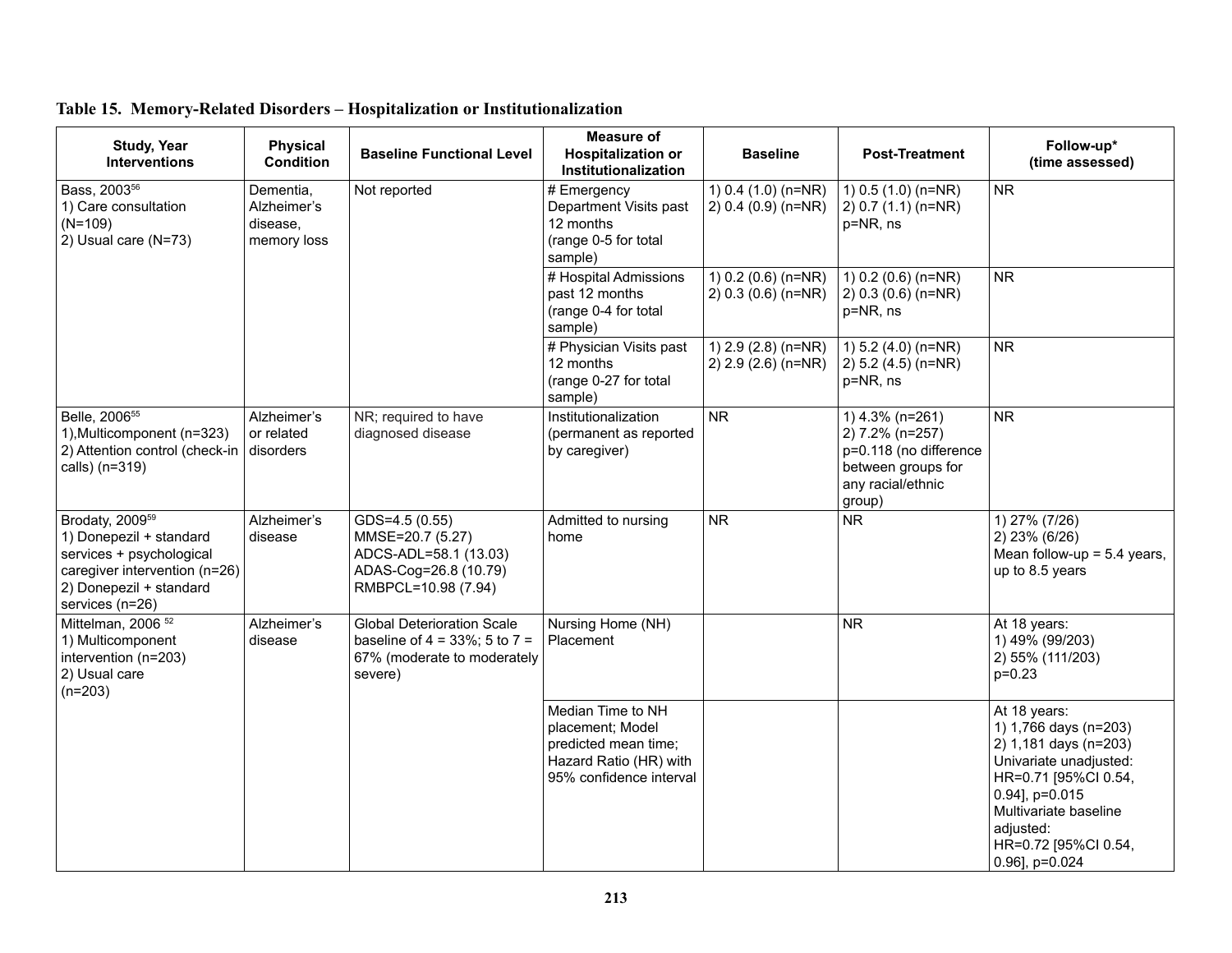**Table 15. Memory-Related Disorders – Hospitalization or Institutionalization**

| Study, Year Interventions | Physical Condition | Baseline Functional Level | Measure of Hospitalization or Institutionalization | Baseline | Post-Treatment | Follow-up* (time assessed) |
|---|---|---|---|---|---|---|
| Bass, 2003[56]<br>1) Care consultation (N=109)<br>2) Usual care (N=73) | Dementia, Alzheimer's disease, memory loss | Not reported | # Emergency Department Visits past 12 months (range 0-5 for total sample) | 1) 0.4 (1.0) (n=NR)<br>2) 0.4 (0.9) (n=NR) | 1) 0.5 (1.0) (n=NR)<br>2) 0.7 (1.1) (n=NR)<br>p=NR, ns | NR |
| | | | # Hospital Admissions past 12 months (range 0-4 for total sample) | 1) 0.2 (0.6) (n=NR)<br>2) 0.3 (0.6) (n=NR) | 1) 0.2 (0.6) (n=NR)<br>2) 0.3 (0.6) (n=NR)<br>p=NR, ns | NR |
| | | | # Physician Visits past 12 months (range 0-27 for total sample) | 1) 2.9 (2.8) (n=NR)<br>2) 2.9 (2.6) (n=NR) | 1) 5.2 (4.0) (n=NR)<br>2) 5.2 (4.5) (n=NR)<br>p=NR, ns | NR |
| Belle, 2006[55]<br>1),Multicomponent (n=323)<br>2) Attention control (check-in calls) (n=319) | Alzheimer's or related disorders | NR; required to have diagnosed disease | Institutionalization (permanent as reported by caregiver) | NR | 1) 4.3% (n=261)<br>2) 7.2% (n=257)<br>p=0.118 (no difference between groups for any racial/ethnic group) | NR |
| Brodaty, 2009[59]<br>1) Donepezil + standard services + psychological caregiver intervention (n=26)<br>2) Donepezil + standard services (n=26) | Alzheimer's disease | GDS=4.5 (0.55)<br>MMSE=20.7 (5.27)<br>ADCS-ADL=58.1 (13.03)<br>ADAS-Cog=26.8 (10.79)<br>RMBPCL=10.98 (7.94) | Admitted to nursing home | NR | NR | 1) 27% (7/26)<br>2) 23% (6/26)<br>Mean follow-up = 5.4 years, up to 8.5 years |
| Mittelman, 2006[52]<br>1) Multicomponent intervention (n=203)<br>2) Usual care (n=203) | Alzheimer's disease | Global Deterioration Scale baseline of 4 = 33%; 5 to 7 = 67% (moderate to moderately severe) | Nursing Home (NH) Placement | | NR | At 18 years:<br>1) 49% (99/203)<br>2) 55% (111/203)<br>p=0.23 |
| | | | Median Time to NH placement; Model predicted mean time; Hazard Ratio (HR) with 95% confidence interval | | | At 18 years:<br>1) 1,766 days (n=203)<br>2) 1,181 days (n=203)<br>Univariate unadjusted: HR=0.71 [95%CI 0.54, 0.94], p=0.015<br>Multivariate baseline adjusted: HR=0.72 [95%CI 0.54, 0.96], p=0.024 |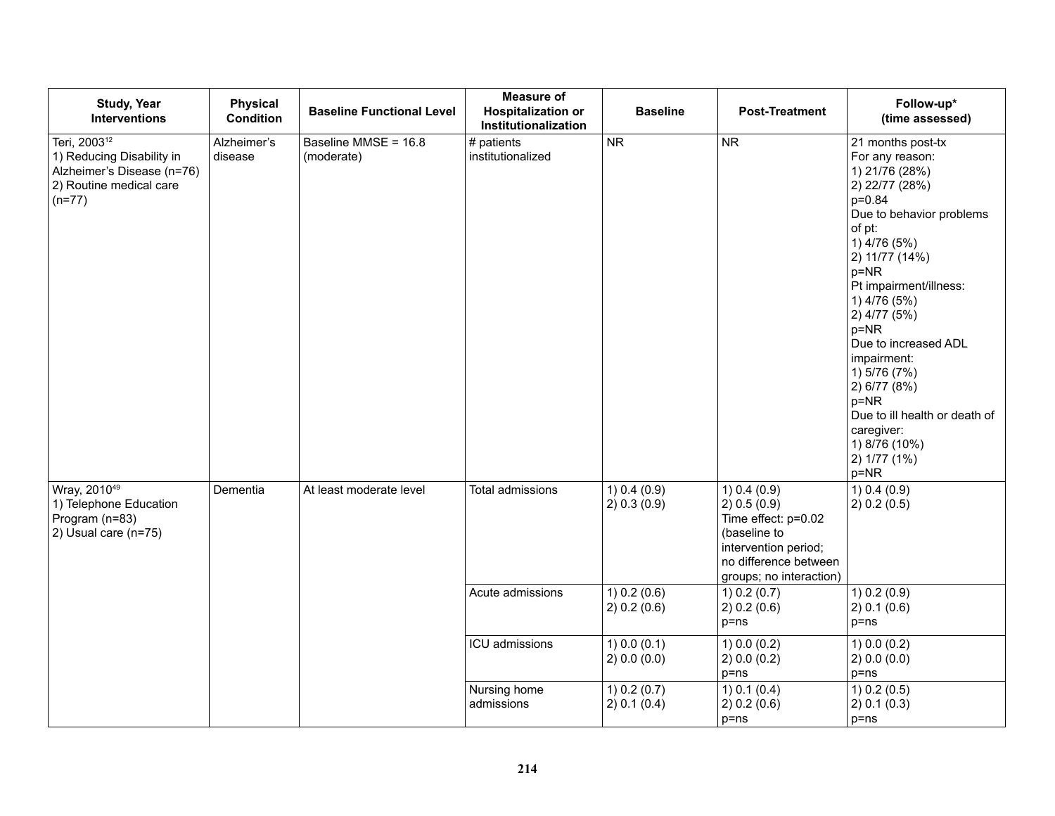| Study, Year Interventions | Physical Condition | Baseline Functional Level | Measure of Hospitalization or Institutionalization | Baseline | Post-Treatment | Follow-up* (time assessed) |
|---|---|---|---|---|---|---|
| Teri, 2003[12]<br>1) Reducing Disability in Alzheimer's Disease (n=76)<br>2) Routine medical care (n=77) | Alzheimer's disease | Baseline MMSE = 16.8 (moderate) | # patients institutionalized | NR | NR | 21 months post-tx<br>For any reason:<br>1) 21/76 (28%)<br>2) 22/77 (28%)<br>p=0.84<br>Due to behavior problems of pt:<br>1) 4/76 (5%)<br>2) 11/77 (14%)<br>p=NR<br>Pt impairment/illness:<br>1) 4/76 (5%)<br>2) 4/77 (5%)<br>p=NR<br>Due to increased ADL impairment:<br>1) 5/76 (7%)<br>2) 6/77 (8%)<br>p=NR<br>Due to ill health or death of caregiver:<br>1) 8/76 (10%)<br>2) 1/77 (1%)<br>p=NR |
| Wray, 2010[49]<br>1) Telephone Education Program (n=83)<br>2) Usual care (n=75) | Dementia | At least moderate level | Total admissions | 1) 0.4 (0.9)<br>2) 0.3 (0.9) | 1) 0.4 (0.9)<br>2) 0.5 (0.9)<br>Time effect: p=0.02 (baseline to intervention period; no difference between groups; no interaction) | 1) 0.4 (0.9)<br>2) 0.2 (0.5) |
| | | | Acute admissions | 1) 0.2 (0.6)<br>2) 0.2 (0.6) | 1) 0.2 (0.7)<br>2) 0.2 (0.6)<br>p=ns | 1) 0.2 (0.9)<br>2) 0.1 (0.6)<br>p=ns |
| | | | ICU admissions | 1) 0.0 (0.1)<br>2) 0.0 (0.0) | 1) 0.0 (0.2)<br>2) 0.0 (0.2)<br>p=ns | 1) 0.0 (0.2)<br>2) 0.0 (0.0)<br>p=ns |
| | | | Nursing home admissions | 1) 0.2 (0.7)<br>2) 0.1 (0.4) | 1) 0.1 (0.4)<br>2) 0.2 (0.6)<br>p=ns | 1) 0.2 (0.5)<br>2) 0.1 (0.3)<br>p=ns |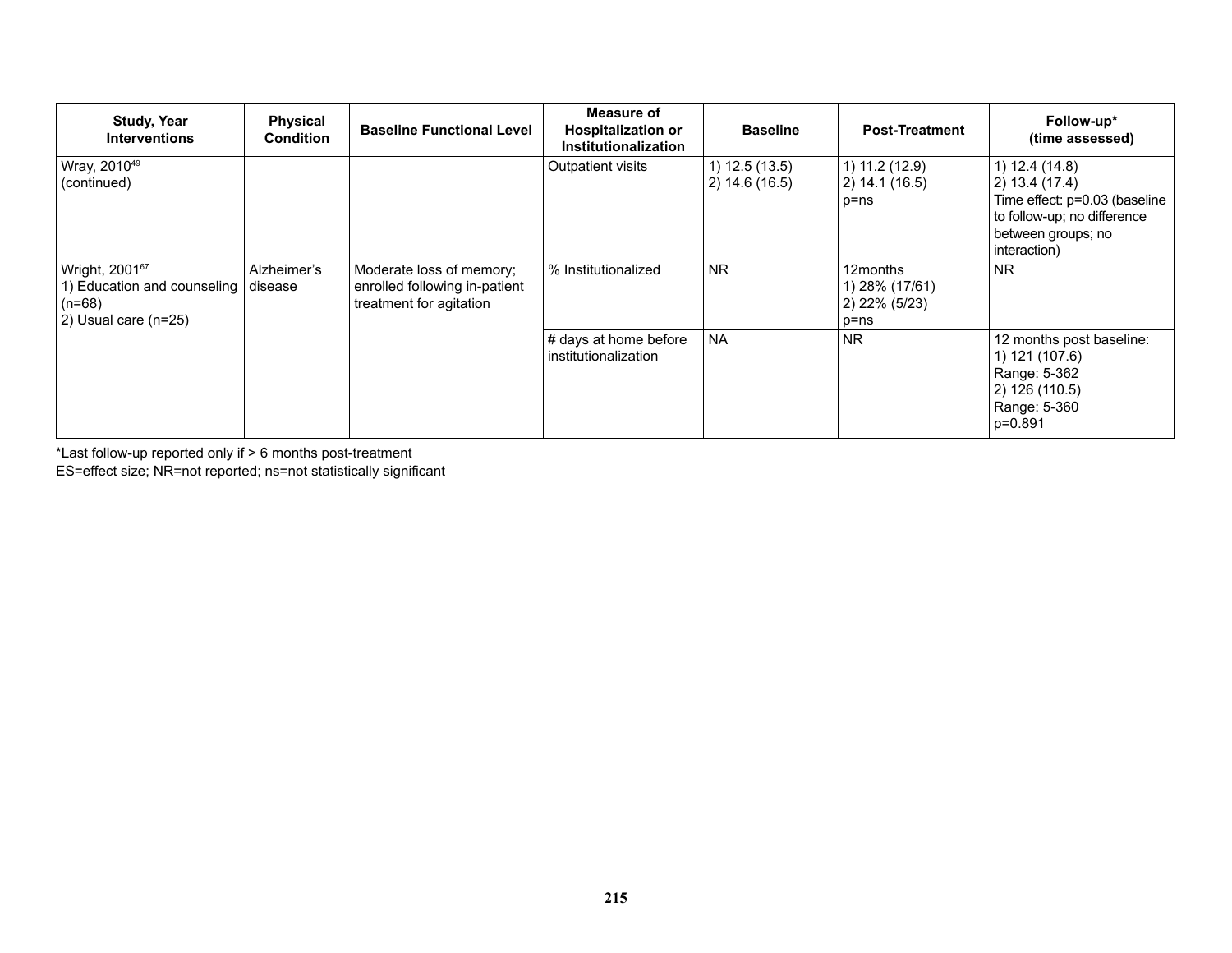| Study, Year Interventions | Physical Condition | Baseline Functional Level | Measure of Hospitalization or Institutionalization | Baseline | Post-Treatment | Follow-up* (time assessed) |
|---|---|---|---|---|---|---|
| Wray, 2010[49] (continued) | | | Outpatient visits | 1) 12.5 (13.5)<br>2) 14.6 (16.5) | 1) 11.2 (12.9)<br>2) 14.1 (16.5)<br>p=ns | 1) 12.4 (14.8)<br>2) 13.4 (17.4)<br>Time effect: p=0.03 (baseline to follow-up; no difference between groups; no interaction) |
| Wright, 2001[67]<br>1) Education and counseling (n=68)<br>2) Usual care (n=25) | Alzheimer's disease | Moderate loss of memory; enrolled following in-patient treatment for agitation | % Institutionalized | NR | 12months<br>1) 28% (17/61)<br>2) 22% (5/23)<br>p=ns | NR |
| | | | # days at home before institutionalization | NA | NR | 12 months post baseline:<br>1) 121 (107.6)<br>Range: 5-362<br>2) 126 (110.5)<br>Range: 5-360<br>p=0.891 |

*Last follow-up reported only if > 6 months post-treatment
ES=effect size; NR=not reported; ns=not statistically significant